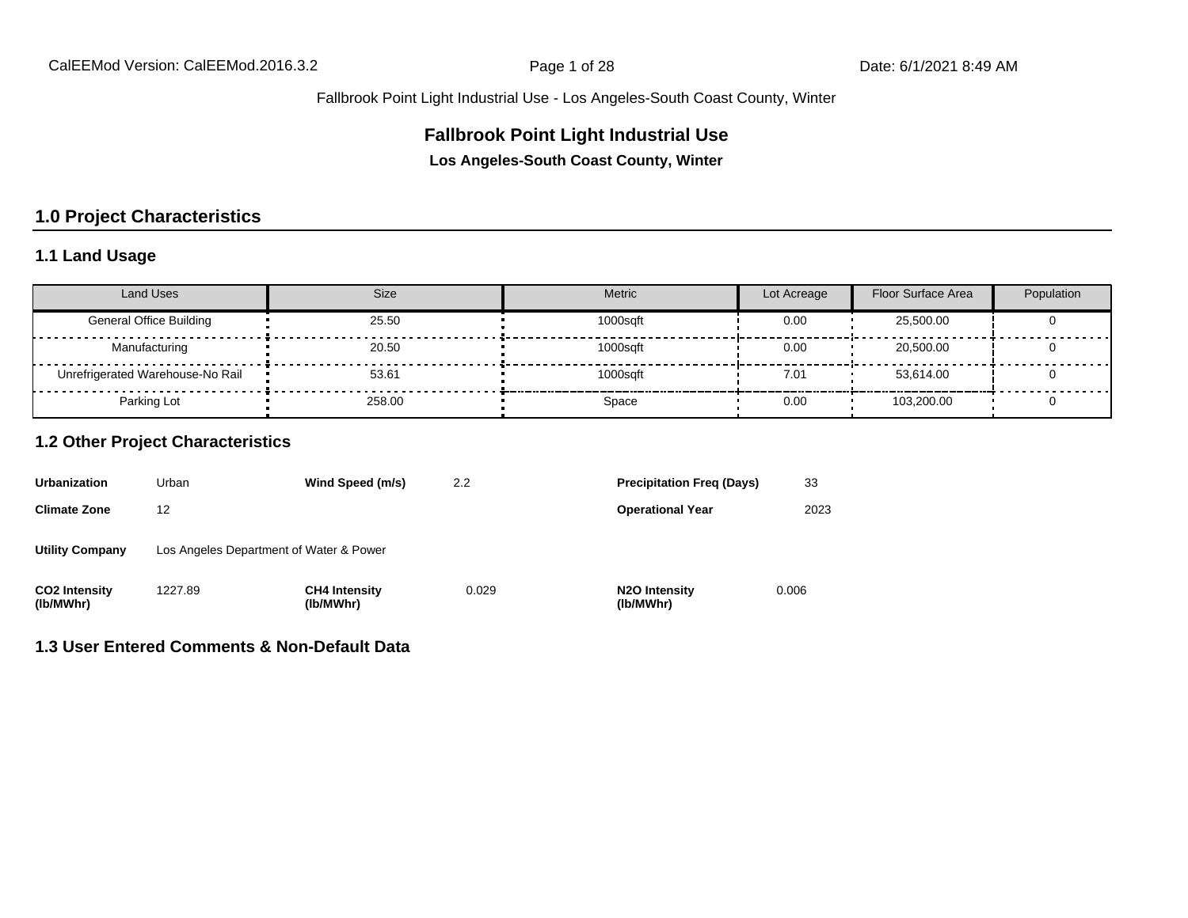# Fallbrook Point Light Industrial Use

**Los Angeles-South Coast County, Winter**

## 1.0 Project Characteristics

### 1.1 Land Usage

| Land Uses | Size | Metric | Lot Acreage | Floor Surface Area | Population |
|---|---|---|---|---|---|
| General Office Building | 25.50 | 1000sqft | 0.00 | 25,500.00 | 0 |
| Manufacturing | 20.50 | 1000sqft | 0.00 | 20,500.00 | 0 |
| Unrefrigerated Warehouse-No Rail | 53.61 | 1000sqft | 7.01 | 53,614.00 | 0 |
| Parking Lot | 258.00 | Space | 0.00 | 103,200.00 | 0 |

### 1.2 Other Project Characteristics

| | | | | | |
|---|---|---|---|---|---|
| **Urbanization** | Urban | **Wind Speed (m/s)** | 2.2 | **Precipitation Freq (Days)** | 33 |
| **Climate Zone** | 12 | | | **Operational Year** | 2023 |
| **Utility Company** | Los Angeles Department of Water & Power | | | | |
| **CO2 Intensity (lb/MWhr)** | 1227.89 | **CH4 Intensity (lb/MWhr)** | 0.029 | **N2O Intensity (lb/MWhr)** | 0.006 |

### 1.3 User Entered Comments & Non-Default Data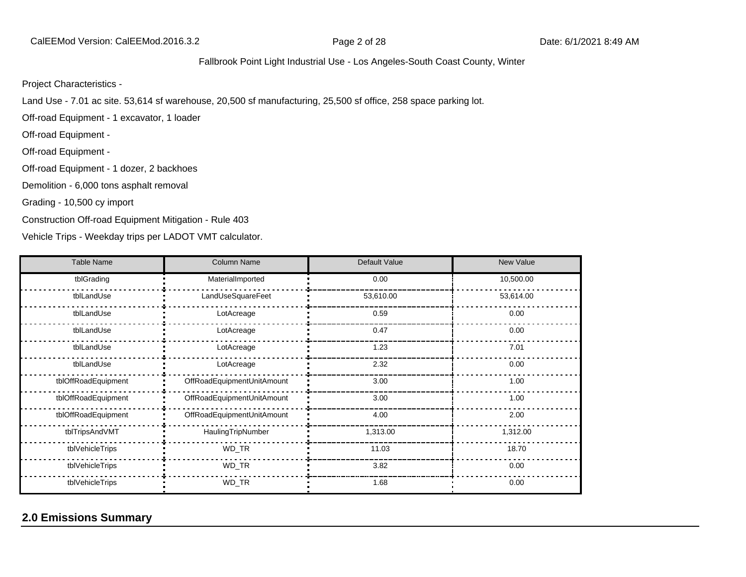Project Characteristics -

Land Use - 7.01 ac site. 53,614 sf warehouse, 20,500 sf manufacturing, 25,500 sf office, 258 space parking lot.

Off-road Equipment - 1 excavator, 1 loader

Off-road Equipment -

Off-road Equipment -

Off-road Equipment - 1 dozer, 2 backhoes

Demolition - 6,000 tons asphalt removal

Grading - 10,500 cy import

Construction Off-road Equipment Mitigation - Rule 403

Vehicle Trips - Weekday trips per LADOT VMT calculator.

| Table Name | Column Name | Default Value | New Value |
|---|---|---|---|
| tblGrading | MaterialImported | 0.00 | 10,500.00 |
| tblLandUse | LandUseSquareFeet | 53,610.00 | 53,614.00 |
| tblLandUse | LotAcreage | 0.59 | 0.00 |
| tblLandUse | LotAcreage | 0.47 | 0.00 |
| tblLandUse | LotAcreage | 1.23 | 7.01 |
| tblLandUse | LotAcreage | 2.32 | 0.00 |
| tblOffRoadEquipment | OffRoadEquipmentUnitAmount | 3.00 | 1.00 |
| tblOffRoadEquipment | OffRoadEquipmentUnitAmount | 3.00 | 1.00 |
| tblOffRoadEquipment | OffRoadEquipmentUnitAmount | 4.00 | 2.00 |
| tblTripsAndVMT | HaulingTripNumber | 1,313.00 | 1,312.00 |
| tblVehicleTrips | WD_TR | 11.03 | 18.70 |
| tblVehicleTrips | WD_TR | 3.82 | 0.00 |
| tblVehicleTrips | WD_TR | 1.68 | 0.00 |

## 2.0 Emissions Summary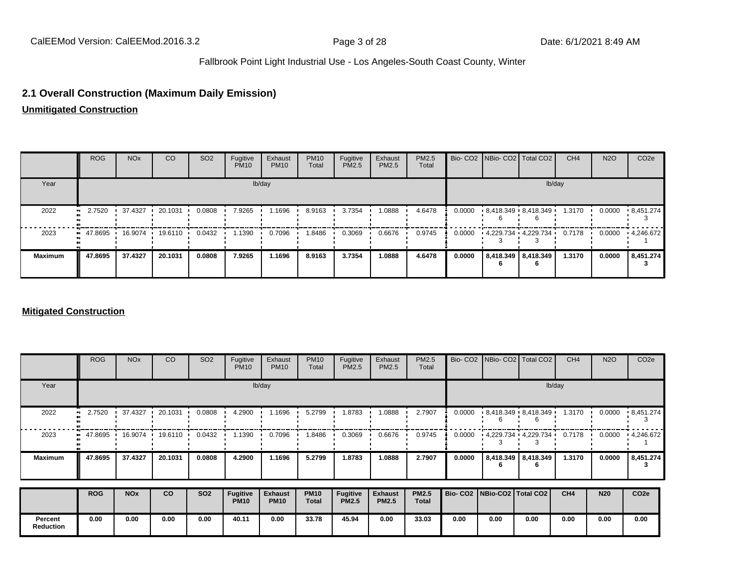## 2.1 Overall Construction (Maximum Daily Emission)

**Unmitigated Construction**

| | ROG | NOx | CO | SO2 | Fugitive PM10 | Exhaust PM10 | PM10 Total | Fugitive PM2.5 | Exhaust PM2.5 | PM2.5 Total | Bio- CO2 | NBio- CO2 | Total CO2 | CH4 | N2O | CO2e |
|---|---|---|---|---|---|---|---|---|---|---|---|---|---|---|---|---|
| Year | lb/day | | | | | | | | | | lb/day | | | | | |
| 2022 | 2.7520 | 37.4327 | 20.1031 | 0.0808 | 7.9265 | 1.1696 | 8.9163 | 3.7354 | 1.0888 | 4.6478 | 0.0000 | 8,418.3496 | 8,418.3496 | 1.3170 | 0.0000 | 8,451.2743 |
| 2023 | 47.8695 | 16.9074 | 19.6110 | 0.0432 | 1.1390 | 0.7096 | 1.8486 | 0.3069 | 0.6676 | 0.9745 | 0.0000 | 4,229.7343 | 4,229.7343 | 0.7178 | 0.0000 | 4,246.6721 |
| **Maximum** | **47.8695** | **37.4327** | **20.1031** | **0.0808** | **7.9265** | **1.1696** | **8.9163** | **3.7354** | **1.0888** | **4.6478** | **0.0000** | **8,418.3496** | **8,418.3496** | **1.3170** | **0.0000** | **8,451.2743** |

**Mitigated Construction**

| | ROG | NOx | CO | SO2 | Fugitive PM10 | Exhaust PM10 | PM10 Total | Fugitive PM2.5 | Exhaust PM2.5 | PM2.5 Total | Bio- CO2 | NBio- CO2 | Total CO2 | CH4 | N2O | CO2e |
|---|---|---|---|---|---|---|---|---|---|---|---|---|---|---|---|---|
| Year | lb/day | | | | | | | | | | lb/day | | | | | |
| 2022 | 2.7520 | 37.4327 | 20.1031 | 0.0808 | 4.2900 | 1.1696 | 5.2799 | 1.8783 | 1.0888 | 2.7907 | 0.0000 | 8,418.3496 | 8,418.3496 | 1.3170 | 0.0000 | 8,451.2743 |
| 2023 | 47.8695 | 16.9074 | 19.6110 | 0.0432 | 1.1390 | 0.7096 | 1.8486 | 0.3069 | 0.6676 | 0.9745 | 0.0000 | 4,229.7343 | 4,229.7343 | 0.7178 | 0.0000 | 4,246.6721 |
| **Maximum** | **47.8695** | **37.4327** | **20.1031** | **0.0808** | **4.2900** | **1.1696** | **5.2799** | **1.8783** | **1.0888** | **2.7907** | **0.0000** | **8,418.3496** | **8,418.3496** | **1.3170** | **0.0000** | **8,451.2743** |

| | **ROG** | **NOx** | **CO** | **SO2** | **Fugitive PM10** | **Exhaust PM10** | **PM10 Total** | **Fugitive PM2.5** | **Exhaust PM2.5** | **PM2.5 Total** | **Bio- CO2** | **NBio-CO2** | **Total CO2** | **CH4** | **N20** | **CO2e** |
|---|---|---|---|---|---|---|---|---|---|---|---|---|---|---|---|---|
| **Percent Reduction** | **0.00** | **0.00** | **0.00** | **0.00** | **40.11** | **0.00** | **33.78** | **45.94** | **0.00** | **33.03** | **0.00** | **0.00** | **0.00** | **0.00** | **0.00** | **0.00** |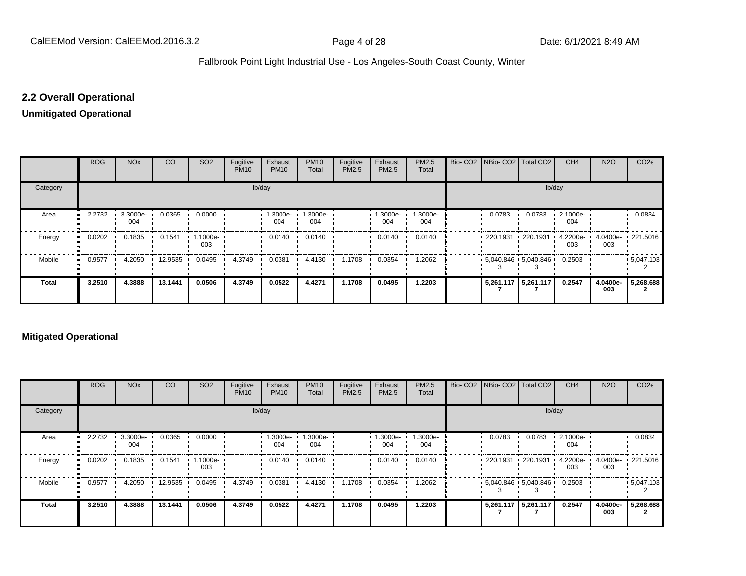## 2.2 Overall Operational

**Unmitigated Operational**

| | ROG | NOx | CO | SO2 | Fugitive PM10 | Exhaust PM10 | PM10 Total | Fugitive PM2.5 | Exhaust PM2.5 | PM2.5 Total | Bio- CO2 | NBio- CO2 | Total CO2 | CH4 | N2O | CO2e |
|---|---|---|---|---|---|---|---|---|---|---|---|---|---|---|---|---|
| Category | lb/day | | | | | | | | | | lb/day | | | | | |
| Area | 2.2732 | 3.3000e-004 | 0.0365 | 0.0000 | | 1.3000e-004 | 1.3000e-004 | | 1.3000e-004 | 1.3000e-004 | | 0.0783 | 0.0783 | 2.1000e-004 | | 0.0834 |
| Energy | 0.0202 | 0.1835 | 0.1541 | 1.1000e-003 | | 0.0140 | 0.0140 | | 0.0140 | 0.0140 | | 220.1931 | 220.1931 | 4.2200e-003 | 4.0400e-003 | 221.5016 |
| Mobile | 0.9577 | 4.2050 | 12.9535 | 0.0495 | 4.3749 | 0.0381 | 4.4130 | 1.1708 | 0.0354 | 1.2062 | | 5,040.8463 | 5,040.8463 | 0.2503 | | 5,047.1032 |
| **Total** | **3.2510** | **4.3888** | **13.1441** | **0.0506** | **4.3749** | **0.0522** | **4.4271** | **1.1708** | **0.0495** | **1.2203** | | **5,261.1177** | **5,261.1177** | **0.2547** | **4.0400e-003** | **5,268.6882** |

**Mitigated Operational**

| | ROG | NOx | CO | SO2 | Fugitive PM10 | Exhaust PM10 | PM10 Total | Fugitive PM2.5 | Exhaust PM2.5 | PM2.5 Total | Bio- CO2 | NBio- CO2 | Total CO2 | CH4 | N2O | CO2e |
|---|---|---|---|---|---|---|---|---|---|---|---|---|---|---|---|---|
| Category | lb/day | | | | | | | | | | lb/day | | | | | |
| Area | 2.2732 | 3.3000e-004 | 0.0365 | 0.0000 | | 1.3000e-004 | 1.3000e-004 | | 1.3000e-004 | 1.3000e-004 | | 0.0783 | 0.0783 | 2.1000e-004 | | 0.0834 |
| Energy | 0.0202 | 0.1835 | 0.1541 | 1.1000e-003 | | 0.0140 | 0.0140 | | 0.0140 | 0.0140 | | 220.1931 | 220.1931 | 4.2200e-003 | 4.0400e-003 | 221.5016 |
| Mobile | 0.9577 | 4.2050 | 12.9535 | 0.0495 | 4.3749 | 0.0381 | 4.4130 | 1.1708 | 0.0354 | 1.2062 | | 5,040.8463 | 5,040.8463 | 0.2503 | | 5,047.1032 |
| **Total** | **3.2510** | **4.3888** | **13.1441** | **0.0506** | **4.3749** | **0.0522** | **4.4271** | **1.1708** | **0.0495** | **1.2203** | | **5,261.1177** | **5,261.1177** | **0.2547** | **4.0400e-003** | **5,268.6882** |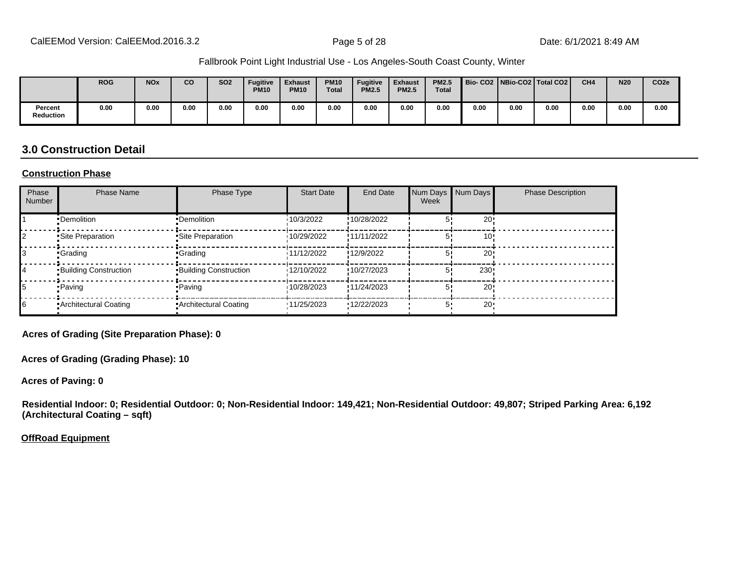Fallbrook Point Light Industrial Use - Los Angeles-South Coast County, Winter

| | ROG | NOx | CO | SO2 | Fugitive PM10 | Exhaust PM10 | PM10 Total | Fugitive PM2.5 | Exhaust PM2.5 | PM2.5 Total | Bio- CO2 | NBio-CO2 | Total CO2 | CH4 | N20 | CO2e |
|---|---|---|---|---|---|---|---|---|---|---|---|---|---|---|---|---|
| Percent Reduction | 0.00 | 0.00 | 0.00 | 0.00 | 0.00 | 0.00 | 0.00 | 0.00 | 0.00 | 0.00 | 0.00 | 0.00 | 0.00 | 0.00 | 0.00 | 0.00 |

## 3.0 Construction Detail

**Construction Phase**

| Phase Number | Phase Name | Phase Type | Start Date | End Date | Num Days Week | Num Days | Phase Description |
|---|---|---|---|---|---|---|---|
| 1 | Demolition | Demolition | 10/3/2022 | 10/28/2022 | 5 | 20 | |
| 2 | Site Preparation | Site Preparation | 10/29/2022 | 11/11/2022 | 5 | 10 | |
| 3 | Grading | Grading | 11/12/2022 | 12/9/2022 | 5 | 20 | |
| 4 | Building Construction | Building Construction | 12/10/2022 | 10/27/2023 | 5 | 230 | |
| 5 | Paving | Paving | 10/28/2023 | 11/24/2023 | 5 | 20 | |
| 6 | Architectural Coating | Architectural Coating | 11/25/2023 | 12/22/2023 | 5 | 20 | |

**Acres of Grading (Site Preparation Phase): 0**

**Acres of Grading (Grading Phase): 10**

**Acres of Paving: 0**

**Residential Indoor: 0; Residential Outdoor: 0; Non-Residential Indoor: 149,421; Non-Residential Outdoor: 49,807; Striped Parking Area: 6,192 (Architectural Coating – sqft)**

**OffRoad Equipment**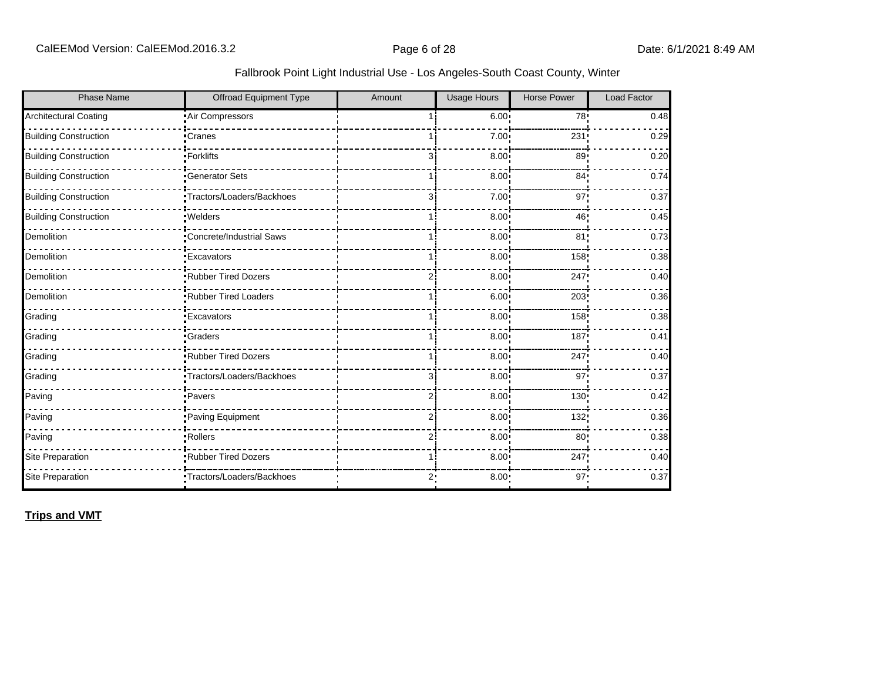Fallbrook Point Light Industrial Use - Los Angeles-South Coast County, Winter

| Phase Name | Offroad Equipment Type | Amount | Usage Hours | Horse Power | Load Factor |
|---|---|---|---|---|---|
| Architectural Coating | Air Compressors | 1 | 6.00 | 78 | 0.48 |
| Building Construction | Cranes | 1 | 7.00 | 231 | 0.29 |
| Building Construction | Forklifts | 3 | 8.00 | 89 | 0.20 |
| Building Construction | Generator Sets | 1 | 8.00 | 84 | 0.74 |
| Building Construction | Tractors/Loaders/Backhoes | 3 | 7.00 | 97 | 0.37 |
| Building Construction | Welders | 1 | 8.00 | 46 | 0.45 |
| Demolition | Concrete/Industrial Saws | 1 | 8.00 | 81 | 0.73 |
| Demolition | Excavators | 1 | 8.00 | 158 | 0.38 |
| Demolition | Rubber Tired Dozers | 2 | 8.00 | 247 | 0.40 |
| Demolition | Rubber Tired Loaders | 1 | 6.00 | 203 | 0.36 |
| Grading | Excavators | 1 | 8.00 | 158 | 0.38 |
| Grading | Graders | 1 | 8.00 | 187 | 0.41 |
| Grading | Rubber Tired Dozers | 1 | 8.00 | 247 | 0.40 |
| Grading | Tractors/Loaders/Backhoes | 3 | 8.00 | 97 | 0.37 |
| Paving | Pavers | 2 | 8.00 | 130 | 0.42 |
| Paving | Paving Equipment | 2 | 8.00 | 132 | 0.36 |
| Paving | Rollers | 2 | 8.00 | 80 | 0.38 |
| Site Preparation | Rubber Tired Dozers | 1 | 8.00 | 247 | 0.40 |
| Site Preparation | Tractors/Loaders/Backhoes | 2 | 8.00 | 97 | 0.37 |

**Trips and VMT**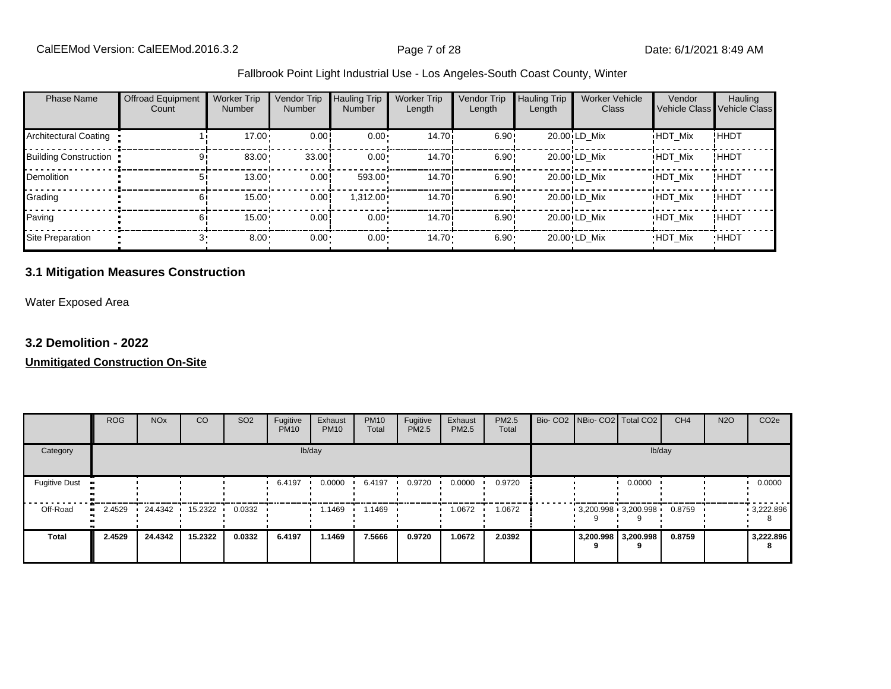Fallbrook Point Light Industrial Use - Los Angeles-South Coast County, Winter

| Phase Name | Offroad Equipment Count | Worker Trip Number | Vendor Trip Number | Hauling Trip Number | Worker Trip Length | Vendor Trip Length | Hauling Trip Length | Worker Vehicle Class | Vendor Vehicle Class | Hauling Vehicle Class |
|---|---|---|---|---|---|---|---|---|---|---|
| Architectural Coating | 1 | 17.00 | 0.00 | 0.00 | 14.70 | 6.90 | 20.00 | LD_Mix | HDT_Mix | HHDT |
| Building Construction | 9 | 83.00 | 33.00 | 0.00 | 14.70 | 6.90 | 20.00 | LD_Mix | HDT_Mix | HHDT |
| Demolition | 5 | 13.00 | 0.00 | 593.00 | 14.70 | 6.90 | 20.00 | LD_Mix | HDT_Mix | HHDT |
| Grading | 6 | 15.00 | 0.00 | 1,312.00 | 14.70 | 6.90 | 20.00 | LD_Mix | HDT_Mix | HHDT |
| Paving | 6 | 15.00 | 0.00 | 0.00 | 14.70 | 6.90 | 20.00 | LD_Mix | HDT_Mix | HHDT |
| Site Preparation | 3 | 8.00 | 0.00 | 0.00 | 14.70 | 6.90 | 20.00 | LD_Mix | HDT_Mix | HHDT |

### 3.1 Mitigation Measures Construction

Water Exposed Area

### 3.2 Demolition - 2022

**Unmitigated Construction On-Site**

| | ROG | NOx | CO | SO2 | Fugitive PM10 | Exhaust PM10 | PM10 Total | Fugitive PM2.5 | Exhaust PM2.5 | PM2.5 Total | Bio- CO2 | NBio- CO2 | Total CO2 | CH4 | N2O | CO2e |
|---|---|---|---|---|---|---|---|---|---|---|---|---|---|---|---|---|
| Category | | | | | lb/day | | | | | | | | lb/day | | | |
| Fugitive Dust | | | | | 6.4197 | 0.0000 | 6.4197 | 0.9720 | 0.0000 | 0.9720 | | | 0.0000 | | | 0.0000 |
| Off-Road | 2.4529 | 24.4342 | 15.2322 | 0.0332 | | 1.1469 | 1.1469 | | 1.0672 | 1.0672 | | 3,200.998 9 | 3,200.998 9 | 0.8759 | | 3,222.896 8 |
| **Total** | **2.4529** | **24.4342** | **15.2322** | **0.0332** | **6.4197** | **1.1469** | **7.5666** | **0.9720** | **1.0672** | **2.0392** | | **3,200.998 9** | **3,200.998 9** | **0.8759** | | **3,222.896 8** |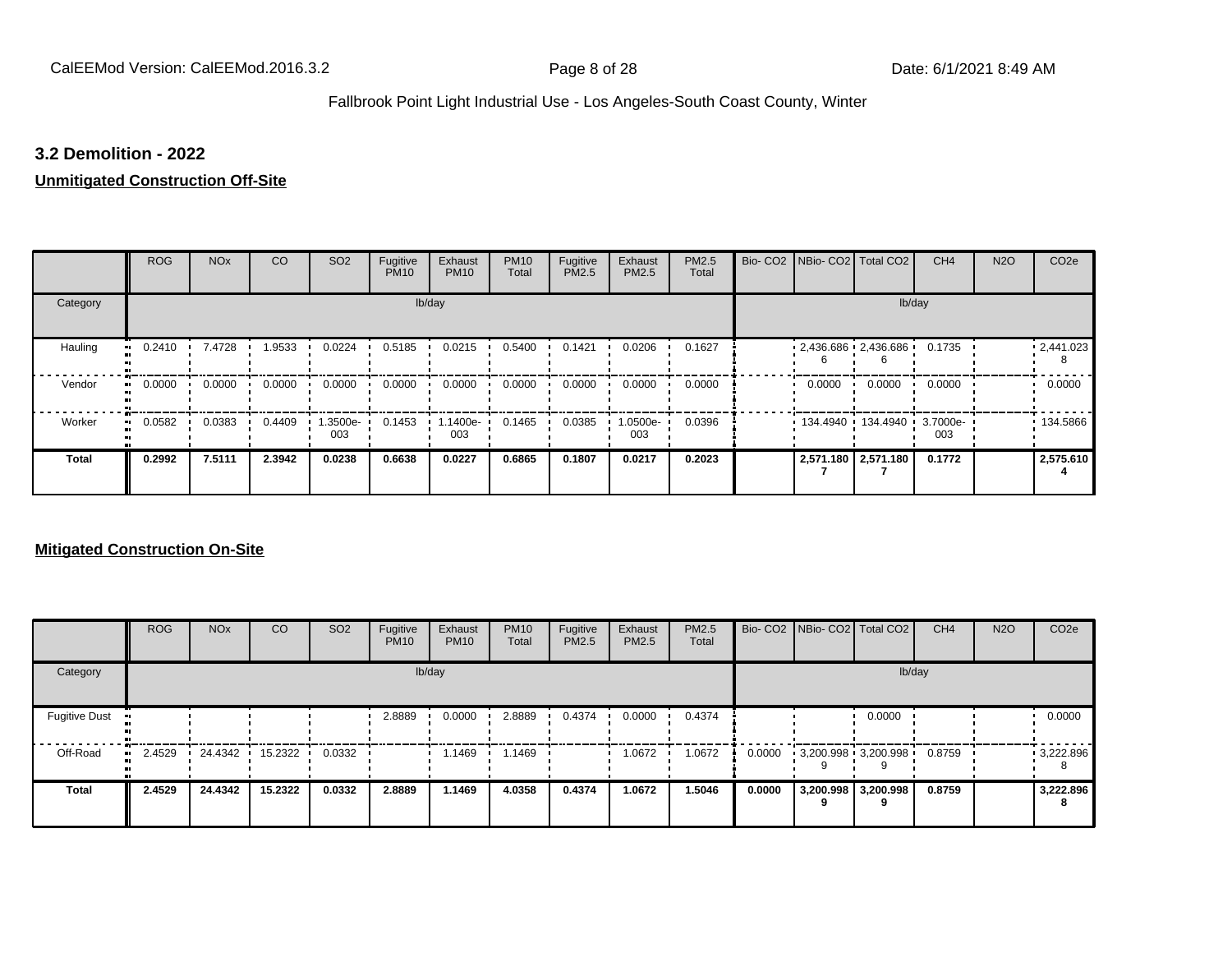### 3.2 Demolition - 2022

**Unmitigated Construction Off-Site**

| | ROG | NOx | CO | SO2 | Fugitive PM10 | Exhaust PM10 | PM10 Total | Fugitive PM2.5 | Exhaust PM2.5 | PM2.5 Total | Bio- CO2 | NBio- CO2 | Total CO2 | CH4 | N2O | CO2e |
|---|---|---|---|---|---|---|---|---|---|---|---|---|---|---|---|---|
| Category | lb/day | | | | | | | | | | lb/day | | | | | |
| Hauling | 0.2410 | 7.4728 | 1.9533 | 0.0224 | 0.5185 | 0.0215 | 0.5400 | 0.1421 | 0.0206 | 0.1627 | | 2,436.6866 | 2,436.6866 | 0.1735 | | 2,441.0238 |
| Vendor | 0.0000 | 0.0000 | 0.0000 | 0.0000 | 0.0000 | 0.0000 | 0.0000 | 0.0000 | 0.0000 | 0.0000 | | 0.0000 | 0.0000 | 0.0000 | | 0.0000 |
| Worker | 0.0582 | 0.0383 | 0.4409 | 1.3500e-003 | 0.1453 | 1.1400e-003 | 0.1465 | 0.0385 | 1.0500e-003 | 0.0396 | | 134.4940 | 134.4940 | 3.7000e-003 | | 134.5866 |
| **Total** | **0.2992** | **7.5111** | **2.3942** | **0.0238** | **0.6638** | **0.0227** | **0.6865** | **0.1807** | **0.0217** | **0.2023** | | **2,571.1807** | **2,571.1807** | **0.1772** | | **2,575.6104** |

**Mitigated Construction On-Site**

| | ROG | NOx | CO | SO2 | Fugitive PM10 | Exhaust PM10 | PM10 Total | Fugitive PM2.5 | Exhaust PM2.5 | PM2.5 Total | Bio- CO2 | NBio- CO2 | Total CO2 | CH4 | N2O | CO2e |
|---|---|---|---|---|---|---|---|---|---|---|---|---|---|---|---|---|
| Category | lb/day | | | | | | | | | | lb/day | | | | | |
| Fugitive Dust | | | | | 2.8889 | 0.0000 | 2.8889 | 0.4374 | 0.0000 | 0.4374 | | | 0.0000 | | | 0.0000 |
| Off-Road | 2.4529 | 24.4342 | 15.2322 | 0.0332 | | 1.1469 | 1.1469 | | 1.0672 | 1.0672 | 0.0000 | 3,200.9989 | 3,200.9989 | 0.8759 | | 3,222.8968 |
| **Total** | **2.4529** | **24.4342** | **15.2322** | **0.0332** | **2.8889** | **1.1469** | **4.0358** | **0.4374** | **1.0672** | **1.5046** | **0.0000** | **3,200.9989** | **3,200.9989** | **0.8759** | | **3,222.8968** |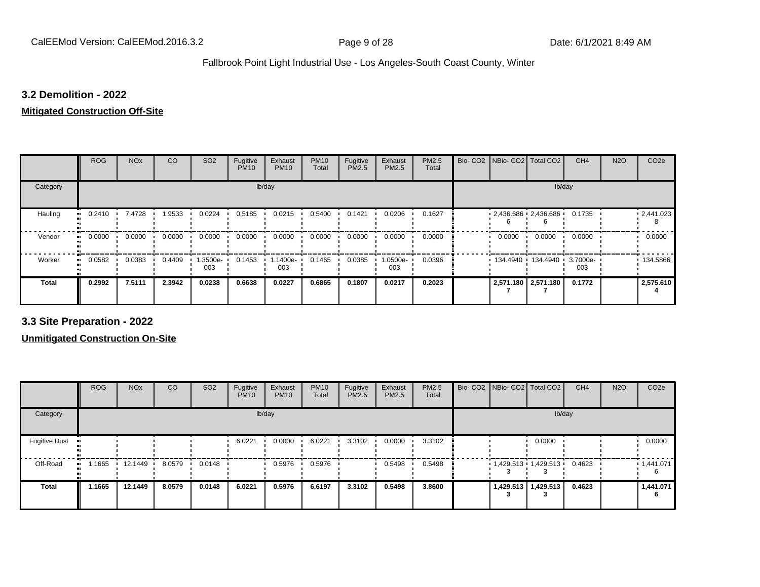Fallbrook Point Light Industrial Use - Los Angeles-South Coast County, Winter

## 3.2 Demolition - 2022

**Mitigated Construction Off-Site**

| | ROG | NOx | CO | SO2 | Fugitive PM10 | Exhaust PM10 | PM10 Total | Fugitive PM2.5 | Exhaust PM2.5 | PM2.5 Total | Bio- CO2 | NBio- CO2 | Total CO2 | CH4 | N2O | CO2e |
|---|---|---|---|---|---|---|---|---|---|---|---|---|---|---|---|---|
| Category | lb/day | | | | | | | | | | lb/day | | | | | |
| Hauling | 0.2410 | 7.4728 | 1.9533 | 0.0224 | 0.5185 | 0.0215 | 0.5400 | 0.1421 | 0.0206 | 0.1627 | | 2,436.6866 | 2,436.6866 | 0.1735 | | 2,441.0238 |
| Vendor | 0.0000 | 0.0000 | 0.0000 | 0.0000 | 0.0000 | 0.0000 | 0.0000 | 0.0000 | 0.0000 | 0.0000 | | 0.0000 | 0.0000 | 0.0000 | | 0.0000 |
| Worker | 0.0582 | 0.0383 | 0.4409 | 1.3500e-003 | 0.1453 | 1.1400e-003 | 0.1465 | 0.0385 | 1.0500e-003 | 0.0396 | | 134.4940 | 134.4940 | 3.7000e-003 | | 134.5866 |
| **Total** | **0.2992** | **7.5111** | **2.3942** | **0.0238** | **0.6638** | **0.0227** | **0.6865** | **0.1807** | **0.0217** | **0.2023** | | **2,571.1807** | **2,571.1807** | **0.1772** | | **2,575.6104** |

## 3.3 Site Preparation - 2022

**Unmitigated Construction On-Site**

| | ROG | NOx | CO | SO2 | Fugitive PM10 | Exhaust PM10 | PM10 Total | Fugitive PM2.5 | Exhaust PM2.5 | PM2.5 Total | Bio- CO2 | NBio- CO2 | Total CO2 | CH4 | N2O | CO2e |
|---|---|---|---|---|---|---|---|---|---|---|---|---|---|---|---|---|
| Category | lb/day | | | | | | | | | | lb/day | | | | | |
| Fugitive Dust | | | | | 6.0221 | 0.0000 | 6.0221 | 3.3102 | 0.0000 | 3.3102 | | | 0.0000 | | | 0.0000 |
| Off-Road | 1.1665 | 12.1449 | 8.0579 | 0.0148 | | 0.5976 | 0.5976 | | 0.5498 | 0.5498 | | 1,429.5133 | 1,429.5133 | 0.4623 | | 1,441.0716 |
| **Total** | **1.1665** | **12.1449** | **8.0579** | **0.0148** | **6.0221** | **0.5976** | **6.6197** | **3.3102** | **0.5498** | **3.8600** | | **1,429.5133** | **1,429.5133** | **0.4623** | | **1,441.0716** |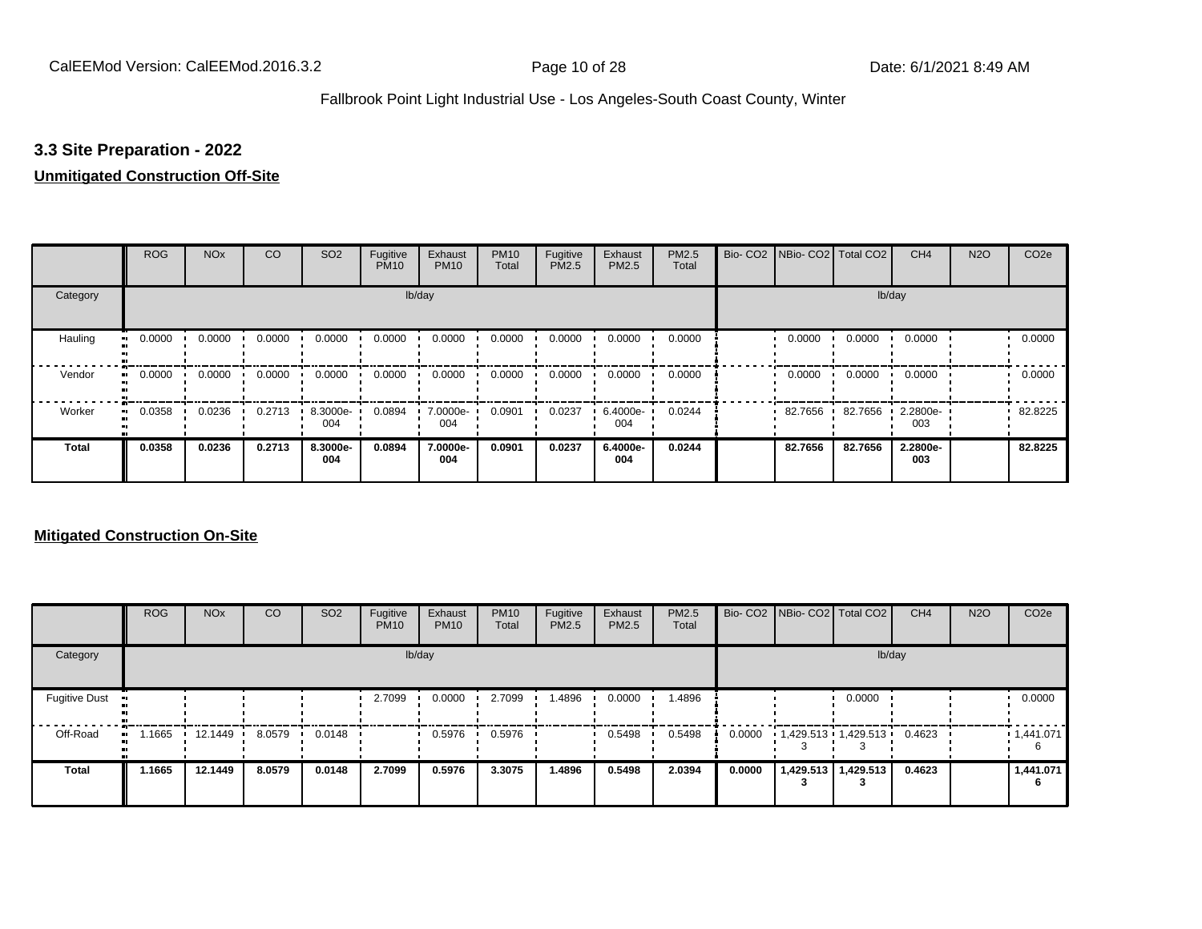### 3.3 Site Preparation - 2022

**Unmitigated Construction Off-Site**

| | ROG | NOx | CO | SO2 | Fugitive PM10 | Exhaust PM10 | PM10 Total | Fugitive PM2.5 | Exhaust PM2.5 | PM2.5 Total | Bio- CO2 | NBio- CO2 | Total CO2 | CH4 | N2O | CO2e |
|---|---|---|---|---|---|---|---|---|---|---|---|---|---|---|---|---|
| Category | lb/day | | | | | | | | | | lb/day | | | | | |
| Hauling | 0.0000 | 0.0000 | 0.0000 | 0.0000 | 0.0000 | 0.0000 | 0.0000 | 0.0000 | 0.0000 | 0.0000 | | 0.0000 | 0.0000 | 0.0000 | | 0.0000 |
| Vendor | 0.0000 | 0.0000 | 0.0000 | 0.0000 | 0.0000 | 0.0000 | 0.0000 | 0.0000 | 0.0000 | 0.0000 | | 0.0000 | 0.0000 | 0.0000 | | 0.0000 |
| Worker | 0.0358 | 0.0236 | 0.2713 | 8.3000e-004 | 0.0894 | 7.0000e-004 | 0.0901 | 0.0237 | 6.4000e-004 | 0.0244 | | 82.7656 | 82.7656 | 2.2800e-003 | | 82.8225 |
| **Total** | **0.0358** | **0.0236** | **0.2713** | **8.3000e-004** | **0.0894** | **7.0000e-004** | **0.0901** | **0.0237** | **6.4000e-004** | **0.0244** | | **82.7656** | **82.7656** | **2.2800e-003** | | **82.8225** |

**Mitigated Construction On-Site**

| | ROG | NOx | CO | SO2 | Fugitive PM10 | Exhaust PM10 | PM10 Total | Fugitive PM2.5 | Exhaust PM2.5 | PM2.5 Total | Bio- CO2 | NBio- CO2 | Total CO2 | CH4 | N2O | CO2e |
|---|---|---|---|---|---|---|---|---|---|---|---|---|---|---|---|---|
| Category | lb/day | | | | | | | | | | lb/day | | | | | |
| Fugitive Dust | | | | | 2.7099 | 0.0000 | 2.7099 | 1.4896 | 0.0000 | 1.4896 | | | 0.0000 | | | 0.0000 |
| Off-Road | 1.1665 | 12.1449 | 8.0579 | 0.0148 | | 0.5976 | 0.5976 | | 0.5498 | 0.5498 | 0.0000 | 1,429.5133 | 1,429.5133 | 0.4623 | | 1,441.0716 |
| **Total** | **1.1665** | **12.1449** | **8.0579** | **0.0148** | **2.7099** | **0.5976** | **3.3075** | **1.4896** | **0.5498** | **2.0394** | **0.0000** | **1,429.5133** | **1,429.5133** | **0.4623** | | **1,441.0716** |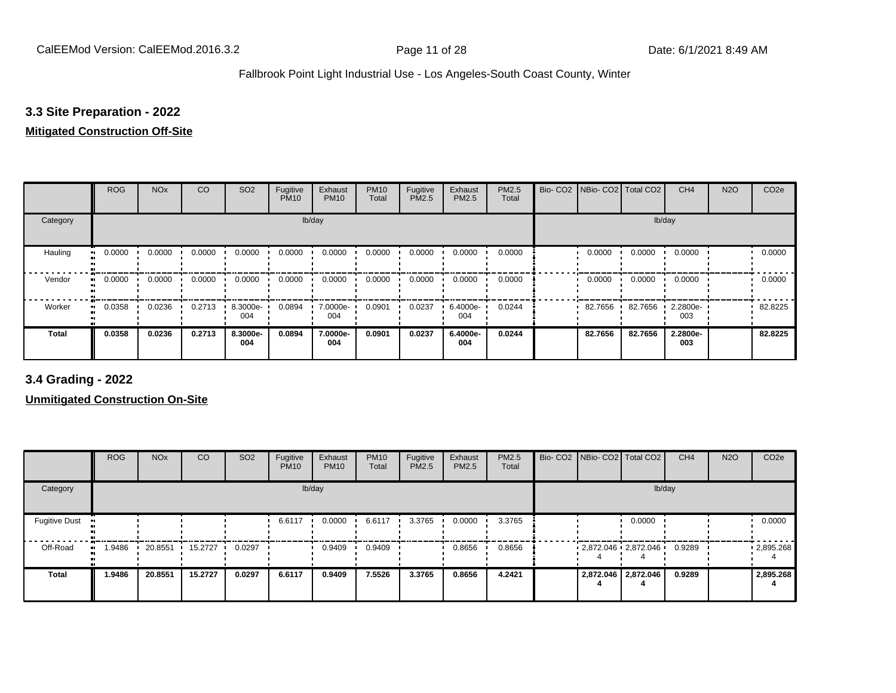### 3.3 Site Preparation - 2022

**Mitigated Construction Off-Site**

| | ROG | NOx | CO | SO2 | Fugitive PM10 | Exhaust PM10 | PM10 Total | Fugitive PM2.5 | Exhaust PM2.5 | PM2.5 Total | Bio- CO2 | NBio- CO2 | Total CO2 | CH4 | N2O | CO2e |
|---|---|---|---|---|---|---|---|---|---|---|---|---|---|---|---|---|
| Category | lb/day | | | | | | | | | | lb/day | | | | | |
| Hauling | 0.0000 | 0.0000 | 0.0000 | 0.0000 | 0.0000 | 0.0000 | 0.0000 | 0.0000 | 0.0000 | 0.0000 | | 0.0000 | 0.0000 | 0.0000 | | 0.0000 |
| Vendor | 0.0000 | 0.0000 | 0.0000 | 0.0000 | 0.0000 | 0.0000 | 0.0000 | 0.0000 | 0.0000 | 0.0000 | | 0.0000 | 0.0000 | 0.0000 | | 0.0000 |
| Worker | 0.0358 | 0.0236 | 0.2713 | 8.3000e-004 | 0.0894 | 7.0000e-004 | 0.0901 | 0.0237 | 6.4000e-004 | 0.0244 | | 82.7656 | 82.7656 | 2.2800e-003 | | 82.8225 |
| **Total** | **0.0358** | **0.0236** | **0.2713** | **8.3000e-004** | **0.0894** | **7.0000e-004** | **0.0901** | **0.0237** | **6.4000e-004** | **0.0244** | | **82.7656** | **82.7656** | **2.2800e-003** | | **82.8225** |

### 3.4 Grading - 2022

**Unmitigated Construction On-Site**

| | ROG | NOx | CO | SO2 | Fugitive PM10 | Exhaust PM10 | PM10 Total | Fugitive PM2.5 | Exhaust PM2.5 | PM2.5 Total | Bio- CO2 | NBio- CO2 | Total CO2 | CH4 | N2O | CO2e |
|---|---|---|---|---|---|---|---|---|---|---|---|---|---|---|---|---|
| Category | lb/day | | | | | | | | | | lb/day | | | | | |
| Fugitive Dust | | | | | 6.6117 | 0.0000 | 6.6117 | 3.3765 | 0.0000 | 3.3765 | | | 0.0000 | | | 0.0000 |
| Off-Road | 1.9486 | 20.8551 | 15.2727 | 0.0297 | | 0.9409 | 0.9409 | | 0.8656 | 0.8656 | | 2,872.0464 | 2,872.0464 | 0.9289 | | 2,895.2684 |
| **Total** | **1.9486** | **20.8551** | **15.2727** | **0.0297** | **6.6117** | **0.9409** | **7.5526** | **3.3765** | **0.8656** | **4.2421** | | **2,872.0464** | **2,872.0464** | **0.9289** | | **2,895.2684** |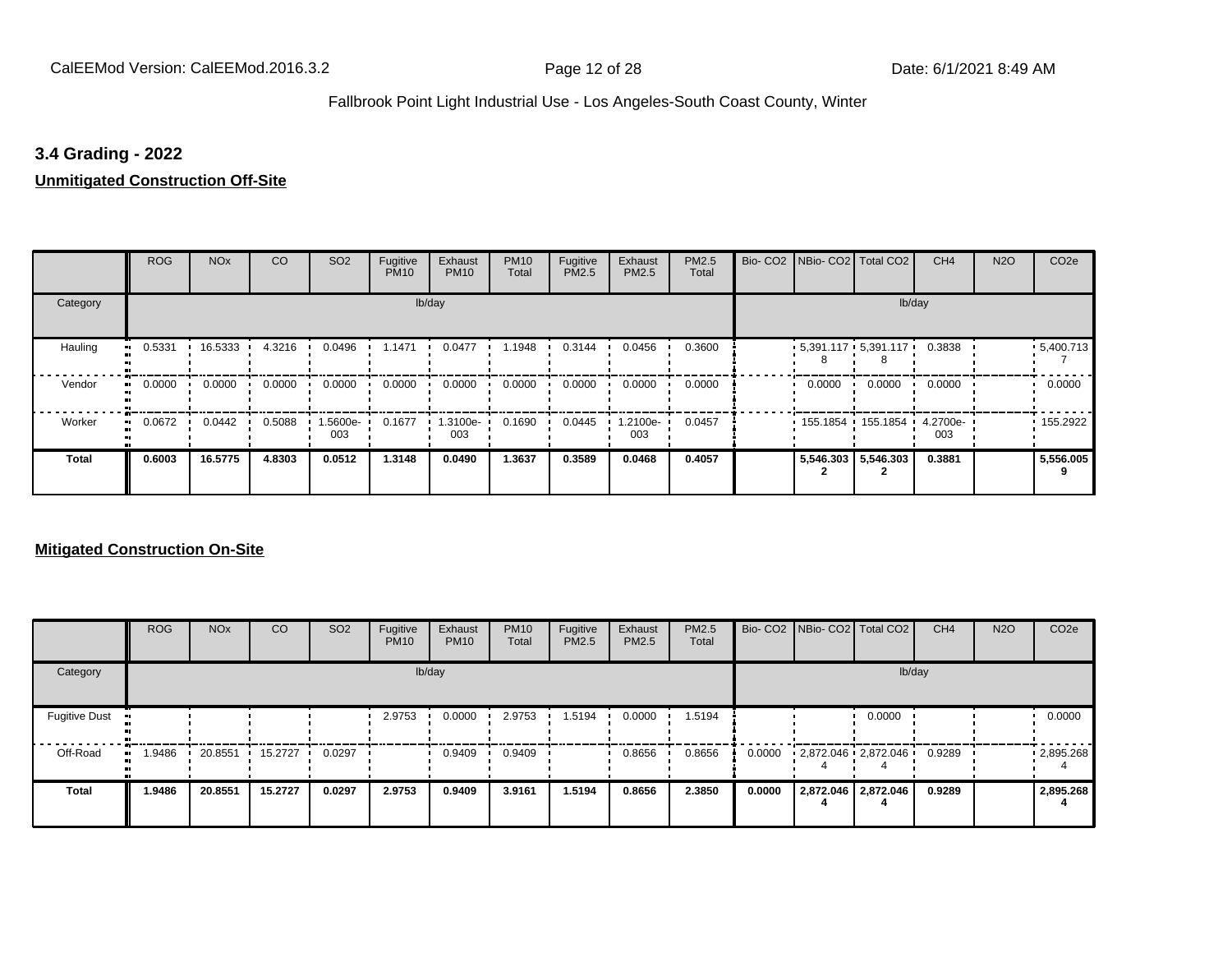### 3.4 Grading - 2022

**Unmitigated Construction Off-Site**

| | ROG | NOx | CO | SO2 | Fugitive PM10 | Exhaust PM10 | PM10 Total | Fugitive PM2.5 | Exhaust PM2.5 | PM2.5 Total | Bio- CO2 | NBio- CO2 | Total CO2 | CH4 | N2O | CO2e |
|---|---|---|---|---|---|---|---|---|---|---|---|---|---|---|---|---|
| Category | | | | | lb/day | | | | | | | | | lb/day | | |
| Hauling | 0.5331 | 16.5333 | 4.3216 | 0.0496 | 1.1471 | 0.0477 | 1.1948 | 0.3144 | 0.0456 | 0.3600 | | 5,391.117 8 | 5,391.117 8 | 0.3838 | | 5,400.713 7 |
| Vendor | 0.0000 | 0.0000 | 0.0000 | 0.0000 | 0.0000 | 0.0000 | 0.0000 | 0.0000 | 0.0000 | 0.0000 | | 0.0000 | 0.0000 | 0.0000 | | 0.0000 |
| Worker | 0.0672 | 0.0442 | 0.5088 | 1.5600e-003 | 0.1677 | 1.3100e-003 | 0.1690 | 0.0445 | 1.2100e-003 | 0.0457 | | 155.1854 | 155.1854 | 4.2700e-003 | | 155.2922 |
| **Total** | **0.6003** | **16.5775** | **4.8303** | **0.0512** | **1.3148** | **0.0490** | **1.3637** | **0.3589** | **0.0468** | **0.4057** | | **5,546.303 2** | **5,546.303 2** | **0.3881** | | **5,556.005 9** |

**Mitigated Construction On-Site**

| | ROG | NOx | CO | SO2 | Fugitive PM10 | Exhaust PM10 | PM10 Total | Fugitive PM2.5 | Exhaust PM2.5 | PM2.5 Total | Bio- CO2 | NBio- CO2 | Total CO2 | CH4 | N2O | CO2e |
|---|---|---|---|---|---|---|---|---|---|---|---|---|---|---|---|---|
| Category | | | | | lb/day | | | | | | | | | lb/day | | |
| Fugitive Dust | | | | | 2.9753 | 0.0000 | 2.9753 | 1.5194 | 0.0000 | 1.5194 | | | 0.0000 | | | 0.0000 |
| Off-Road | 1.9486 | 20.8551 | 15.2727 | 0.0297 | | 0.9409 | 0.9409 | | 0.8656 | 0.8656 | 0.0000 | 2,872.046 4 | 2,872.046 4 | 0.9289 | | 2,895.268 4 |
| **Total** | **1.9486** | **20.8551** | **15.2727** | **0.0297** | **2.9753** | **0.9409** | **3.9161** | **1.5194** | **0.8656** | **2.3850** | **0.0000** | **2,872.046 4** | **2,872.046 4** | **0.9289** | | **2,895.268 4** |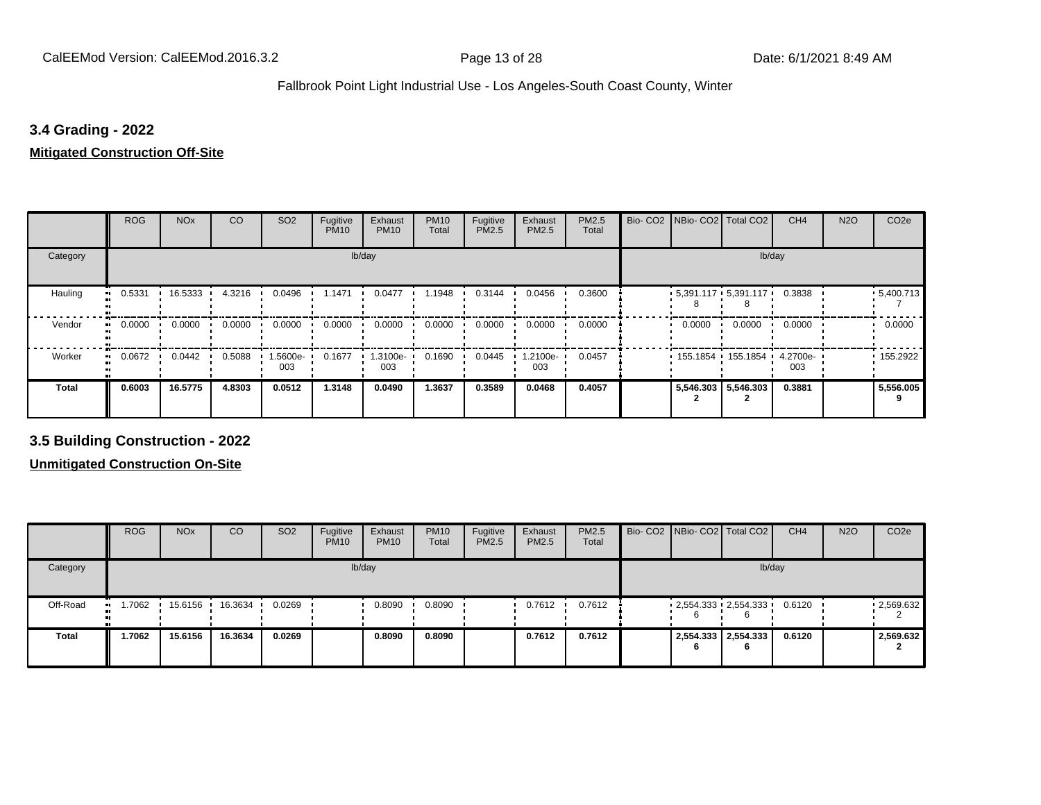## 3.4 Grading - 2022

**Mitigated Construction Off-Site**

| | ROG | NOx | CO | SO2 | Fugitive PM10 | Exhaust PM10 | PM10 Total | Fugitive PM2.5 | Exhaust PM2.5 | PM2.5 Total | Bio- CO2 | NBio- CO2 | Total CO2 | CH4 | N2O | CO2e |
|---|---|---|---|---|---|---|---|---|---|---|---|---|---|---|---|---|
| Category | lb/day | | | | | | | | | | lb/day | | | | | |
| Hauling | 0.5331 | 16.5333 | 4.3216 | 0.0496 | 1.1471 | 0.0477 | 1.1948 | 0.3144 | 0.0456 | 0.3600 | | 5,391.117 8 | 5,391.117 8 | 0.3838 | | 5,400.713 7 |
| Vendor | 0.0000 | 0.0000 | 0.0000 | 0.0000 | 0.0000 | 0.0000 | 0.0000 | 0.0000 | 0.0000 | 0.0000 | | 0.0000 | 0.0000 | 0.0000 | | 0.0000 |
| Worker | 0.0672 | 0.0442 | 0.5088 | 1.5600e-003 | 0.1677 | 1.3100e-003 | 0.1690 | 0.0445 | 1.2100e-003 | 0.0457 | | 155.1854 | 155.1854 | 4.2700e-003 | | 155.2922 |
| **Total** | **0.6003** | **16.5775** | **4.8303** | **0.0512** | **1.3148** | **0.0490** | **1.3637** | **0.3589** | **0.0468** | **0.4057** | | **5,546.303 2** | **5,546.303 2** | **0.3881** | | **5,556.005 9** |

## 3.5 Building Construction - 2022

**Unmitigated Construction On-Site**

| | ROG | NOx | CO | SO2 | Fugitive PM10 | Exhaust PM10 | PM10 Total | Fugitive PM2.5 | Exhaust PM2.5 | PM2.5 Total | Bio- CO2 | NBio- CO2 | Total CO2 | CH4 | N2O | CO2e |
|---|---|---|---|---|---|---|---|---|---|---|---|---|---|---|---|---|
| Category | lb/day | | | | | | | | | | lb/day | | | | | |
| Off-Road | 1.7062 | 15.6156 | 16.3634 | 0.0269 | | 0.8090 | 0.8090 | | 0.7612 | 0.7612 | | 2,554.333 6 | 2,554.333 6 | 0.6120 | | 2,569.632 2 |
| **Total** | **1.7062** | **15.6156** | **16.3634** | **0.0269** | | **0.8090** | **0.8090** | | **0.7612** | **0.7612** | | **2,554.333 6** | **2,554.333 6** | **0.6120** | | **2,569.632 2** |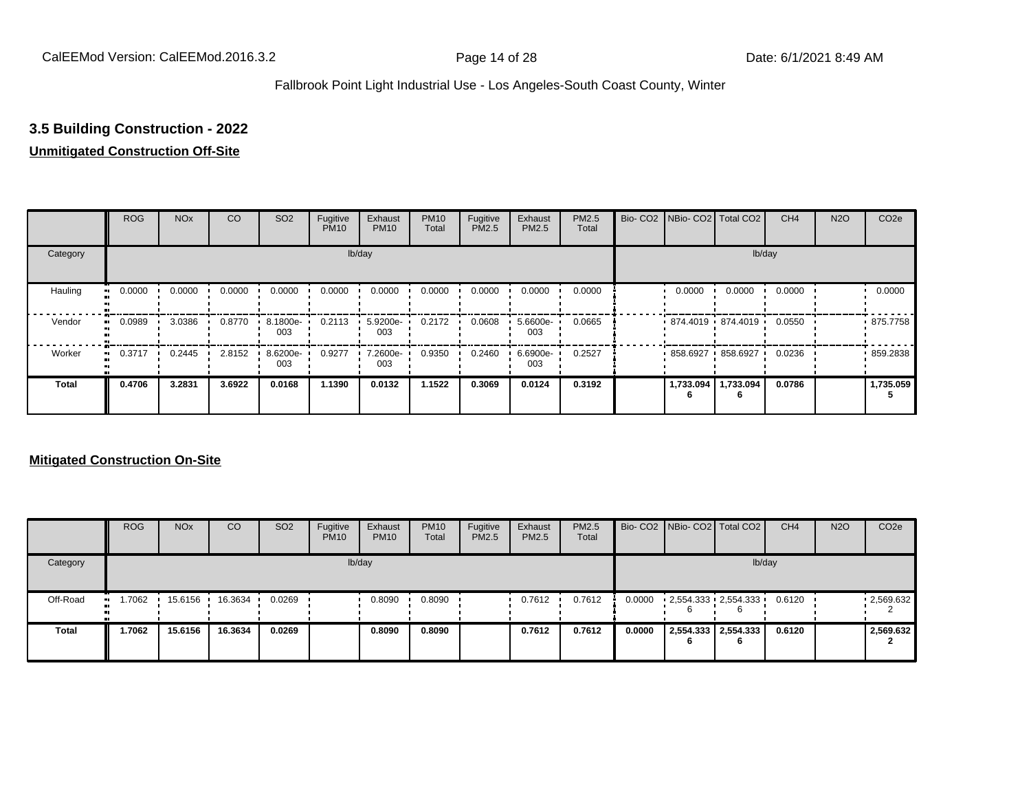## 3.5 Building Construction - 2022

**Unmitigated Construction Off-Site**

| | ROG | NOx | CO | SO2 | Fugitive PM10 | Exhaust PM10 | PM10 Total | Fugitive PM2.5 | Exhaust PM2.5 | PM2.5 Total | Bio- CO2 | NBio- CO2 | Total CO2 | CH4 | N2O | CO2e |
|---|---|---|---|---|---|---|---|---|---|---|---|---|---|---|---|---|
| Category | lb/day | | | | | | | | | | lb/day | | | | | |
| Hauling | 0.0000 | 0.0000 | 0.0000 | 0.0000 | 0.0000 | 0.0000 | 0.0000 | 0.0000 | 0.0000 | 0.0000 | | 0.0000 | 0.0000 | 0.0000 | | 0.0000 |
| Vendor | 0.0989 | 3.0386 | 0.8770 | 8.1800e-003 | 0.2113 | 5.9200e-003 | 0.2172 | 0.0608 | 5.6600e-003 | 0.0665 | | 874.4019 | 874.4019 | 0.0550 | | 875.7758 |
| Worker | 0.3717 | 0.2445 | 2.8152 | 8.6200e-003 | 0.9277 | 7.2600e-003 | 0.9350 | 0.2460 | 6.6900e-003 | 0.2527 | | 858.6927 | 858.6927 | 0.0236 | | 859.2838 |
| **Total** | **0.4706** | **3.2831** | **3.6922** | **0.0168** | **1.1390** | **0.0132** | **1.1522** | **0.3069** | **0.0124** | **0.3192** | | **1,733.0946** | **1,733.0946** | **0.0786** | | **1,735.0595** |

**Mitigated Construction On-Site**

| | ROG | NOx | CO | SO2 | Fugitive PM10 | Exhaust PM10 | PM10 Total | Fugitive PM2.5 | Exhaust PM2.5 | PM2.5 Total | Bio- CO2 | NBio- CO2 | Total CO2 | CH4 | N2O | CO2e |
|---|---|---|---|---|---|---|---|---|---|---|---|---|---|---|---|---|
| Category | lb/day | | | | | | | | | | lb/day | | | | | |
| Off-Road | 1.7062 | 15.6156 | 16.3634 | 0.0269 | | 0.8090 | 0.8090 | | 0.7612 | 0.7612 | 0.0000 | 2,554.3336 | 2,554.3336 | 0.6120 | | 2,569.6322 |
| **Total** | **1.7062** | **15.6156** | **16.3634** | **0.0269** | | **0.8090** | **0.8090** | | **0.7612** | **0.7612** | **0.0000** | **2,554.3336** | **2,554.3336** | **0.6120** | | **2,569.6322** |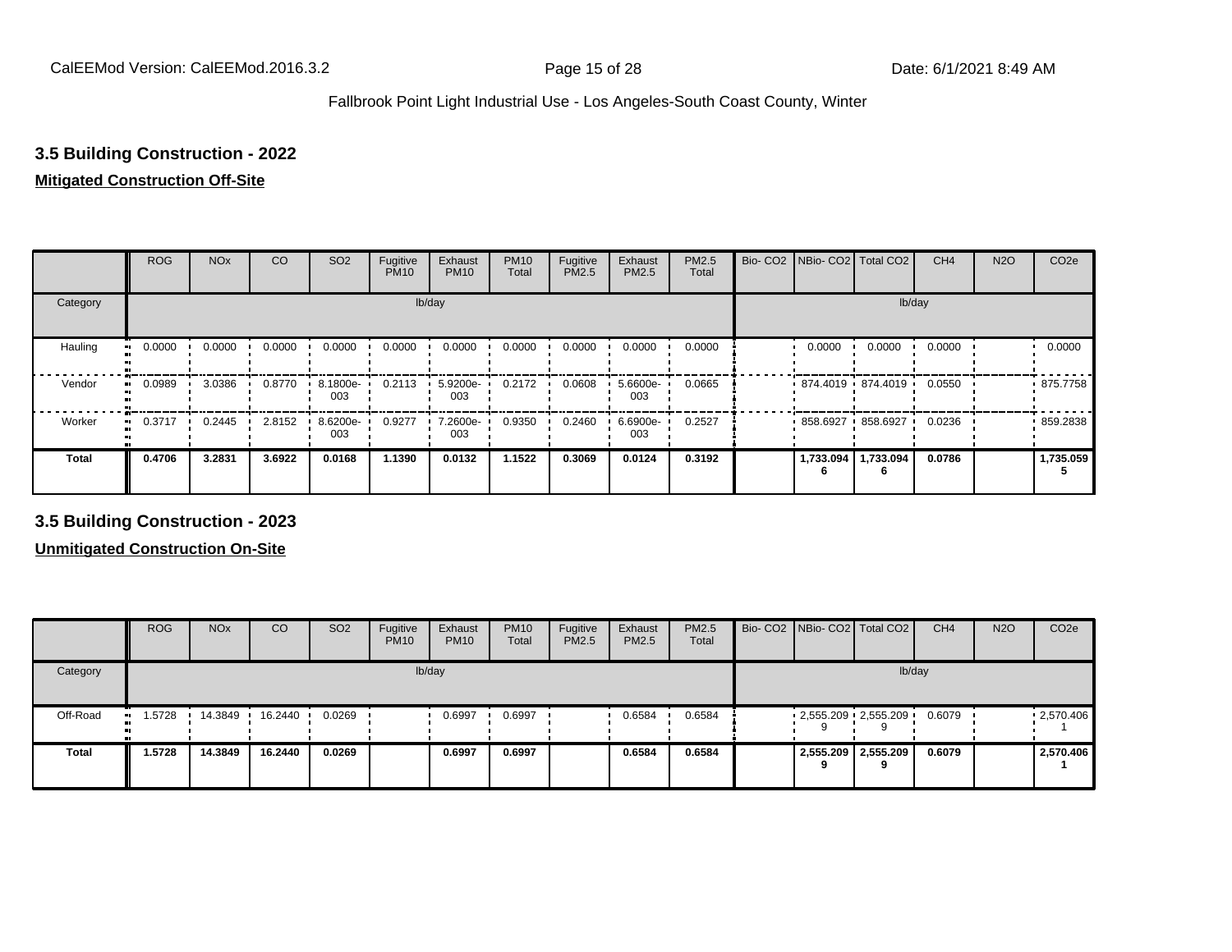### 3.5 Building Construction - 2022

**Mitigated Construction Off-Site**

| | ROG | NOx | CO | SO2 | Fugitive PM10 | Exhaust PM10 | PM10 Total | Fugitive PM2.5 | Exhaust PM2.5 | PM2.5 Total | Bio- CO2 | NBio- CO2 | Total CO2 | CH4 | N2O | CO2e |
|---|---|---|---|---|---|---|---|---|---|---|---|---|---|---|---|---|
| Category | lb/day | | | | | | | | | | lb/day | | | | | |
| Hauling | 0.0000 | 0.0000 | 0.0000 | 0.0000 | 0.0000 | 0.0000 | 0.0000 | 0.0000 | 0.0000 | 0.0000 | | 0.0000 | 0.0000 | 0.0000 | | 0.0000 |
| Vendor | 0.0989 | 3.0386 | 0.8770 | 8.1800e-003 | 0.2113 | 5.9200e-003 | 0.2172 | 0.0608 | 5.6600e-003 | 0.0665 | | 874.4019 | 874.4019 | 0.0550 | | 875.7758 |
| Worker | 0.3717 | 0.2445 | 2.8152 | 8.6200e-003 | 0.9277 | 7.2600e-003 | 0.9350 | 0.2460 | 6.6900e-003 | 0.2527 | | 858.6927 | 858.6927 | 0.0236 | | 859.2838 |
| **Total** | **0.4706** | **3.2831** | **3.6922** | **0.0168** | **1.1390** | **0.0132** | **1.1522** | **0.3069** | **0.0124** | **0.3192** | | **1,733.0946** | **1,733.0946** | **0.0786** | | **1,735.0595** |

### 3.5 Building Construction - 2023

**Unmitigated Construction On-Site**

| | ROG | NOx | CO | SO2 | Fugitive PM10 | Exhaust PM10 | PM10 Total | Fugitive PM2.5 | Exhaust PM2.5 | PM2.5 Total | Bio- CO2 | NBio- CO2 | Total CO2 | CH4 | N2O | CO2e |
|---|---|---|---|---|---|---|---|---|---|---|---|---|---|---|---|---|
| Category | lb/day | | | | | | | | | | lb/day | | | | | |
| Off-Road | 1.5728 | 14.3849 | 16.2440 | 0.0269 | | 0.6997 | 0.6997 | | 0.6584 | 0.6584 | | 2,555.2099 | 2,555.2099 | 0.6079 | | 2,570.4061 |
| **Total** | **1.5728** | **14.3849** | **16.2440** | **0.0269** | | **0.6997** | **0.6997** | | **0.6584** | **0.6584** | | **2,555.2099** | **2,555.2099** | **0.6079** | | **2,570.4061** |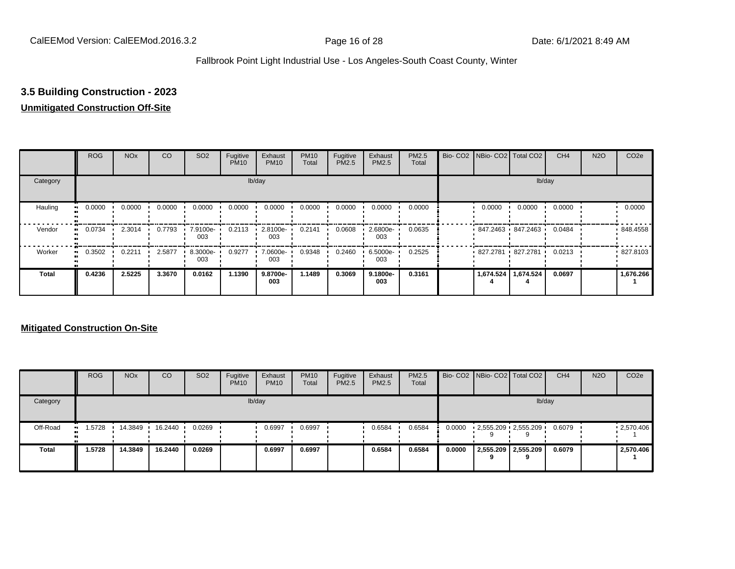Fallbrook Point Light Industrial Use - Los Angeles-South Coast County, Winter

## 3.5 Building Construction - 2023

**Unmitigated Construction Off-Site**

| | ROG | NOx | CO | SO2 | Fugitive PM10 | Exhaust PM10 | PM10 Total | Fugitive PM2.5 | Exhaust PM2.5 | PM2.5 Total | Bio- CO2 | NBio- CO2 | Total CO2 | CH4 | N2O | CO2e |
|---|---|---|---|---|---|---|---|---|---|---|---|---|---|---|---|---|
| Category | lb/day | | | | | | | | | | lb/day | | | | | |
| Hauling | 0.0000 | 0.0000 | 0.0000 | 0.0000 | 0.0000 | 0.0000 | 0.0000 | 0.0000 | 0.0000 | 0.0000 | | 0.0000 | 0.0000 | 0.0000 | | 0.0000 |
| Vendor | 0.0734 | 2.3014 | 0.7793 | 7.9100e-003 | 0.2113 | 2.8100e-003 | 0.2141 | 0.0608 | 2.6800e-003 | 0.0635 | | 847.2463 | 847.2463 | 0.0484 | | 848.4558 |
| Worker | 0.3502 | 0.2211 | 2.5877 | 8.3000e-003 | 0.9277 | 7.0600e-003 | 0.9348 | 0.2460 | 6.5000e-003 | 0.2525 | | 827.2781 | 827.2781 | 0.0213 | | 827.8103 |
| **Total** | **0.4236** | **2.5225** | **3.3670** | **0.0162** | **1.1390** | **9.8700e-003** | **1.1489** | **0.3069** | **9.1800e-003** | **0.3161** | | **1,674.5244** | **1,674.5244** | **0.0697** | | **1,676.2661** |

**Mitigated Construction On-Site**

| | ROG | NOx | CO | SO2 | Fugitive PM10 | Exhaust PM10 | PM10 Total | Fugitive PM2.5 | Exhaust PM2.5 | PM2.5 Total | Bio- CO2 | NBio- CO2 | Total CO2 | CH4 | N2O | CO2e |
|---|---|---|---|---|---|---|---|---|---|---|---|---|---|---|---|---|
| Category | lb/day | | | | | | | | | | lb/day | | | | | |
| Off-Road | 1.5728 | 14.3849 | 16.2440 | 0.0269 | | 0.6997 | 0.6997 | | 0.6584 | 0.6584 | 0.0000 | 2,555.2099 | 2,555.2099 | 0.6079 | | 2,570.4061 |
| **Total** | **1.5728** | **14.3849** | **16.2440** | **0.0269** | | **0.6997** | **0.6997** | | **0.6584** | **0.6584** | **0.0000** | **2,555.2099** | **2,555.2099** | **0.6079** | | **2,570.4061** |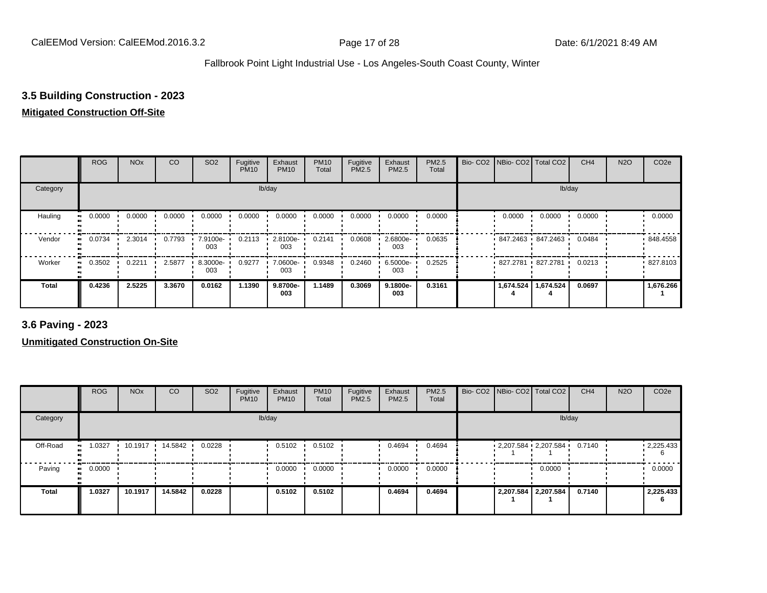### 3.5 Building Construction - 2023

**Mitigated Construction Off-Site**

| | ROG | NOx | CO | SO2 | Fugitive PM10 | Exhaust PM10 | PM10 Total | Fugitive PM2.5 | Exhaust PM2.5 | PM2.5 Total | Bio- CO2 | NBio- CO2 | Total CO2 | CH4 | N2O | CO2e |
|---|---|---|---|---|---|---|---|---|---|---|---|---|---|---|---|---|
| Category | lb/day | | | | | | | | | | lb/day | | | | | |
| Hauling | 0.0000 | 0.0000 | 0.0000 | 0.0000 | 0.0000 | 0.0000 | 0.0000 | 0.0000 | 0.0000 | 0.0000 | | 0.0000 | 0.0000 | 0.0000 | | 0.0000 |
| Vendor | 0.0734 | 2.3014 | 0.7793 | 7.9100e-003 | 0.2113 | 2.8100e-003 | 0.2141 | 0.0608 | 2.6800e-003 | 0.0635 | | 847.2463 | 847.2463 | 0.0484 | | 848.4558 |
| Worker | 0.3502 | 0.2211 | 2.5877 | 8.3000e-003 | 0.9277 | 7.0600e-003 | 0.9348 | 0.2460 | 6.5000e-003 | 0.2525 | | 827.2781 | 827.2781 | 0.0213 | | 827.8103 |
| **Total** | **0.4236** | **2.5225** | **3.3670** | **0.0162** | **1.1390** | **9.8700e-003** | **1.1489** | **0.3069** | **9.1800e-003** | **0.3161** | | **1,674.5244** | **1,674.5244** | **0.0697** | | **1,676.2661** |

### 3.6 Paving - 2023

**Unmitigated Construction On-Site**

| | ROG | NOx | CO | SO2 | Fugitive PM10 | Exhaust PM10 | PM10 Total | Fugitive PM2.5 | Exhaust PM2.5 | PM2.5 Total | Bio- CO2 | NBio- CO2 | Total CO2 | CH4 | N2O | CO2e |
|---|---|---|---|---|---|---|---|---|---|---|---|---|---|---|---|---|
| Category | lb/day | | | | | | | | | | lb/day | | | | | |
| Off-Road | 1.0327 | 10.1917 | 14.5842 | 0.0228 | | 0.5102 | 0.5102 | | 0.4694 | 0.4694 | | 2,207.5841 | 2,207.5841 | 0.7140 | | 2,225.4336 |
| Paving | 0.0000 | | | | | 0.0000 | 0.0000 | | 0.0000 | 0.0000 | | | 0.0000 | | | 0.0000 |
| **Total** | **1.0327** | **10.1917** | **14.5842** | **0.0228** | | **0.5102** | **0.5102** | | **0.4694** | **0.4694** | | **2,207.5841** | **2,207.5841** | **0.7140** | | **2,225.4336** |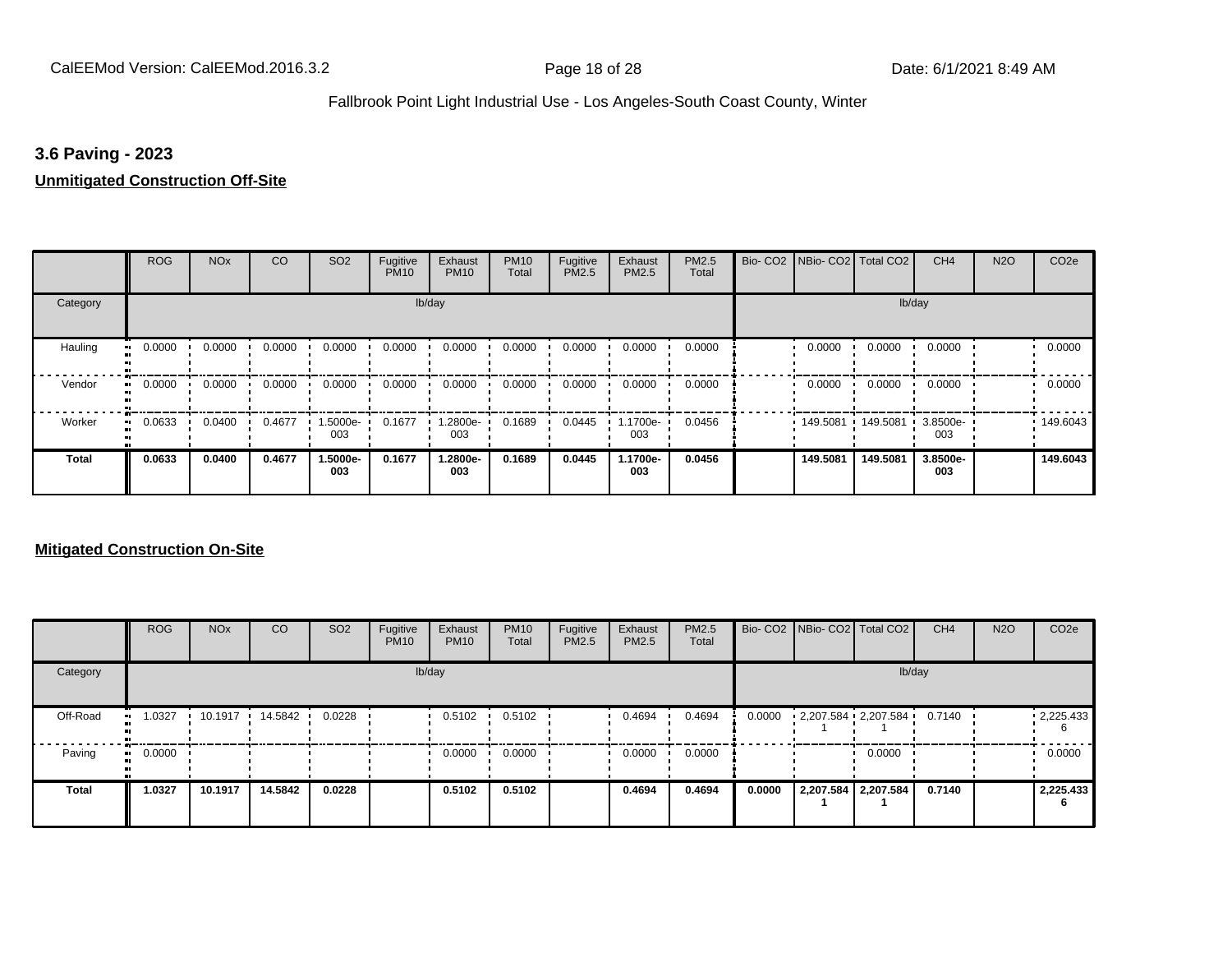### 3.6 Paving - 2023

**Unmitigated Construction Off-Site**

| | ROG | NOx | CO | SO2 | Fugitive PM10 | Exhaust PM10 | PM10 Total | Fugitive PM2.5 | Exhaust PM2.5 | PM2.5 Total | Bio- CO2 | NBio- CO2 | Total CO2 | CH4 | N2O | CO2e |
|---|---|---|---|---|---|---|---|---|---|---|---|---|---|---|---|---|
| Category | lb/day | | | | | | | | | | lb/day | | | | | |
| Hauling | 0.0000 | 0.0000 | 0.0000 | 0.0000 | 0.0000 | 0.0000 | 0.0000 | 0.0000 | 0.0000 | 0.0000 | | 0.0000 | 0.0000 | 0.0000 | | 0.0000 |
| Vendor | 0.0000 | 0.0000 | 0.0000 | 0.0000 | 0.0000 | 0.0000 | 0.0000 | 0.0000 | 0.0000 | 0.0000 | | 0.0000 | 0.0000 | 0.0000 | | 0.0000 |
| Worker | 0.0633 | 0.0400 | 0.4677 | 1.5000e-003 | 0.1677 | 1.2800e-003 | 0.1689 | 0.0445 | 1.1700e-003 | 0.0456 | | 149.5081 | 149.5081 | 3.8500e-003 | | 149.6043 |
| **Total** | **0.0633** | **0.0400** | **0.4677** | **1.5000e-003** | **0.1677** | **1.2800e-003** | **0.1689** | **0.0445** | **1.1700e-003** | **0.0456** | | **149.5081** | **149.5081** | **3.8500e-003** | | **149.6043** |

**Mitigated Construction On-Site**

| | ROG | NOx | CO | SO2 | Fugitive PM10 | Exhaust PM10 | PM10 Total | Fugitive PM2.5 | Exhaust PM2.5 | PM2.5 Total | Bio- CO2 | NBio- CO2 | Total CO2 | CH4 | N2O | CO2e |
|---|---|---|---|---|---|---|---|---|---|---|---|---|---|---|---|---|
| Category | lb/day | | | | | | | | | | lb/day | | | | | |
| Off-Road | 1.0327 | 10.1917 | 14.5842 | 0.0228 | | 0.5102 | 0.5102 | | 0.4694 | 0.4694 | 0.0000 | 2,207.5841 | 2,207.5841 | 0.7140 | | 2,225.4336 |
| Paving | 0.0000 | | | | | 0.0000 | 0.0000 | | 0.0000 | 0.0000 | | | 0.0000 | | | 0.0000 |
| **Total** | **1.0327** | **10.1917** | **14.5842** | **0.0228** | | **0.5102** | **0.5102** | | **0.4694** | **0.4694** | **0.0000** | **2,207.5841** | **2,207.5841** | **0.7140** | | **2,225.4336** |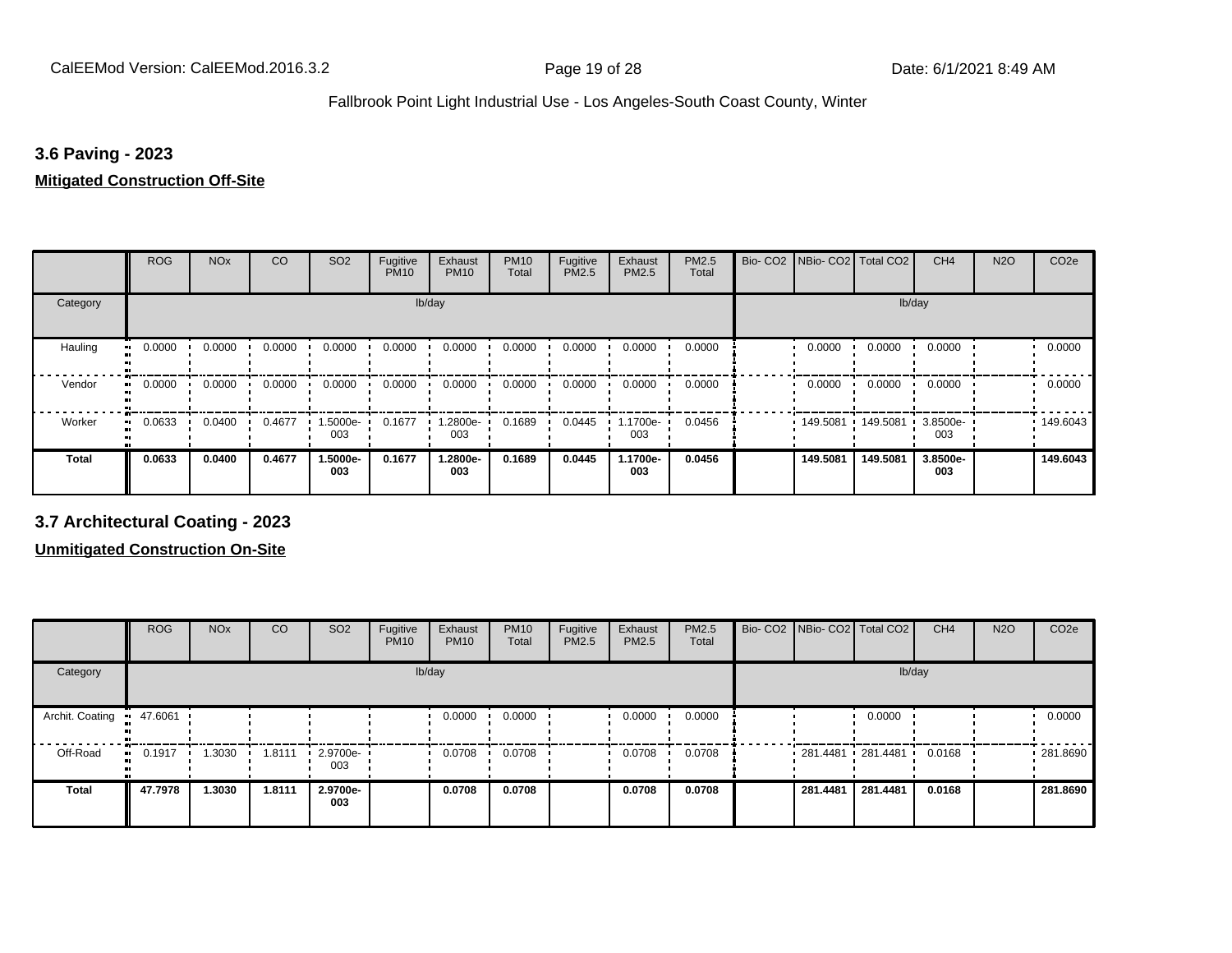### 3.6 Paving - 2023

**Mitigated Construction Off-Site**

| | ROG | NOx | CO | SO2 | Fugitive PM10 | Exhaust PM10 | PM10 Total | Fugitive PM2.5 | Exhaust PM2.5 | PM2.5 Total | Bio- CO2 | NBio- CO2 | Total CO2 | CH4 | N2O | CO2e |
|---|---|---|---|---|---|---|---|---|---|---|---|---|---|---|---|---|
| Category | lb/day | | | | | | | | | | lb/day | | | | | |
| Hauling | 0.0000 | 0.0000 | 0.0000 | 0.0000 | 0.0000 | 0.0000 | 0.0000 | 0.0000 | 0.0000 | 0.0000 | | 0.0000 | 0.0000 | 0.0000 | | 0.0000 |
| Vendor | 0.0000 | 0.0000 | 0.0000 | 0.0000 | 0.0000 | 0.0000 | 0.0000 | 0.0000 | 0.0000 | 0.0000 | | 0.0000 | 0.0000 | 0.0000 | | 0.0000 |
| Worker | 0.0633 | 0.0400 | 0.4677 | 1.5000e-003 | 0.1677 | 1.2800e-003 | 0.1689 | 0.0445 | 1.1700e-003 | 0.0456 | | 149.5081 | 149.5081 | 3.8500e-003 | | 149.6043 |
| **Total** | **0.0633** | **0.0400** | **0.4677** | **1.5000e-003** | **0.1677** | **1.2800e-003** | **0.1689** | **0.0445** | **1.1700e-003** | **0.0456** | | **149.5081** | **149.5081** | **3.8500e-003** | | **149.6043** |

### 3.7 Architectural Coating - 2023

**Unmitigated Construction On-Site**

| | ROG | NOx | CO | SO2 | Fugitive PM10 | Exhaust PM10 | PM10 Total | Fugitive PM2.5 | Exhaust PM2.5 | PM2.5 Total | Bio- CO2 | NBio- CO2 | Total CO2 | CH4 | N2O | CO2e |
|---|---|---|---|---|---|---|---|---|---|---|---|---|---|---|---|---|
| Category | lb/day | | | | | | | | | | lb/day | | | | | |
| Archit. Coating | 47.6061 | | | | | 0.0000 | 0.0000 | | 0.0000 | 0.0000 | | | 0.0000 | | | 0.0000 |
| Off-Road | 0.1917 | 1.3030 | 1.8111 | 2.9700e-003 | | 0.0708 | 0.0708 | | 0.0708 | 0.0708 | | 281.4481 | 281.4481 | 0.0168 | | 281.8690 |
| **Total** | **47.7978** | **1.3030** | **1.8111** | **2.9700e-003** | | **0.0708** | **0.0708** | | **0.0708** | **0.0708** | | **281.4481** | **281.4481** | **0.0168** | | **281.8690** |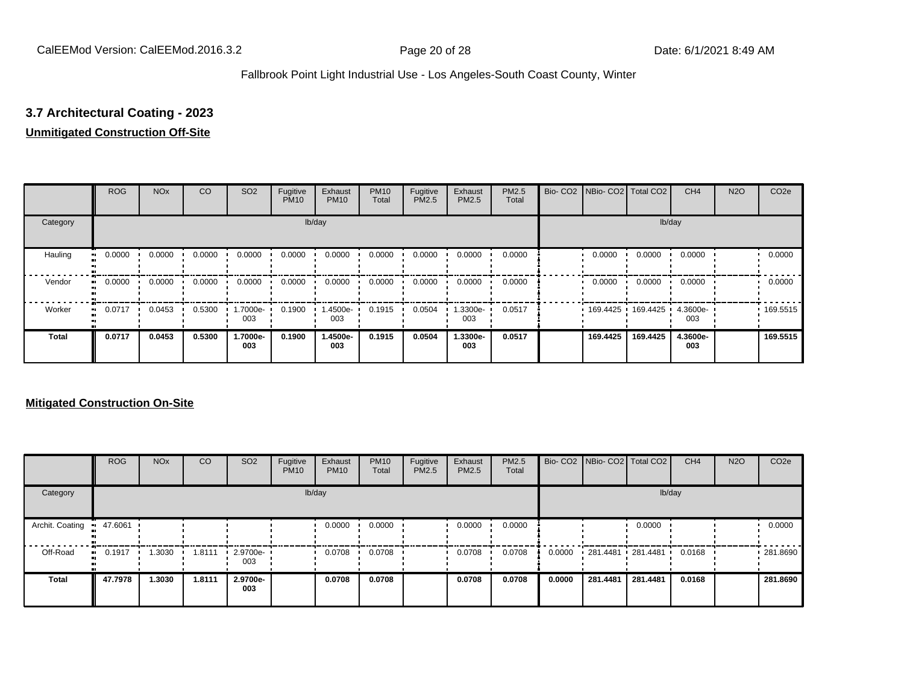## 3.7 Architectural Coating - 2023

**Unmitigated Construction Off-Site**

| | ROG | NOx | CO | SO2 | Fugitive PM10 | Exhaust PM10 | PM10 Total | Fugitive PM2.5 | Exhaust PM2.5 | PM2.5 Total | Bio- CO2 | NBio- CO2 | Total CO2 | CH4 | N2O | CO2e |
|---|---|---|---|---|---|---|---|---|---|---|---|---|---|---|---|---|
| Category | lb/day | | | | | | | | | | lb/day | | | | | |
| Hauling | 0.0000 | 0.0000 | 0.0000 | 0.0000 | 0.0000 | 0.0000 | 0.0000 | 0.0000 | 0.0000 | 0.0000 | | 0.0000 | 0.0000 | 0.0000 | | 0.0000 |
| Vendor | 0.0000 | 0.0000 | 0.0000 | 0.0000 | 0.0000 | 0.0000 | 0.0000 | 0.0000 | 0.0000 | 0.0000 | | 0.0000 | 0.0000 | 0.0000 | | 0.0000 |
| Worker | 0.0717 | 0.0453 | 0.5300 | 1.7000e-003 | 0.1900 | 1.4500e-003 | 0.1915 | 0.0504 | 1.3300e-003 | 0.0517 | | 169.4425 | 169.4425 | 4.3600e-003 | | 169.5515 |
| **Total** | **0.0717** | **0.0453** | **0.5300** | **1.7000e-003** | **0.1900** | **1.4500e-003** | **0.1915** | **0.0504** | **1.3300e-003** | **0.0517** | | **169.4425** | **169.4425** | **4.3600e-003** | | **169.5515** |

**Mitigated Construction On-Site**

| | ROG | NOx | CO | SO2 | Fugitive PM10 | Exhaust PM10 | PM10 Total | Fugitive PM2.5 | Exhaust PM2.5 | PM2.5 Total | Bio- CO2 | NBio- CO2 | Total CO2 | CH4 | N2O | CO2e |
|---|---|---|---|---|---|---|---|---|---|---|---|---|---|---|---|---|
| Category | lb/day | | | | | | | | | | lb/day | | | | | |
| Archit. Coating | 47.6061 | | | | | 0.0000 | 0.0000 | | 0.0000 | 0.0000 | | | 0.0000 | | | 0.0000 |
| Off-Road | 0.1917 | 1.3030 | 1.8111 | 2.9700e-003 | | 0.0708 | 0.0708 | | 0.0708 | 0.0708 | 0.0000 | 281.4481 | 281.4481 | 0.0168 | | 281.8690 |
| **Total** | **47.7978** | **1.3030** | **1.8111** | **2.9700e-003** | | **0.0708** | **0.0708** | | **0.0708** | **0.0708** | **0.0000** | **281.4481** | **281.4481** | **0.0168** | | **281.8690** |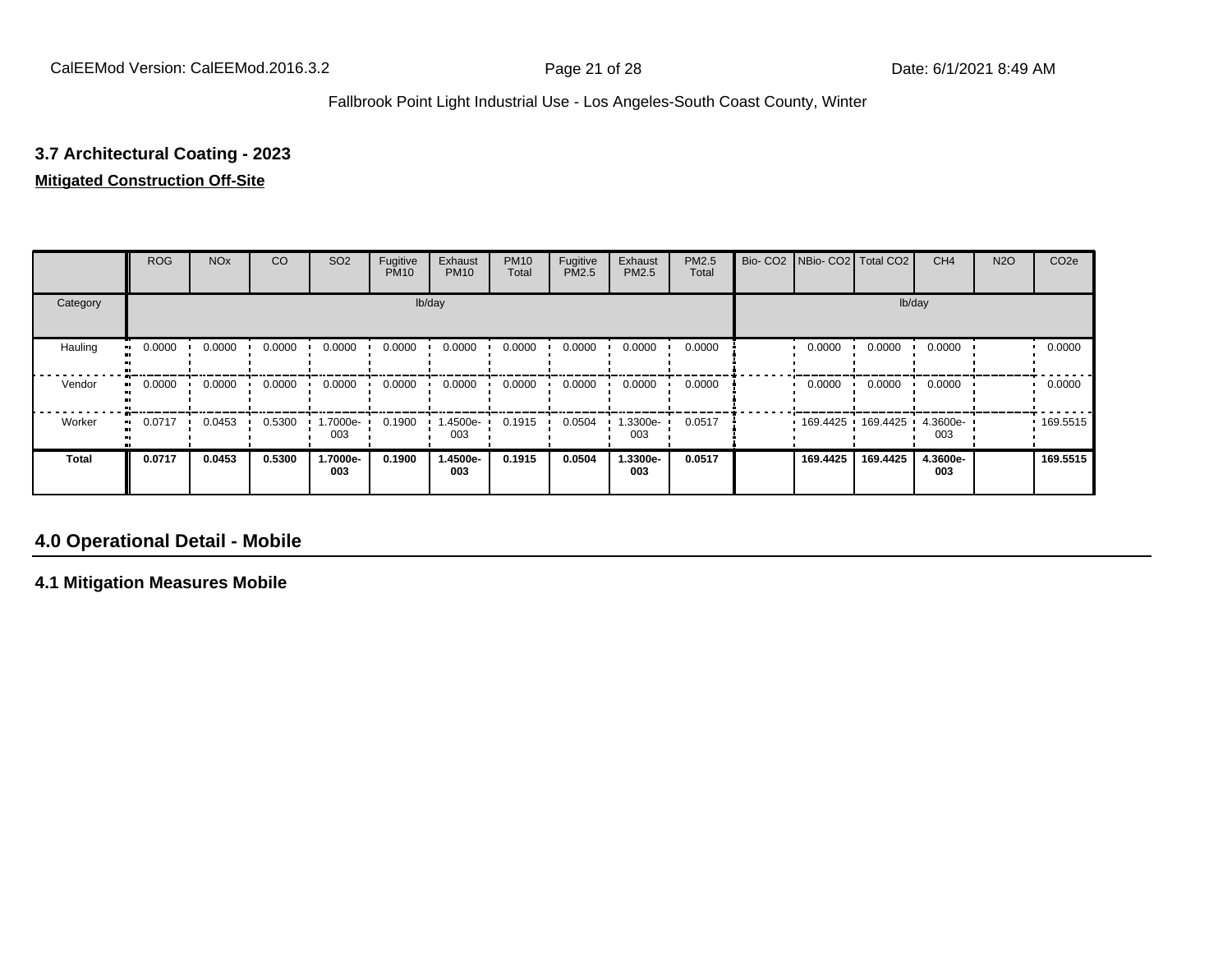### 3.7 Architectural Coating - 2023

**Mitigated Construction Off-Site**

| | ROG | NOx | CO | SO2 | Fugitive PM10 | Exhaust PM10 | PM10 Total | Fugitive PM2.5 | Exhaust PM2.5 | PM2.5 Total | Bio- CO2 | NBio- CO2 | Total CO2 | CH4 | N2O | CO2e |
|---|---|---|---|---|---|---|---|---|---|---|---|---|---|---|---|---|
| Category | lb/day | | | | | | | | | | lb/day | | | | | |
| Hauling | 0.0000 | 0.0000 | 0.0000 | 0.0000 | 0.0000 | 0.0000 | 0.0000 | 0.0000 | 0.0000 | 0.0000 | | 0.0000 | 0.0000 | 0.0000 | | 0.0000 |
| Vendor | 0.0000 | 0.0000 | 0.0000 | 0.0000 | 0.0000 | 0.0000 | 0.0000 | 0.0000 | 0.0000 | 0.0000 | | 0.0000 | 0.0000 | 0.0000 | | 0.0000 |
| Worker | 0.0717 | 0.0453 | 0.5300 | 1.7000e-003 | 0.1900 | 1.4500e-003 | 0.1915 | 0.0504 | 1.3300e-003 | 0.0517 | | 169.4425 | 169.4425 | 4.3600e-003 | | 169.5515 |
| **Total** | **0.0717** | **0.0453** | **0.5300** | **1.7000e-003** | **0.1900** | **1.4500e-003** | **0.1915** | **0.0504** | **1.3300e-003** | **0.0517** | | **169.4425** | **169.4425** | **4.3600e-003** | | **169.5515** |

## 4.0 Operational Detail - Mobile

### 4.1 Mitigation Measures Mobile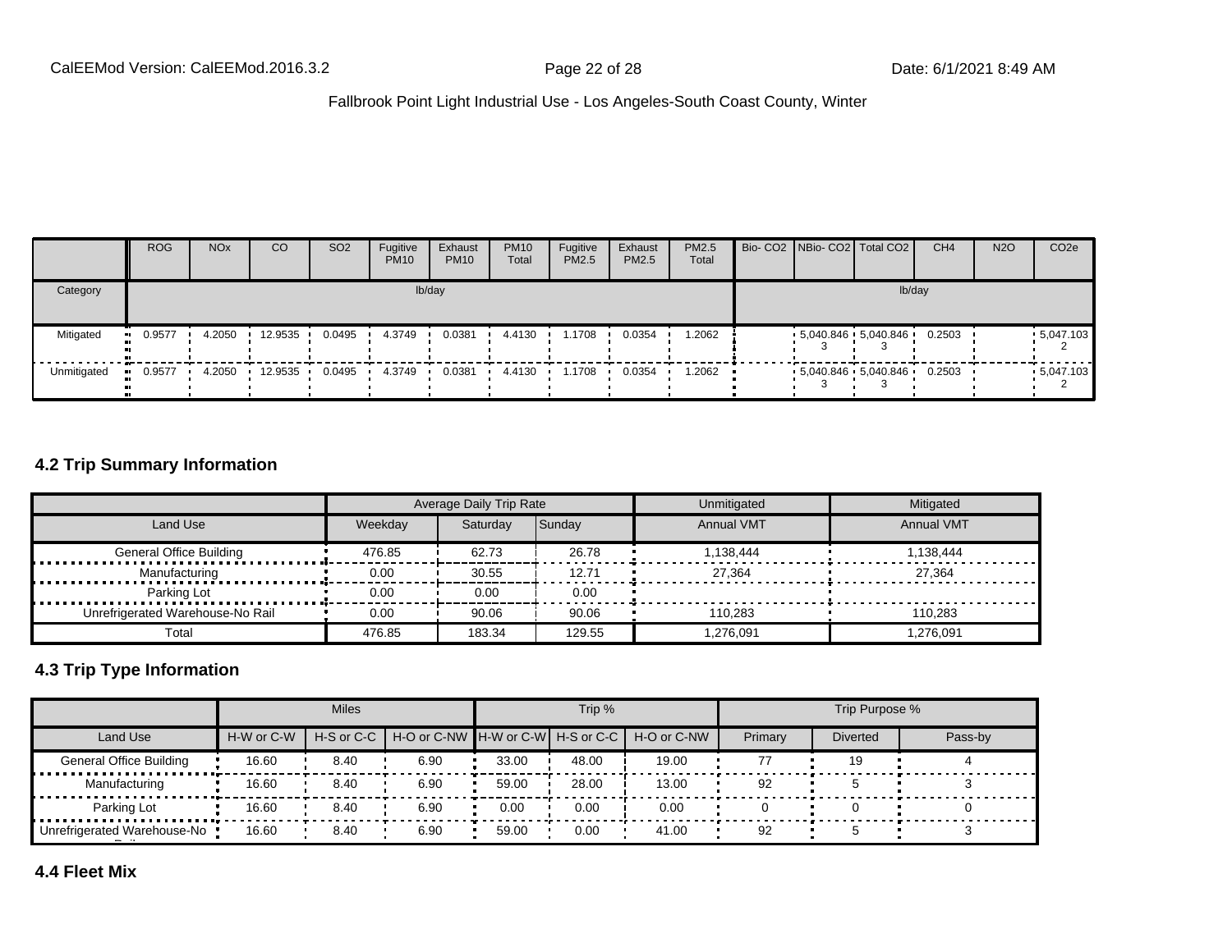|  | ROG | NOx | CO | SO2 | Fugitive PM10 | Exhaust PM10 | PM10 Total | Fugitive PM2.5 | Exhaust PM2.5 | PM2.5 Total | Bio- CO2 | NBio- CO2 | Total CO2 | CH4 | N2O | CO2e |
|---|---|---|---|---|---|---|---|---|---|---|---|---|---|---|---|---|
| Category | lb/day | | | | | | | | | | lb/day | | | | | |
| Mitigated | 0.9577 | 4.2050 | 12.9535 | 0.0495 | 4.3749 | 0.0381 | 4.4130 | 1.1708 | 0.0354 | 1.2062 |  | 5,040.846 3 | 5,040.846 3 | 0.2503 |  | 5,047.103 2 |
| Unmitigated | 0.9577 | 4.2050 | 12.9535 | 0.0495 | 4.3749 | 0.0381 | 4.4130 | 1.1708 | 0.0354 | 1.2062 |  | 5,040.846 3 | 5,040.846 3 | 0.2503 |  | 5,047.103 2 |

## 4.2 Trip Summary Information

|  | Average Daily Trip Rate | | | Unmitigated | Mitigated |
|---|---|---|---|---|---|
| Land Use | Weekday | Saturday | Sunday | Annual VMT | Annual VMT |
| General Office Building | 476.85 | 62.73 | 26.78 | 1,138,444 | 1,138,444 |
| Manufacturing | 0.00 | 30.55 | 12.71 | 27,364 | 27,364 |
| Parking Lot | 0.00 | 0.00 | 0.00 |  |  |
| Unrefrigerated Warehouse-No Rail | 0.00 | 90.06 | 90.06 | 110,283 | 110,283 |
| Total | 476.85 | 183.34 | 129.55 | 1,276,091 | 1,276,091 |

## 4.3 Trip Type Information

|  | Miles | | | Trip % | | | Trip Purpose % | | |
|---|---|---|---|---|---|---|---|---|---|
| Land Use | H-W or C-W | H-S or C-C | H-O or C-NW | H-W or C-W | H-S or C-C | H-O or C-NW | Primary | Diverted | Pass-by |
| General Office Building | 16.60 | 8.40 | 6.90 | 33.00 | 48.00 | 19.00 | 77 | 19 | 4 |
| Manufacturing | 16.60 | 8.40 | 6.90 | 59.00 | 28.00 | 13.00 | 92 | 5 | 3 |
| Parking Lot | 16.60 | 8.40 | 6.90 | 0.00 | 0.00 | 0.00 | 0 | 0 | 0 |
| Unrefrigerated Warehouse-No Rail | 16.60 | 8.40 | 6.90 | 59.00 | 0.00 | 41.00 | 92 | 5 | 3 |

## 4.4 Fleet Mix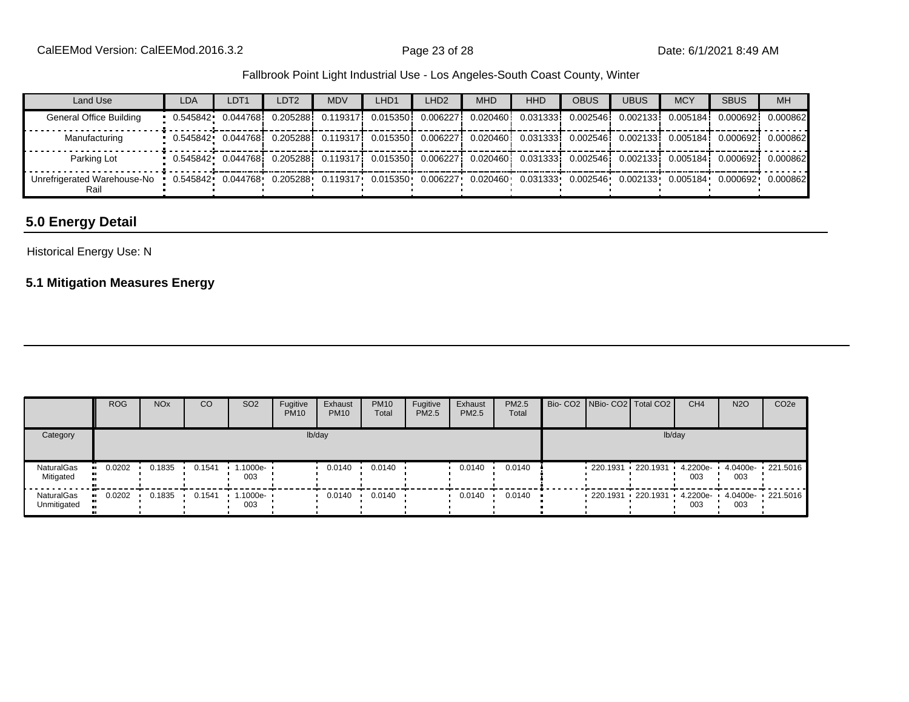Fallbrook Point Light Industrial Use - Los Angeles-South Coast County, Winter

| Land Use | LDA | LDT1 | LDT2 | MDV | LHD1 | LHD2 | MHD | HHD | OBUS | UBUS | MCY | SBUS | MH |
|---|---|---|---|---|---|---|---|---|---|---|---|---|---|
| General Office Building | 0.545842 | 0.044768 | 0.205288 | 0.119317 | 0.015350 | 0.006227 | 0.020460 | 0.031333 | 0.002546 | 0.002133 | 0.005184 | 0.000692 | 0.000862 |
| Manufacturing | 0.545842 | 0.044768 | 0.205288 | 0.119317 | 0.015350 | 0.006227 | 0.020460 | 0.031333 | 0.002546 | 0.002133 | 0.005184 | 0.000692 | 0.000862 |
| Parking Lot | 0.545842 | 0.044768 | 0.205288 | 0.119317 | 0.015350 | 0.006227 | 0.020460 | 0.031333 | 0.002546 | 0.002133 | 0.005184 | 0.000692 | 0.000862 |
| Unrefrigerated Warehouse-No Rail | 0.545842 | 0.044768 | 0.205288 | 0.119317 | 0.015350 | 0.006227 | 0.020460 | 0.031333 | 0.002546 | 0.002133 | 0.005184 | 0.000692 | 0.000862 |

## 5.0 Energy Detail

Historical Energy Use: N

### 5.1 Mitigation Measures Energy

| | ROG | NOx | CO | SO2 | Fugitive PM10 | Exhaust PM10 | PM10 Total | Fugitive PM2.5 | Exhaust PM2.5 | PM2.5 Total | Bio- CO2 | NBio- CO2 | Total CO2 | CH4 | N2O | CO2e |
|---|---|---|---|---|---|---|---|---|---|---|---|---|---|---|---|---|
| Category | lb/day | | | | | | | | | | lb/day | | | | | |
| NaturalGas Mitigated | 0.0202 | 0.1835 | 0.1541 | 1.1000e-003 | | 0.0140 | 0.0140 | | 0.0140 | 0.0140 | | 220.1931 | 220.1931 | 4.2200e-003 | 4.0400e-003 | 221.5016 |
| NaturalGas Unmitigated | 0.0202 | 0.1835 | 0.1541 | 1.1000e-003 | | 0.0140 | 0.0140 | | 0.0140 | 0.0140 | | 220.1931 | 220.1931 | 4.2200e-003 | 4.0400e-003 | 221.5016 |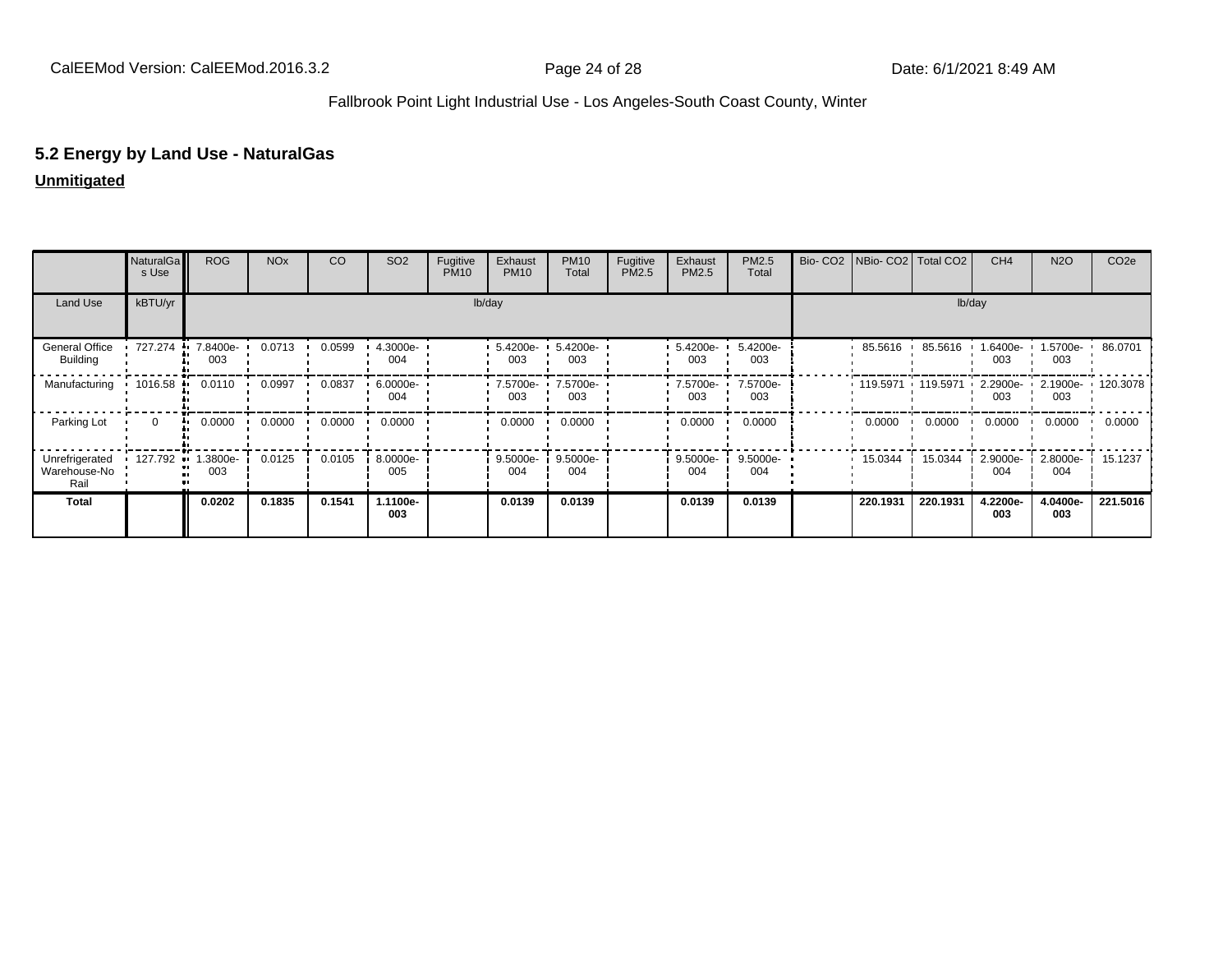## 5.2 Energy by Land Use - NaturalGas

**Unmitigated**

| | NaturalGas Use | ROG | NOx | CO | SO2 | Fugitive PM10 | Exhaust PM10 | PM10 Total | Fugitive PM2.5 | Exhaust PM2.5 | PM2.5 Total | Bio- CO2 | NBio- CO2 | Total CO2 | CH4 | N2O | CO2e |
|---|---|---|---|---|---|---|---|---|---|---|---|---|---|---|---|---|---|
| Land Use | kBTU/yr | lb/day | | | | | | | | | | lb/day | | | | | |
| General Office Building | 727.274 | 7.8400e-003 | 0.0713 | 0.0599 | 4.3000e-004 | | 5.4200e-003 | 5.4200e-003 | | 5.4200e-003 | 5.4200e-003 | | 85.5616 | 85.5616 | 1.6400e-003 | 1.5700e-003 | 86.0701 |
| Manufacturing | 1016.58 | 0.0110 | 0.0997 | 0.0837 | 6.0000e-004 | | 7.5700e-003 | 7.5700e-003 | | 7.5700e-003 | 7.5700e-003 | | 119.5971 | 119.5971 | 2.2900e-003 | 2.1900e-003 | 120.3078 |
| Parking Lot | 0 | 0.0000 | 0.0000 | 0.0000 | 0.0000 | | 0.0000 | 0.0000 | | 0.0000 | 0.0000 | | 0.0000 | 0.0000 | 0.0000 | 0.0000 | 0.0000 |
| Unrefrigerated Warehouse-No Rail | 127.792 | 1.3800e-003 | 0.0125 | 0.0105 | 8.0000e-005 | | 9.5000e-004 | 9.5000e-004 | | 9.5000e-004 | 9.5000e-004 | | 15.0344 | 15.0344 | 2.9000e-004 | 2.8000e-004 | 15.1237 |
| **Total** | | **0.0202** | **0.1835** | **0.1541** | **1.1100e-003** | | **0.0139** | **0.0139** | | **0.0139** | **0.0139** | | **220.1931** | **220.1931** | **4.2200e-003** | **4.0400e-003** | **221.5016** |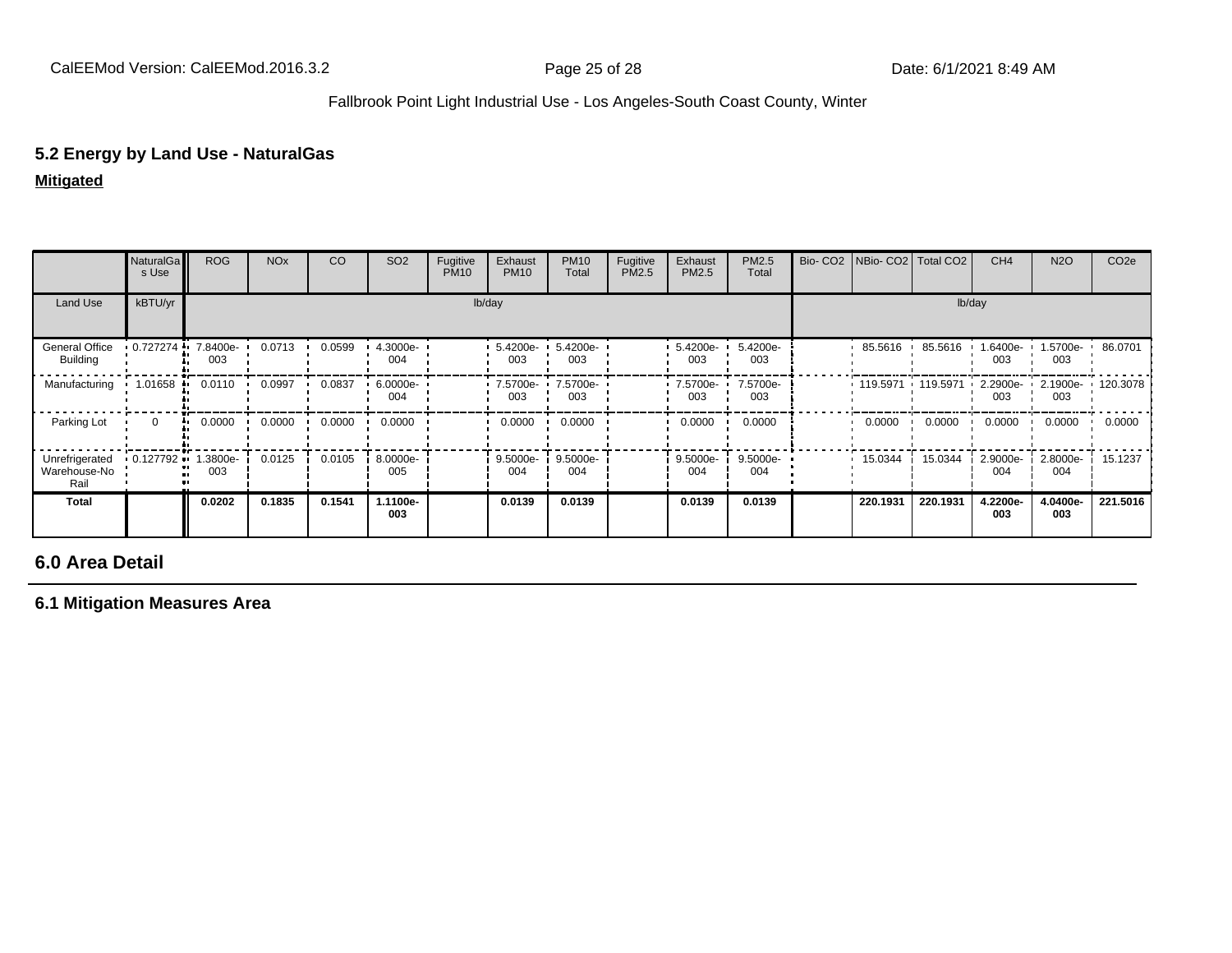## 5.2 Energy by Land Use - NaturalGas

**Mitigated**

| | NaturalGas Use | ROG | NOx | CO | SO2 | Fugitive PM10 | Exhaust PM10 | PM10 Total | Fugitive PM2.5 | Exhaust PM2.5 | PM2.5 Total | Bio- CO2 | NBio- CO2 | Total CO2 | CH4 | N2O | CO2e |
|---|---|---|---|---|---|---|---|---|---|---|---|---|---|---|---|---|---|
| Land Use | kBTU/yr | lb/day | | | | | | | | | | lb/day | | | | | |
| General Office Building | 0.727274 | 7.8400e-003 | 0.0713 | 0.0599 | 4.3000e-004 | | 5.4200e-003 | 5.4200e-003 | | 5.4200e-003 | 5.4200e-003 | | 85.5616 | 85.5616 | 1.6400e-003 | 1.5700e-003 | 86.0701 |
| Manufacturing | 1.01658 | 0.0110 | 0.0997 | 0.0837 | 6.0000e-004 | | 7.5700e-003 | 7.5700e-003 | | 7.5700e-003 | 7.5700e-003 | | 119.5971 | 119.5971 | 2.2900e-003 | 2.1900e-003 | 120.3078 |
| Parking Lot | 0 | 0.0000 | 0.0000 | 0.0000 | 0.0000 | | 0.0000 | 0.0000 | | 0.0000 | 0.0000 | | 0.0000 | 0.0000 | 0.0000 | 0.0000 | 0.0000 |
| Unrefrigerated Warehouse-No Rail | 0.127792 | 1.3800e-003 | 0.0125 | 0.0105 | 8.0000e-005 | | 9.5000e-004 | 9.5000e-004 | | 9.5000e-004 | 9.5000e-004 | | 15.0344 | 15.0344 | 2.9000e-004 | 2.8000e-004 | 15.1237 |
| **Total** | | **0.0202** | **0.1835** | **0.1541** | **1.1100e-003** | | **0.0139** | **0.0139** | | **0.0139** | **0.0139** | | **220.1931** | **220.1931** | **4.2200e-003** | **4.0400e-003** | **221.5016** |

# 6.0 Area Detail

## 6.1 Mitigation Measures Area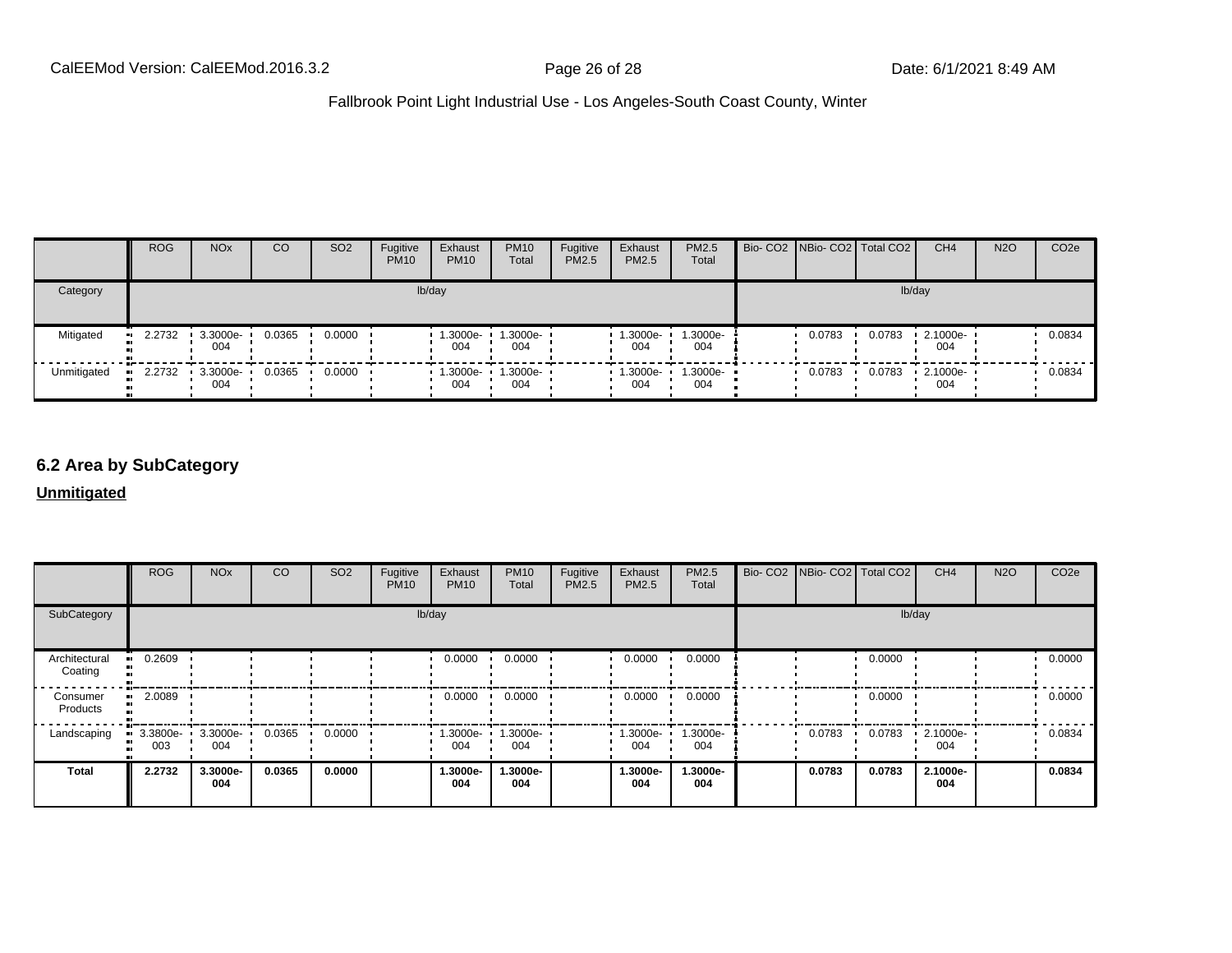|  | ROG | NOx | CO | SO2 | Fugitive PM10 | Exhaust PM10 | PM10 Total | Fugitive PM2.5 | Exhaust PM2.5 | PM2.5 Total | Bio- CO2 | NBio- CO2 | Total CO2 | CH4 | N2O | CO2e |
|---|---|---|---|---|---|---|---|---|---|---|---|---|---|---|---|---|
| Category | lb/day | | | | | | | | | | lb/day | | | | | |
| Mitigated | 2.2732 | 3.3000e-004 | 0.0365 | 0.0000 |  | 1.3000e-004 | 1.3000e-004 |  | 1.3000e-004 | 1.3000e-004 |  | 0.0783 | 0.0783 | 2.1000e-004 |  | 0.0834 |
| Unmitigated | 2.2732 | 3.3000e-004 | 0.0365 | 0.0000 |  | 1.3000e-004 | 1.3000e-004 |  | 1.3000e-004 | 1.3000e-004 |  | 0.0783 | 0.0783 | 2.1000e-004 |  | 0.0834 |

## 6.2 Area by SubCategory

**Unmitigated**

|  | ROG | NOx | CO | SO2 | Fugitive PM10 | Exhaust PM10 | PM10 Total | Fugitive PM2.5 | Exhaust PM2.5 | PM2.5 Total | Bio- CO2 | NBio- CO2 | Total CO2 | CH4 | N2O | CO2e |
|---|---|---|---|---|---|---|---|---|---|---|---|---|---|---|---|---|
| SubCategory | lb/day | | | | | | | | | | lb/day | | | | | |
| Architectural Coating | 0.2609 |  |  |  |  | 0.0000 | 0.0000 |  | 0.0000 | 0.0000 |  |  | 0.0000 |  |  | 0.0000 |
| Consumer Products | 2.0089 |  |  |  |  | 0.0000 | 0.0000 |  | 0.0000 | 0.0000 |  |  | 0.0000 |  |  | 0.0000 |
| Landscaping | 3.3800e-003 | 3.3000e-004 | 0.0365 | 0.0000 |  | 1.3000e-004 | 1.3000e-004 |  | 1.3000e-004 | 1.3000e-004 |  | 0.0783 | 0.0783 | 2.1000e-004 |  | 0.0834 |
| **Total** | **2.2732** | **3.3000e-004** | **0.0365** | **0.0000** |  | **1.3000e-004** | **1.3000e-004** |  | **1.3000e-004** | **1.3000e-004** |  | **0.0783** | **0.0783** | **2.1000e-004** |  | **0.0834** |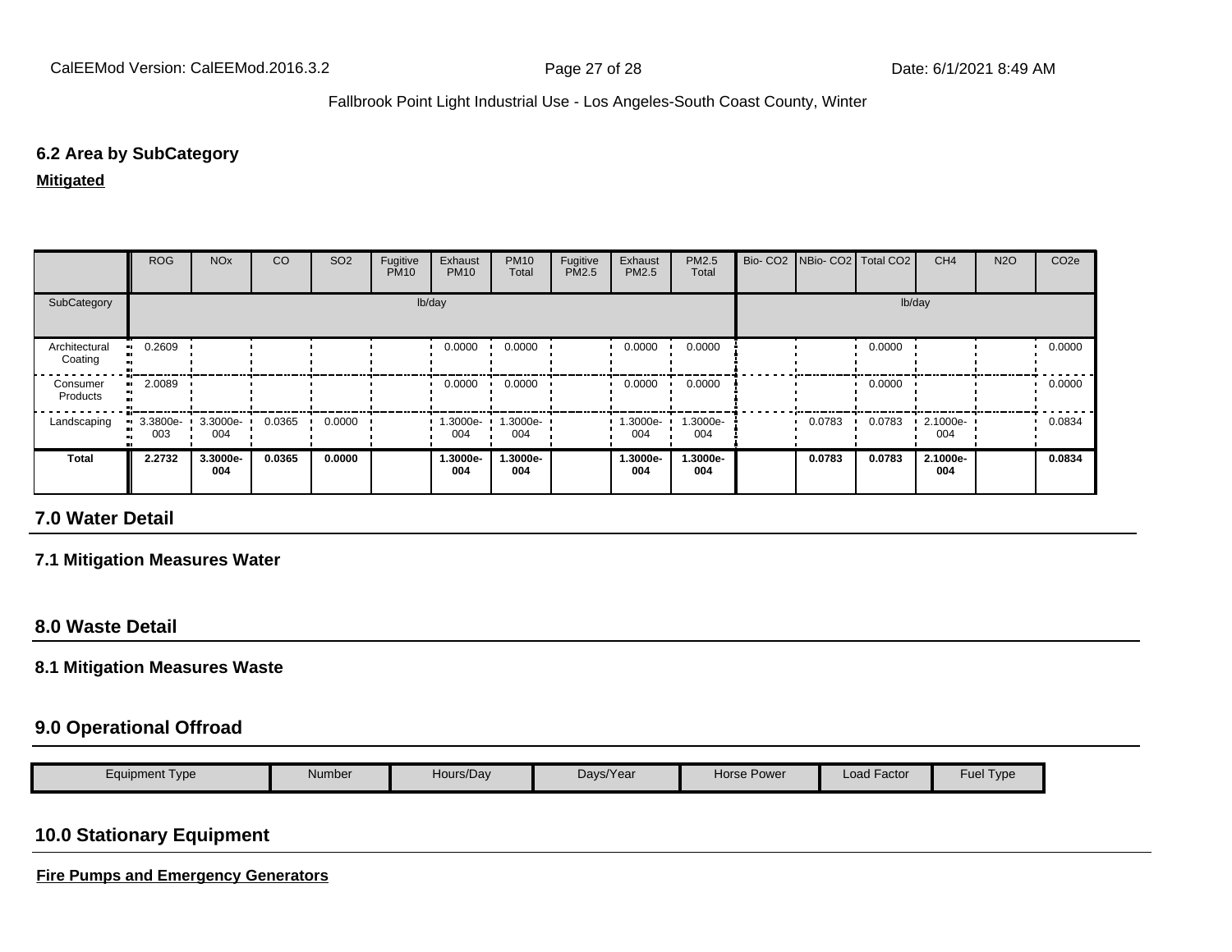### 6.2 Area by SubCategory

**Mitigated**

| | ROG | NOx | CO | SO2 | Fugitive PM10 | Exhaust PM10 | PM10 Total | Fugitive PM2.5 | Exhaust PM2.5 | PM2.5 Total | Bio- CO2 | NBio- CO2 | Total CO2 | CH4 | N2O | CO2e |
|---|---|---|---|---|---|---|---|---|---|---|---|---|---|---|---|---|
| SubCategory | lb/day | | | | | | | | | | lb/day | | | | | |
| Architectural Coating | 0.2609 | | | | | 0.0000 | 0.0000 | | 0.0000 | 0.0000 | | | 0.0000 | | | 0.0000 |
| Consumer Products | 2.0089 | | | | | 0.0000 | 0.0000 | | 0.0000 | 0.0000 | | | 0.0000 | | | 0.0000 |
| Landscaping | 3.3800e-003 | 3.3000e-004 | 0.0365 | 0.0000 | | 1.3000e-004 | 1.3000e-004 | | 1.3000e-004 | 1.3000e-004 | | 0.0783 | 0.0783 | 2.1000e-004 | | 0.0834 |
| **Total** | **2.2732** | **3.3000e-004** | **0.0365** | **0.0000** | | **1.3000e-004** | **1.3000e-004** | | **1.3000e-004** | **1.3000e-004** | | **0.0783** | **0.0783** | **2.1000e-004** | | **0.0834** |

## 7.0 Water Detail

### 7.1 Mitigation Measures Water

## 8.0 Waste Detail

### 8.1 Mitigation Measures Waste

## 9.0 Operational Offroad

| Equipment Type | Number | Hours/Day | Days/Year | Horse Power | Load Factor | Fuel Type |
|---|---|---|---|---|---|---|

## 10.0 Stationary Equipment

**Fire Pumps and Emergency Generators**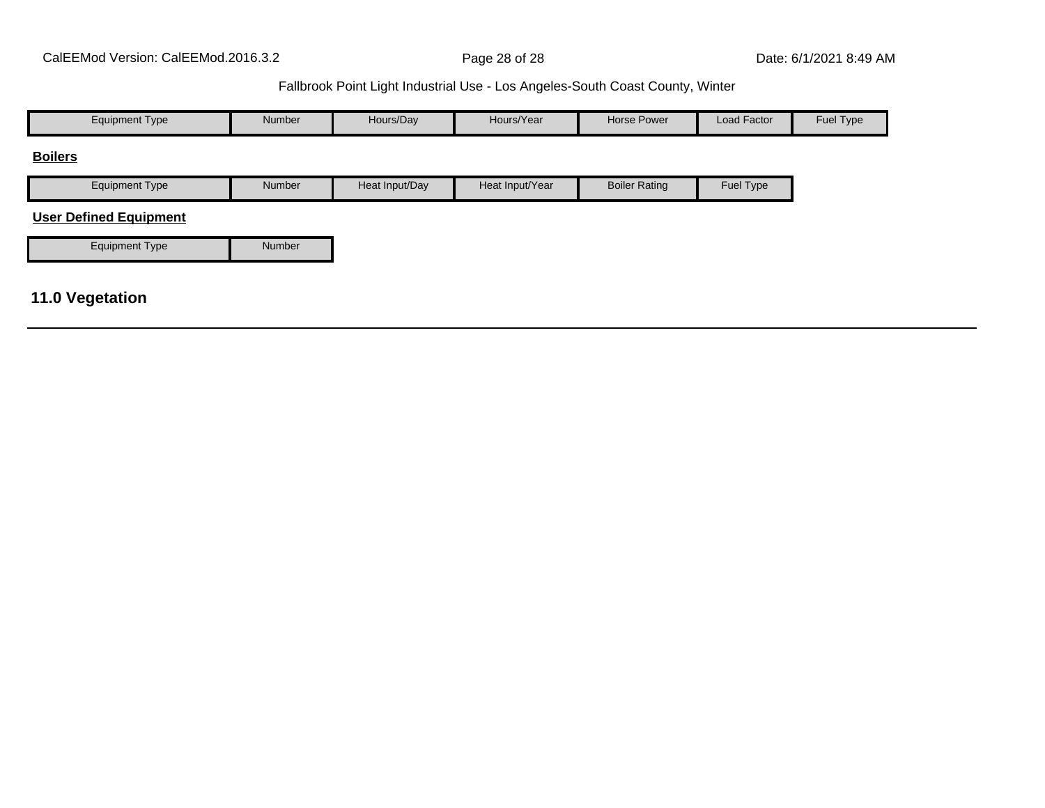| Equipment Type | Number | Hours/Day | Hours/Year | Horse Power | Load Factor | Fuel Type |
|---|---|---|---|---|---|---|

**Boilers**

| Equipment Type | Number | Heat Input/Day | Heat Input/Year | Boiler Rating | Fuel Type |
|---|---|---|---|---|---|

**User Defined Equipment**

| Equipment Type | Number |
|---|---|

## 11.0 Vegetation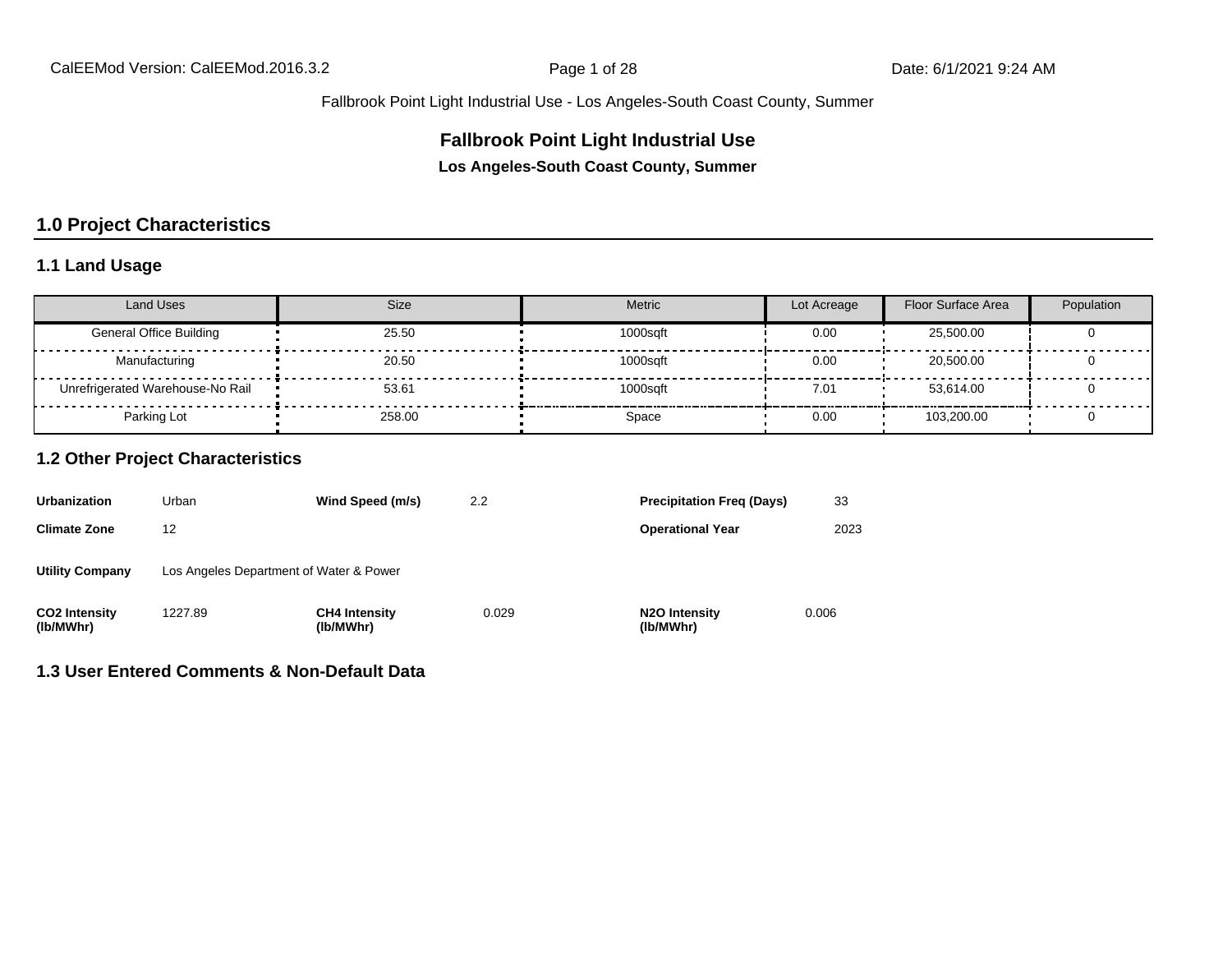# Fallbrook Point Light Industrial Use

**Los Angeles-South Coast County, Summer**

## 1.0 Project Characteristics

### 1.1 Land Usage

| Land Uses | Size | Metric | Lot Acreage | Floor Surface Area | Population |
|---|---|---|---|---|---|
| General Office Building | 25.50 | 1000sqft | 0.00 | 25,500.00 | 0 |
| Manufacturing | 20.50 | 1000sqft | 0.00 | 20,500.00 | 0 |
| Unrefrigerated Warehouse-No Rail | 53.61 | 1000sqft | 7.01 | 53,614.00 | 0 |
| Parking Lot | 258.00 | Space | 0.00 | 103,200.00 | 0 |

### 1.2 Other Project Characteristics

| | | | | | |
|---|---|---|---|---|---|
| **Urbanization** | Urban | **Wind Speed (m/s)** | 2.2 | **Precipitation Freq (Days)** | 33 |
| **Climate Zone** | 12 | | | **Operational Year** | 2023 |
| **Utility Company** | Los Angeles Department of Water & Power | | | | |
| **CO2 Intensity (lb/MWhr)** | 1227.89 | **CH4 Intensity (lb/MWhr)** | 0.029 | **N2O Intensity (lb/MWhr)** | 0.006 |

### 1.3 User Entered Comments & Non-Default Data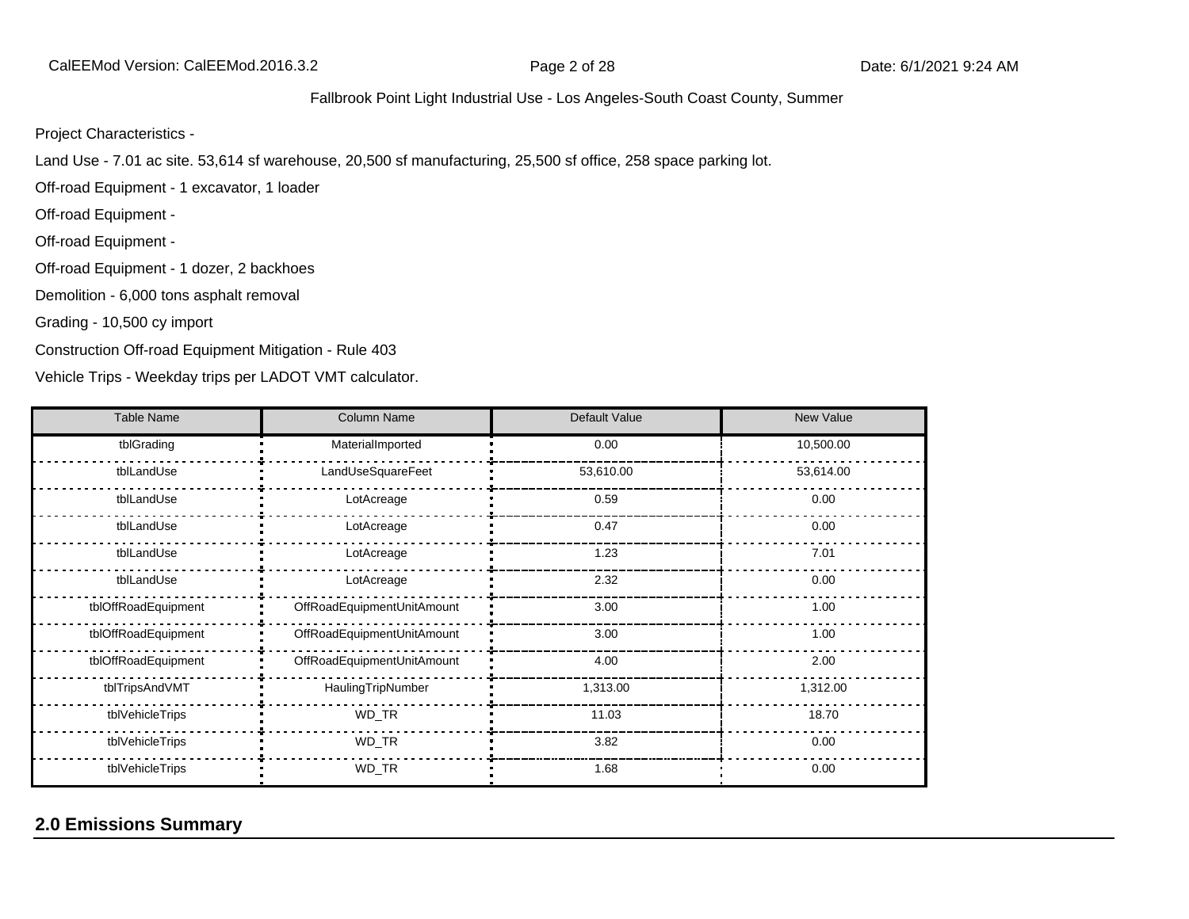Fallbrook Point Light Industrial Use - Los Angeles-South Coast County, Summer

Project Characteristics -

Land Use - 7.01 ac site. 53,614 sf warehouse, 20,500 sf manufacturing, 25,500 sf office, 258 space parking lot.

Off-road Equipment - 1 excavator, 1 loader

Off-road Equipment -

Off-road Equipment -

Off-road Equipment - 1 dozer, 2 backhoes

Demolition - 6,000 tons asphalt removal

Grading - 10,500 cy import

Construction Off-road Equipment Mitigation - Rule 403

Vehicle Trips - Weekday trips per LADOT VMT calculator.

| Table Name | Column Name | Default Value | New Value |
|---|---|---|---|
| tblGrading | MaterialImported | 0.00 | 10,500.00 |
| tblLandUse | LandUseSquareFeet | 53,610.00 | 53,614.00 |
| tblLandUse | LotAcreage | 0.59 | 0.00 |
| tblLandUse | LotAcreage | 0.47 | 0.00 |
| tblLandUse | LotAcreage | 1.23 | 7.01 |
| tblLandUse | LotAcreage | 2.32 | 0.00 |
| tblOffRoadEquipment | OffRoadEquipmentUnitAmount | 3.00 | 1.00 |
| tblOffRoadEquipment | OffRoadEquipmentUnitAmount | 3.00 | 1.00 |
| tblOffRoadEquipment | OffRoadEquipmentUnitAmount | 4.00 | 2.00 |
| tblTripsAndVMT | HaulingTripNumber | 1,313.00 | 1,312.00 |
| tblVehicleTrips | WD_TR | 11.03 | 18.70 |
| tblVehicleTrips | WD_TR | 3.82 | 0.00 |
| tblVehicleTrips | WD_TR | 1.68 | 0.00 |

## 2.0 Emissions Summary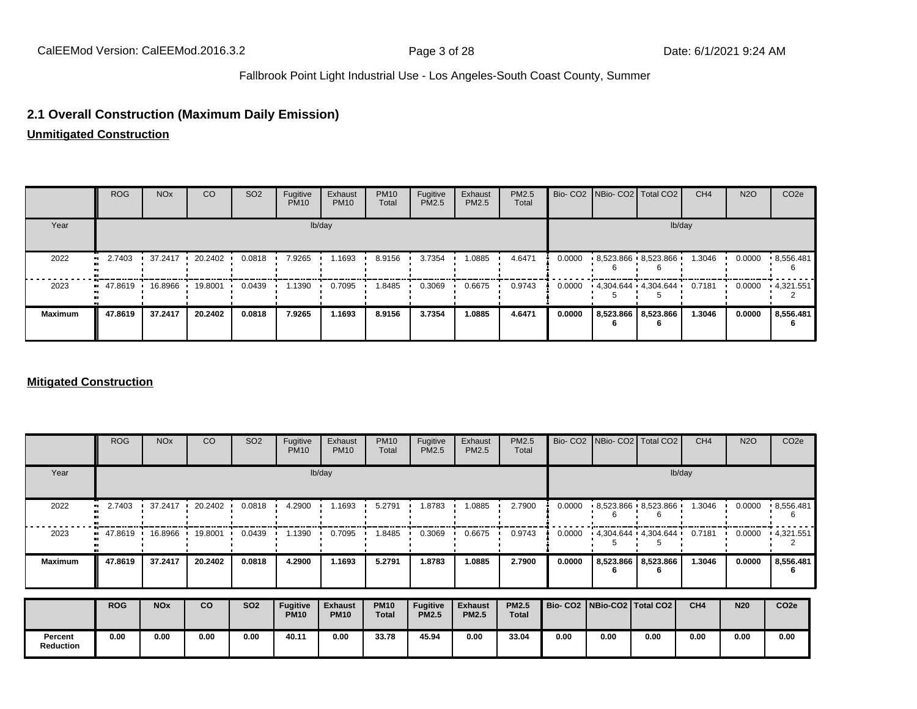## 2.1 Overall Construction (Maximum Daily Emission)

**Unmitigated Construction**

| | ROG | NOx | CO | SO2 | Fugitive PM10 | Exhaust PM10 | PM10 Total | Fugitive PM2.5 | Exhaust PM2.5 | PM2.5 Total | Bio- CO2 | NBio- CO2 | Total CO2 | CH4 | N2O | CO2e |
|---|---|---|---|---|---|---|---|---|---|---|---|---|---|---|---|---|
| Year | lb/day | | | | | | | | | | lb/day | | | | | |
| 2022 | 2.7403 | 37.2417 | 20.2402 | 0.0818 | 7.9265 | 1.1693 | 8.9156 | 3.7354 | 1.0885 | 4.6471 | 0.0000 | 8,523.8666 | 8,523.8666 | 1.3046 | 0.0000 | 8,556.4816 |
| 2023 | 47.8619 | 16.8966 | 19.8001 | 0.0439 | 1.1390 | 0.7095 | 1.8485 | 0.3069 | 0.6675 | 0.9743 | 0.0000 | 4,304.6445 | 4,304.6445 | 0.7181 | 0.0000 | 4,321.5512 |
| **Maximum** | **47.8619** | **37.2417** | **20.2402** | **0.0818** | **7.9265** | **1.1693** | **8.9156** | **3.7354** | **1.0885** | **4.6471** | **0.0000** | **8,523.8666** | **8,523.8666** | **1.3046** | **0.0000** | **8,556.4816** |

**Mitigated Construction**

| | ROG | NOx | CO | SO2 | Fugitive PM10 | Exhaust PM10 | PM10 Total | Fugitive PM2.5 | Exhaust PM2.5 | PM2.5 Total | Bio- CO2 | NBio- CO2 | Total CO2 | CH4 | N2O | CO2e |
|---|---|---|---|---|---|---|---|---|---|---|---|---|---|---|---|---|
| Year | lb/day | | | | | | | | | | lb/day | | | | | |
| 2022 | 2.7403 | 37.2417 | 20.2402 | 0.0818 | 4.2900 | 1.1693 | 5.2791 | 1.8783 | 1.0885 | 2.7900 | 0.0000 | 8,523.8666 | 8,523.8666 | 1.3046 | 0.0000 | 8,556.4816 |
| 2023 | 47.8619 | 16.8966 | 19.8001 | 0.0439 | 1.1390 | 0.7095 | 1.8485 | 0.3069 | 0.6675 | 0.9743 | 0.0000 | 4,304.6445 | 4,304.6445 | 0.7181 | 0.0000 | 4,321.5512 |
| **Maximum** | **47.8619** | **37.2417** | **20.2402** | **0.0818** | **4.2900** | **1.1693** | **5.2791** | **1.8783** | **1.0885** | **2.7900** | **0.0000** | **8,523.8666** | **8,523.8666** | **1.3046** | **0.0000** | **8,556.4816** |

| | ROG | NOx | CO | SO2 | Fugitive PM10 | Exhaust PM10 | PM10 Total | Fugitive PM2.5 | Exhaust PM2.5 | PM2.5 Total | Bio- CO2 | NBio-CO2 | Total CO2 | CH4 | N20 | CO2e |
|---|---|---|---|---|---|---|---|---|---|---|---|---|---|---|---|---|
| **Percent Reduction** | **0.00** | **0.00** | **0.00** | **0.00** | **40.11** | **0.00** | **33.78** | **45.94** | **0.00** | **33.04** | **0.00** | **0.00** | **0.00** | **0.00** | **0.00** | **0.00** |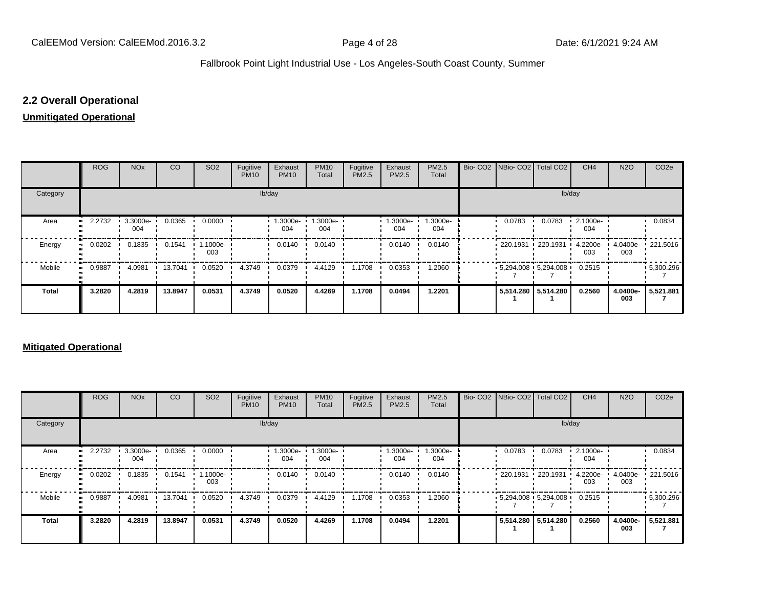## 2.2 Overall Operational

**Unmitigated Operational**

| | ROG | NOx | CO | SO2 | Fugitive PM10 | Exhaust PM10 | PM10 Total | Fugitive PM2.5 | Exhaust PM2.5 | PM2.5 Total | Bio- CO2 | NBio- CO2 | Total CO2 | CH4 | N2O | CO2e |
|---|---|---|---|---|---|---|---|---|---|---|---|---|---|---|---|---|
| Category | lb/day | | | | | | | | | | lb/day | | | | | |
| Area | 2.2732 | 3.3000e-004 | 0.0365 | 0.0000 | | 1.3000e-004 | 1.3000e-004 | | 1.3000e-004 | 1.3000e-004 | | 0.0783 | 0.0783 | 2.1000e-004 | | 0.0834 |
| Energy | 0.0202 | 0.1835 | 0.1541 | 1.1000e-003 | | 0.0140 | 0.0140 | | 0.0140 | 0.0140 | | 220.1931 | 220.1931 | 4.2200e-003 | 4.0400e-003 | 221.5016 |
| Mobile | 0.9887 | 4.0981 | 13.7041 | 0.0520 | 4.3749 | 0.0379 | 4.4129 | 1.1708 | 0.0353 | 1.2060 | | 5,294.0087 | 5,294.0087 | 0.2515 | | 5,300.2967 |
| **Total** | **3.2820** | **4.2819** | **13.8947** | **0.0531** | **4.3749** | **0.0520** | **4.4269** | **1.1708** | **0.0494** | **1.2201** | | **5,514.2801** | **5,514.2801** | **0.2560** | **4.0400e-003** | **5,521.8817** |

**Mitigated Operational**

| | ROG | NOx | CO | SO2 | Fugitive PM10 | Exhaust PM10 | PM10 Total | Fugitive PM2.5 | Exhaust PM2.5 | PM2.5 Total | Bio- CO2 | NBio- CO2 | Total CO2 | CH4 | N2O | CO2e |
|---|---|---|---|---|---|---|---|---|---|---|---|---|---|---|---|---|
| Category | lb/day | | | | | | | | | | lb/day | | | | | |
| Area | 2.2732 | 3.3000e-004 | 0.0365 | 0.0000 | | 1.3000e-004 | 1.3000e-004 | | 1.3000e-004 | 1.3000e-004 | | 0.0783 | 0.0783 | 2.1000e-004 | | 0.0834 |
| Energy | 0.0202 | 0.1835 | 0.1541 | 1.1000e-003 | | 0.0140 | 0.0140 | | 0.0140 | 0.0140 | | 220.1931 | 220.1931 | 4.2200e-003 | 4.0400e-003 | 221.5016 |
| Mobile | 0.9887 | 4.0981 | 13.7041 | 0.0520 | 4.3749 | 0.0379 | 4.4129 | 1.1708 | 0.0353 | 1.2060 | | 5,294.0087 | 5,294.0087 | 0.2515 | | 5,300.2967 |
| **Total** | **3.2820** | **4.2819** | **13.8947** | **0.0531** | **4.3749** | **0.0520** | **4.4269** | **1.1708** | **0.0494** | **1.2201** | | **5,514.2801** | **5,514.2801** | **0.2560** | **4.0400e-003** | **5,521.8817** |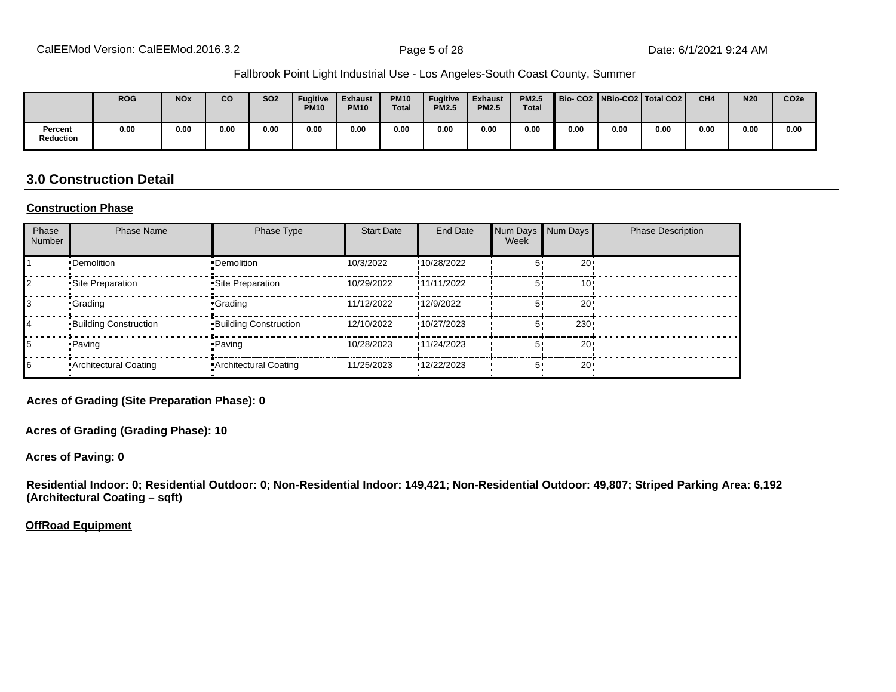Fallbrook Point Light Industrial Use - Los Angeles-South Coast County, Summer

| | ROG | NOx | CO | SO2 | Fugitive PM10 | Exhaust PM10 | PM10 Total | Fugitive PM2.5 | Exhaust PM2.5 | PM2.5 Total | Bio- CO2 | NBio-CO2 | Total CO2 | CH4 | N20 | CO2e |
|---|---|---|---|---|---|---|---|---|---|---|---|---|---|---|---|---|
| Percent Reduction | 0.00 | 0.00 | 0.00 | 0.00 | 0.00 | 0.00 | 0.00 | 0.00 | 0.00 | 0.00 | 0.00 | 0.00 | 0.00 | 0.00 | 0.00 | 0.00 |

## 3.0 Construction Detail

**Construction Phase**

| Phase Number | Phase Name | Phase Type | Start Date | End Date | Num Days Week | Num Days | Phase Description |
|---|---|---|---|---|---|---|---|
| 1 | Demolition | Demolition | 10/3/2022 | 10/28/2022 | 5 | 20 | |
| 2 | Site Preparation | Site Preparation | 10/29/2022 | 11/11/2022 | 5 | 10 | |
| 3 | Grading | Grading | 11/12/2022 | 12/9/2022 | 5 | 20 | |
| 4 | Building Construction | Building Construction | 12/10/2022 | 10/27/2023 | 5 | 230 | |
| 5 | Paving | Paving | 10/28/2023 | 11/24/2023 | 5 | 20 | |
| 6 | Architectural Coating | Architectural Coating | 11/25/2023 | 12/22/2023 | 5 | 20 | |

**Acres of Grading (Site Preparation Phase): 0**

**Acres of Grading (Grading Phase): 10**

**Acres of Paving: 0**

**Residential Indoor: 0; Residential Outdoor: 0; Non-Residential Indoor: 149,421; Non-Residential Outdoor: 49,807; Striped Parking Area: 6,192 (Architectural Coating – sqft)**

**OffRoad Equipment**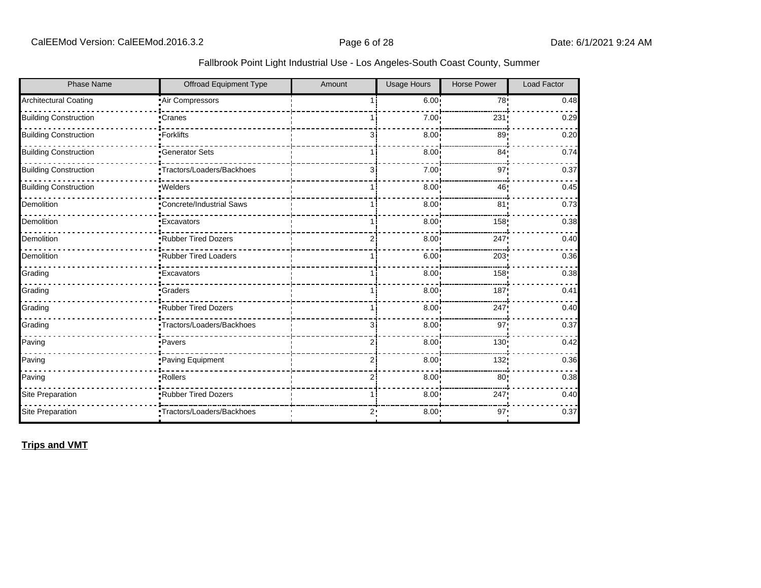Fallbrook Point Light Industrial Use - Los Angeles-South Coast County, Summer

| Phase Name | Offroad Equipment Type | Amount | Usage Hours | Horse Power | Load Factor |
|---|---|---|---|---|---|
| Architectural Coating | Air Compressors | 1 | 6.00 | 78 | 0.48 |
| Building Construction | Cranes | 1 | 7.00 | 231 | 0.29 |
| Building Construction | Forklifts | 3 | 8.00 | 89 | 0.20 |
| Building Construction | Generator Sets | 1 | 8.00 | 84 | 0.74 |
| Building Construction | Tractors/Loaders/Backhoes | 3 | 7.00 | 97 | 0.37 |
| Building Construction | Welders | 1 | 8.00 | 46 | 0.45 |
| Demolition | Concrete/Industrial Saws | 1 | 8.00 | 81 | 0.73 |
| Demolition | Excavators | 1 | 8.00 | 158 | 0.38 |
| Demolition | Rubber Tired Dozers | 2 | 8.00 | 247 | 0.40 |
| Demolition | Rubber Tired Loaders | 1 | 6.00 | 203 | 0.36 |
| Grading | Excavators | 1 | 8.00 | 158 | 0.38 |
| Grading | Graders | 1 | 8.00 | 187 | 0.41 |
| Grading | Rubber Tired Dozers | 1 | 8.00 | 247 | 0.40 |
| Grading | Tractors/Loaders/Backhoes | 3 | 8.00 | 97 | 0.37 |
| Paving | Pavers | 2 | 8.00 | 130 | 0.42 |
| Paving | Paving Equipment | 2 | 8.00 | 132 | 0.36 |
| Paving | Rollers | 2 | 8.00 | 80 | 0.38 |
| Site Preparation | Rubber Tired Dozers | 1 | 8.00 | 247 | 0.40 |
| Site Preparation | Tractors/Loaders/Backhoes | 2 | 8.00 | 97 | 0.37 |

**Trips and VMT**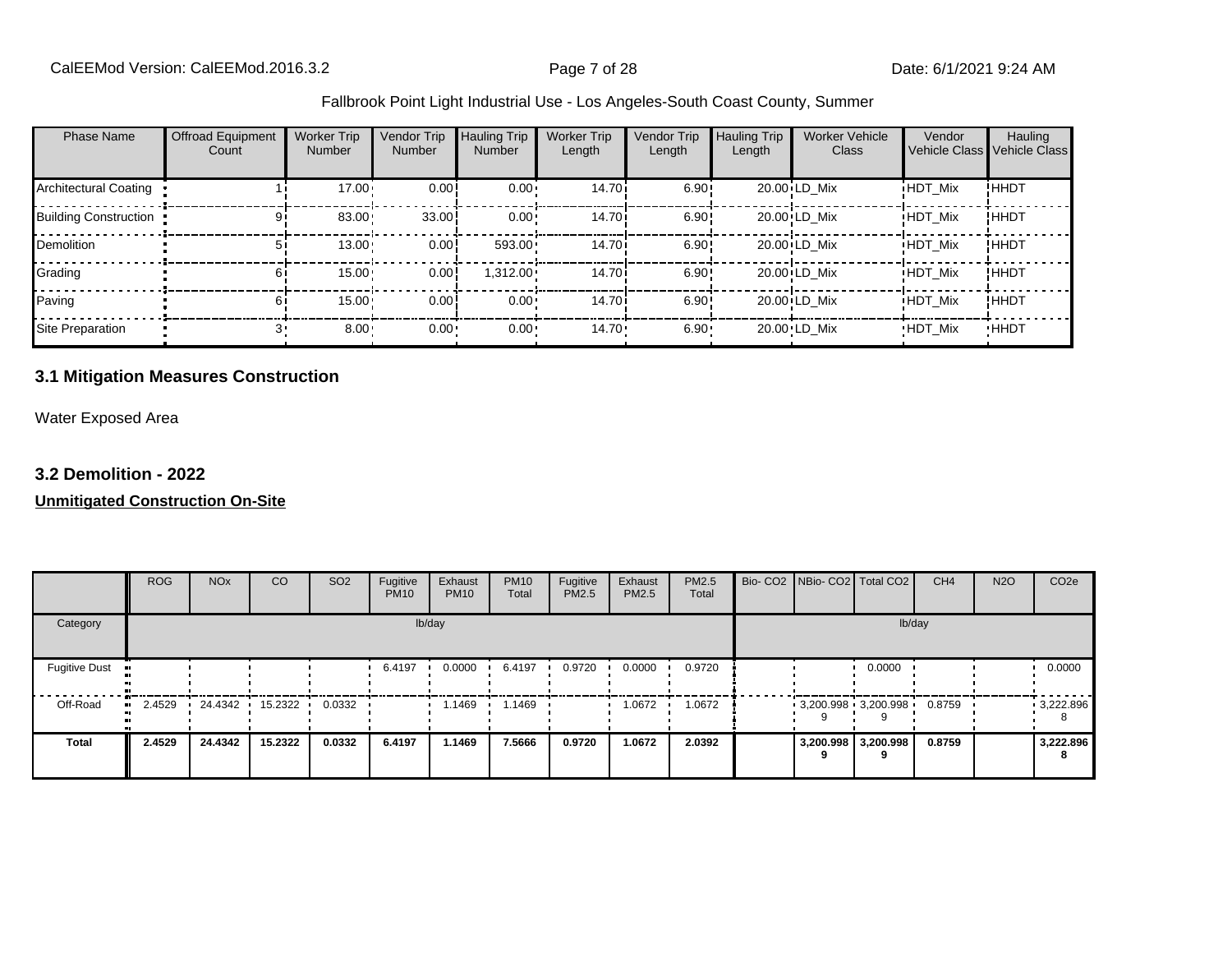Fallbrook Point Light Industrial Use - Los Angeles-South Coast County, Summer

| Phase Name | Offroad Equipment Count | Worker Trip Number | Vendor Trip Number | Hauling Trip Number | Worker Trip Length | Vendor Trip Length | Hauling Trip Length | Worker Vehicle Class | Vendor Vehicle Class | Hauling Vehicle Class |
|---|---|---|---|---|---|---|---|---|---|---|
| Architectural Coating | 1 | 17.00 | 0.00 | 0.00 | 14.70 | 6.90 | 20.00 | LD_Mix | HDT_Mix | HHDT |
| Building Construction | 9 | 83.00 | 33.00 | 0.00 | 14.70 | 6.90 | 20.00 | LD_Mix | HDT_Mix | HHDT |
| Demolition | 5 | 13.00 | 0.00 | 593.00 | 14.70 | 6.90 | 20.00 | LD_Mix | HDT_Mix | HHDT |
| Grading | 6 | 15.00 | 0.00 | 1,312.00 | 14.70 | 6.90 | 20.00 | LD_Mix | HDT_Mix | HHDT |
| Paving | 6 | 15.00 | 0.00 | 0.00 | 14.70 | 6.90 | 20.00 | LD_Mix | HDT_Mix | HHDT |
| Site Preparation | 3 | 8.00 | 0.00 | 0.00 | 14.70 | 6.90 | 20.00 | LD_Mix | HDT_Mix | HHDT |

## 3.1 Mitigation Measures Construction

Water Exposed Area

## 3.2 Demolition - 2022

**Unmitigated Construction On-Site**

| | ROG | NOx | CO | SO2 | Fugitive PM10 | Exhaust PM10 | PM10 Total | Fugitive PM2.5 | Exhaust PM2.5 | PM2.5 Total | Bio- CO2 | NBio- CO2 | Total CO2 | CH4 | N2O | CO2e |
|---|---|---|---|---|---|---|---|---|---|---|---|---|---|---|---|---|
| Category | lb/day | | | | | | | | | | lb/day | | | | | |
| Fugitive Dust | | | | | 6.4197 | 0.0000 | 6.4197 | 0.9720 | 0.0000 | 0.9720 | | | 0.0000 | | | 0.0000 |
| Off-Road | 2.4529 | 24.4342 | 15.2322 | 0.0332 | | 1.1469 | 1.1469 | | 1.0672 | 1.0672 | | 3,200.998 9 | 3,200.998 9 | 0.8759 | | 3,222.896 8 |
| **Total** | **2.4529** | **24.4342** | **15.2322** | **0.0332** | **6.4197** | **1.1469** | **7.5666** | **0.9720** | **1.0672** | **2.0392** | | **3,200.998 9** | **3,200.998 9** | **0.8759** | | **3,222.896 8** |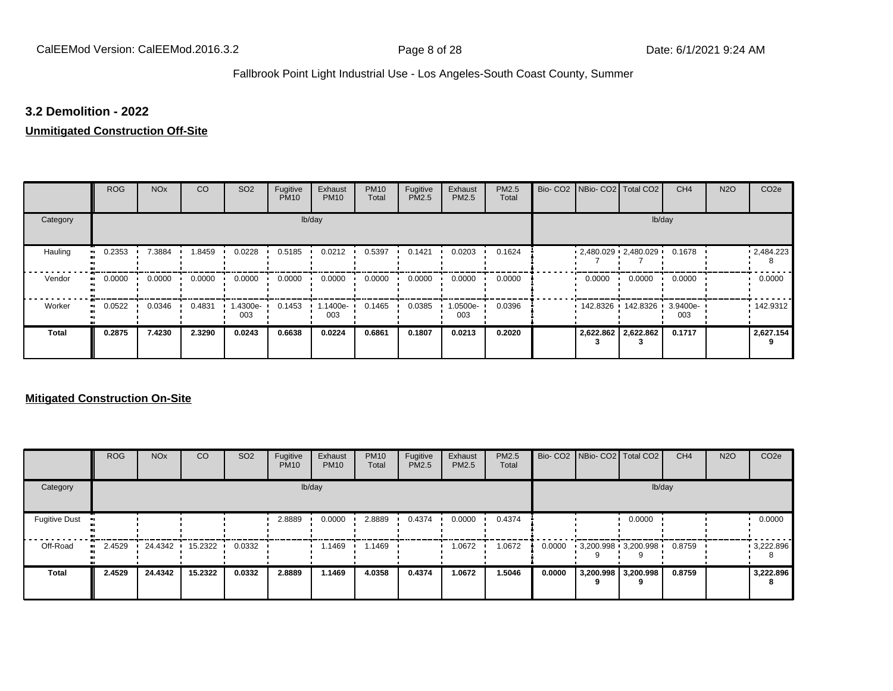### 3.2 Demolition - 2022

**Unmitigated Construction Off-Site**

| | ROG | NOx | CO | SO2 | Fugitive PM10 | Exhaust PM10 | PM10 Total | Fugitive PM2.5 | Exhaust PM2.5 | PM2.5 Total | Bio- CO2 | NBio- CO2 | Total CO2 | CH4 | N2O | CO2e |
|---|---|---|---|---|---|---|---|---|---|---|---|---|---|---|---|---|
| Category | lb/day | | | | | | | | | | lb/day | | | | | |
| Hauling | 0.2353 | 7.3884 | 1.8459 | 0.0228 | 0.5185 | 0.0212 | 0.5397 | 0.1421 | 0.0203 | 0.1624 | | 2,480.0297 | 2,480.0297 | 0.1678 | | 2,484.2238 |
| Vendor | 0.0000 | 0.0000 | 0.0000 | 0.0000 | 0.0000 | 0.0000 | 0.0000 | 0.0000 | 0.0000 | 0.0000 | | 0.0000 | 0.0000 | 0.0000 | | 0.0000 |
| Worker | 0.0522 | 0.0346 | 0.4831 | 1.4300e-003 | 0.1453 | 1.1400e-003 | 0.1465 | 0.0385 | 1.0500e-003 | 0.0396 | | 142.8326 | 142.8326 | 3.9400e-003 | | 142.9312 |
| **Total** | **0.2875** | **7.4230** | **2.3290** | **0.0243** | **0.6638** | **0.0224** | **0.6861** | **0.1807** | **0.0213** | **0.2020** | | **2,622.8623** | **2,622.8623** | **0.1717** | | **2,627.1549** |

**Mitigated Construction On-Site**

| | ROG | NOx | CO | SO2 | Fugitive PM10 | Exhaust PM10 | PM10 Total | Fugitive PM2.5 | Exhaust PM2.5 | PM2.5 Total | Bio- CO2 | NBio- CO2 | Total CO2 | CH4 | N2O | CO2e |
|---|---|---|---|---|---|---|---|---|---|---|---|---|---|---|---|---|
| Category | lb/day | | | | | | | | | | lb/day | | | | | |
| Fugitive Dust | | | | | 2.8889 | 0.0000 | 2.8889 | 0.4374 | 0.0000 | 0.4374 | | | 0.0000 | | | 0.0000 |
| Off-Road | 2.4529 | 24.4342 | 15.2322 | 0.0332 | | 1.1469 | 1.1469 | | 1.0672 | 1.0672 | 0.0000 | 3,200.9989 | 3,200.9989 | 0.8759 | | 3,222.8968 |
| **Total** | **2.4529** | **24.4342** | **15.2322** | **0.0332** | **2.8889** | **1.1469** | **4.0358** | **0.4374** | **1.0672** | **1.5046** | **0.0000** | **3,200.9989** | **3,200.9989** | **0.8759** | | **3,222.8968** |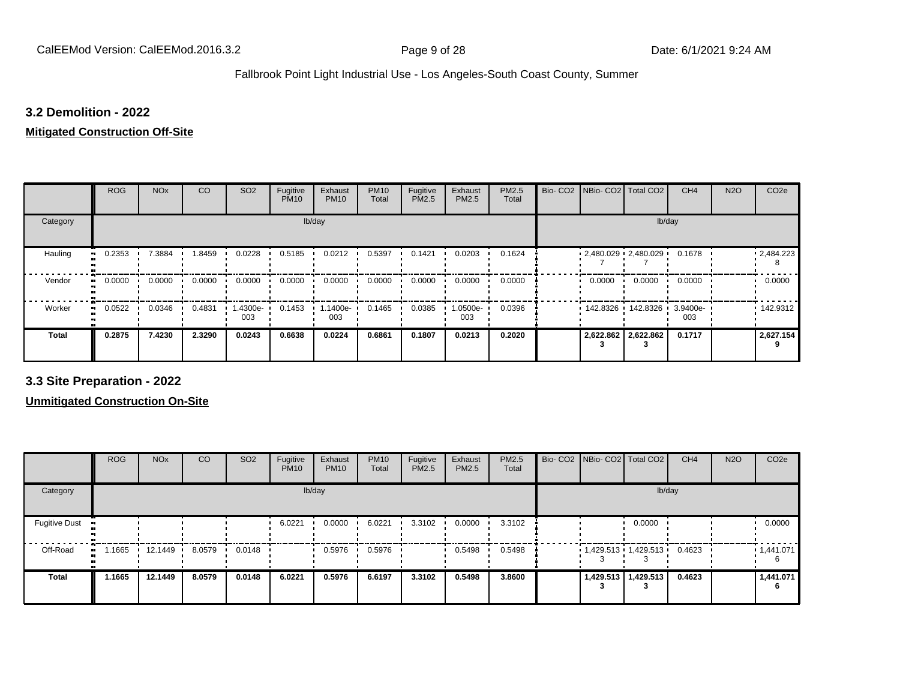### 3.2 Demolition - 2022

**Mitigated Construction Off-Site**

| | ROG | NOx | CO | SO2 | Fugitive PM10 | Exhaust PM10 | PM10 Total | Fugitive PM2.5 | Exhaust PM2.5 | PM2.5 Total | Bio- CO2 | NBio- CO2 | Total CO2 | CH4 | N2O | CO2e |
|---|---|---|---|---|---|---|---|---|---|---|---|---|---|---|---|---|
| Category | lb/day | | | | | | | | | | lb/day | | | | | |
| Hauling | 0.2353 | 7.3884 | 1.8459 | 0.0228 | 0.5185 | 0.0212 | 0.5397 | 0.1421 | 0.0203 | 0.1624 | | 2,480.0297 | 2,480.0297 | 0.1678 | | 2,484.2238 |
| Vendor | 0.0000 | 0.0000 | 0.0000 | 0.0000 | 0.0000 | 0.0000 | 0.0000 | 0.0000 | 0.0000 | 0.0000 | | 0.0000 | 0.0000 | 0.0000 | | 0.0000 |
| Worker | 0.0522 | 0.0346 | 0.4831 | 1.4300e-003 | 0.1453 | 1.1400e-003 | 0.1465 | 0.0385 | 1.0500e-003 | 0.0396 | | 142.8326 | 142.8326 | 3.9400e-003 | | 142.9312 |
| **Total** | **0.2875** | **7.4230** | **2.3290** | **0.0243** | **0.6638** | **0.0224** | **0.6861** | **0.1807** | **0.0213** | **0.2020** | | **2,622.8623** | **2,622.8623** | **0.1717** | | **2,627.1549** |

### 3.3 Site Preparation - 2022

**Unmitigated Construction On-Site**

| | ROG | NOx | CO | SO2 | Fugitive PM10 | Exhaust PM10 | PM10 Total | Fugitive PM2.5 | Exhaust PM2.5 | PM2.5 Total | Bio- CO2 | NBio- CO2 | Total CO2 | CH4 | N2O | CO2e |
|---|---|---|---|---|---|---|---|---|---|---|---|---|---|---|---|---|
| Category | lb/day | | | | | | | | | | lb/day | | | | | |
| Fugitive Dust | | | | | 6.0221 | 0.0000 | 6.0221 | 3.3102 | 0.0000 | 3.3102 | | | 0.0000 | | | 0.0000 |
| Off-Road | 1.1665 | 12.1449 | 8.0579 | 0.0148 | | 0.5976 | 0.5976 | | 0.5498 | 0.5498 | | 1,429.5133 | 1,429.5133 | 0.4623 | | 1,441.0716 |
| **Total** | **1.1665** | **12.1449** | **8.0579** | **0.0148** | **6.0221** | **0.5976** | **6.6197** | **3.3102** | **0.5498** | **3.8600** | | **1,429.5133** | **1,429.5133** | **0.4623** | | **1,441.0716** |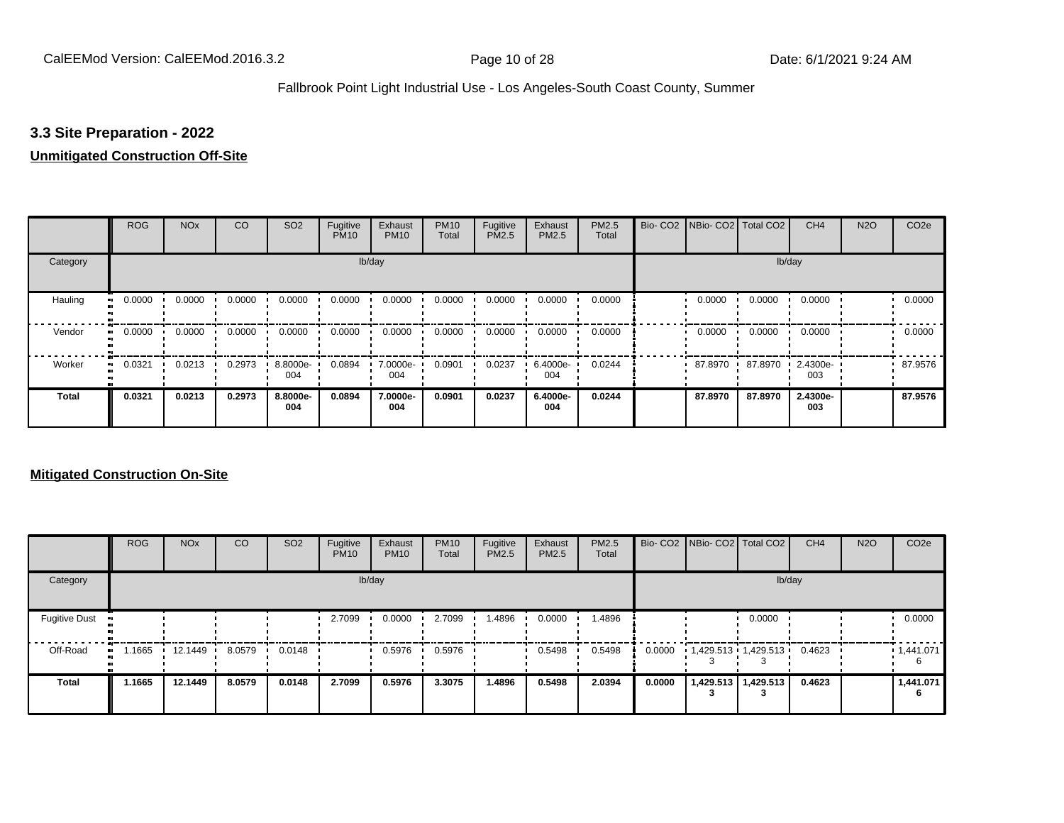### 3.3 Site Preparation - 2022

**Unmitigated Construction Off-Site**

| | ROG | NOx | CO | SO2 | Fugitive PM10 | Exhaust PM10 | PM10 Total | Fugitive PM2.5 | Exhaust PM2.5 | PM2.5 Total | Bio- CO2 | NBio- CO2 | Total CO2 | CH4 | N2O | CO2e |
|---|---|---|---|---|---|---|---|---|---|---|---|---|---|---|---|---|
| Category | lb/day | | | | | | | | | | lb/day | | | | | |
| Hauling | 0.0000 | 0.0000 | 0.0000 | 0.0000 | 0.0000 | 0.0000 | 0.0000 | 0.0000 | 0.0000 | 0.0000 | | 0.0000 | 0.0000 | 0.0000 | | 0.0000 |
| Vendor | 0.0000 | 0.0000 | 0.0000 | 0.0000 | 0.0000 | 0.0000 | 0.0000 | 0.0000 | 0.0000 | 0.0000 | | 0.0000 | 0.0000 | 0.0000 | | 0.0000 |
| Worker | 0.0321 | 0.0213 | 0.2973 | 8.8000e-004 | 0.0894 | 7.0000e-004 | 0.0901 | 0.0237 | 6.4000e-004 | 0.0244 | | 87.8970 | 87.8970 | 2.4300e-003 | | 87.9576 |
| **Total** | **0.0321** | **0.0213** | **0.2973** | **8.8000e-004** | **0.0894** | **7.0000e-004** | **0.0901** | **0.0237** | **6.4000e-004** | **0.0244** | | **87.8970** | **87.8970** | **2.4300e-003** | | **87.9576** |

**Mitigated Construction On-Site**

| | ROG | NOx | CO | SO2 | Fugitive PM10 | Exhaust PM10 | PM10 Total | Fugitive PM2.5 | Exhaust PM2.5 | PM2.5 Total | Bio- CO2 | NBio- CO2 | Total CO2 | CH4 | N2O | CO2e |
|---|---|---|---|---|---|---|---|---|---|---|---|---|---|---|---|---|
| Category | lb/day | | | | | | | | | | lb/day | | | | | |
| Fugitive Dust | | | | | 2.7099 | 0.0000 | 2.7099 | 1.4896 | 0.0000 | 1.4896 | | | 0.0000 | | | 0.0000 |
| Off-Road | 1.1665 | 12.1449 | 8.0579 | 0.0148 | | 0.5976 | 0.5976 | | 0.5498 | 0.5498 | 0.0000 | 1,429.5133 | 1,429.5133 | 0.4623 | | 1,441.0716 |
| **Total** | **1.1665** | **12.1449** | **8.0579** | **0.0148** | **2.7099** | **0.5976** | **3.3075** | **1.4896** | **0.5498** | **2.0394** | **0.0000** | **1,429.5133** | **1,429.5133** | **0.4623** | | **1,441.0716** |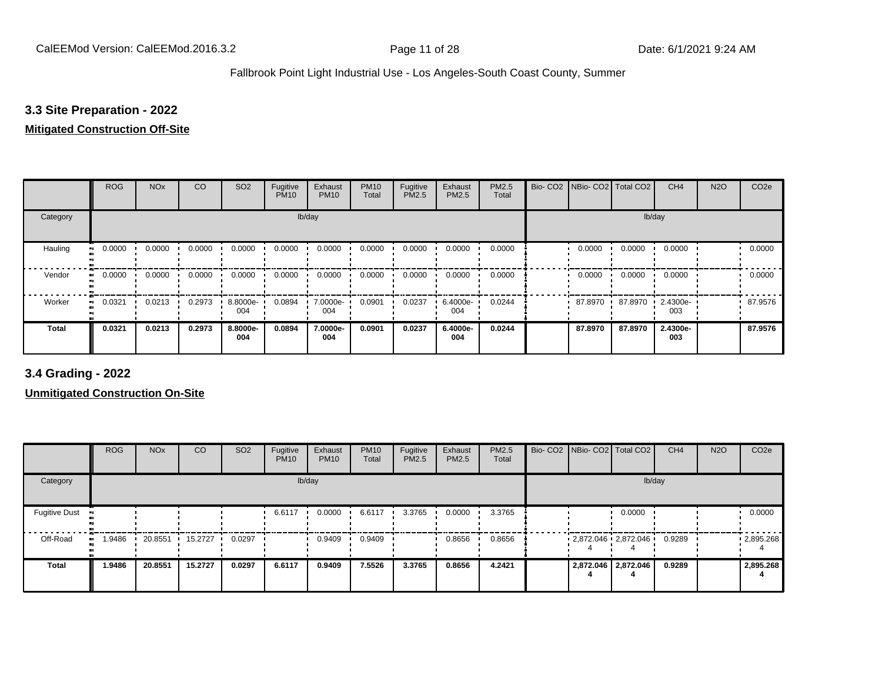### 3.3 Site Preparation - 2022

**Mitigated Construction Off-Site**

| | ROG | NOx | CO | SO2 | Fugitive PM10 | Exhaust PM10 | PM10 Total | Fugitive PM2.5 | Exhaust PM2.5 | PM2.5 Total | Bio- CO2 | NBio- CO2 | Total CO2 | CH4 | N2O | CO2e |
|---|---|---|---|---|---|---|---|---|---|---|---|---|---|---|---|---|
| Category | lb/day | | | | | | | | | | lb/day | | | | | |
| Hauling | 0.0000 | 0.0000 | 0.0000 | 0.0000 | 0.0000 | 0.0000 | 0.0000 | 0.0000 | 0.0000 | 0.0000 | | 0.0000 | 0.0000 | 0.0000 | | 0.0000 |
| Vendor | 0.0000 | 0.0000 | 0.0000 | 0.0000 | 0.0000 | 0.0000 | 0.0000 | 0.0000 | 0.0000 | 0.0000 | | 0.0000 | 0.0000 | 0.0000 | | 0.0000 |
| Worker | 0.0321 | 0.0213 | 0.2973 | 8.8000e-004 | 0.0894 | 7.0000e-004 | 0.0901 | 0.0237 | 6.4000e-004 | 0.0244 | | 87.8970 | 87.8970 | 2.4300e-003 | | 87.9576 |
| **Total** | **0.0321** | **0.0213** | **0.2973** | **8.8000e-004** | **0.0894** | **7.0000e-004** | **0.0901** | **0.0237** | **6.4000e-004** | **0.0244** | | **87.8970** | **87.8970** | **2.4300e-003** | | **87.9576** |

### 3.4 Grading - 2022

**Unmitigated Construction On-Site**

| | ROG | NOx | CO | SO2 | Fugitive PM10 | Exhaust PM10 | PM10 Total | Fugitive PM2.5 | Exhaust PM2.5 | PM2.5 Total | Bio- CO2 | NBio- CO2 | Total CO2 | CH4 | N2O | CO2e |
|---|---|---|---|---|---|---|---|---|---|---|---|---|---|---|---|---|
| Category | lb/day | | | | | | | | | | lb/day | | | | | |
| Fugitive Dust | | | | | 6.6117 | 0.0000 | 6.6117 | 3.3765 | 0.0000 | 3.3765 | | | 0.0000 | | | 0.0000 |
| Off-Road | 1.9486 | 20.8551 | 15.2727 | 0.0297 | | 0.9409 | 0.9409 | | 0.8656 | 0.8656 | | 2,872.0464 | 2,872.0464 | 0.9289 | | 2,895.2684 |
| **Total** | **1.9486** | **20.8551** | **15.2727** | **0.0297** | **6.6117** | **0.9409** | **7.5526** | **3.3765** | **0.8656** | **4.2421** | | **2,872.0464** | **2,872.0464** | **0.9289** | | **2,895.2684** |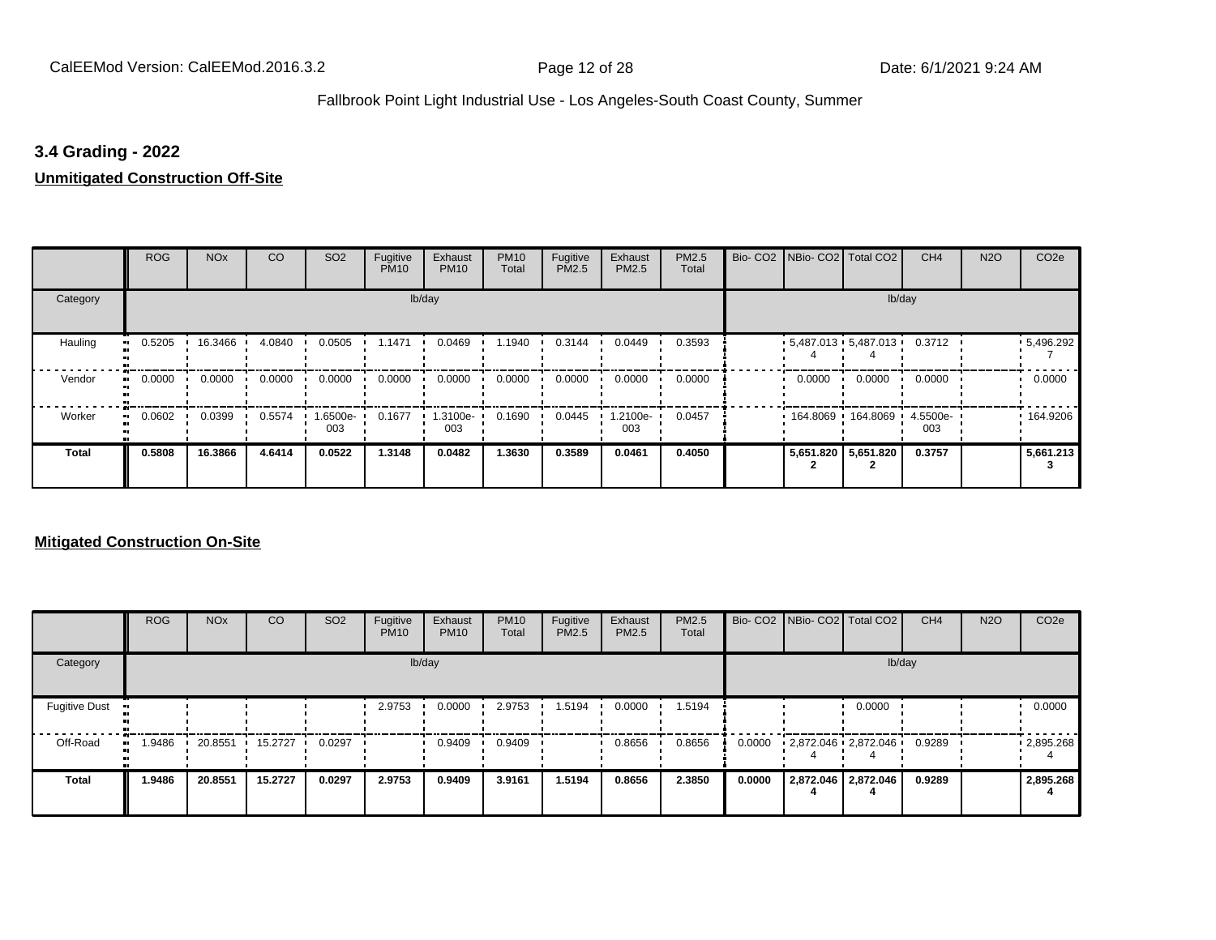## 3.4 Grading - 2022

**Unmitigated Construction Off-Site**

| | ROG | NOx | CO | SO2 | Fugitive PM10 | Exhaust PM10 | PM10 Total | Fugitive PM2.5 | Exhaust PM2.5 | PM2.5 Total | Bio- CO2 | NBio- CO2 | Total CO2 | CH4 | N2O | CO2e |
|---|---|---|---|---|---|---|---|---|---|---|---|---|---|---|---|---|
| Category | lb/day | | | | | | | | | | lb/day | | | | | |
| Hauling | 0.5205 | 16.3466 | 4.0840 | 0.0505 | 1.1471 | 0.0469 | 1.1940 | 0.3144 | 0.0449 | 0.3593 | | 5,487.0134 | 5,487.0134 | 0.3712 | | 5,496.2927 |
| Vendor | 0.0000 | 0.0000 | 0.0000 | 0.0000 | 0.0000 | 0.0000 | 0.0000 | 0.0000 | 0.0000 | 0.0000 | | 0.0000 | 0.0000 | 0.0000 | | 0.0000 |
| Worker | 0.0602 | 0.0399 | 0.5574 | 1.6500e-003 | 0.1677 | 1.3100e-003 | 0.1690 | 0.0445 | 1.2100e-003 | 0.0457 | | 164.8069 | 164.8069 | 4.5500e-003 | | 164.9206 |
| **Total** | **0.5808** | **16.3866** | **4.6414** | **0.0522** | **1.3148** | **0.0482** | **1.3630** | **0.3589** | **0.0461** | **0.4050** | | **5,651.8202** | **5,651.8202** | **0.3757** | | **5,661.2133** |

**Mitigated Construction On-Site**

| | ROG | NOx | CO | SO2 | Fugitive PM10 | Exhaust PM10 | PM10 Total | Fugitive PM2.5 | Exhaust PM2.5 | PM2.5 Total | Bio- CO2 | NBio- CO2 | Total CO2 | CH4 | N2O | CO2e |
|---|---|---|---|---|---|---|---|---|---|---|---|---|---|---|---|---|
| Category | lb/day | | | | | | | | | | lb/day | | | | | |
| Fugitive Dust | | | | | 2.9753 | 0.0000 | 2.9753 | 1.5194 | 0.0000 | 1.5194 | | | 0.0000 | | | 0.0000 |
| Off-Road | 1.9486 | 20.8551 | 15.2727 | 0.0297 | | 0.9409 | 0.9409 | | 0.8656 | 0.8656 | 0.0000 | 2,872.0464 | 2,872.0464 | 0.9289 | | 2,895.2684 |
| **Total** | **1.9486** | **20.8551** | **15.2727** | **0.0297** | **2.9753** | **0.9409** | **3.9161** | **1.5194** | **0.8656** | **2.3850** | **0.0000** | **2,872.0464** | **2,872.0464** | **0.9289** | | **2,895.2684** |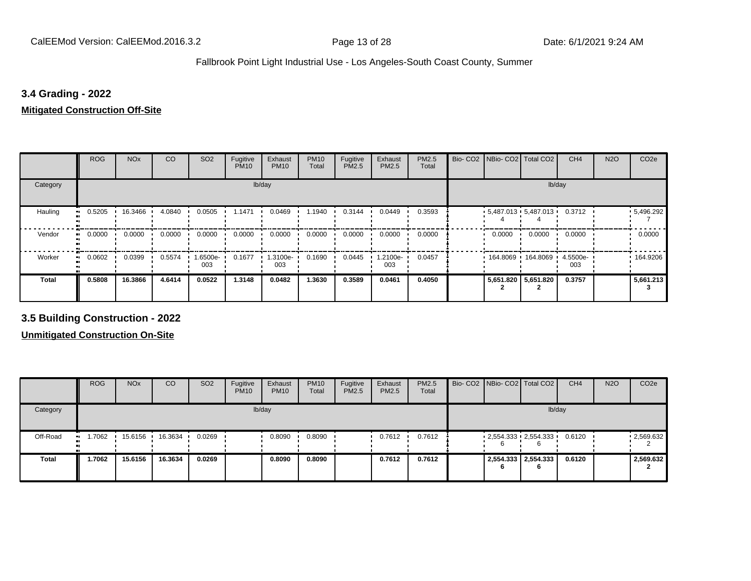## 3.4 Grading - 2022

**Mitigated Construction Off-Site**

| | ROG | NOx | CO | SO2 | Fugitive PM10 | Exhaust PM10 | PM10 Total | Fugitive PM2.5 | Exhaust PM2.5 | PM2.5 Total | Bio- CO2 | NBio- CO2 | Total CO2 | CH4 | N2O | CO2e |
|---|---|---|---|---|---|---|---|---|---|---|---|---|---|---|---|---|
| Category | | | | | lb/day | | | | | | | | | lb/day | | |
| Hauling | 0.5205 | 16.3466 | 4.0840 | 0.0505 | 1.1471 | 0.0469 | 1.1940 | 0.3144 | 0.0449 | 0.3593 | | 5,487.0134 | 5,487.0134 | 0.3712 | | 5,496.2927 |
| Vendor | 0.0000 | 0.0000 | 0.0000 | 0.0000 | 0.0000 | 0.0000 | 0.0000 | 0.0000 | 0.0000 | 0.0000 | | 0.0000 | 0.0000 | 0.0000 | | 0.0000 |
| Worker | 0.0602 | 0.0399 | 0.5574 | 1.6500e-003 | 0.1677 | 1.3100e-003 | 0.1690 | 0.0445 | 1.2100e-003 | 0.0457 | | 164.8069 | 164.8069 | 4.5500e-003 | | 164.9206 |
| **Total** | **0.5808** | **16.3866** | **4.6414** | **0.0522** | **1.3148** | **0.0482** | **1.3630** | **0.3589** | **0.0461** | **0.4050** | | **5,651.8202** | **5,651.8202** | **0.3757** | | **5,661.2133** |

## 3.5 Building Construction - 2022

**Unmitigated Construction On-Site**

| | ROG | NOx | CO | SO2 | Fugitive PM10 | Exhaust PM10 | PM10 Total | Fugitive PM2.5 | Exhaust PM2.5 | PM2.5 Total | Bio- CO2 | NBio- CO2 | Total CO2 | CH4 | N2O | CO2e |
|---|---|---|---|---|---|---|---|---|---|---|---|---|---|---|---|---|
| Category | | | | | lb/day | | | | | | | | | lb/day | | |
| Off-Road | 1.7062 | 15.6156 | 16.3634 | 0.0269 | | 0.8090 | 0.8090 | | 0.7612 | 0.7612 | | 2,554.3336 | 2,554.3336 | 0.6120 | | 2,569.6322 |
| **Total** | **1.7062** | **15.6156** | **16.3634** | **0.0269** | | **0.8090** | **0.8090** | | **0.7612** | **0.7612** | | **2,554.3336** | **2,554.3336** | **0.6120** | | **2,569.6322** |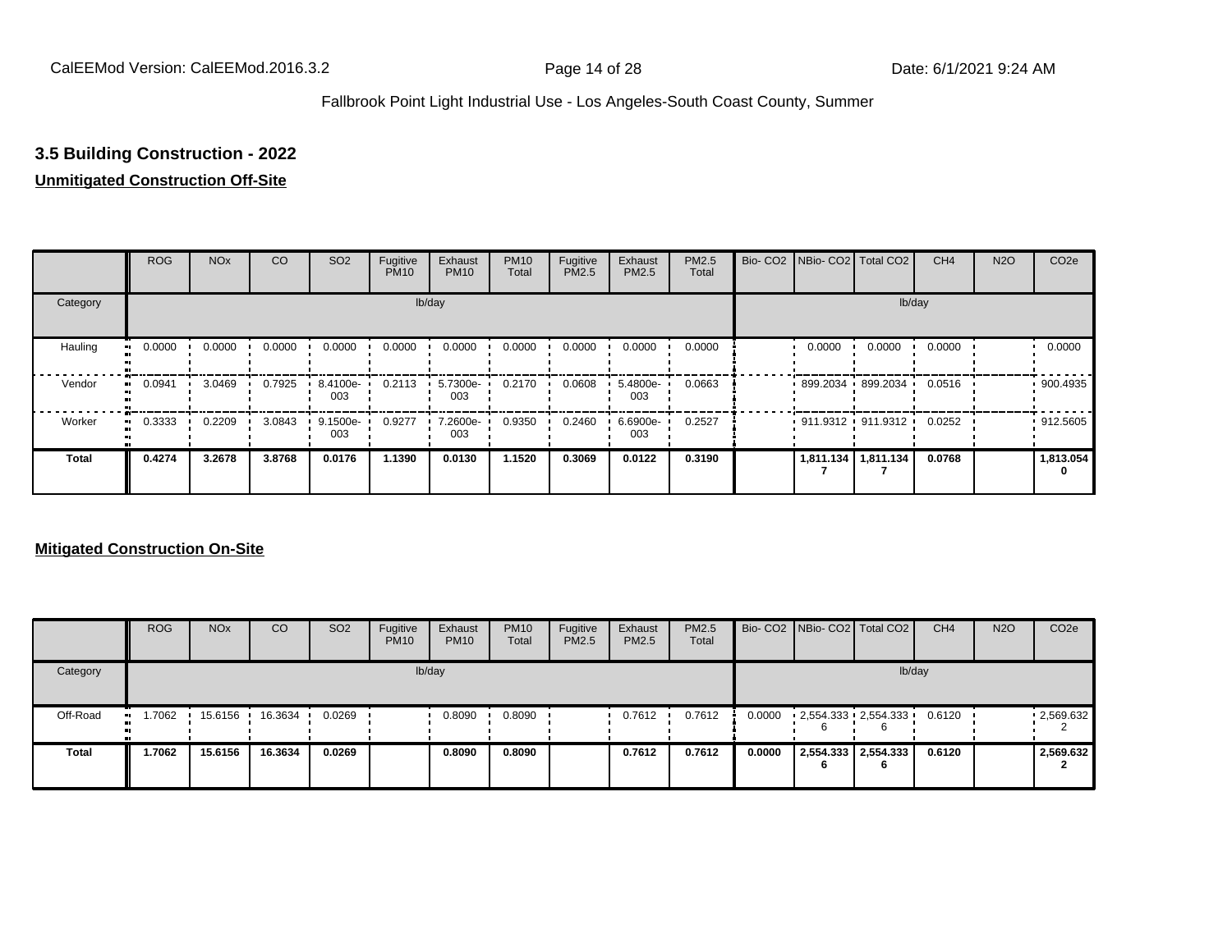## 3.5 Building Construction - 2022

**Unmitigated Construction Off-Site**

| | ROG | NOx | CO | SO2 | Fugitive PM10 | Exhaust PM10 | PM10 Total | Fugitive PM2.5 | Exhaust PM2.5 | PM2.5 Total | Bio- CO2 | NBio- CO2 | Total CO2 | CH4 | N2O | CO2e |
|---|---|---|---|---|---|---|---|---|---|---|---|---|---|---|---|---|
| Category | lb/day | | | | | | | | | | lb/day | | | | | |
| Hauling | 0.0000 | 0.0000 | 0.0000 | 0.0000 | 0.0000 | 0.0000 | 0.0000 | 0.0000 | 0.0000 | 0.0000 | | 0.0000 | 0.0000 | 0.0000 | | 0.0000 |
| Vendor | 0.0941 | 3.0469 | 0.7925 | 8.4100e-003 | 0.2113 | 5.7300e-003 | 0.2170 | 0.0608 | 5.4800e-003 | 0.0663 | | 899.2034 | 899.2034 | 0.0516 | | 900.4935 |
| Worker | 0.3333 | 0.2209 | 3.0843 | 9.1500e-003 | 0.9277 | 7.2600e-003 | 0.9350 | 0.2460 | 6.6900e-003 | 0.2527 | | 911.9312 | 911.9312 | 0.0252 | | 912.5605 |
| **Total** | **0.4274** | **3.2678** | **3.8768** | **0.0176** | **1.1390** | **0.0130** | **1.1520** | **0.3069** | **0.0122** | **0.3190** | | **1,811.1347** | **1,811.1347** | **0.0768** | | **1,813.0540** |

**Mitigated Construction On-Site**

| | ROG | NOx | CO | SO2 | Fugitive PM10 | Exhaust PM10 | PM10 Total | Fugitive PM2.5 | Exhaust PM2.5 | PM2.5 Total | Bio- CO2 | NBio- CO2 | Total CO2 | CH4 | N2O | CO2e |
|---|---|---|---|---|---|---|---|---|---|---|---|---|---|---|---|---|
| Category | lb/day | | | | | | | | | | lb/day | | | | | |
| Off-Road | 1.7062 | 15.6156 | 16.3634 | 0.0269 | | 0.8090 | 0.8090 | | 0.7612 | 0.7612 | 0.0000 | 2,554.3336 | 2,554.3336 | 0.6120 | | 2,569.6322 |
| **Total** | **1.7062** | **15.6156** | **16.3634** | **0.0269** | | **0.8090** | **0.8090** | | **0.7612** | **0.7612** | **0.0000** | **2,554.3336** | **2,554.3336** | **0.6120** | | **2,569.6322** |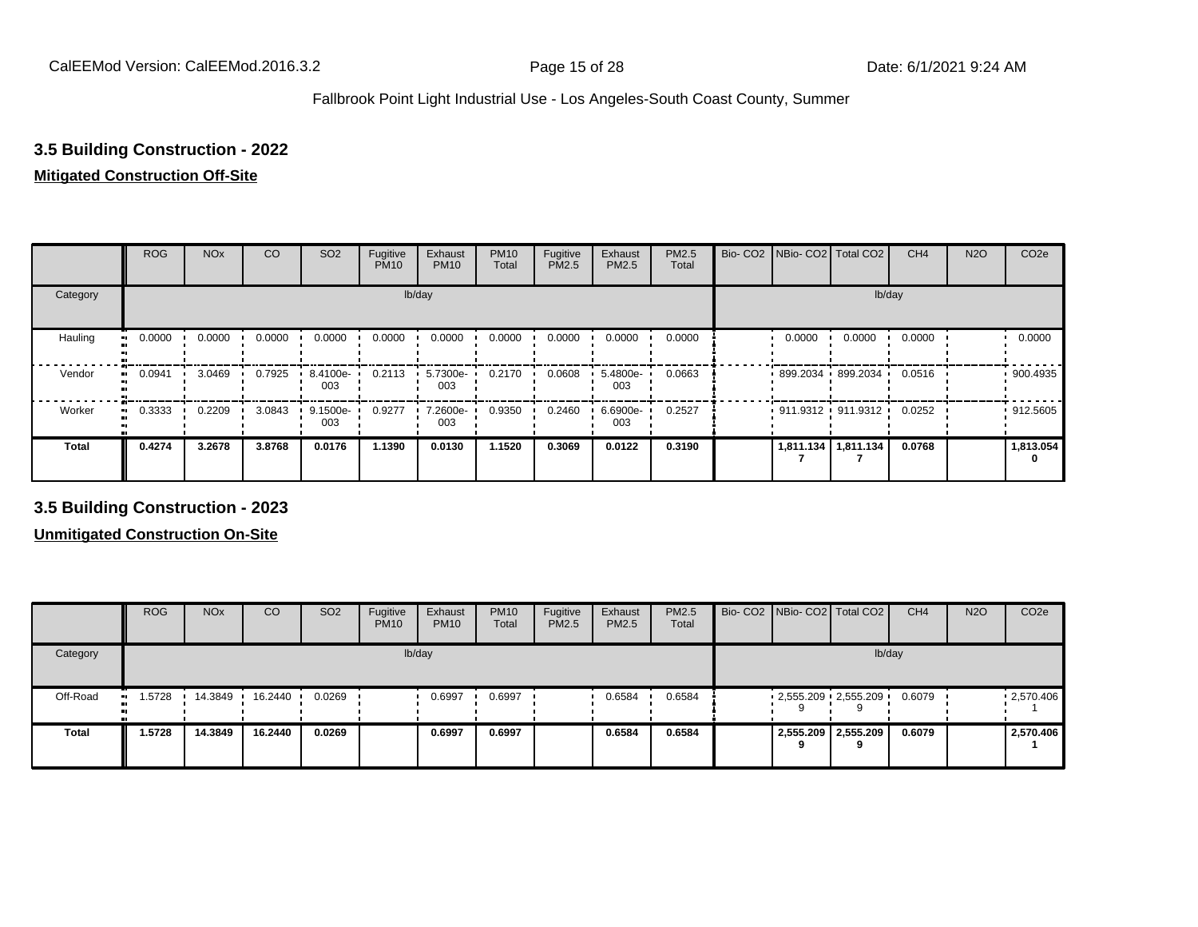## 3.5 Building Construction - 2022

**Mitigated Construction Off-Site**

| | ROG | NOx | CO | SO2 | Fugitive PM10 | Exhaust PM10 | PM10 Total | Fugitive PM2.5 | Exhaust PM2.5 | PM2.5 Total | Bio- CO2 | NBio- CO2 | Total CO2 | CH4 | N2O | CO2e |
|---|---|---|---|---|---|---|---|---|---|---|---|---|---|---|---|---|
| Category | lb/day | | | | | | | | | | lb/day | | | | | |
| Hauling | 0.0000 | 0.0000 | 0.0000 | 0.0000 | 0.0000 | 0.0000 | 0.0000 | 0.0000 | 0.0000 | 0.0000 | | 0.0000 | 0.0000 | 0.0000 | | 0.0000 |
| Vendor | 0.0941 | 3.0469 | 0.7925 | 8.4100e-003 | 0.2113 | 5.7300e-003 | 0.2170 | 0.0608 | 5.4800e-003 | 0.0663 | | 899.2034 | 899.2034 | 0.0516 | | 900.4935 |
| Worker | 0.3333 | 0.2209 | 3.0843 | 9.1500e-003 | 0.9277 | 7.2600e-003 | 0.9350 | 0.2460 | 6.6900e-003 | 0.2527 | | 911.9312 | 911.9312 | 0.0252 | | 912.5605 |
| **Total** | **0.4274** | **3.2678** | **3.8768** | **0.0176** | **1.1390** | **0.0130** | **1.1520** | **0.3069** | **0.0122** | **0.3190** | | **1,811.1347** | **1,811.1347** | **0.0768** | | **1,813.0540** |

## 3.5 Building Construction - 2023

**Unmitigated Construction On-Site**

| | ROG | NOx | CO | SO2 | Fugitive PM10 | Exhaust PM10 | PM10 Total | Fugitive PM2.5 | Exhaust PM2.5 | PM2.5 Total | Bio- CO2 | NBio- CO2 | Total CO2 | CH4 | N2O | CO2e |
|---|---|---|---|---|---|---|---|---|---|---|---|---|---|---|---|---|
| Category | lb/day | | | | | | | | | | lb/day | | | | | |
| Off-Road | 1.5728 | 14.3849 | 16.2440 | 0.0269 | | 0.6997 | 0.6997 | | 0.6584 | 0.6584 | | 2,555.2099 | 2,555.2099 | 0.6079 | | 2,570.4061 |
| **Total** | **1.5728** | **14.3849** | **16.2440** | **0.0269** | | **0.6997** | **0.6997** | | **0.6584** | **0.6584** | | **2,555.2099** | **2,555.2099** | **0.6079** | | **2,570.4061** |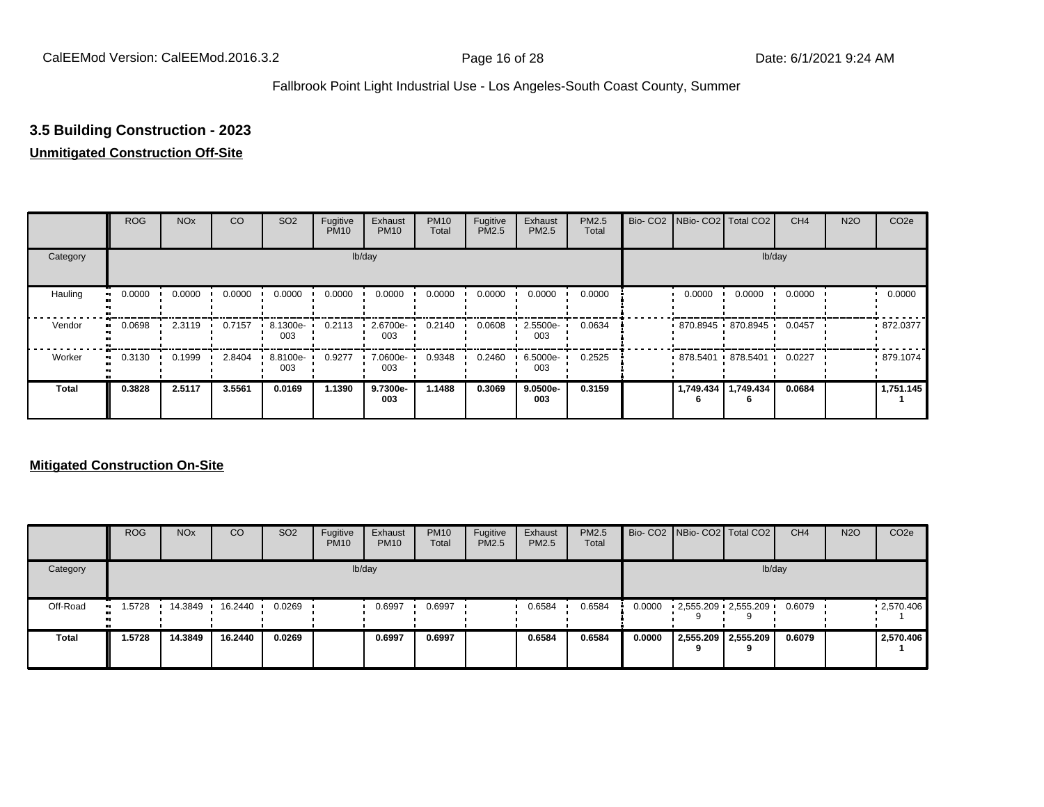## 3.5 Building Construction - 2023

**Unmitigated Construction Off-Site**

| | ROG | NOx | CO | SO2 | Fugitive PM10 | Exhaust PM10 | PM10 Total | Fugitive PM2.5 | Exhaust PM2.5 | PM2.5 Total | Bio- CO2 | NBio- CO2 | Total CO2 | CH4 | N2O | CO2e |
|---|---|---|---|---|---|---|---|---|---|---|---|---|---|---|---|---|
| Category | | | | | | lb/day | | | | | | | | lb/day | | |
| Hauling | 0.0000 | 0.0000 | 0.0000 | 0.0000 | 0.0000 | 0.0000 | 0.0000 | 0.0000 | 0.0000 | 0.0000 | | 0.0000 | 0.0000 | 0.0000 | | 0.0000 |
| Vendor | 0.0698 | 2.3119 | 0.7157 | 8.1300e-003 | 0.2113 | 2.6700e-003 | 0.2140 | 0.0608 | 2.5500e-003 | 0.0634 | | 870.8945 | 870.8945 | 0.0457 | | 872.0377 |
| Worker | 0.3130 | 0.1999 | 2.8404 | 8.8100e-003 | 0.9277 | 7.0600e-003 | 0.9348 | 0.2460 | 6.5000e-003 | 0.2525 | | 878.5401 | 878.5401 | 0.0227 | | 879.1074 |
| **Total** | **0.3828** | **2.5117** | **3.5561** | **0.0169** | **1.1390** | **9.7300e-003** | **1.1488** | **0.3069** | **9.0500e-003** | **0.3159** | | **1,749.4346** | **1,749.4346** | **0.0684** | | **1,751.1451** |

**Mitigated Construction On-Site**

| | ROG | NOx | CO | SO2 | Fugitive PM10 | Exhaust PM10 | PM10 Total | Fugitive PM2.5 | Exhaust PM2.5 | PM2.5 Total | Bio- CO2 | NBio- CO2 | Total CO2 | CH4 | N2O | CO2e |
|---|---|---|---|---|---|---|---|---|---|---|---|---|---|---|---|---|
| Category | | | | | | lb/day | | | | | | | | lb/day | | |
| Off-Road | 1.5728 | 14.3849 | 16.2440 | 0.0269 | | 0.6997 | 0.6997 | | 0.6584 | 0.6584 | 0.0000 | 2,555.2099 | 2,555.2099 | 0.6079 | | 2,570.4061 |
| **Total** | **1.5728** | **14.3849** | **16.2440** | **0.0269** | | **0.6997** | **0.6997** | | **0.6584** | **0.6584** | **0.0000** | **2,555.2099** | **2,555.2099** | **0.6079** | | **2,570.4061** |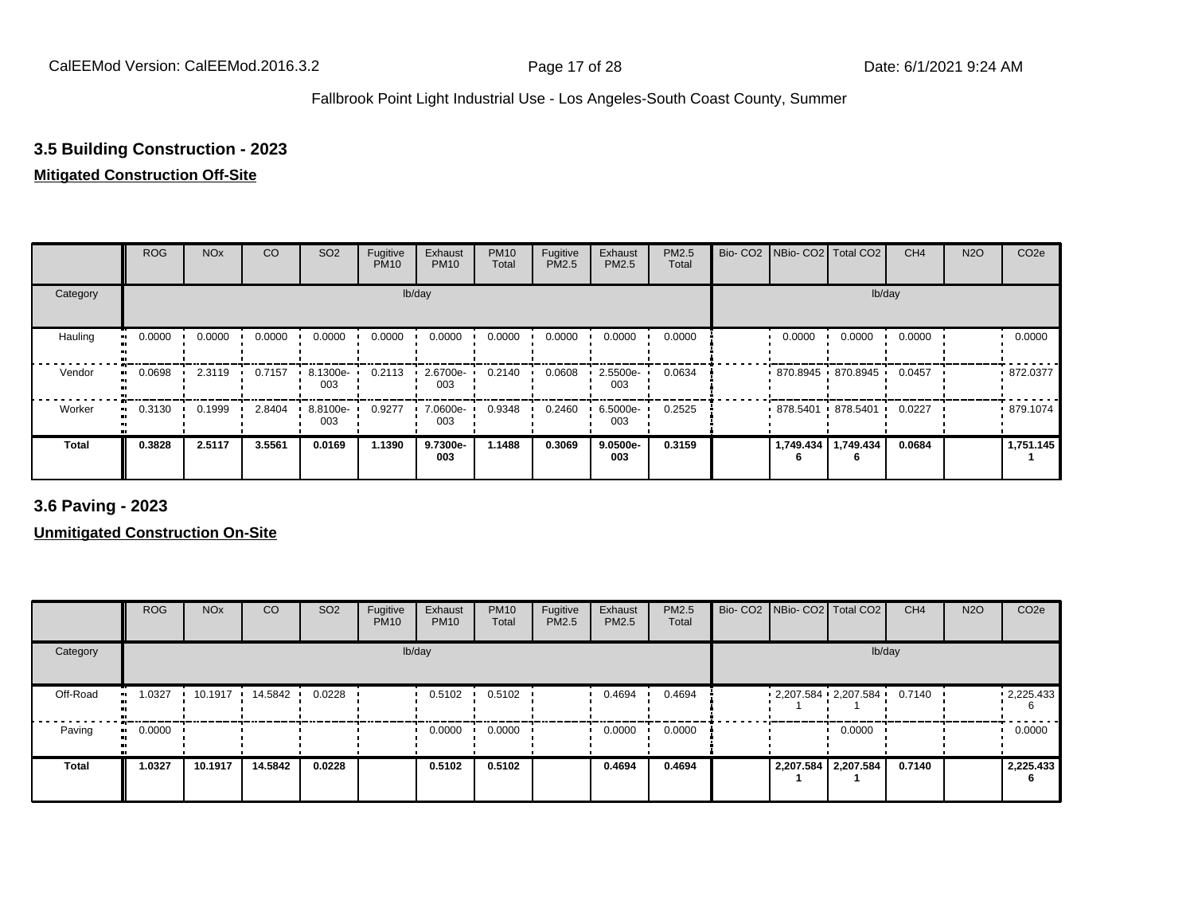## 3.5 Building Construction - 2023

**Mitigated Construction Off-Site**

| | ROG | NOx | CO | SO2 | Fugitive PM10 | Exhaust PM10 | PM10 Total | Fugitive PM2.5 | Exhaust PM2.5 | PM2.5 Total | Bio- CO2 | NBio- CO2 | Total CO2 | CH4 | N2O | CO2e |
|---|---|---|---|---|---|---|---|---|---|---|---|---|---|---|---|---|
| Category | lb/day | | | | | | | | | | lb/day | | | | | |
| Hauling | 0.0000 | 0.0000 | 0.0000 | 0.0000 | 0.0000 | 0.0000 | 0.0000 | 0.0000 | 0.0000 | 0.0000 | | 0.0000 | 0.0000 | 0.0000 | | 0.0000 |
| Vendor | 0.0698 | 2.3119 | 0.7157 | 8.1300e-003 | 0.2113 | 2.6700e-003 | 0.2140 | 0.0608 | 2.5500e-003 | 0.0634 | | 870.8945 | 870.8945 | 0.0457 | | 872.0377 |
| Worker | 0.3130 | 0.1999 | 2.8404 | 8.8100e-003 | 0.9277 | 7.0600e-003 | 0.9348 | 0.2460 | 6.5000e-003 | 0.2525 | | 878.5401 | 878.5401 | 0.0227 | | 879.1074 |
| **Total** | **0.3828** | **2.5117** | **3.5561** | **0.0169** | **1.1390** | **9.7300e-003** | **1.1488** | **0.3069** | **9.0500e-003** | **0.3159** | | **1,749.4346** | **1,749.4346** | **0.0684** | | **1,751.1451** |

## 3.6 Paving - 2023

**Unmitigated Construction On-Site**

| | ROG | NOx | CO | SO2 | Fugitive PM10 | Exhaust PM10 | PM10 Total | Fugitive PM2.5 | Exhaust PM2.5 | PM2.5 Total | Bio- CO2 | NBio- CO2 | Total CO2 | CH4 | N2O | CO2e |
|---|---|---|---|---|---|---|---|---|---|---|---|---|---|---|---|---|
| Category | lb/day | | | | | | | | | | lb/day | | | | | |
| Off-Road | 1.0327 | 10.1917 | 14.5842 | 0.0228 | | 0.5102 | 0.5102 | | 0.4694 | 0.4694 | | 2,207.5841 | 2,207.5841 | 0.7140 | | 2,225.4336 |
| Paving | 0.0000 | | | | | 0.0000 | 0.0000 | | 0.0000 | 0.0000 | | | 0.0000 | | | 0.0000 |
| **Total** | **1.0327** | **10.1917** | **14.5842** | **0.0228** | | **0.5102** | **0.5102** | | **0.4694** | **0.4694** | | **2,207.5841** | **2,207.5841** | **0.7140** | | **2,225.4336** |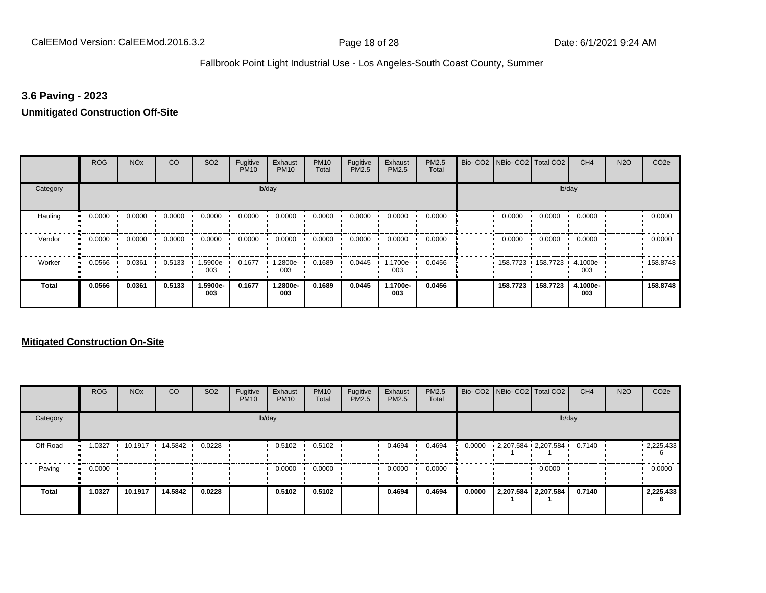## 3.6 Paving - 2023

**Unmitigated Construction Off-Site**

| | ROG | NOx | CO | SO2 | Fugitive PM10 | Exhaust PM10 | PM10 Total | Fugitive PM2.5 | Exhaust PM2.5 | PM2.5 Total | Bio- CO2 | NBio- CO2 | Total CO2 | CH4 | N2O | CO2e |
|---|---|---|---|---|---|---|---|---|---|---|---|---|---|---|---|---|
| Category | | | | | lb/day | | | | | | | | | lb/day | | |
| Hauling | 0.0000 | 0.0000 | 0.0000 | 0.0000 | 0.0000 | 0.0000 | 0.0000 | 0.0000 | 0.0000 | 0.0000 | | 0.0000 | 0.0000 | 0.0000 | | 0.0000 |
| Vendor | 0.0000 | 0.0000 | 0.0000 | 0.0000 | 0.0000 | 0.0000 | 0.0000 | 0.0000 | 0.0000 | 0.0000 | | 0.0000 | 0.0000 | 0.0000 | | 0.0000 |
| Worker | 0.0566 | 0.0361 | 0.5133 | 1.5900e-003 | 0.1677 | 1.2800e-003 | 0.1689 | 0.0445 | 1.1700e-003 | 0.0456 | | 158.7723 | 158.7723 | 4.1000e-003 | | 158.8748 |
| **Total** | **0.0566** | **0.0361** | **0.5133** | **1.5900e-003** | **0.1677** | **1.2800e-003** | **0.1689** | **0.0445** | **1.1700e-003** | **0.0456** | | **158.7723** | **158.7723** | **4.1000e-003** | | **158.8748** |

**Mitigated Construction On-Site**

| | ROG | NOx | CO | SO2 | Fugitive PM10 | Exhaust PM10 | PM10 Total | Fugitive PM2.5 | Exhaust PM2.5 | PM2.5 Total | Bio- CO2 | NBio- CO2 | Total CO2 | CH4 | N2O | CO2e |
|---|---|---|---|---|---|---|---|---|---|---|---|---|---|---|---|---|
| Category | | | | | lb/day | | | | | | | | | lb/day | | |
| Off-Road | 1.0327 | 10.1917 | 14.5842 | 0.0228 | | 0.5102 | 0.5102 | | 0.4694 | 0.4694 | 0.0000 | 2,207.5841 | 2,207.5841 | 0.7140 | | 2,225.4336 |
| Paving | 0.0000 | | | | | 0.0000 | 0.0000 | | 0.0000 | 0.0000 | | | 0.0000 | | | 0.0000 |
| **Total** | **1.0327** | **10.1917** | **14.5842** | **0.0228** | | **0.5102** | **0.5102** | | **0.4694** | **0.4694** | **0.0000** | **2,207.5841** | **2,207.5841** | **0.7140** | | **2,225.4336** |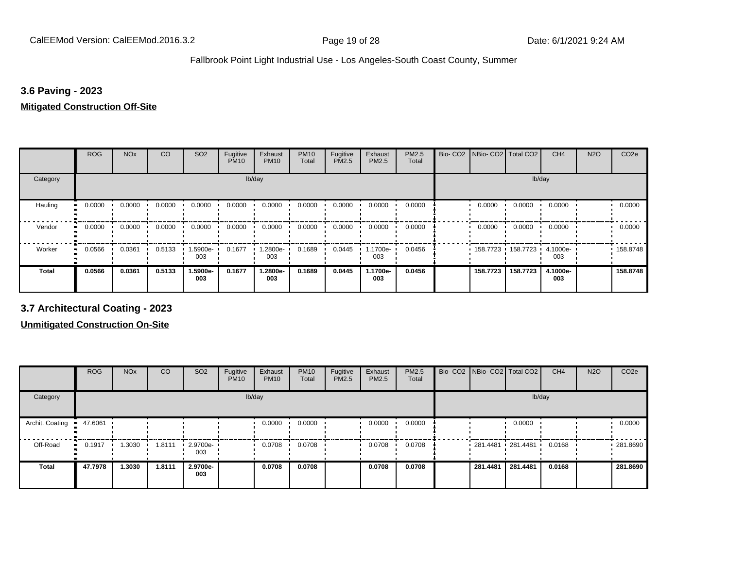## 3.6 Paving - 2023

**Mitigated Construction Off-Site**

| | ROG | NOx | CO | SO2 | Fugitive PM10 | Exhaust PM10 | PM10 Total | Fugitive PM2.5 | Exhaust PM2.5 | PM2.5 Total | Bio- CO2 | NBio- CO2 | Total CO2 | CH4 | N2O | CO2e |
|---|---|---|---|---|---|---|---|---|---|---|---|---|---|---|---|---|
| Category | lb/day | | | | | | | | | | lb/day | | | | | |
| Hauling | 0.0000 | 0.0000 | 0.0000 | 0.0000 | 0.0000 | 0.0000 | 0.0000 | 0.0000 | 0.0000 | 0.0000 | | 0.0000 | 0.0000 | 0.0000 | | 0.0000 |
| Vendor | 0.0000 | 0.0000 | 0.0000 | 0.0000 | 0.0000 | 0.0000 | 0.0000 | 0.0000 | 0.0000 | 0.0000 | | 0.0000 | 0.0000 | 0.0000 | | 0.0000 |
| Worker | 0.0566 | 0.0361 | 0.5133 | 1.5900e-003 | 0.1677 | 1.2800e-003 | 0.1689 | 0.0445 | 1.1700e-003 | 0.0456 | | 158.7723 | 158.7723 | 4.1000e-003 | | 158.8748 |
| **Total** | **0.0566** | **0.0361** | **0.5133** | **1.5900e-003** | **0.1677** | **1.2800e-003** | **0.1689** | **0.0445** | **1.1700e-003** | **0.0456** | | **158.7723** | **158.7723** | **4.1000e-003** | | **158.8748** |

## 3.7 Architectural Coating - 2023

**Unmitigated Construction On-Site**

| | ROG | NOx | CO | SO2 | Fugitive PM10 | Exhaust PM10 | PM10 Total | Fugitive PM2.5 | Exhaust PM2.5 | PM2.5 Total | Bio- CO2 | NBio- CO2 | Total CO2 | CH4 | N2O | CO2e |
|---|---|---|---|---|---|---|---|---|---|---|---|---|---|---|---|---|
| Category | lb/day | | | | | | | | | | lb/day | | | | | |
| Archit. Coating | 47.6061 | | | | | 0.0000 | 0.0000 | | 0.0000 | 0.0000 | | | 0.0000 | | | 0.0000 |
| Off-Road | 0.1917 | 1.3030 | 1.8111 | 2.9700e-003 | | 0.0708 | 0.0708 | | 0.0708 | 0.0708 | | 281.4481 | 281.4481 | 0.0168 | | 281.8690 |
| **Total** | **47.7978** | **1.3030** | **1.8111** | **2.9700e-003** | | **0.0708** | **0.0708** | | **0.0708** | **0.0708** | | **281.4481** | **281.4481** | **0.0168** | | **281.8690** |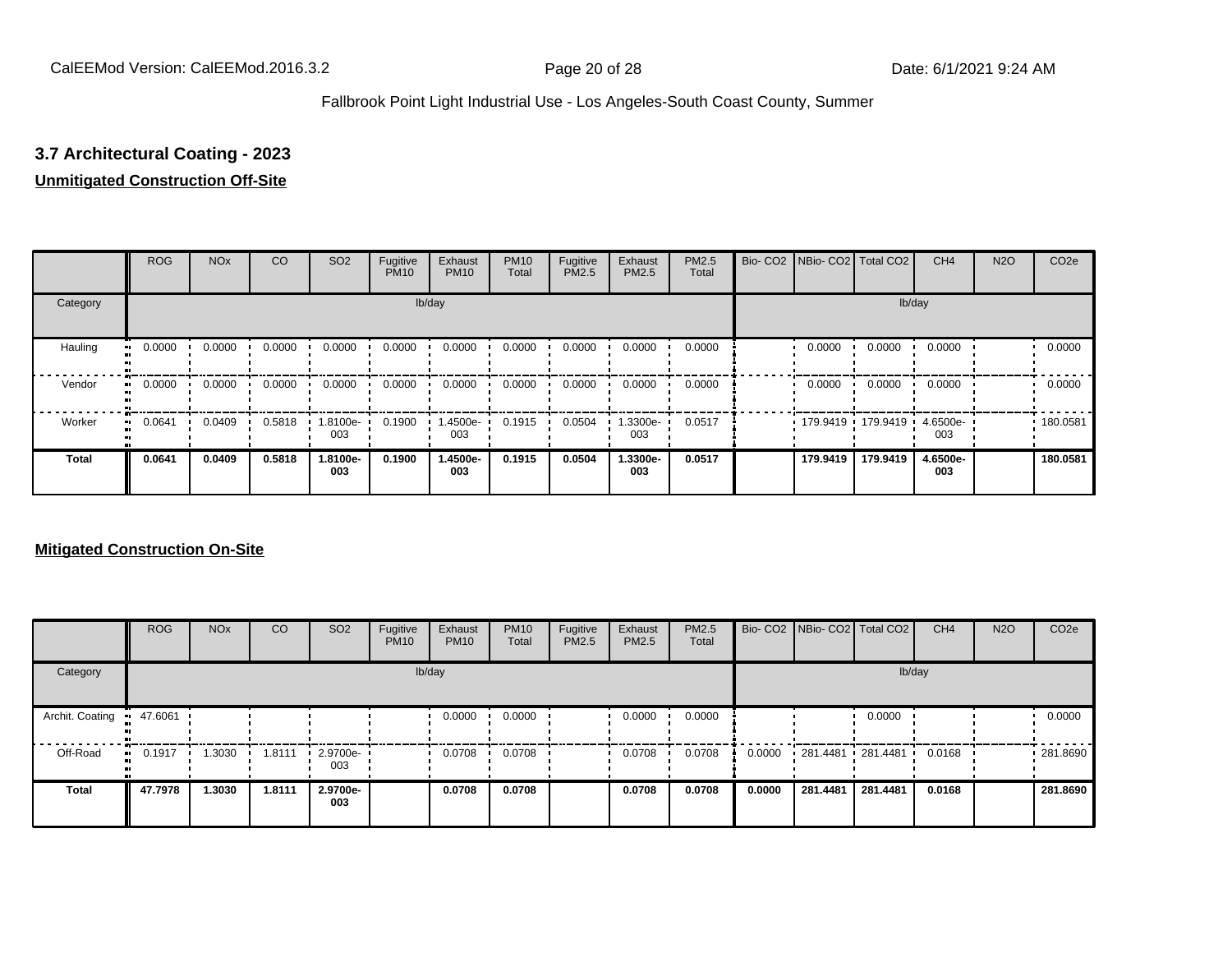## 3.7 Architectural Coating - 2023

**Unmitigated Construction Off-Site**

| | ROG | NOx | CO | SO2 | Fugitive PM10 | Exhaust PM10 | PM10 Total | Fugitive PM2.5 | Exhaust PM2.5 | PM2.5 Total | Bio- CO2 | NBio- CO2 | Total CO2 | CH4 | N2O | CO2e |
|---|---|---|---|---|---|---|---|---|---|---|---|---|---|---|---|---|
| Category | lb/day | | | | | | | | | | lb/day | | | | | |
| Hauling | 0.0000 | 0.0000 | 0.0000 | 0.0000 | 0.0000 | 0.0000 | 0.0000 | 0.0000 | 0.0000 | 0.0000 | | 0.0000 | 0.0000 | 0.0000 | | 0.0000 |
| Vendor | 0.0000 | 0.0000 | 0.0000 | 0.0000 | 0.0000 | 0.0000 | 0.0000 | 0.0000 | 0.0000 | 0.0000 | | 0.0000 | 0.0000 | 0.0000 | | 0.0000 |
| Worker | 0.0641 | 0.0409 | 0.5818 | 1.8100e-003 | 0.1900 | 1.4500e-003 | 0.1915 | 0.0504 | 1.3300e-003 | 0.0517 | | 179.9419 | 179.9419 | 4.6500e-003 | | 180.0581 |
| **Total** | **0.0641** | **0.0409** | **0.5818** | **1.8100e-003** | **0.1900** | **1.4500e-003** | **0.1915** | **0.0504** | **1.3300e-003** | **0.0517** | | **179.9419** | **179.9419** | **4.6500e-003** | | **180.0581** |

**Mitigated Construction On-Site**

| | ROG | NOx | CO | SO2 | Fugitive PM10 | Exhaust PM10 | PM10 Total | Fugitive PM2.5 | Exhaust PM2.5 | PM2.5 Total | Bio- CO2 | NBio- CO2 | Total CO2 | CH4 | N2O | CO2e |
|---|---|---|---|---|---|---|---|---|---|---|---|---|---|---|---|---|
| Category | lb/day | | | | | | | | | | lb/day | | | | | |
| Archit. Coating | 47.6061 | | | | | 0.0000 | 0.0000 | | 0.0000 | 0.0000 | | | 0.0000 | | | 0.0000 |
| Off-Road | 0.1917 | 1.3030 | 1.8111 | 2.9700e-003 | | 0.0708 | 0.0708 | | 0.0708 | 0.0708 | 0.0000 | 281.4481 | 281.4481 | 0.0168 | | 281.8690 |
| **Total** | **47.7978** | **1.3030** | **1.8111** | **2.9700e-003** | | **0.0708** | **0.0708** | | **0.0708** | **0.0708** | **0.0000** | **281.4481** | **281.4481** | **0.0168** | | **281.8690** |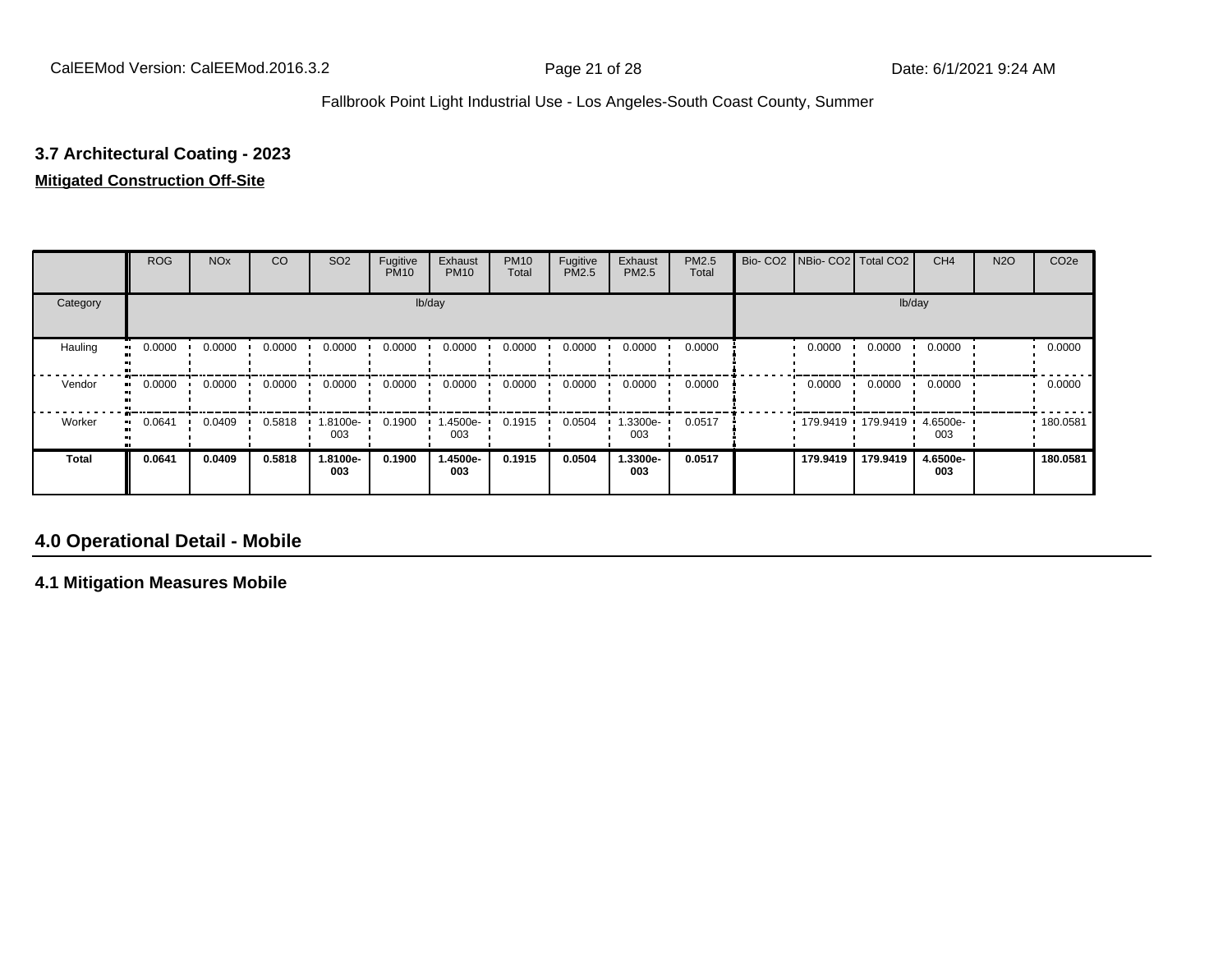### 3.7 Architectural Coating - 2023

**Mitigated Construction Off-Site**

| | ROG | NOx | CO | SO2 | Fugitive PM10 | Exhaust PM10 | PM10 Total | Fugitive PM2.5 | Exhaust PM2.5 | PM2.5 Total | Bio- CO2 | NBio- CO2 | Total CO2 | CH4 | N2O | CO2e |
|---|---|---|---|---|---|---|---|---|---|---|---|---|---|---|---|---|
| Category | lb/day | | | | | | | | | | lb/day | | | | | |
| Hauling | 0.0000 | 0.0000 | 0.0000 | 0.0000 | 0.0000 | 0.0000 | 0.0000 | 0.0000 | 0.0000 | 0.0000 | | 0.0000 | 0.0000 | 0.0000 | | 0.0000 |
| Vendor | 0.0000 | 0.0000 | 0.0000 | 0.0000 | 0.0000 | 0.0000 | 0.0000 | 0.0000 | 0.0000 | 0.0000 | | 0.0000 | 0.0000 | 0.0000 | | 0.0000 |
| Worker | 0.0641 | 0.0409 | 0.5818 | 1.8100e-003 | 0.1900 | 1.4500e-003 | 0.1915 | 0.0504 | 1.3300e-003 | 0.0517 | | 179.9419 | 179.9419 | 4.6500e-003 | | 180.0581 |
| **Total** | **0.0641** | **0.0409** | **0.5818** | **1.8100e-003** | **0.1900** | **1.4500e-003** | **0.1915** | **0.0504** | **1.3300e-003** | **0.0517** | | **179.9419** | **179.9419** | **4.6500e-003** | | **180.0581** |

## 4.0 Operational Detail - Mobile

### 4.1 Mitigation Measures Mobile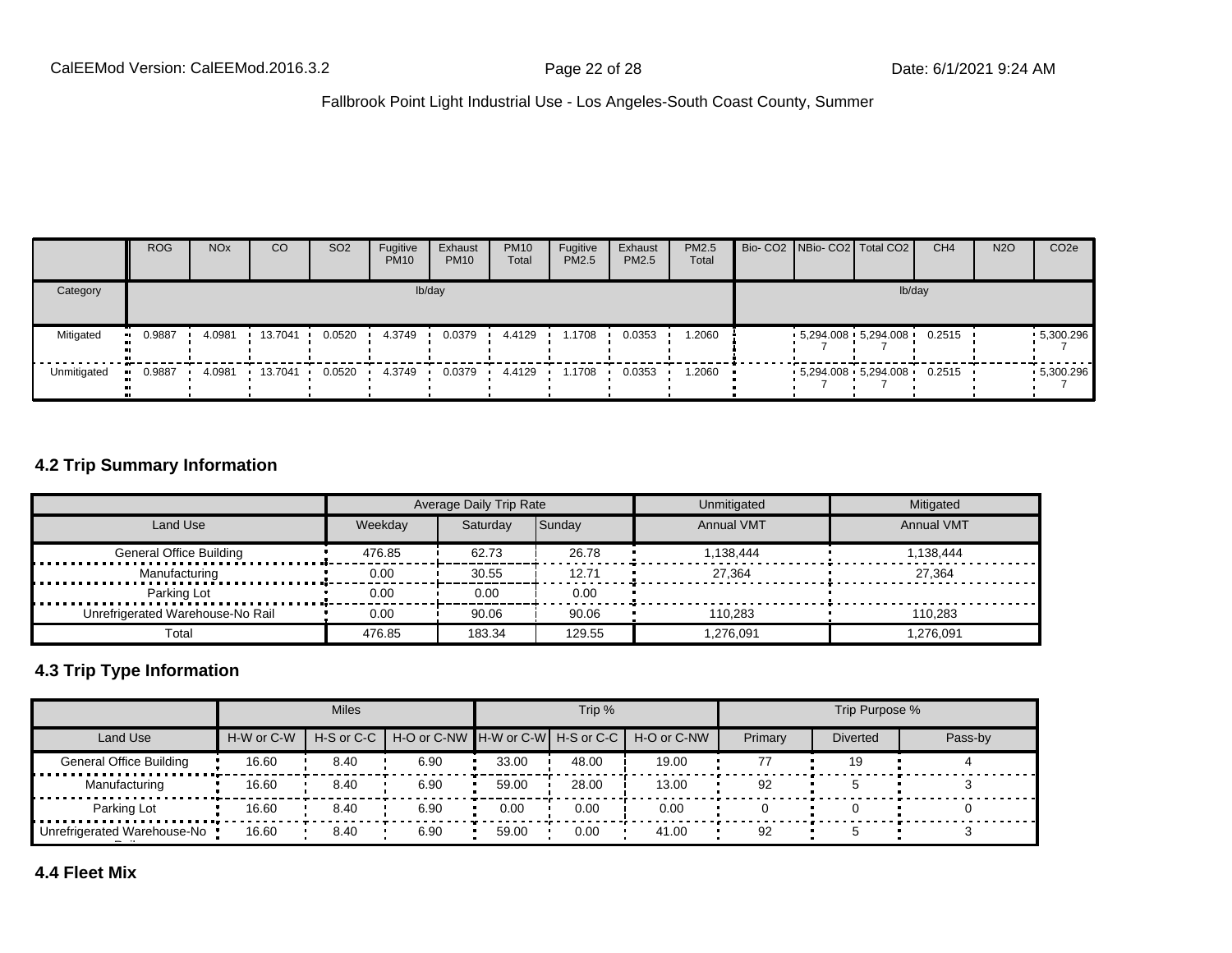|  | ROG | NOx | CO | SO2 | Fugitive PM10 | Exhaust PM10 | PM10 Total | Fugitive PM2.5 | Exhaust PM2.5 | PM2.5 Total | Bio- CO2 | NBio- CO2 | Total CO2 | CH4 | N2O | CO2e |
|---|---|---|---|---|---|---|---|---|---|---|---|---|---|---|---|---|
| Category | lb/day |  |  |  |  |  |  |  |  |  | lb/day |  |  |  |  |  |
| Mitigated | 0.9887 | 4.0981 | 13.7041 | 0.0520 | 4.3749 | 0.0379 | 4.4129 | 1.1708 | 0.0353 | 1.2060 |  | 5,294.0087 | 5,294.0087 | 0.2515 |  | 5,300.2967 |
| Unmitigated | 0.9887 | 4.0981 | 13.7041 | 0.0520 | 4.3749 | 0.0379 | 4.4129 | 1.1708 | 0.0353 | 1.2060 |  | 5,294.0087 | 5,294.0087 | 0.2515 |  | 5,300.2967 |

## 4.2 Trip Summary Information

|  | Average Daily Trip Rate |  |  | Unmitigated | Mitigated |
|---|---|---|---|---|---|
| Land Use | Weekday | Saturday | Sunday | Annual VMT | Annual VMT |
| General Office Building | 476.85 | 62.73 | 26.78 | 1,138,444 | 1,138,444 |
| Manufacturing | 0.00 | 30.55 | 12.71 | 27,364 | 27,364 |
| Parking Lot | 0.00 | 0.00 | 0.00 |  |  |
| Unrefrigerated Warehouse-No Rail | 0.00 | 90.06 | 90.06 | 110,283 | 110,283 |
| Total | 476.85 | 183.34 | 129.55 | 1,276,091 | 1,276,091 |

## 4.3 Trip Type Information

|  | Miles |  |  | Trip % |  |  | Trip Purpose % |  |  |
|---|---|---|---|---|---|---|---|---|---|
| Land Use | H-W or C-W | H-S or C-C | H-O or C-NW | H-W or C-W | H-S or C-C | H-O or C-NW | Primary | Diverted | Pass-by |
| General Office Building | 16.60 | 8.40 | 6.90 | 33.00 | 48.00 | 19.00 | 77 | 19 | 4 |
| Manufacturing | 16.60 | 8.40 | 6.90 | 59.00 | 28.00 | 13.00 | 92 | 5 | 3 |
| Parking Lot | 16.60 | 8.40 | 6.90 | 0.00 | 0.00 | 0.00 | 0 | 0 | 0 |
| Unrefrigerated Warehouse-No Rail | 16.60 | 8.40 | 6.90 | 59.00 | 0.00 | 41.00 | 92 | 5 | 3 |

## 4.4 Fleet Mix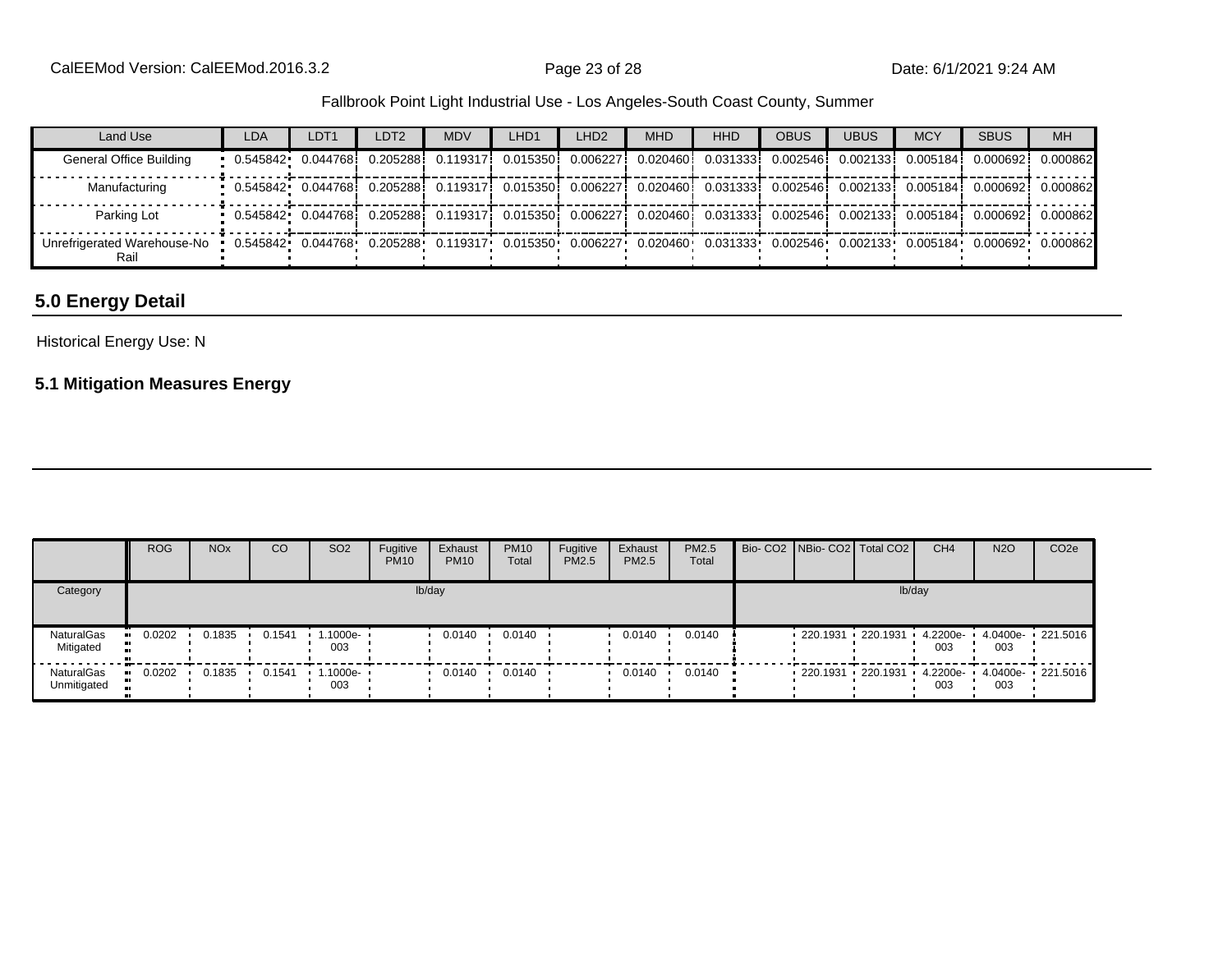Fallbrook Point Light Industrial Use - Los Angeles-South Coast County, Summer

| Land Use | LDA | LDT1 | LDT2 | MDV | LHD1 | LHD2 | MHD | HHD | OBUS | UBUS | MCY | SBUS | MH |
|---|---|---|---|---|---|---|---|---|---|---|---|---|---|
| General Office Building | 0.545842 | 0.044768 | 0.205288 | 0.119317 | 0.015350 | 0.006227 | 0.020460 | 0.031333 | 0.002546 | 0.002133 | 0.005184 | 0.000692 | 0.000862 |
| Manufacturing | 0.545842 | 0.044768 | 0.205288 | 0.119317 | 0.015350 | 0.006227 | 0.020460 | 0.031333 | 0.002546 | 0.002133 | 0.005184 | 0.000692 | 0.000862 |
| Parking Lot | 0.545842 | 0.044768 | 0.205288 | 0.119317 | 0.015350 | 0.006227 | 0.020460 | 0.031333 | 0.002546 | 0.002133 | 0.005184 | 0.000692 | 0.000862 |
| Unrefrigerated Warehouse-No Rail | 0.545842 | 0.044768 | 0.205288 | 0.119317 | 0.015350 | 0.006227 | 0.020460 | 0.031333 | 0.002546 | 0.002133 | 0.005184 | 0.000692 | 0.000862 |

## 5.0 Energy Detail

Historical Energy Use: N

### 5.1 Mitigation Measures Energy

| | ROG | NOx | CO | SO2 | Fugitive PM10 | Exhaust PM10 | PM10 Total | Fugitive PM2.5 | Exhaust PM2.5 | PM2.5 Total | Bio- CO2 | NBio- CO2 | Total CO2 | CH4 | N2O | CO2e |
|---|---|---|---|---|---|---|---|---|---|---|---|---|---|---|---|---|
| Category | lb/day | | | | | | | | | | lb/day | | | | | |
| NaturalGas Mitigated | 0.0202 | 0.1835 | 0.1541 | 1.1000e-003 | | 0.0140 | 0.0140 | | 0.0140 | 0.0140 | | 220.1931 | 220.1931 | 4.2200e-003 | 4.0400e-003 | 221.5016 |
| NaturalGas Unmitigated | 0.0202 | 0.1835 | 0.1541 | 1.1000e-003 | | 0.0140 | 0.0140 | | 0.0140 | 0.0140 | | 220.1931 | 220.1931 | 4.2200e-003 | 4.0400e-003 | 221.5016 |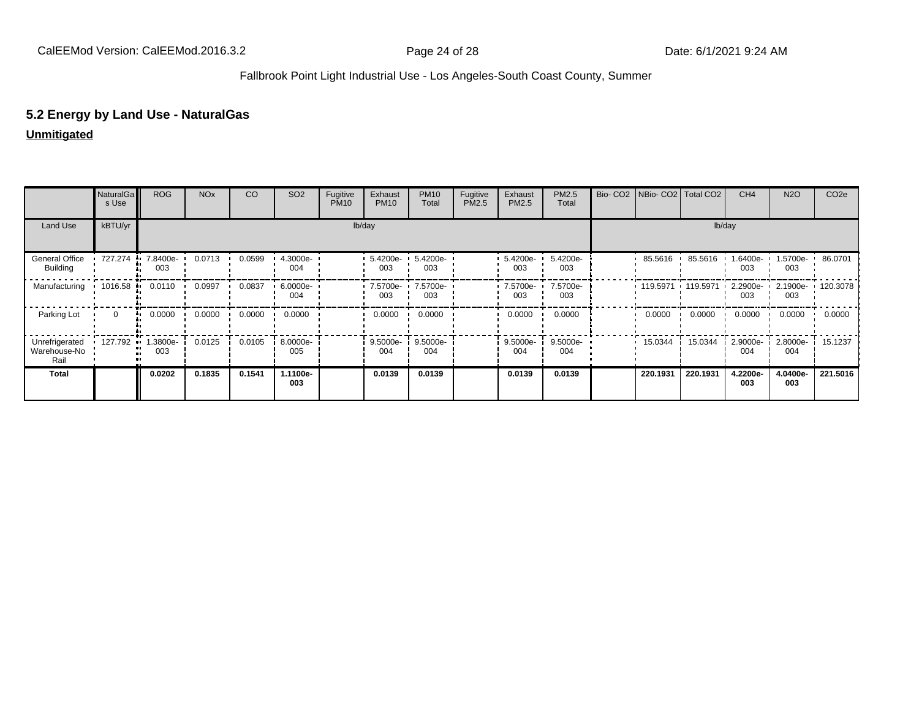## 5.2 Energy by Land Use - NaturalGas

**Unmitigated**

| | NaturalGas Use | ROG | NOx | CO | SO2 | Fugitive PM10 | Exhaust PM10 | PM10 Total | Fugitive PM2.5 | Exhaust PM2.5 | PM2.5 Total | Bio- CO2 | NBio- CO2 | Total CO2 | CH4 | N2O | CO2e |
|---|---|---|---|---|---|---|---|---|---|---|---|---|---|---|---|---|---|
| Land Use | kBTU/yr | lb/day | | | | | | | | | | lb/day | | | | | |
| General Office Building | 727.274 | 7.8400e-003 | 0.0713 | 0.0599 | 4.3000e-004 | | 5.4200e-003 | 5.4200e-003 | | 5.4200e-003 | 5.4200e-003 | | 85.5616 | 85.5616 | 1.6400e-003 | 1.5700e-003 | 86.0701 |
| Manufacturing | 1016.58 | 0.0110 | 0.0997 | 0.0837 | 6.0000e-004 | | 7.5700e-003 | 7.5700e-003 | | 7.5700e-003 | 7.5700e-003 | | 119.5971 | 119.5971 | 2.2900e-003 | 2.1900e-003 | 120.3078 |
| Parking Lot | 0 | 0.0000 | 0.0000 | 0.0000 | 0.0000 | | 0.0000 | 0.0000 | | 0.0000 | 0.0000 | | 0.0000 | 0.0000 | 0.0000 | 0.0000 | 0.0000 |
| Unrefrigerated Warehouse-No Rail | 127.792 | 1.3800e-003 | 0.0125 | 0.0105 | 8.0000e-005 | | 9.5000e-004 | 9.5000e-004 | | 9.5000e-004 | 9.5000e-004 | | 15.0344 | 15.0344 | 2.9000e-004 | 2.8000e-004 | 15.1237 |
| **Total** | | **0.0202** | **0.1835** | **0.1541** | **1.1100e-003** | | **0.0139** | **0.0139** | | **0.0139** | **0.0139** | | **220.1931** | **220.1931** | **4.2200e-003** | **4.0400e-003** | **221.5016** |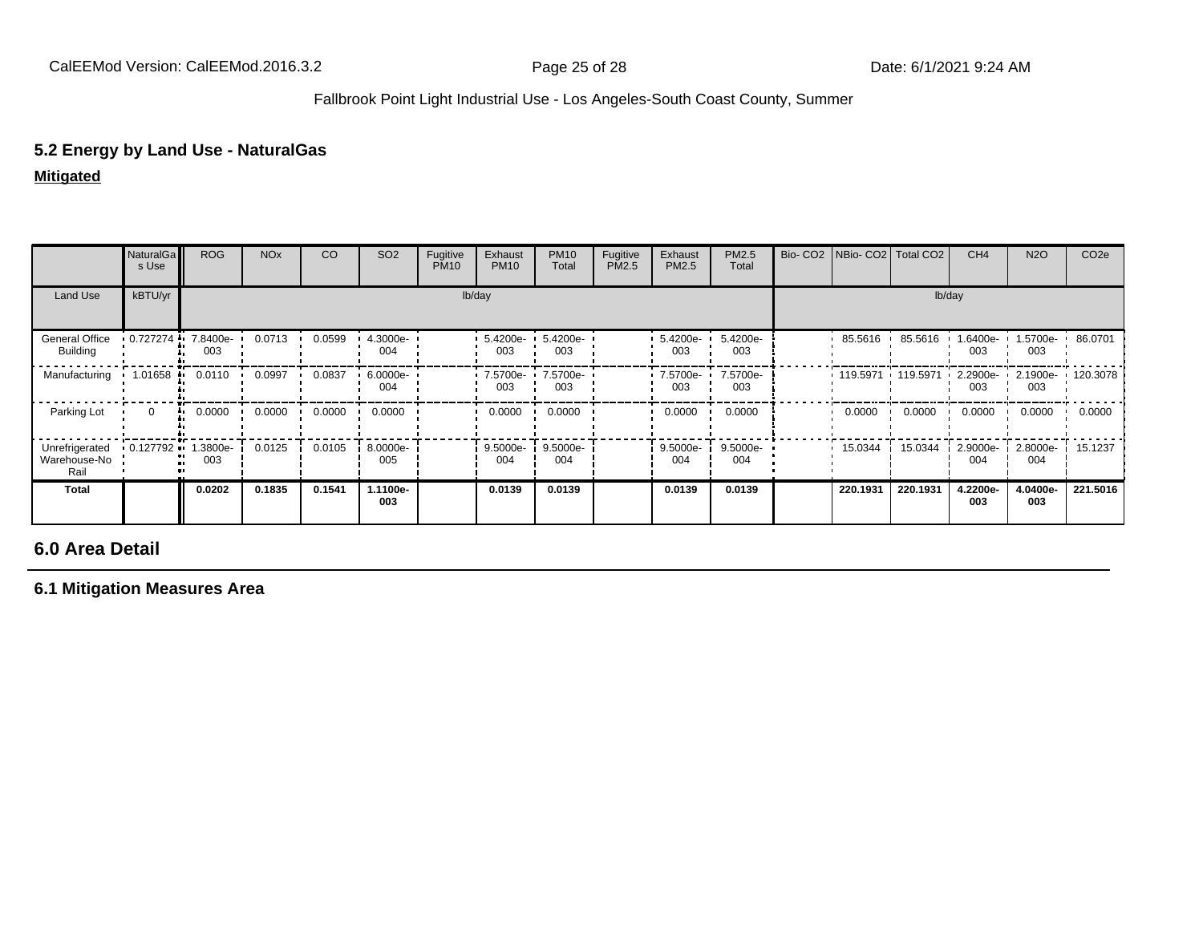## 5.2 Energy by Land Use - NaturalGas

**Mitigated**

| | NaturalGas Use | ROG | NOx | CO | SO2 | Fugitive PM10 | Exhaust PM10 | PM10 Total | Fugitive PM2.5 | Exhaust PM2.5 | PM2.5 Total | Bio- CO2 | NBio- CO2 | Total CO2 | CH4 | N2O | CO2e |
|---|---|---|---|---|---|---|---|---|---|---|---|---|---|---|---|---|---|
| Land Use | kBTU/yr | lb/day | | | | | | | | | | lb/day | | | | | |
| General Office Building | 0.727274 | 7.8400e-003 | 0.0713 | 0.0599 | 4.3000e-004 | | 5.4200e-003 | 5.4200e-003 | | 5.4200e-003 | 5.4200e-003 | | 85.5616 | 85.5616 | 1.6400e-003 | 1.5700e-003 | 86.0701 |
| Manufacturing | 1.01658 | 0.0110 | 0.0997 | 0.0837 | 6.0000e-004 | | 7.5700e-003 | 7.5700e-003 | | 7.5700e-003 | 7.5700e-003 | | 119.5971 | 119.5971 | 2.2900e-003 | 2.1900e-003 | 120.3078 |
| Parking Lot | 0 | 0.0000 | 0.0000 | 0.0000 | 0.0000 | | 0.0000 | 0.0000 | | 0.0000 | 0.0000 | | 0.0000 | 0.0000 | 0.0000 | 0.0000 | 0.0000 |
| Unrefrigerated Warehouse-No Rail | 0.127792 | 1.3800e-003 | 0.0125 | 0.0105 | 8.0000e-005 | | 9.5000e-004 | 9.5000e-004 | | 9.5000e-004 | 9.5000e-004 | | 15.0344 | 15.0344 | 2.9000e-004 | 2.8000e-004 | 15.1237 |
| **Total** | | **0.0202** | **0.1835** | **0.1541** | **1.1100e-003** | | **0.0139** | **0.0139** | | **0.0139** | **0.0139** | | **220.1931** | **220.1931** | **4.2200e-003** | **4.0400e-003** | **221.5016** |

# 6.0 Area Detail

## 6.1 Mitigation Measures Area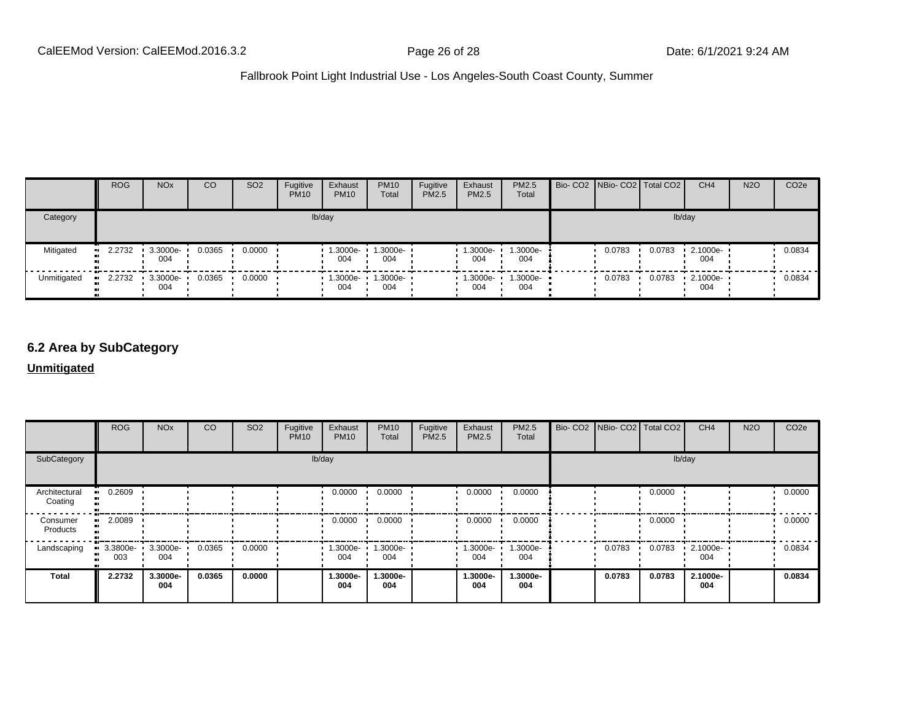|  | ROG | NOx | CO | SO2 | Fugitive PM10 | Exhaust PM10 | PM10 Total | Fugitive PM2.5 | Exhaust PM2.5 | PM2.5 Total | Bio- CO2 | NBio- CO2 | Total CO2 | CH4 | N2O | CO2e |
|---|---|---|---|---|---|---|---|---|---|---|---|---|---|---|---|---|
| Category | lb/day | | | | | | | | | | lb/day | | | | | |
| Mitigated | 2.2732 | 3.3000e-004 | 0.0365 | 0.0000 |  | 1.3000e-004 | 1.3000e-004 |  | 1.3000e-004 | 1.3000e-004 |  | 0.0783 | 0.0783 | 2.1000e-004 |  | 0.0834 |
| Unmitigated | 2.2732 | 3.3000e-004 | 0.0365 | 0.0000 |  | 1.3000e-004 | 1.3000e-004 |  | 1.3000e-004 | 1.3000e-004 |  | 0.0783 | 0.0783 | 2.1000e-004 |  | 0.0834 |

## 6.2 Area by SubCategory

**Unmitigated**

|  | ROG | NOx | CO | SO2 | Fugitive PM10 | Exhaust PM10 | PM10 Total | Fugitive PM2.5 | Exhaust PM2.5 | PM2.5 Total | Bio- CO2 | NBio- CO2 | Total CO2 | CH4 | N2O | CO2e |
|---|---|---|---|---|---|---|---|---|---|---|---|---|---|---|---|---|
| SubCategory | lb/day | | | | | | | | | | lb/day | | | | | |
| Architectural Coating | 0.2609 |  |  |  |  | 0.0000 | 0.0000 |  | 0.0000 | 0.0000 |  |  | 0.0000 |  |  | 0.0000 |
| Consumer Products | 2.0089 |  |  |  |  | 0.0000 | 0.0000 |  | 0.0000 | 0.0000 |  |  | 0.0000 |  |  | 0.0000 |
| Landscaping | 3.3800e-003 | 3.3000e-004 | 0.0365 | 0.0000 |  | 1.3000e-004 | 1.3000e-004 |  | 1.3000e-004 | 1.3000e-004 |  | 0.0783 | 0.0783 | 2.1000e-004 |  | 0.0834 |
| **Total** | **2.2732** | **3.3000e-004** | **0.0365** | **0.0000** |  | **1.3000e-004** | **1.3000e-004** |  | **1.3000e-004** | **1.3000e-004** |  | **0.0783** | **0.0783** | **2.1000e-004** |  | **0.0834** |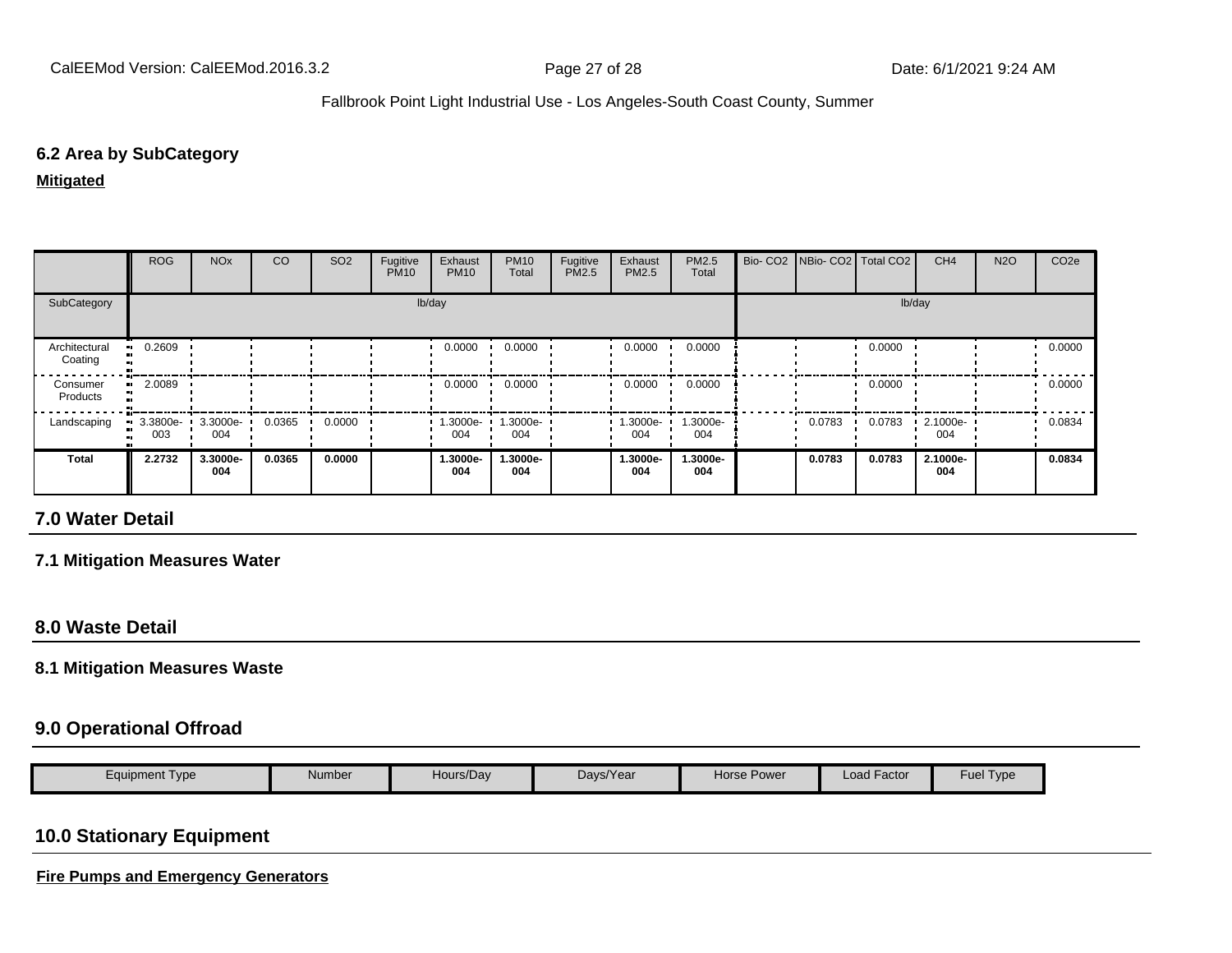### 6.2 Area by SubCategory

**Mitigated**

| | ROG | NOx | CO | SO2 | Fugitive PM10 | Exhaust PM10 | PM10 Total | Fugitive PM2.5 | Exhaust PM2.5 | PM2.5 Total | Bio- CO2 | NBio- CO2 | Total CO2 | CH4 | N2O | CO2e |
|---|---|---|---|---|---|---|---|---|---|---|---|---|---|---|---|---|
| SubCategory | lb/day | | | | | | | | | | lb/day | | | | | |
| Architectural Coating | 0.2609 | | | | | 0.0000 | 0.0000 | | 0.0000 | 0.0000 | | | 0.0000 | | | 0.0000 |
| Consumer Products | 2.0089 | | | | | 0.0000 | 0.0000 | | 0.0000 | 0.0000 | | | 0.0000 | | | 0.0000 |
| Landscaping | 3.3800e-003 | 3.3000e-004 | 0.0365 | 0.0000 | | 1.3000e-004 | 1.3000e-004 | | 1.3000e-004 | 1.3000e-004 | | 0.0783 | 0.0783 | 2.1000e-004 | | 0.0834 |
| **Total** | **2.2732** | **3.3000e-004** | **0.0365** | **0.0000** | | **1.3000e-004** | **1.3000e-004** | | **1.3000e-004** | **1.3000e-004** | | **0.0783** | **0.0783** | **2.1000e-004** | | **0.0834** |

## 7.0 Water Detail

### 7.1 Mitigation Measures Water

## 8.0 Waste Detail

### 8.1 Mitigation Measures Waste

## 9.0 Operational Offroad

| Equipment Type | Number | Hours/Day | Days/Year | Horse Power | Load Factor | Fuel Type |
|---|---|---|---|---|---|---|

## 10.0 Stationary Equipment

**Fire Pumps and Emergency Generators**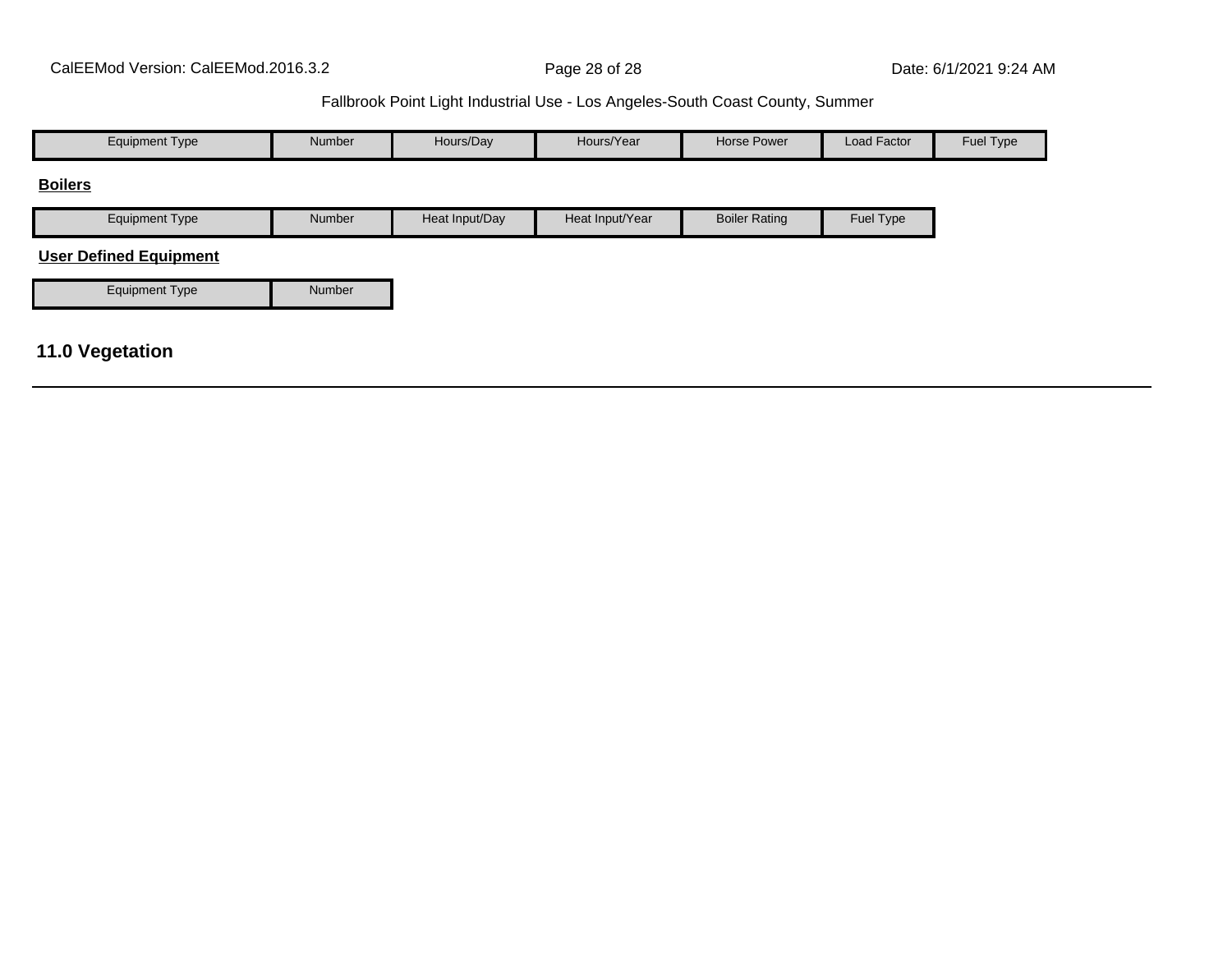| Equipment Type | Number | Hours/Day | Hours/Year | Horse Power | Load Factor | Fuel Type |
| --- | --- | --- | --- | --- | --- | --- |

**Boilers**

| Equipment Type | Number | Heat Input/Day | Heat Input/Year | Boiler Rating | Fuel Type |
| --- | --- | --- | --- | --- | --- |

**User Defined Equipment**

| Equipment Type | Number |
| --- | --- |

## 11.0 Vegetation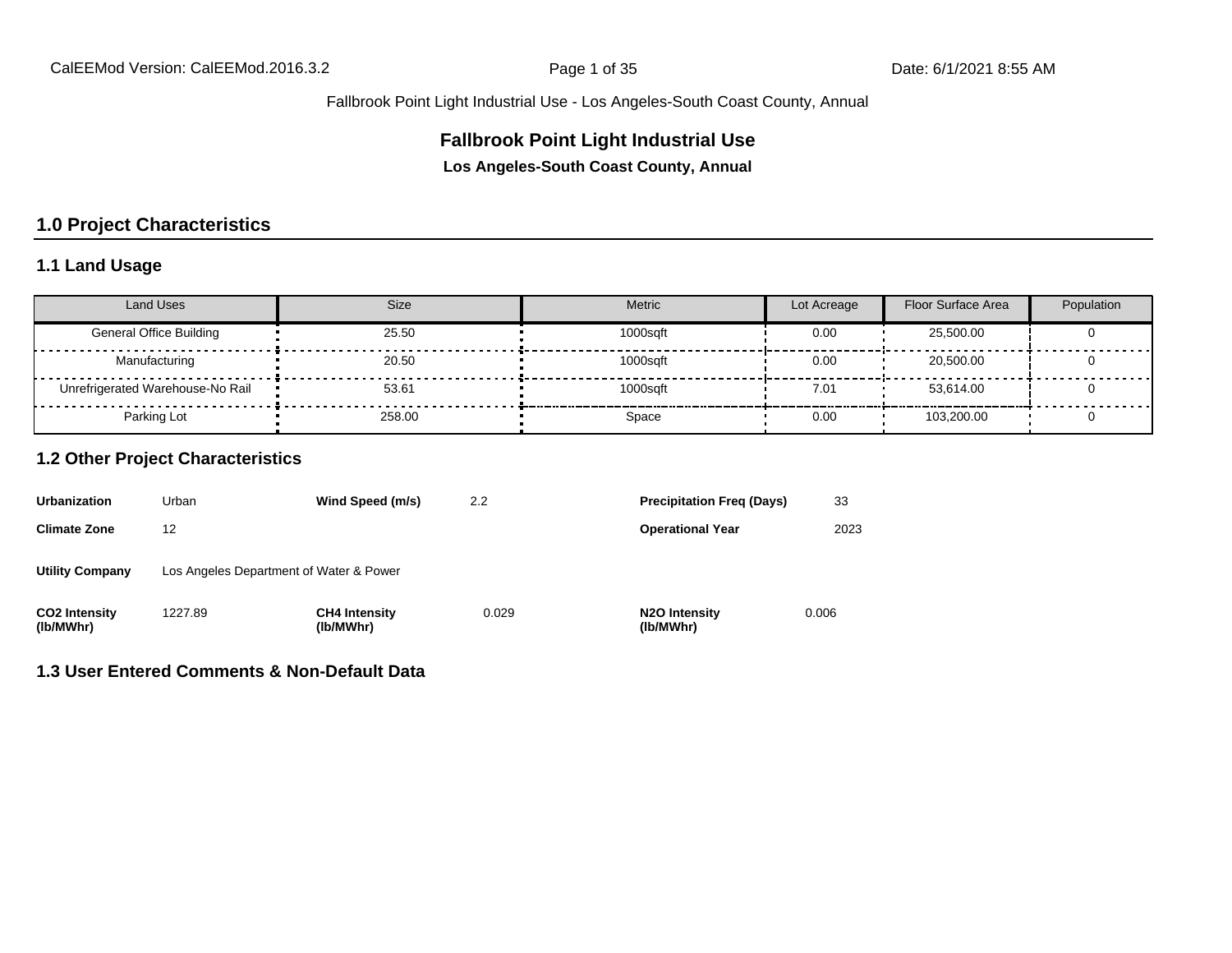Fallbrook Point Light Industrial Use - Los Angeles-South Coast County, Annual

# Fallbrook Point Light Industrial Use

**Los Angeles-South Coast County, Annual**

## 1.0 Project Characteristics

### 1.1 Land Usage

| Land Uses | Size | Metric | Lot Acreage | Floor Surface Area | Population |
|---|---|---|---|---|---|
| General Office Building | 25.50 | 1000sqft | 0.00 | 25,500.00 | 0 |
| Manufacturing | 20.50 | 1000sqft | 0.00 | 20,500.00 | 0 |
| Unrefrigerated Warehouse-No Rail | 53.61 | 1000sqft | 7.01 | 53,614.00 | 0 |
| Parking Lot | 258.00 | Space | 0.00 | 103,200.00 | 0 |

### 1.2 Other Project Characteristics

| | | | | | |
|---|---|---|---|---|---|
| **Urbanization** | Urban | **Wind Speed (m/s)** | 2.2 | **Precipitation Freq (Days)** | 33 |
| **Climate Zone** | 12 | | | **Operational Year** | 2023 |
| **Utility Company** | Los Angeles Department of Water & Power | | | | |
| **CO2 Intensity (lb/MWhr)** | 1227.89 | **CH4 Intensity (lb/MWhr)** | 0.029 | **N2O Intensity (lb/MWhr)** | 0.006 |

### 1.3 User Entered Comments & Non-Default Data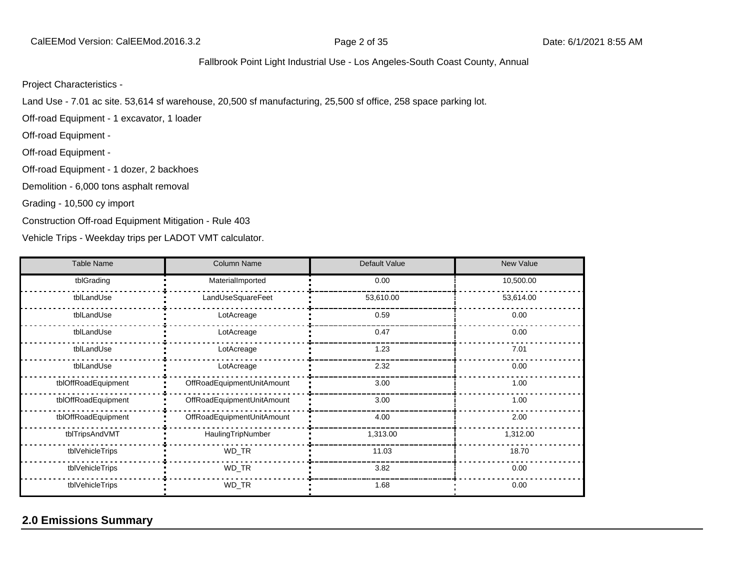Project Characteristics -

Land Use - 7.01 ac site. 53,614 sf warehouse, 20,500 sf manufacturing, 25,500 sf office, 258 space parking lot.

Off-road Equipment - 1 excavator, 1 loader

Off-road Equipment -

Off-road Equipment -

Off-road Equipment - 1 dozer, 2 backhoes

Demolition - 6,000 tons asphalt removal

Grading - 10,500 cy import

Construction Off-road Equipment Mitigation - Rule 403

Vehicle Trips - Weekday trips per LADOT VMT calculator.

| Table Name | Column Name | Default Value | New Value |
|---|---|---|---|
| tblGrading | MaterialImported | 0.00 | 10,500.00 |
| tblLandUse | LandUseSquareFeet | 53,610.00 | 53,614.00 |
| tblLandUse | LotAcreage | 0.59 | 0.00 |
| tblLandUse | LotAcreage | 0.47 | 0.00 |
| tblLandUse | LotAcreage | 1.23 | 7.01 |
| tblLandUse | LotAcreage | 2.32 | 0.00 |
| tblOffRoadEquipment | OffRoadEquipmentUnitAmount | 3.00 | 1.00 |
| tblOffRoadEquipment | OffRoadEquipmentUnitAmount | 3.00 | 1.00 |
| tblOffRoadEquipment | OffRoadEquipmentUnitAmount | 4.00 | 2.00 |
| tblTripsAndVMT | HaulingTripNumber | 1,313.00 | 1,312.00 |
| tblVehicleTrips | WD_TR | 11.03 | 18.70 |
| tblVehicleTrips | WD_TR | 3.82 | 0.00 |
| tblVehicleTrips | WD_TR | 1.68 | 0.00 |

## 2.0 Emissions Summary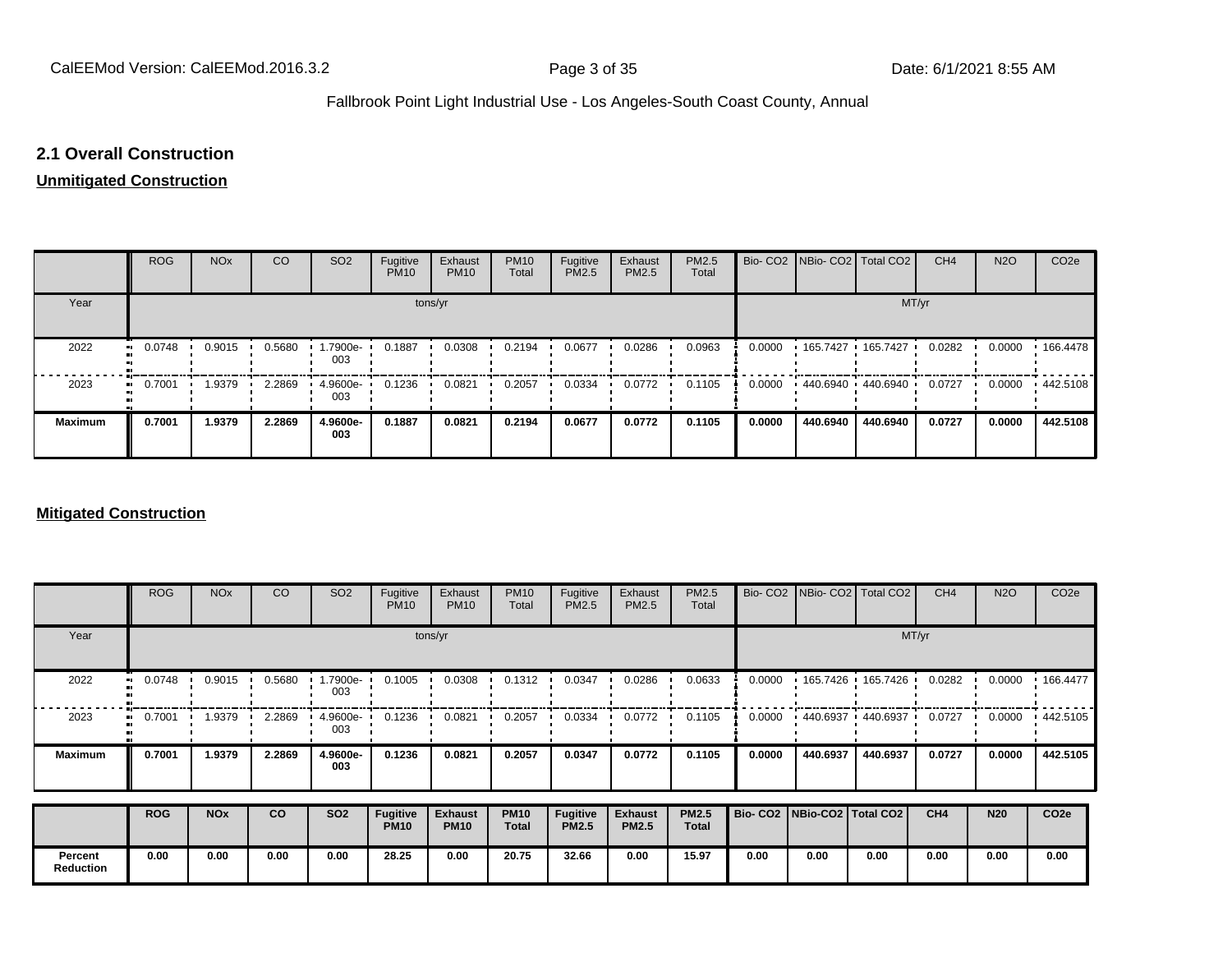## 2.1 Overall Construction

**Unmitigated Construction**

| | ROG | NOx | CO | SO2 | Fugitive PM10 | Exhaust PM10 | PM10 Total | Fugitive PM2.5 | Exhaust PM2.5 | PM2.5 Total | Bio- CO2 | NBio- CO2 | Total CO2 | CH4 | N2O | CO2e |
|---|---|---|---|---|---|---|---|---|---|---|---|---|---|---|---|---|
| Year | tons/yr | | | | | | | | | | MT/yr | | | | | |
| 2022 | 0.0748 | 0.9015 | 0.5680 | 1.7900e-003 | 0.1887 | 0.0308 | 0.2194 | 0.0677 | 0.0286 | 0.0963 | 0.0000 | 165.7427 | 165.7427 | 0.0282 | 0.0000 | 166.4478 |
| 2023 | 0.7001 | 1.9379 | 2.2869 | 4.9600e-003 | 0.1236 | 0.0821 | 0.2057 | 0.0334 | 0.0772 | 0.1105 | 0.0000 | 440.6940 | 440.6940 | 0.0727 | 0.0000 | 442.5108 |
| **Maximum** | **0.7001** | **1.9379** | **2.2869** | **4.9600e-003** | **0.1887** | **0.0821** | **0.2194** | **0.0677** | **0.0772** | **0.1105** | **0.0000** | **440.6940** | **440.6940** | **0.0727** | **0.0000** | **442.5108** |

**Mitigated Construction**

| | ROG | NOx | CO | SO2 | Fugitive PM10 | Exhaust PM10 | PM10 Total | Fugitive PM2.5 | Exhaust PM2.5 | PM2.5 Total | Bio- CO2 | NBio- CO2 | Total CO2 | CH4 | N2O | CO2e |
|---|---|---|---|---|---|---|---|---|---|---|---|---|---|---|---|---|
| Year | tons/yr | | | | | | | | | | MT/yr | | | | | |
| 2022 | 0.0748 | 0.9015 | 0.5680 | 1.7900e-003 | 0.1005 | 0.0308 | 0.1312 | 0.0347 | 0.0286 | 0.0633 | 0.0000 | 165.7426 | 165.7426 | 0.0282 | 0.0000 | 166.4477 |
| 2023 | 0.7001 | 1.9379 | 2.2869 | 4.9600e-003 | 0.1236 | 0.0821 | 0.2057 | 0.0334 | 0.0772 | 0.1105 | 0.0000 | 440.6937 | 440.6937 | 0.0727 | 0.0000 | 442.5105 |
| **Maximum** | **0.7001** | **1.9379** | **2.2869** | **4.9600e-003** | **0.1236** | **0.0821** | **0.2057** | **0.0347** | **0.0772** | **0.1105** | **0.0000** | **440.6937** | **440.6937** | **0.0727** | **0.0000** | **442.5105** |

| | **ROG** | **NOx** | **CO** | **SO2** | **Fugitive PM10** | **Exhaust PM10** | **PM10 Total** | **Fugitive PM2.5** | **Exhaust PM2.5** | **PM2.5 Total** | **Bio- CO2** | **NBio-CO2** | **Total CO2** | **CH4** | **N20** | **CO2e** |
|---|---|---|---|---|---|---|---|---|---|---|---|---|---|---|---|---|
| **Percent Reduction** | **0.00** | **0.00** | **0.00** | **0.00** | **28.25** | **0.00** | **20.75** | **32.66** | **0.00** | **15.97** | **0.00** | **0.00** | **0.00** | **0.00** | **0.00** | **0.00** |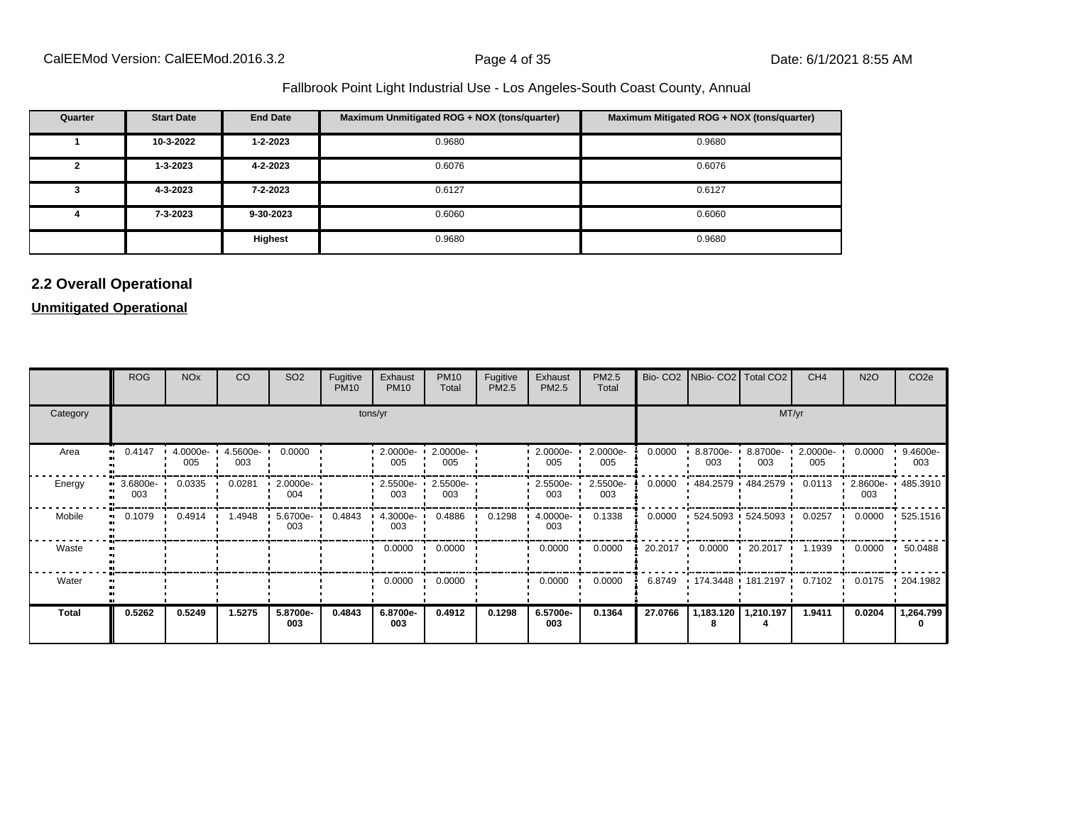| Quarter | Start Date | End Date | Maximum Unmitigated ROG + NOX (tons/quarter) | Maximum Mitigated ROG + NOX (tons/quarter) |
|---|---|---|---|---|
| 1 | 10-3-2022 | 1-2-2023 | 0.9680 | 0.9680 |
| 2 | 1-3-2023 | 4-2-2023 | 0.6076 | 0.6076 |
| 3 | 4-3-2023 | 7-2-2023 | 0.6127 | 0.6127 |
| 4 | 7-3-2023 | 9-30-2023 | 0.6060 | 0.6060 |
| | | Highest | 0.9680 | 0.9680 |

## 2.2 Overall Operational

**Unmitigated Operational**

| | ROG | NOx | CO | SO2 | Fugitive PM10 | Exhaust PM10 | PM10 Total | Fugitive PM2.5 | Exhaust PM2.5 | PM2.5 Total | Bio- CO2 | NBio- CO2 | Total CO2 | CH4 | N2O | CO2e |
|---|---|---|---|---|---|---|---|---|---|---|---|---|---|---|---|---|
| Category | tons/yr | | | | | | | | | | MT/yr | | | | | |
| Area | 0.4147 | 4.0000e-005 | 4.5600e-003 | 0.0000 | | 2.0000e-005 | 2.0000e-005 | | 2.0000e-005 | 2.0000e-005 | 0.0000 | 8.8700e-003 | 8.8700e-003 | 2.0000e-005 | 0.0000 | 9.4600e-003 |
| Energy | 3.6800e-003 | 0.0335 | 0.0281 | 2.0000e-004 | | 2.5500e-003 | 2.5500e-003 | | 2.5500e-003 | 2.5500e-003 | 0.0000 | 484.2579 | 484.2579 | 0.0113 | 2.8600e-003 | 485.3910 |
| Mobile | 0.1079 | 0.4914 | 1.4948 | 5.6700e-003 | 0.4843 | 4.3000e-003 | 0.4886 | 0.1298 | 4.0000e-003 | 0.1338 | 0.0000 | 524.5093 | 524.5093 | 0.0257 | 0.0000 | 525.1516 |
| Waste | | | | | | 0.0000 | 0.0000 | | 0.0000 | 0.0000 | 20.2017 | 0.0000 | 20.2017 | 1.1939 | 0.0000 | 50.0488 |
| Water | | | | | | 0.0000 | 0.0000 | | 0.0000 | 0.0000 | 6.8749 | 174.3448 | 181.2197 | 0.7102 | 0.0175 | 204.1982 |
| **Total** | **0.5262** | **0.5249** | **1.5275** | **5.8700e-003** | **0.4843** | **6.8700e-003** | **0.4912** | **0.1298** | **6.5700e-003** | **0.1364** | **27.0766** | **1,183.1208** | **1,210.1974** | **1.9411** | **0.0204** | **1,264.7990** |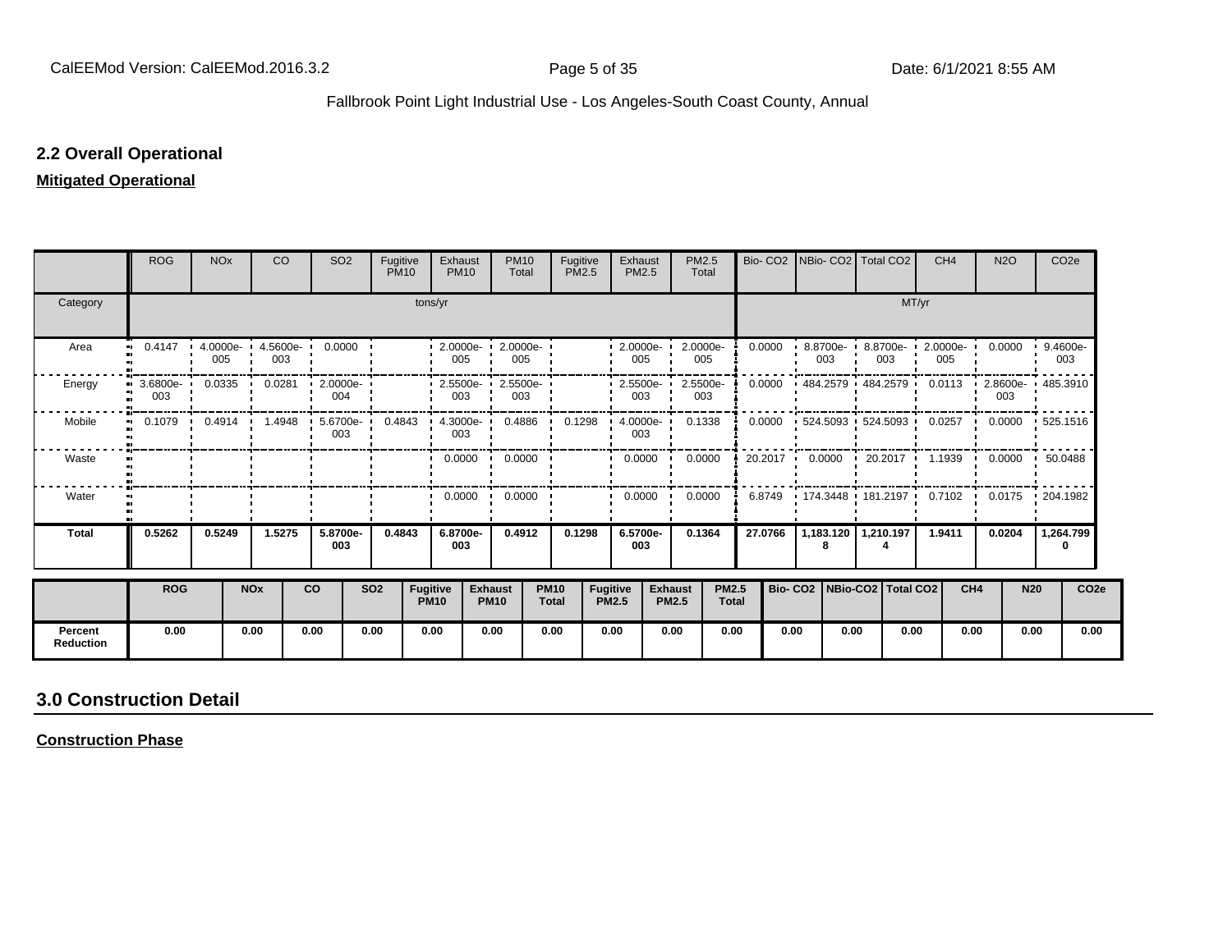## 2.2 Overall Operational

**Mitigated Operational**

| | ROG | NOx | CO | SO2 | Fugitive PM10 | Exhaust PM10 | PM10 Total | Fugitive PM2.5 | Exhaust PM2.5 | PM2.5 Total | Bio- CO2 | NBio- CO2 | Total CO2 | CH4 | N2O | CO2e |
|---|---|---|---|---|---|---|---|---|---|---|---|---|---|---|---|---|
| Category | tons/yr | | | | | | | | | | MT/yr | | | | | |
| Area | 0.4147 | 4.0000e-005 | 4.5600e-003 | 0.0000 | | 2.0000e-005 | 2.0000e-005 | | 2.0000e-005 | 2.0000e-005 | 0.0000 | 8.8700e-003 | 8.8700e-003 | 2.0000e-005 | 0.0000 | 9.4600e-003 |
| Energy | 3.6800e-003 | 0.0335 | 0.0281 | 2.0000e-004 | | 2.5500e-003 | 2.5500e-003 | | 2.5500e-003 | 2.5500e-003 | 0.0000 | 484.2579 | 484.2579 | 0.0113 | 2.8600e-003 | 485.3910 |
| Mobile | 0.1079 | 0.4914 | 1.4948 | 5.6700e-003 | 0.4843 | 4.3000e-003 | 0.4886 | 0.1298 | 4.0000e-003 | 0.1338 | 0.0000 | 524.5093 | 524.5093 | 0.0257 | 0.0000 | 525.1516 |
| Waste | | | | | | 0.0000 | 0.0000 | | 0.0000 | 0.0000 | 20.2017 | 0.0000 | 20.2017 | 1.1939 | 0.0000 | 50.0488 |
| Water | | | | | | 0.0000 | 0.0000 | | 0.0000 | 0.0000 | 6.8749 | 174.3448 | 181.2197 | 0.7102 | 0.0175 | 204.1982 |
| **Total** | **0.5262** | **0.5249** | **1.5275** | **5.8700e-003** | **0.4843** | **6.8700e-003** | **0.4912** | **0.1298** | **6.5700e-003** | **0.1364** | **27.0766** | **1,183.1208** | **1,210.1974** | **1.9411** | **0.0204** | **1,264.7990** |

| | ROG | NOx | CO | SO2 | Fugitive PM10 | Exhaust PM10 | PM10 Total | Fugitive PM2.5 | Exhaust PM2.5 | PM2.5 Total | Bio- CO2 | NBio-CO2 | Total CO2 | CH4 | N20 | CO2e |
|---|---|---|---|---|---|---|---|---|---|---|---|---|---|---|---|---|
| **Percent Reduction** | 0.00 | 0.00 | 0.00 | 0.00 | 0.00 | 0.00 | 0.00 | 0.00 | 0.00 | 0.00 | 0.00 | 0.00 | 0.00 | 0.00 | 0.00 | 0.00 |

# 3.0 Construction Detail

**Construction Phase**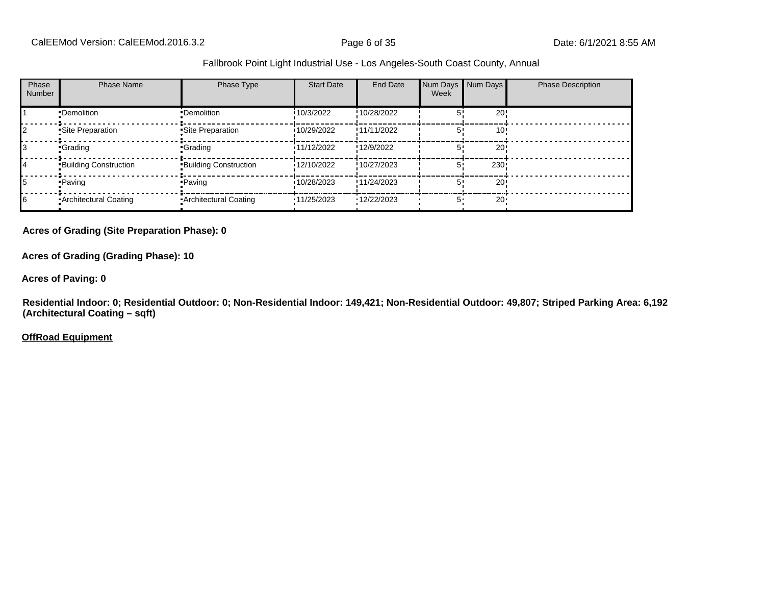Fallbrook Point Light Industrial Use - Los Angeles-South Coast County, Annual

| Phase Number | Phase Name | Phase Type | Start Date | End Date | Num Days Week | Num Days | Phase Description |
|---|---|---|---|---|---|---|---|
| 1 | Demolition | Demolition | 10/3/2022 | 10/28/2022 | 5 | 20 | |
| 2 | Site Preparation | Site Preparation | 10/29/2022 | 11/11/2022 | 5 | 10 | |
| 3 | Grading | Grading | 11/12/2022 | 12/9/2022 | 5 | 20 | |
| 4 | Building Construction | Building Construction | 12/10/2022 | 10/27/2023 | 5 | 230 | |
| 5 | Paving | Paving | 10/28/2023 | 11/24/2023 | 5 | 20 | |
| 6 | Architectural Coating | Architectural Coating | 11/25/2023 | 12/22/2023 | 5 | 20 | |

**Acres of Grading (Site Preparation Phase): 0**

**Acres of Grading (Grading Phase): 10**

**Acres of Paving: 0**

**Residential Indoor: 0; Residential Outdoor: 0; Non-Residential Indoor: 149,421; Non-Residential Outdoor: 49,807; Striped Parking Area: 6,192 (Architectural Coating – sqft)**

**OffRoad Equipment**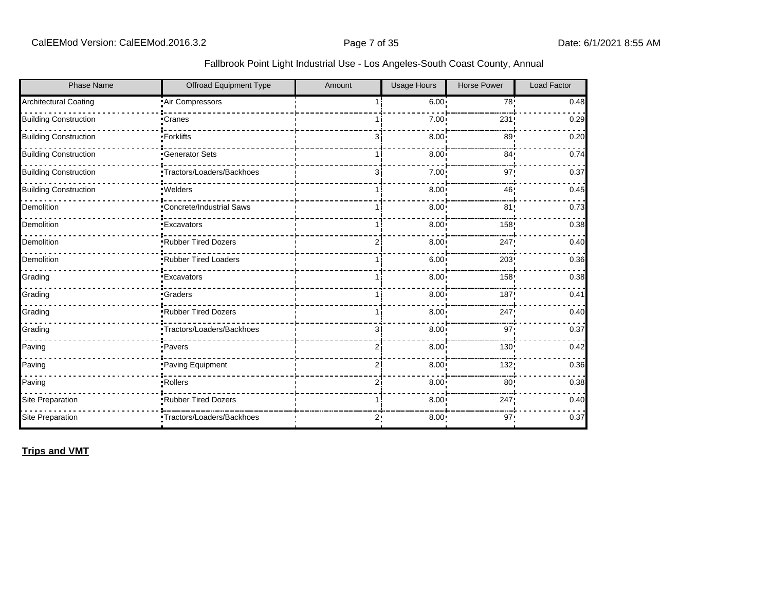| Phase Name | Offroad Equipment Type | Amount | Usage Hours | Horse Power | Load Factor |
|---|---|---|---|---|---|
| Architectural Coating | Air Compressors | 1 | 6.00 | 78 | 0.48 |
| Building Construction | Cranes | 1 | 7.00 | 231 | 0.29 |
| Building Construction | Forklifts | 3 | 8.00 | 89 | 0.20 |
| Building Construction | Generator Sets | 1 | 8.00 | 84 | 0.74 |
| Building Construction | Tractors/Loaders/Backhoes | 3 | 7.00 | 97 | 0.37 |
| Building Construction | Welders | 1 | 8.00 | 46 | 0.45 |
| Demolition | Concrete/Industrial Saws | 1 | 8.00 | 81 | 0.73 |
| Demolition | Excavators | 1 | 8.00 | 158 | 0.38 |
| Demolition | Rubber Tired Dozers | 2 | 8.00 | 247 | 0.40 |
| Demolition | Rubber Tired Loaders | 1 | 6.00 | 203 | 0.36 |
| Grading | Excavators | 1 | 8.00 | 158 | 0.38 |
| Grading | Graders | 1 | 8.00 | 187 | 0.41 |
| Grading | Rubber Tired Dozers | 1 | 8.00 | 247 | 0.40 |
| Grading | Tractors/Loaders/Backhoes | 3 | 8.00 | 97 | 0.37 |
| Paving | Pavers | 2 | 8.00 | 130 | 0.42 |
| Paving | Paving Equipment | 2 | 8.00 | 132 | 0.36 |
| Paving | Rollers | 2 | 8.00 | 80 | 0.38 |
| Site Preparation | Rubber Tired Dozers | 1 | 8.00 | 247 | 0.40 |
| Site Preparation | Tractors/Loaders/Backhoes | 2 | 8.00 | 97 | 0.37 |

**Trips and VMT**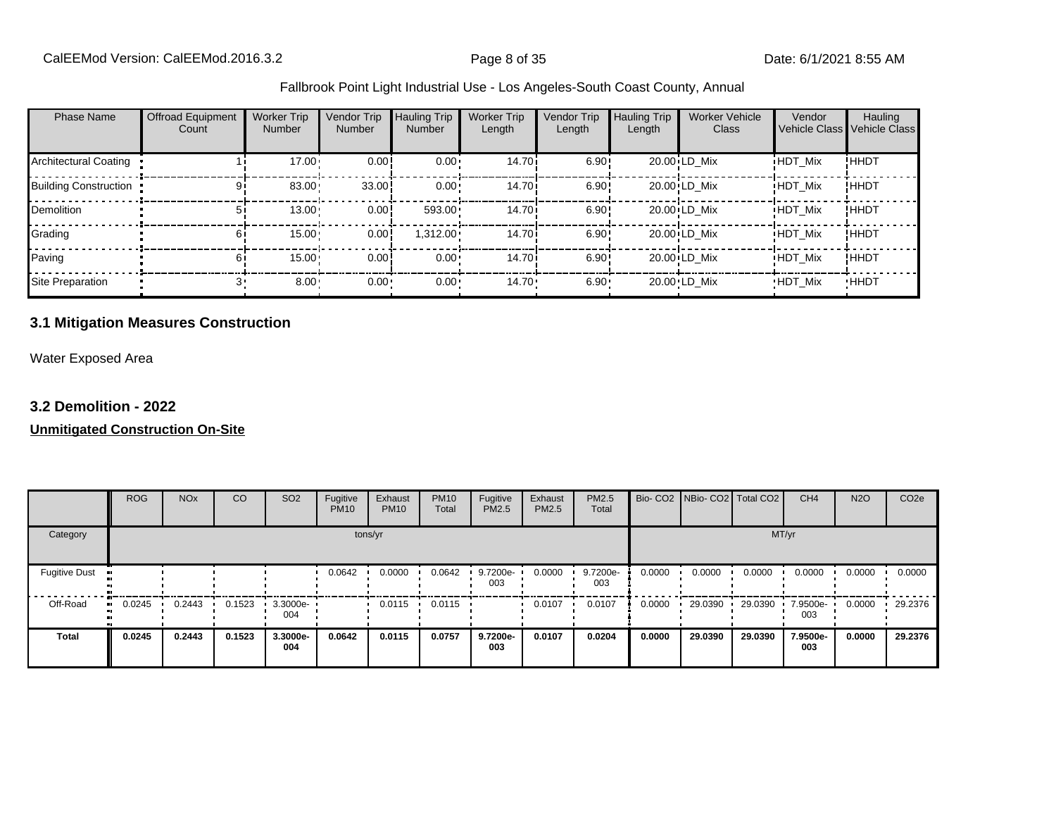Fallbrook Point Light Industrial Use - Los Angeles-South Coast County, Annual

| Phase Name | Offroad Equipment Count | Worker Trip Number | Vendor Trip Number | Hauling Trip Number | Worker Trip Length | Vendor Trip Length | Hauling Trip Length | Worker Vehicle Class | Vendor Vehicle Class | Hauling Vehicle Class |
|---|---|---|---|---|---|---|---|---|---|---|
| Architectural Coating | 1 | 17.00 | 0.00 | 0.00 | 14.70 | 6.90 | 20.00 | LD_Mix | HDT_Mix | HHDT |
| Building Construction | 9 | 83.00 | 33.00 | 0.00 | 14.70 | 6.90 | 20.00 | LD_Mix | HDT_Mix | HHDT |
| Demolition | 5 | 13.00 | 0.00 | 593.00 | 14.70 | 6.90 | 20.00 | LD_Mix | HDT_Mix | HHDT |
| Grading | 6 | 15.00 | 0.00 | 1,312.00 | 14.70 | 6.90 | 20.00 | LD_Mix | HDT_Mix | HHDT |
| Paving | 6 | 15.00 | 0.00 | 0.00 | 14.70 | 6.90 | 20.00 | LD_Mix | HDT_Mix | HHDT |
| Site Preparation | 3 | 8.00 | 0.00 | 0.00 | 14.70 | 6.90 | 20.00 | LD_Mix | HDT_Mix | HHDT |

## 3.1 Mitigation Measures Construction

Water Exposed Area

## 3.2 Demolition - 2022

**Unmitigated Construction On-Site**

| | ROG | NOx | CO | SO2 | Fugitive PM10 | Exhaust PM10 | PM10 Total | Fugitive PM2.5 | Exhaust PM2.5 | PM2.5 Total | Bio- CO2 | NBio- CO2 | Total CO2 | CH4 | N2O | CO2e |
|---|---|---|---|---|---|---|---|---|---|---|---|---|---|---|---|---|
| Category | tons/yr | | | | | | | | | | MT/yr | | | | | |
| Fugitive Dust | | | | | 0.0642 | 0.0000 | 0.0642 | 9.7200e-003 | 0.0000 | 9.7200e-003 | 0.0000 | 0.0000 | 0.0000 | 0.0000 | 0.0000 | 0.0000 |
| Off-Road | 0.0245 | 0.2443 | 0.1523 | 3.3000e-004 | | 0.0115 | 0.0115 | | 0.0107 | 0.0107 | 0.0000 | 29.0390 | 29.0390 | 7.9500e-003 | 0.0000 | 29.2376 |
| **Total** | **0.0245** | **0.2443** | **0.1523** | **3.3000e-004** | **0.0642** | **0.0115** | **0.0757** | **9.7200e-003** | **0.0107** | **0.0204** | **0.0000** | **29.0390** | **29.0390** | **7.9500e-003** | **0.0000** | **29.2376** |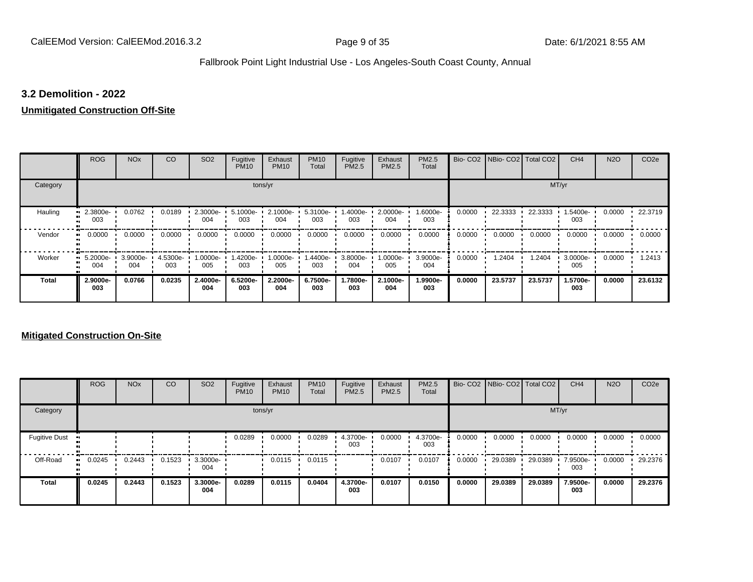### 3.2 Demolition - 2022

**Unmitigated Construction Off-Site**

| | ROG | NOx | CO | SO2 | Fugitive PM10 | Exhaust PM10 | PM10 Total | Fugitive PM2.5 | Exhaust PM2.5 | PM2.5 Total | Bio- CO2 | NBio- CO2 | Total CO2 | CH4 | N2O | CO2e |
|---|---|---|---|---|---|---|---|---|---|---|---|---|---|---|---|---|
| Category | tons/yr | | | | | | | | | | MT/yr | | | | | |
| Hauling | 2.3800e-003 | 0.0762 | 0.0189 | 2.3000e-004 | 5.1000e-003 | 2.1000e-004 | 5.3100e-003 | 1.4000e-003 | 2.0000e-004 | 1.6000e-003 | 0.0000 | 22.3333 | 22.3333 | 1.5400e-003 | 0.0000 | 22.3719 |
| Vendor | 0.0000 | 0.0000 | 0.0000 | 0.0000 | 0.0000 | 0.0000 | 0.0000 | 0.0000 | 0.0000 | 0.0000 | 0.0000 | 0.0000 | 0.0000 | 0.0000 | 0.0000 | 0.0000 |
| Worker | 5.2000e-004 | 3.9000e-004 | 4.5300e-003 | 1.0000e-005 | 1.4200e-003 | 1.0000e-005 | 1.4400e-003 | 3.8000e-004 | 1.0000e-005 | 3.9000e-004 | 0.0000 | 1.2404 | 1.2404 | 3.0000e-005 | 0.0000 | 1.2413 |
| **Total** | **2.9000e-003** | **0.0766** | **0.0235** | **2.4000e-004** | **6.5200e-003** | **2.2000e-004** | **6.7500e-003** | **1.7800e-003** | **2.1000e-004** | **1.9900e-003** | **0.0000** | **23.5737** | **23.5737** | **1.5700e-003** | **0.0000** | **23.6132** |

**Mitigated Construction On-Site**

| | ROG | NOx | CO | SO2 | Fugitive PM10 | Exhaust PM10 | PM10 Total | Fugitive PM2.5 | Exhaust PM2.5 | PM2.5 Total | Bio- CO2 | NBio- CO2 | Total CO2 | CH4 | N2O | CO2e |
|---|---|---|---|---|---|---|---|---|---|---|---|---|---|---|---|---|
| Category | tons/yr | | | | | | | | | | MT/yr | | | | | |
| Fugitive Dust | | | | | 0.0289 | 0.0000 | 0.0289 | 4.3700e-003 | 0.0000 | 4.3700e-003 | 0.0000 | 0.0000 | 0.0000 | 0.0000 | 0.0000 | 0.0000 |
| Off-Road | 0.0245 | 0.2443 | 0.1523 | 3.3000e-004 | | 0.0115 | 0.0115 | | 0.0107 | 0.0107 | 0.0000 | 29.0389 | 29.0389 | 7.9500e-003 | 0.0000 | 29.2376 |
| **Total** | **0.0245** | **0.2443** | **0.1523** | **3.3000e-004** | **0.0289** | **0.0115** | **0.0404** | **4.3700e-003** | **0.0107** | **0.0150** | **0.0000** | **29.0389** | **29.0389** | **7.9500e-003** | **0.0000** | **29.2376** |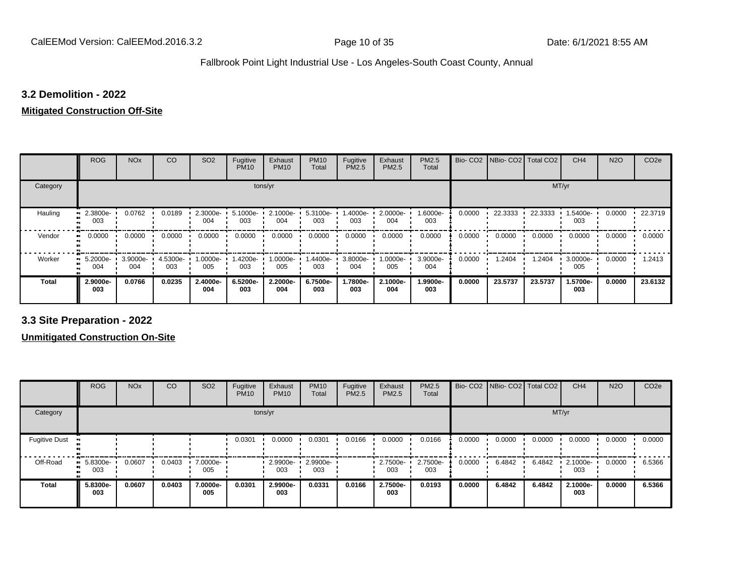## 3.2 Demolition - 2022

**Mitigated Construction Off-Site**

| | ROG | NOx | CO | SO2 | Fugitive PM10 | Exhaust PM10 | PM10 Total | Fugitive PM2.5 | Exhaust PM2.5 | PM2.5 Total | Bio- CO2 | NBio- CO2 | Total CO2 | CH4 | N2O | CO2e |
|---|---|---|---|---|---|---|---|---|---|---|---|---|---|---|---|---|
| Category | tons/yr | | | | | | | | | | MT/yr | | | | | |
| Hauling | 2.3800e-003 | 0.0762 | 0.0189 | 2.3000e-004 | 5.1000e-003 | 2.1000e-004 | 5.3100e-003 | 1.4000e-003 | 2.0000e-004 | 1.6000e-003 | 0.0000 | 22.3333 | 22.3333 | 1.5400e-003 | 0.0000 | 22.3719 |
| Vendor | 0.0000 | 0.0000 | 0.0000 | 0.0000 | 0.0000 | 0.0000 | 0.0000 | 0.0000 | 0.0000 | 0.0000 | 0.0000 | 0.0000 | 0.0000 | 0.0000 | 0.0000 | 0.0000 |
| Worker | 5.2000e-004 | 3.9000e-004 | 4.5300e-003 | 1.0000e-005 | 1.4200e-003 | 1.0000e-005 | 1.4400e-003 | 3.8000e-004 | 1.0000e-005 | 3.9000e-004 | 0.0000 | 1.2404 | 1.2404 | 3.0000e-005 | 0.0000 | 1.2413 |
| **Total** | **2.9000e-003** | **0.0766** | **0.0235** | **2.4000e-004** | **6.5200e-003** | **2.2000e-004** | **6.7500e-003** | **1.7800e-003** | **2.1000e-004** | **1.9900e-003** | **0.0000** | **23.5737** | **23.5737** | **1.5700e-003** | **0.0000** | **23.6132** |

## 3.3 Site Preparation - 2022

**Unmitigated Construction On-Site**

| | ROG | NOx | CO | SO2 | Fugitive PM10 | Exhaust PM10 | PM10 Total | Fugitive PM2.5 | Exhaust PM2.5 | PM2.5 Total | Bio- CO2 | NBio- CO2 | Total CO2 | CH4 | N2O | CO2e |
|---|---|---|---|---|---|---|---|---|---|---|---|---|---|---|---|---|
| Category | tons/yr | | | | | | | | | | MT/yr | | | | | |
| Fugitive Dust | | | | | 0.0301 | 0.0000 | 0.0301 | 0.0166 | 0.0000 | 0.0166 | 0.0000 | 0.0000 | 0.0000 | 0.0000 | 0.0000 | 0.0000 |
| Off-Road | 5.8300e-003 | 0.0607 | 0.0403 | 7.0000e-005 | | 2.9900e-003 | 2.9900e-003 | | 2.7500e-003 | 2.7500e-003 | 0.0000 | 6.4842 | 6.4842 | 2.1000e-003 | 0.0000 | 6.5366 |
| **Total** | **5.8300e-003** | **0.0607** | **0.0403** | **7.0000e-005** | **0.0301** | **2.9900e-003** | **0.0331** | **0.0166** | **2.7500e-003** | **0.0193** | **0.0000** | **6.4842** | **6.4842** | **2.1000e-003** | **0.0000** | **6.5366** |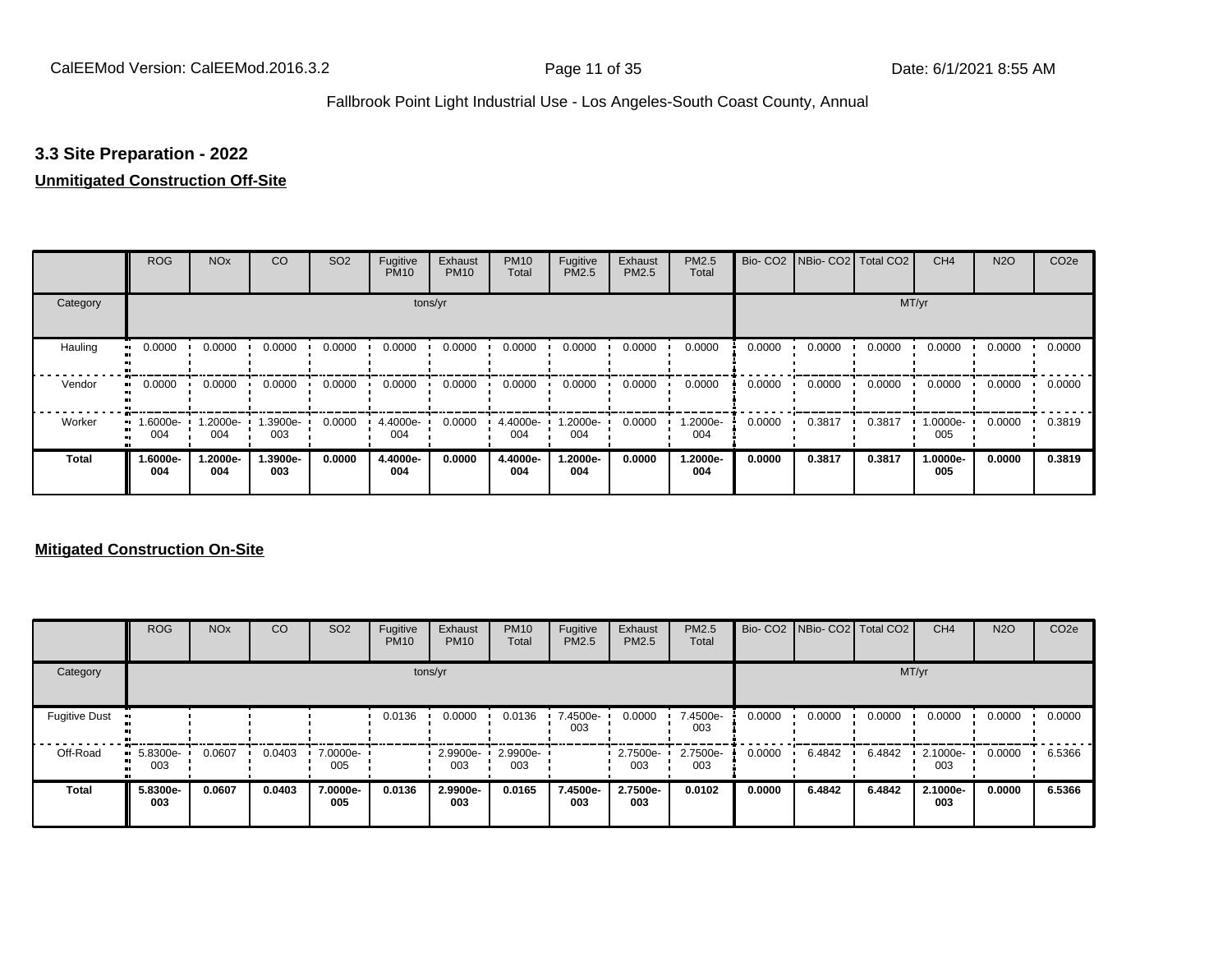### 3.3 Site Preparation - 2022

**Unmitigated Construction Off-Site**

| | ROG | NOx | CO | SO2 | Fugitive PM10 | Exhaust PM10 | PM10 Total | Fugitive PM2.5 | Exhaust PM2.5 | PM2.5 Total | Bio- CO2 | NBio- CO2 | Total CO2 | CH4 | N2O | CO2e |
|---|---|---|---|---|---|---|---|---|---|---|---|---|---|---|---|---|
| Category | tons/yr | | | | | | | | | | MT/yr | | | | | |
| Hauling | 0.0000 | 0.0000 | 0.0000 | 0.0000 | 0.0000 | 0.0000 | 0.0000 | 0.0000 | 0.0000 | 0.0000 | 0.0000 | 0.0000 | 0.0000 | 0.0000 | 0.0000 | 0.0000 |
| Vendor | 0.0000 | 0.0000 | 0.0000 | 0.0000 | 0.0000 | 0.0000 | 0.0000 | 0.0000 | 0.0000 | 0.0000 | 0.0000 | 0.0000 | 0.0000 | 0.0000 | 0.0000 | 0.0000 |
| Worker | 1.6000e-004 | 1.2000e-004 | 1.3900e-003 | 0.0000 | 4.4000e-004 | 0.0000 | 4.4000e-004 | 1.2000e-004 | 0.0000 | 1.2000e-004 | 0.0000 | 0.3817 | 0.3817 | 1.0000e-005 | 0.0000 | 0.3819 |
| **Total** | **1.6000e-004** | **1.2000e-004** | **1.3900e-003** | **0.0000** | **4.4000e-004** | **0.0000** | **4.4000e-004** | **1.2000e-004** | **0.0000** | **1.2000e-004** | **0.0000** | **0.3817** | **0.3817** | **1.0000e-005** | **0.0000** | **0.3819** |

**Mitigated Construction On-Site**

| | ROG | NOx | CO | SO2 | Fugitive PM10 | Exhaust PM10 | PM10 Total | Fugitive PM2.5 | Exhaust PM2.5 | PM2.5 Total | Bio- CO2 | NBio- CO2 | Total CO2 | CH4 | N2O | CO2e |
|---|---|---|---|---|---|---|---|---|---|---|---|---|---|---|---|---|
| Category | tons/yr | | | | | | | | | | MT/yr | | | | | |
| Fugitive Dust | | | | | 0.0136 | 0.0000 | 0.0136 | 7.4500e-003 | 0.0000 | 7.4500e-003 | 0.0000 | 0.0000 | 0.0000 | 0.0000 | 0.0000 | 0.0000 |
| Off-Road | 5.8300e-003 | 0.0607 | 0.0403 | 7.0000e-005 | | 2.9900e-003 | 2.9900e-003 | | 2.7500e-003 | 2.7500e-003 | 0.0000 | 6.4842 | 6.4842 | 2.1000e-003 | 0.0000 | 6.5366 |
| **Total** | **5.8300e-003** | **0.0607** | **0.0403** | **7.0000e-005** | **0.0136** | **2.9900e-003** | **0.0165** | **7.4500e-003** | **2.7500e-003** | **0.0102** | **0.0000** | **6.4842** | **6.4842** | **2.1000e-003** | **0.0000** | **6.5366** |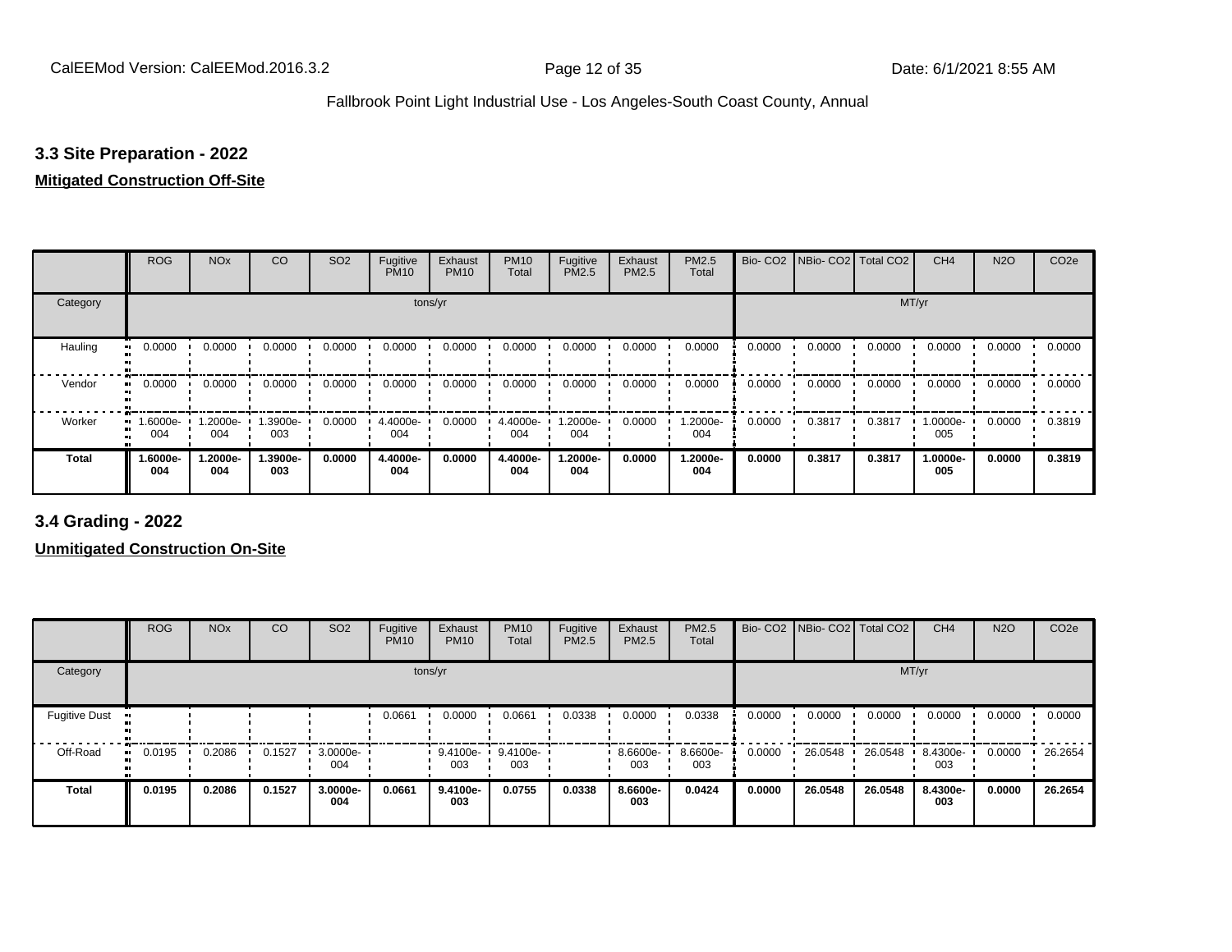### 3.3 Site Preparation - 2022

**Mitigated Construction Off-Site**

| | ROG | NOx | CO | SO2 | Fugitive PM10 | Exhaust PM10 | PM10 Total | Fugitive PM2.5 | Exhaust PM2.5 | PM2.5 Total | Bio- CO2 | NBio- CO2 | Total CO2 | CH4 | N2O | CO2e |
|---|---|---|---|---|---|---|---|---|---|---|---|---|---|---|---|---|
| Category | tons/yr | | | | | | | | | | MT/yr | | | | | |
| Hauling | 0.0000 | 0.0000 | 0.0000 | 0.0000 | 0.0000 | 0.0000 | 0.0000 | 0.0000 | 0.0000 | 0.0000 | 0.0000 | 0.0000 | 0.0000 | 0.0000 | 0.0000 | 0.0000 |
| Vendor | 0.0000 | 0.0000 | 0.0000 | 0.0000 | 0.0000 | 0.0000 | 0.0000 | 0.0000 | 0.0000 | 0.0000 | 0.0000 | 0.0000 | 0.0000 | 0.0000 | 0.0000 | 0.0000 |
| Worker | 1.6000e-004 | 1.2000e-004 | 1.3900e-003 | 0.0000 | 4.4000e-004 | 0.0000 | 4.4000e-004 | 1.2000e-004 | 0.0000 | 1.2000e-004 | 0.0000 | 0.3817 | 0.3817 | 1.0000e-005 | 0.0000 | 0.3819 |
| **Total** | **1.6000e-004** | **1.2000e-004** | **1.3900e-003** | **0.0000** | **4.4000e-004** | **0.0000** | **4.4000e-004** | **1.2000e-004** | **0.0000** | **1.2000e-004** | **0.0000** | **0.3817** | **0.3817** | **1.0000e-005** | **0.0000** | **0.3819** |

### 3.4 Grading - 2022

**Unmitigated Construction On-Site**

| | ROG | NOx | CO | SO2 | Fugitive PM10 | Exhaust PM10 | PM10 Total | Fugitive PM2.5 | Exhaust PM2.5 | PM2.5 Total | Bio- CO2 | NBio- CO2 | Total CO2 | CH4 | N2O | CO2e |
|---|---|---|---|---|---|---|---|---|---|---|---|---|---|---|---|---|
| Category | tons/yr | | | | | | | | | | MT/yr | | | | | |
| Fugitive Dust | | | | | 0.0661 | 0.0000 | 0.0661 | 0.0338 | 0.0000 | 0.0338 | 0.0000 | 0.0000 | 0.0000 | 0.0000 | 0.0000 | 0.0000 |
| Off-Road | 0.0195 | 0.2086 | 0.1527 | 3.0000e-004 | | 9.4100e-003 | 9.4100e-003 | | 8.6600e-003 | 8.6600e-003 | 0.0000 | 26.0548 | 26.0548 | 8.4300e-003 | 0.0000 | 26.2654 |
| **Total** | **0.0195** | **0.2086** | **0.1527** | **3.0000e-004** | **0.0661** | **9.4100e-003** | **0.0755** | **0.0338** | **8.6600e-003** | **0.0424** | **0.0000** | **26.0548** | **26.0548** | **8.4300e-003** | **0.0000** | **26.2654** |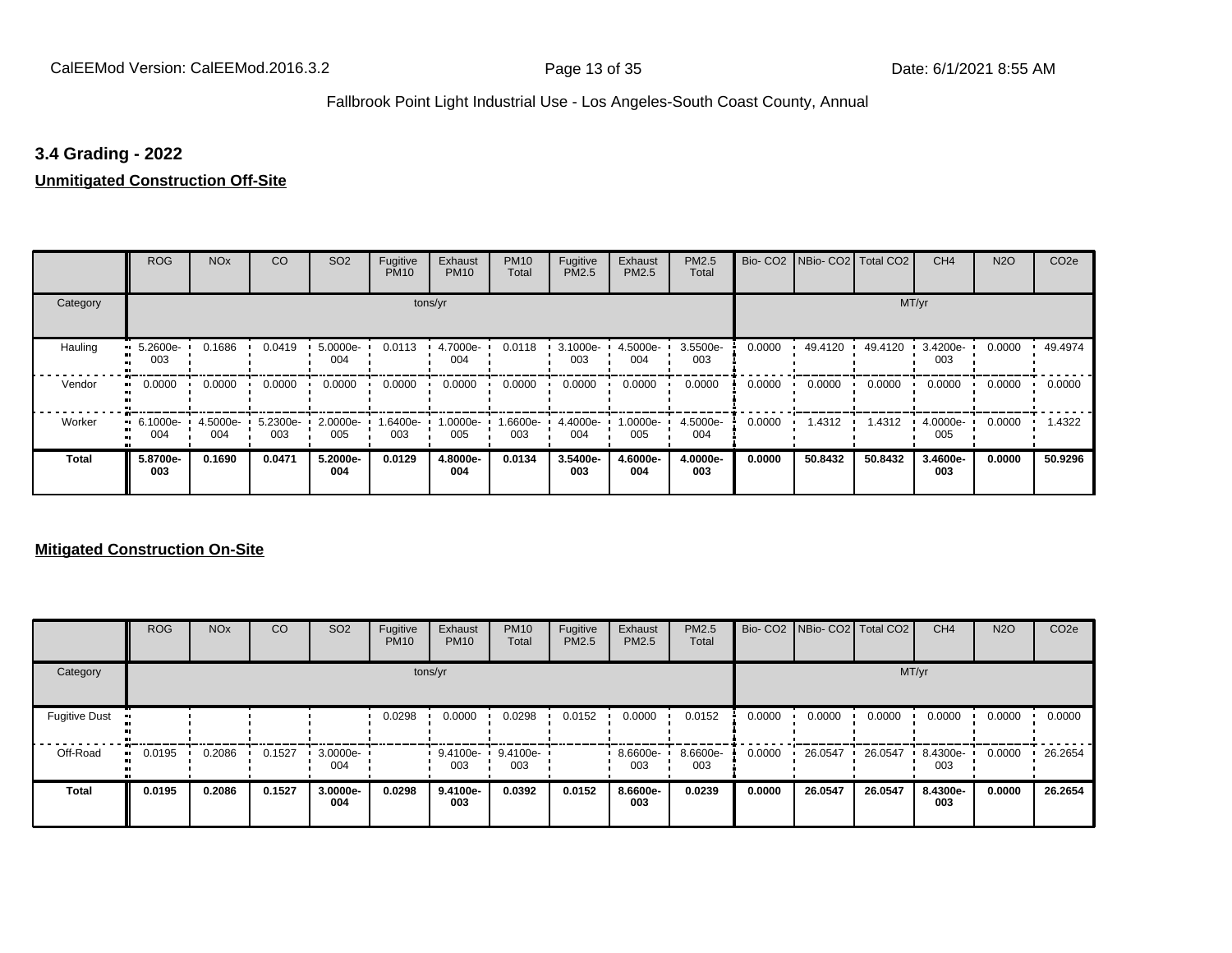### 3.4 Grading - 2022

**Unmitigated Construction Off-Site**

| | ROG | NOx | CO | SO2 | Fugitive PM10 | Exhaust PM10 | PM10 Total | Fugitive PM2.5 | Exhaust PM2.5 | PM2.5 Total | Bio- CO2 | NBio- CO2 | Total CO2 | CH4 | N2O | CO2e |
|---|---|---|---|---|---|---|---|---|---|---|---|---|---|---|---|---|
| Category | | | | | | tons/yr | | | | | | | | MT/yr | | |
| Hauling | 5.2600e-003 | 0.1686 | 0.0419 | 5.0000e-004 | 0.0113 | 4.7000e-004 | 0.0118 | 3.1000e-003 | 4.5000e-004 | 3.5500e-003 | 0.0000 | 49.4120 | 49.4120 | 3.4200e-003 | 0.0000 | 49.4974 |
| Vendor | 0.0000 | 0.0000 | 0.0000 | 0.0000 | 0.0000 | 0.0000 | 0.0000 | 0.0000 | 0.0000 | 0.0000 | 0.0000 | 0.0000 | 0.0000 | 0.0000 | 0.0000 | 0.0000 |
| Worker | 6.1000e-004 | 4.5000e-004 | 5.2300e-003 | 2.0000e-005 | 1.6400e-003 | 1.0000e-005 | 1.6600e-003 | 4.4000e-004 | 1.0000e-005 | 4.5000e-004 | 0.0000 | 1.4312 | 1.4312 | 4.0000e-005 | 0.0000 | 1.4322 |
| **Total** | **5.8700e-003** | **0.1690** | **0.0471** | **5.2000e-004** | **0.0129** | **4.8000e-004** | **0.0134** | **3.5400e-003** | **4.6000e-004** | **4.0000e-003** | **0.0000** | **50.8432** | **50.8432** | **3.4600e-003** | **0.0000** | **50.9296** |

**Mitigated Construction On-Site**

| | ROG | NOx | CO | SO2 | Fugitive PM10 | Exhaust PM10 | PM10 Total | Fugitive PM2.5 | Exhaust PM2.5 | PM2.5 Total | Bio- CO2 | NBio- CO2 | Total CO2 | CH4 | N2O | CO2e |
|---|---|---|---|---|---|---|---|---|---|---|---|---|---|---|---|---|
| Category | | | | | | tons/yr | | | | | | | | MT/yr | | |
| Fugitive Dust | | | | | 0.0298 | 0.0000 | 0.0298 | 0.0152 | 0.0000 | 0.0152 | 0.0000 | 0.0000 | 0.0000 | 0.0000 | 0.0000 | 0.0000 |
| Off-Road | 0.0195 | 0.2086 | 0.1527 | 3.0000e-004 | | 9.4100e-003 | 9.4100e-003 | | 8.6600e-003 | 8.6600e-003 | 0.0000 | 26.0547 | 26.0547 | 8.4300e-003 | 0.0000 | 26.2654 |
| **Total** | **0.0195** | **0.2086** | **0.1527** | **3.0000e-004** | **0.0298** | **9.4100e-003** | **0.0392** | **0.0152** | **8.6600e-003** | **0.0239** | **0.0000** | **26.0547** | **26.0547** | **8.4300e-003** | **0.0000** | **26.2654** |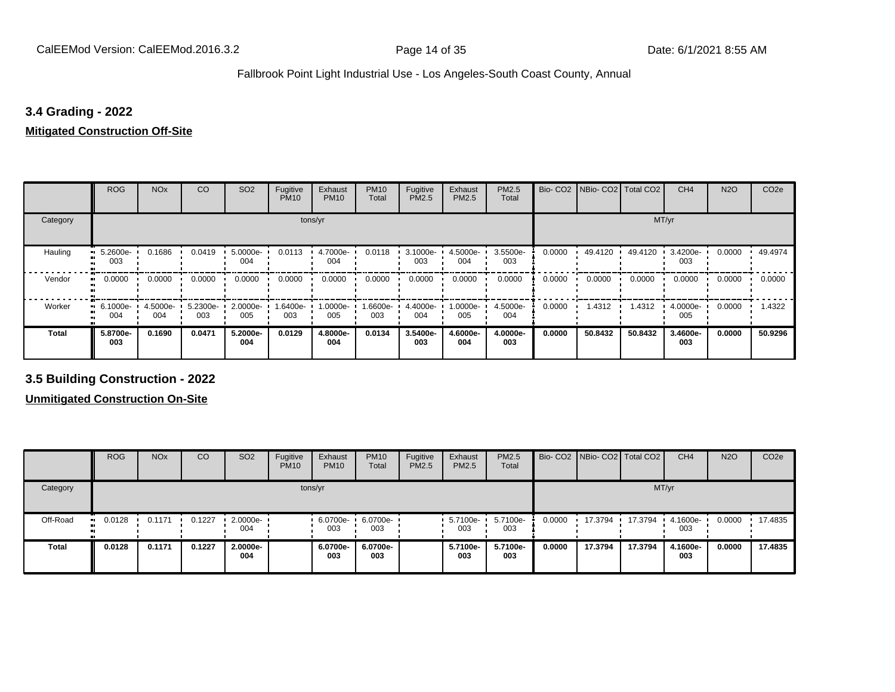### 3.4 Grading - 2022

**Mitigated Construction Off-Site**

| | ROG | NOx | CO | SO2 | Fugitive PM10 | Exhaust PM10 | PM10 Total | Fugitive PM2.5 | Exhaust PM2.5 | PM2.5 Total | Bio- CO2 | NBio- CO2 | Total CO2 | CH4 | N2O | CO2e |
|---|---|---|---|---|---|---|---|---|---|---|---|---|---|---|---|---|
| Category | tons/yr | | | | | | | | | | MT/yr | | | | | |
| Hauling | 5.2600e-003 | 0.1686 | 0.0419 | 5.0000e-004 | 0.0113 | 4.7000e-004 | 0.0118 | 3.1000e-003 | 4.5000e-004 | 3.5500e-003 | 0.0000 | 49.4120 | 49.4120 | 3.4200e-003 | 0.0000 | 49.4974 |
| Vendor | 0.0000 | 0.0000 | 0.0000 | 0.0000 | 0.0000 | 0.0000 | 0.0000 | 0.0000 | 0.0000 | 0.0000 | 0.0000 | 0.0000 | 0.0000 | 0.0000 | 0.0000 | 0.0000 |
| Worker | 6.1000e-004 | 4.5000e-004 | 5.2300e-003 | 2.0000e-005 | 1.6400e-003 | 1.0000e-005 | 1.6600e-003 | 4.4000e-004 | 1.0000e-005 | 4.5000e-004 | 0.0000 | 1.4312 | 1.4312 | 4.0000e-005 | 0.0000 | 1.4322 |
| **Total** | **5.8700e-003** | **0.1690** | **0.0471** | **5.2000e-004** | **0.0129** | **4.8000e-004** | **0.0134** | **3.5400e-003** | **4.6000e-004** | **4.0000e-003** | **0.0000** | **50.8432** | **50.8432** | **3.4600e-003** | **0.0000** | **50.9296** |

### 3.5 Building Construction - 2022

**Unmitigated Construction On-Site**

| | ROG | NOx | CO | SO2 | Fugitive PM10 | Exhaust PM10 | PM10 Total | Fugitive PM2.5 | Exhaust PM2.5 | PM2.5 Total | Bio- CO2 | NBio- CO2 | Total CO2 | CH4 | N2O | CO2e |
|---|---|---|---|---|---|---|---|---|---|---|---|---|---|---|---|---|
| Category | tons/yr | | | | | | | | | | MT/yr | | | | | |
| Off-Road | 0.0128 | 0.1171 | 0.1227 | 2.0000e-004 | | 6.0700e-003 | 6.0700e-003 | | 5.7100e-003 | 5.7100e-003 | 0.0000 | 17.3794 | 17.3794 | 4.1600e-003 | 0.0000 | 17.4835 |
| **Total** | **0.0128** | **0.1171** | **0.1227** | **2.0000e-004** | | **6.0700e-003** | **6.0700e-003** | | **5.7100e-003** | **5.7100e-003** | **0.0000** | **17.3794** | **17.3794** | **4.1600e-003** | **0.0000** | **17.4835** |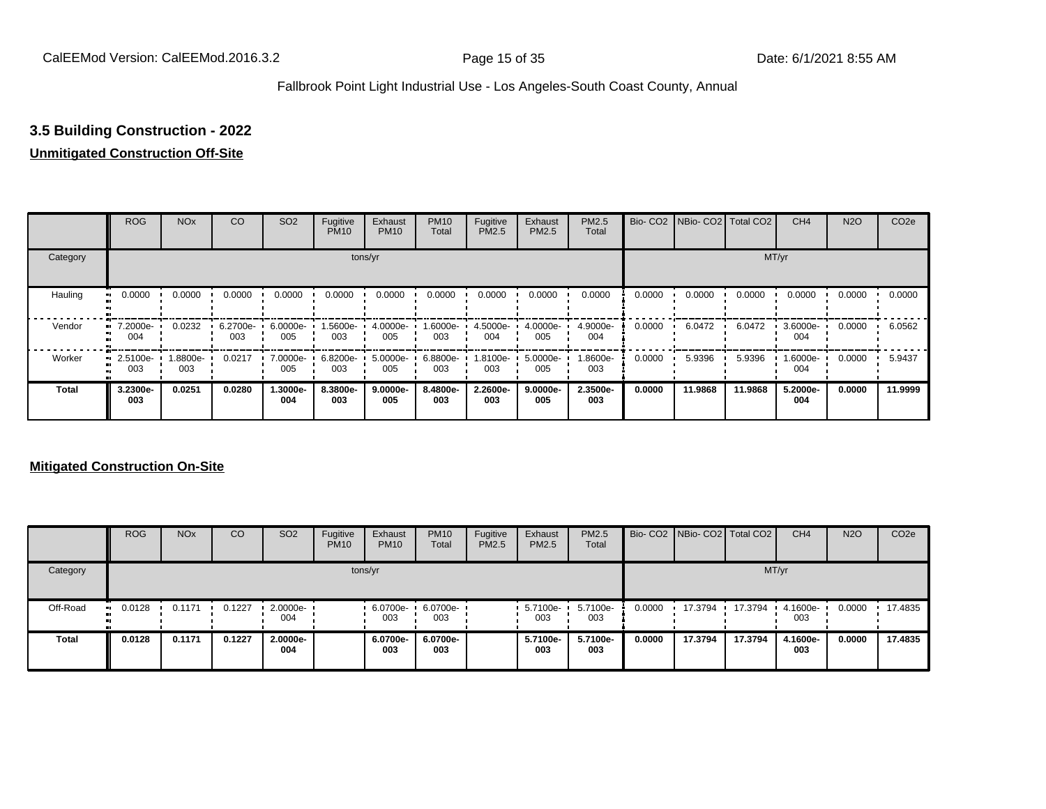## 3.5 Building Construction - 2022

**Unmitigated Construction Off-Site**

| | ROG | NOx | CO | SO2 | Fugitive PM10 | Exhaust PM10 | PM10 Total | Fugitive PM2.5 | Exhaust PM2.5 | PM2.5 Total | Bio- CO2 | NBio- CO2 | Total CO2 | CH4 | N2O | CO2e |
|---|---|---|---|---|---|---|---|---|---|---|---|---|---|---|---|---|
| Category | tons/yr | | | | | | | | | | MT/yr | | | | | |
| Hauling | 0.0000 | 0.0000 | 0.0000 | 0.0000 | 0.0000 | 0.0000 | 0.0000 | 0.0000 | 0.0000 | 0.0000 | 0.0000 | 0.0000 | 0.0000 | 0.0000 | 0.0000 | 0.0000 |
| Vendor | 7.2000e-004 | 0.0232 | 6.2700e-003 | 6.0000e-005 | 1.5600e-003 | 4.0000e-005 | 1.6000e-003 | 4.5000e-004 | 4.0000e-005 | 4.9000e-004 | 0.0000 | 6.0472 | 6.0472 | 3.6000e-004 | 0.0000 | 6.0562 |
| Worker | 2.5100e-003 | 1.8800e-003 | 0.0217 | 7.0000e-005 | 6.8200e-003 | 5.0000e-005 | 6.8800e-003 | 1.8100e-003 | 5.0000e-005 | 1.8600e-003 | 0.0000 | 5.9396 | 5.9396 | 1.6000e-004 | 0.0000 | 5.9437 |
| **Total** | **3.2300e-003** | **0.0251** | **0.0280** | **1.3000e-004** | **8.3800e-003** | **9.0000e-005** | **8.4800e-003** | **2.2600e-003** | **9.0000e-005** | **2.3500e-003** | **0.0000** | **11.9868** | **11.9868** | **5.2000e-004** | **0.0000** | **11.9999** |

**Mitigated Construction On-Site**

| | ROG | NOx | CO | SO2 | Fugitive PM10 | Exhaust PM10 | PM10 Total | Fugitive PM2.5 | Exhaust PM2.5 | PM2.5 Total | Bio- CO2 | NBio- CO2 | Total CO2 | CH4 | N2O | CO2e |
|---|---|---|---|---|---|---|---|---|---|---|---|---|---|---|---|---|
| Category | tons/yr | | | | | | | | | | MT/yr | | | | | |
| Off-Road | 0.0128 | 0.1171 | 0.1227 | 2.0000e-004 | | 6.0700e-003 | 6.0700e-003 | | 5.7100e-003 | 5.7100e-003 | 0.0000 | 17.3794 | 17.3794 | 4.1600e-003 | 0.0000 | 17.4835 |
| **Total** | **0.0128** | **0.1171** | **0.1227** | **2.0000e-004** | | **6.0700e-003** | **6.0700e-003** | | **5.7100e-003** | **5.7100e-003** | **0.0000** | **17.3794** | **17.3794** | **4.1600e-003** | **0.0000** | **17.4835** |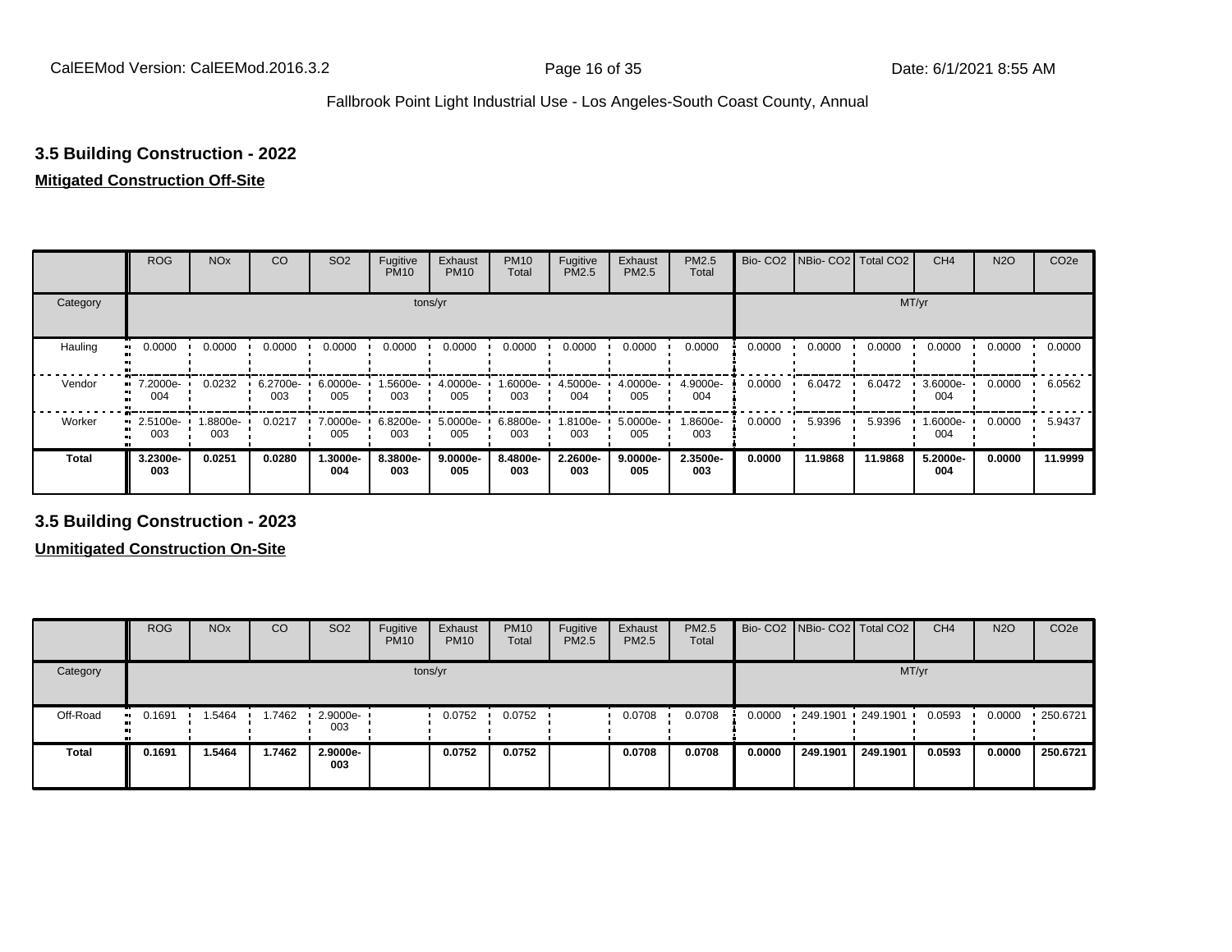### 3.5 Building Construction - 2022

**Mitigated Construction Off-Site**

| | ROG | NOx | CO | SO2 | Fugitive PM10 | Exhaust PM10 | PM10 Total | Fugitive PM2.5 | Exhaust PM2.5 | PM2.5 Total | Bio- CO2 | NBio- CO2 | Total CO2 | CH4 | N2O | CO2e |
|---|---|---|---|---|---|---|---|---|---|---|---|---|---|---|---|---|
| Category | tons/yr | | | | | | | | | | MT/yr | | | | | |
| Hauling | 0.0000 | 0.0000 | 0.0000 | 0.0000 | 0.0000 | 0.0000 | 0.0000 | 0.0000 | 0.0000 | 0.0000 | 0.0000 | 0.0000 | 0.0000 | 0.0000 | 0.0000 | 0.0000 |
| Vendor | 7.2000e-004 | 0.0232 | 6.2700e-003 | 6.0000e-005 | 1.5600e-003 | 4.0000e-005 | 1.6000e-003 | 4.5000e-004 | 4.0000e-005 | 4.9000e-004 | 0.0000 | 6.0472 | 6.0472 | 3.6000e-004 | 0.0000 | 6.0562 |
| Worker | 2.5100e-003 | 1.8800e-003 | 0.0217 | 7.0000e-005 | 6.8200e-003 | 5.0000e-005 | 6.8800e-003 | 1.8100e-003 | 5.0000e-005 | 1.8600e-003 | 0.0000 | 5.9396 | 5.9396 | 1.6000e-004 | 0.0000 | 5.9437 |
| **Total** | **3.2300e-003** | **0.0251** | **0.0280** | **1.3000e-004** | **8.3800e-003** | **9.0000e-005** | **8.4800e-003** | **2.2600e-003** | **9.0000e-005** | **2.3500e-003** | **0.0000** | **11.9868** | **11.9868** | **5.2000e-004** | **0.0000** | **11.9999** |

### 3.5 Building Construction - 2023

**Unmitigated Construction On-Site**

| | ROG | NOx | CO | SO2 | Fugitive PM10 | Exhaust PM10 | PM10 Total | Fugitive PM2.5 | Exhaust PM2.5 | PM2.5 Total | Bio- CO2 | NBio- CO2 | Total CO2 | CH4 | N2O | CO2e |
|---|---|---|---|---|---|---|---|---|---|---|---|---|---|---|---|---|
| Category | tons/yr | | | | | | | | | | MT/yr | | | | | |
| Off-Road | 0.1691 | 1.5464 | 1.7462 | 2.9000e-003 | | 0.0752 | 0.0752 | | 0.0708 | 0.0708 | 0.0000 | 249.1901 | 249.1901 | 0.0593 | 0.0000 | 250.6721 |
| **Total** | **0.1691** | **1.5464** | **1.7462** | **2.9000e-003** | | **0.0752** | **0.0752** | | **0.0708** | **0.0708** | **0.0000** | **249.1901** | **249.1901** | **0.0593** | **0.0000** | **250.6721** |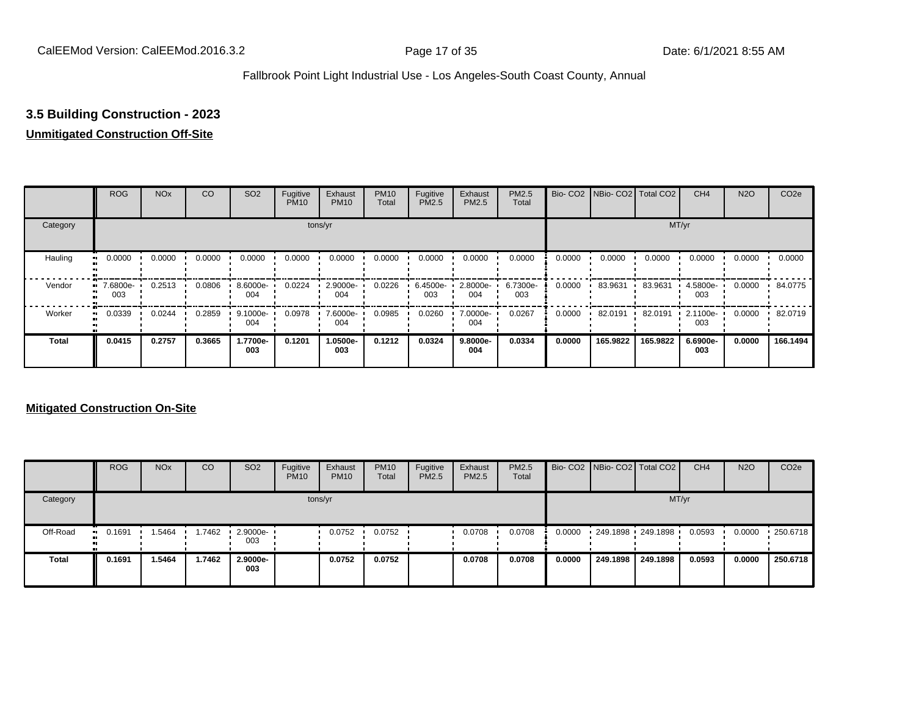### 3.5 Building Construction - 2023

**Unmitigated Construction Off-Site**

| | ROG | NOx | CO | SO2 | Fugitive PM10 | Exhaust PM10 | PM10 Total | Fugitive PM2.5 | Exhaust PM2.5 | PM2.5 Total | Bio- CO2 | NBio- CO2 | Total CO2 | CH4 | N2O | CO2e |
|---|---|---|---|---|---|---|---|---|---|---|---|---|---|---|---|---|
| Category | tons/yr | | | | | | | | | | MT/yr | | | | | |
| Hauling | 0.0000 | 0.0000 | 0.0000 | 0.0000 | 0.0000 | 0.0000 | 0.0000 | 0.0000 | 0.0000 | 0.0000 | 0.0000 | 0.0000 | 0.0000 | 0.0000 | 0.0000 | 0.0000 |
| Vendor | 7.6800e-003 | 0.2513 | 0.0806 | 8.6000e-004 | 0.0224 | 2.9000e-004 | 0.0226 | 6.4500e-003 | 2.8000e-004 | 6.7300e-003 | 0.0000 | 83.9631 | 83.9631 | 4.5800e-003 | 0.0000 | 84.0775 |
| Worker | 0.0339 | 0.0244 | 0.2859 | 9.1000e-004 | 0.0978 | 7.6000e-004 | 0.0985 | 0.0260 | 7.0000e-004 | 0.0267 | 0.0000 | 82.0191 | 82.0191 | 2.1100e-003 | 0.0000 | 82.0719 |
| **Total** | **0.0415** | **0.2757** | **0.3665** | **1.7700e-003** | **0.1201** | **1.0500e-003** | **0.1212** | **0.0324** | **9.8000e-004** | **0.0334** | **0.0000** | **165.9822** | **165.9822** | **6.6900e-003** | **0.0000** | **166.1494** |

**Mitigated Construction On-Site**

| | ROG | NOx | CO | SO2 | Fugitive PM10 | Exhaust PM10 | PM10 Total | Fugitive PM2.5 | Exhaust PM2.5 | PM2.5 Total | Bio- CO2 | NBio- CO2 | Total CO2 | CH4 | N2O | CO2e |
|---|---|---|---|---|---|---|---|---|---|---|---|---|---|---|---|---|
| Category | tons/yr | | | | | | | | | | MT/yr | | | | | |
| Off-Road | 0.1691 | 1.5464 | 1.7462 | 2.9000e-003 | | 0.0752 | 0.0752 | | 0.0708 | 0.0708 | 0.0000 | 249.1898 | 249.1898 | 0.0593 | 0.0000 | 250.6718 |
| **Total** | **0.1691** | **1.5464** | **1.7462** | **2.9000e-003** | | **0.0752** | **0.0752** | | **0.0708** | **0.0708** | **0.0000** | **249.1898** | **249.1898** | **0.0593** | **0.0000** | **250.6718** |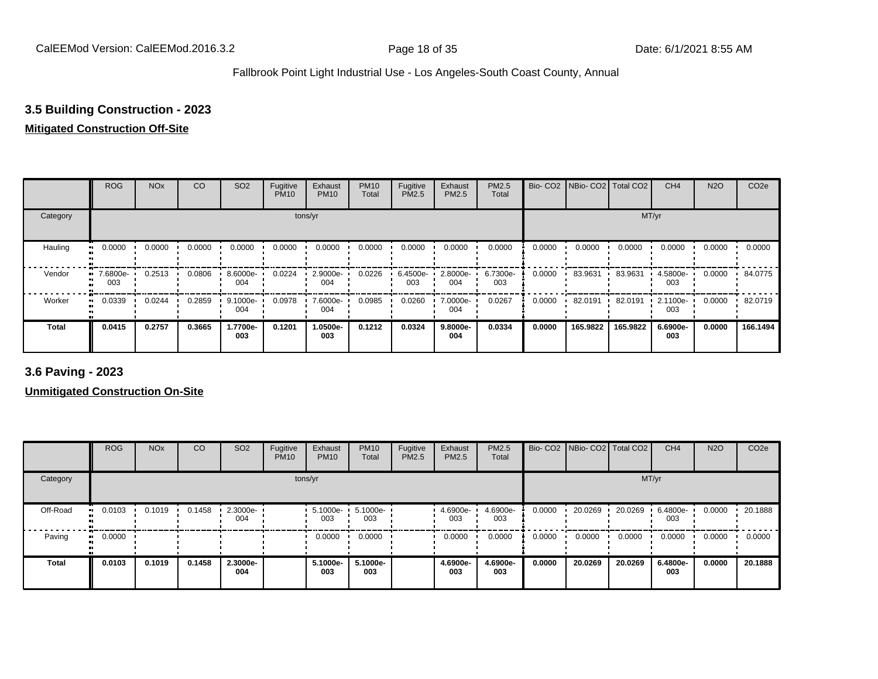### 3.5 Building Construction - 2023

**Mitigated Construction Off-Site**

| | ROG | NOx | CO | SO2 | Fugitive PM10 | Exhaust PM10 | PM10 Total | Fugitive PM2.5 | Exhaust PM2.5 | PM2.5 Total | Bio- CO2 | NBio- CO2 | Total CO2 | CH4 | N2O | CO2e |
|---|---|---|---|---|---|---|---|---|---|---|---|---|---|---|---|---|
| Category | tons/yr | | | | | | | | | | MT/yr | | | | | |
| Hauling | 0.0000 | 0.0000 | 0.0000 | 0.0000 | 0.0000 | 0.0000 | 0.0000 | 0.0000 | 0.0000 | 0.0000 | 0.0000 | 0.0000 | 0.0000 | 0.0000 | 0.0000 | 0.0000 |
| Vendor | 7.6800e-003 | 0.2513 | 0.0806 | 8.6000e-004 | 0.0224 | 2.9000e-004 | 0.0226 | 6.4500e-003 | 2.8000e-004 | 6.7300e-003 | 0.0000 | 83.9631 | 83.9631 | 4.5800e-003 | 0.0000 | 84.0775 |
| Worker | 0.0339 | 0.0244 | 0.2859 | 9.1000e-004 | 0.0978 | 7.6000e-004 | 0.0985 | 0.0260 | 7.0000e-004 | 0.0267 | 0.0000 | 82.0191 | 82.0191 | 2.1100e-003 | 0.0000 | 82.0719 |
| **Total** | **0.0415** | **0.2757** | **0.3665** | **1.7700e-003** | **0.1201** | **1.0500e-003** | **0.1212** | **0.0324** | **9.8000e-004** | **0.0334** | **0.0000** | **165.9822** | **165.9822** | **6.6900e-003** | **0.0000** | **166.1494** |

### 3.6 Paving - 2023

**Unmitigated Construction On-Site**

| | ROG | NOx | CO | SO2 | Fugitive PM10 | Exhaust PM10 | PM10 Total | Fugitive PM2.5 | Exhaust PM2.5 | PM2.5 Total | Bio- CO2 | NBio- CO2 | Total CO2 | CH4 | N2O | CO2e |
|---|---|---|---|---|---|---|---|---|---|---|---|---|---|---|---|---|
| Category | tons/yr | | | | | | | | | | MT/yr | | | | | |
| Off-Road | 0.0103 | 0.1019 | 0.1458 | 2.3000e-004 | | 5.1000e-003 | 5.1000e-003 | | 4.6900e-003 | 4.6900e-003 | 0.0000 | 20.0269 | 20.0269 | 6.4800e-003 | 0.0000 | 20.1888 |
| Paving | 0.0000 | | | | | 0.0000 | 0.0000 | | 0.0000 | 0.0000 | 0.0000 | 0.0000 | 0.0000 | 0.0000 | 0.0000 | 0.0000 |
| **Total** | **0.0103** | **0.1019** | **0.1458** | **2.3000e-004** | | **5.1000e-003** | **5.1000e-003** | | **4.6900e-003** | **4.6900e-003** | **0.0000** | **20.0269** | **20.0269** | **6.4800e-003** | **0.0000** | **20.1888** |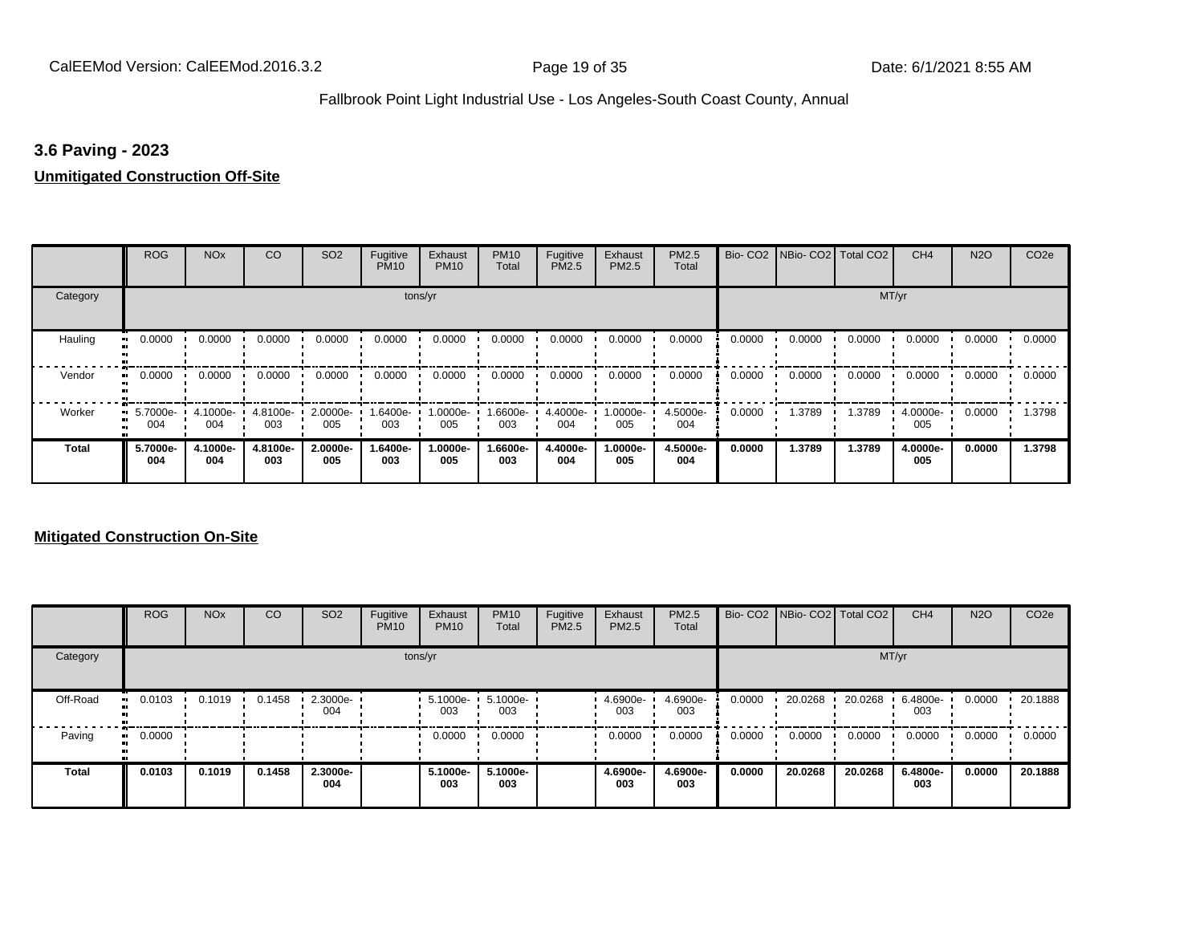### 3.6 Paving - 2023

**Unmitigated Construction Off-Site**

| | ROG | NOx | CO | SO2 | Fugitive PM10 | Exhaust PM10 | PM10 Total | Fugitive PM2.5 | Exhaust PM2.5 | PM2.5 Total | Bio- CO2 | NBio- CO2 | Total CO2 | CH4 | N2O | CO2e |
|---|---|---|---|---|---|---|---|---|---|---|---|---|---|---|---|---|
| Category | | | | | tons/yr | | | | | | MT/yr | | | | | |
| Hauling | 0.0000 | 0.0000 | 0.0000 | 0.0000 | 0.0000 | 0.0000 | 0.0000 | 0.0000 | 0.0000 | 0.0000 | 0.0000 | 0.0000 | 0.0000 | 0.0000 | 0.0000 | 0.0000 |
| Vendor | 0.0000 | 0.0000 | 0.0000 | 0.0000 | 0.0000 | 0.0000 | 0.0000 | 0.0000 | 0.0000 | 0.0000 | 0.0000 | 0.0000 | 0.0000 | 0.0000 | 0.0000 | 0.0000 |
| Worker | 5.7000e-004 | 4.1000e-004 | 4.8100e-003 | 2.0000e-005 | 1.6400e-003 | 1.0000e-005 | 1.6600e-003 | 4.4000e-004 | 1.0000e-005 | 4.5000e-004 | 0.0000 | 1.3789 | 1.3789 | 4.0000e-005 | 0.0000 | 1.3798 |
| **Total** | **5.7000e-004** | **4.1000e-004** | **4.8100e-003** | **2.0000e-005** | **1.6400e-003** | **1.0000e-005** | **1.6600e-003** | **4.4000e-004** | **1.0000e-005** | **4.5000e-004** | **0.0000** | **1.3789** | **1.3789** | **4.0000e-005** | **0.0000** | **1.3798** |

**Mitigated Construction On-Site**

| | ROG | NOx | CO | SO2 | Fugitive PM10 | Exhaust PM10 | PM10 Total | Fugitive PM2.5 | Exhaust PM2.5 | PM2.5 Total | Bio- CO2 | NBio- CO2 | Total CO2 | CH4 | N2O | CO2e |
|---|---|---|---|---|---|---|---|---|---|---|---|---|---|---|---|---|
| Category | | | | | tons/yr | | | | | | MT/yr | | | | | |
| Off-Road | 0.0103 | 0.1019 | 0.1458 | 2.3000e-004 | | 5.1000e-003 | 5.1000e-003 | | 4.6900e-003 | 4.6900e-003 | 0.0000 | 20.0268 | 20.0268 | 6.4800e-003 | 0.0000 | 20.1888 |
| Paving | 0.0000 | | | | | 0.0000 | 0.0000 | | 0.0000 | 0.0000 | 0.0000 | 0.0000 | 0.0000 | 0.0000 | 0.0000 | 0.0000 |
| **Total** | **0.0103** | **0.1019** | **0.1458** | **2.3000e-004** | | **5.1000e-003** | **5.1000e-003** | | **4.6900e-003** | **4.6900e-003** | **0.0000** | **20.0268** | **20.0268** | **6.4800e-003** | **0.0000** | **20.1888** |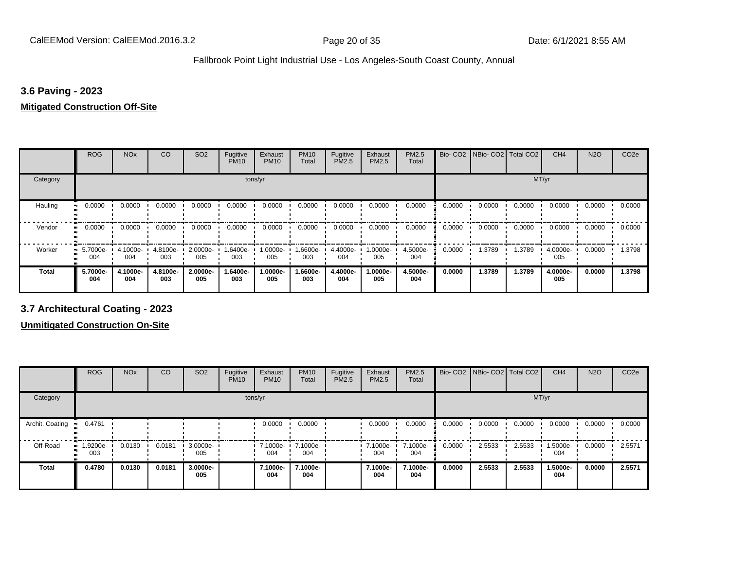### 3.6 Paving - 2023

**Mitigated Construction Off-Site**

| | ROG | NOx | CO | SO2 | Fugitive PM10 | Exhaust PM10 | PM10 Total | Fugitive PM2.5 | Exhaust PM2.5 | PM2.5 Total | Bio- CO2 | NBio- CO2 | Total CO2 | CH4 | N2O | CO2e |
|---|---|---|---|---|---|---|---|---|---|---|---|---|---|---|---|---|
| Category | tons/yr | | | | | | | | | | MT/yr | | | | | |
| Hauling | 0.0000 | 0.0000 | 0.0000 | 0.0000 | 0.0000 | 0.0000 | 0.0000 | 0.0000 | 0.0000 | 0.0000 | 0.0000 | 0.0000 | 0.0000 | 0.0000 | 0.0000 | 0.0000 |
| Vendor | 0.0000 | 0.0000 | 0.0000 | 0.0000 | 0.0000 | 0.0000 | 0.0000 | 0.0000 | 0.0000 | 0.0000 | 0.0000 | 0.0000 | 0.0000 | 0.0000 | 0.0000 | 0.0000 |
| Worker | 5.7000e-004 | 4.1000e-004 | 4.8100e-003 | 2.0000e-005 | 1.6400e-003 | 1.0000e-005 | 1.6600e-003 | 4.4000e-004 | 1.0000e-005 | 4.5000e-004 | 0.0000 | 1.3789 | 1.3789 | 4.0000e-005 | 0.0000 | 1.3798 |
| **Total** | **5.7000e-004** | **4.1000e-004** | **4.8100e-003** | **2.0000e-005** | **1.6400e-003** | **1.0000e-005** | **1.6600e-003** | **4.4000e-004** | **1.0000e-005** | **4.5000e-004** | **0.0000** | **1.3789** | **1.3789** | **4.0000e-005** | **0.0000** | **1.3798** |

### 3.7 Architectural Coating - 2023

**Unmitigated Construction On-Site**

| | ROG | NOx | CO | SO2 | Fugitive PM10 | Exhaust PM10 | PM10 Total | Fugitive PM2.5 | Exhaust PM2.5 | PM2.5 Total | Bio- CO2 | NBio- CO2 | Total CO2 | CH4 | N2O | CO2e |
|---|---|---|---|---|---|---|---|---|---|---|---|---|---|---|---|---|
| Category | tons/yr | | | | | | | | | | MT/yr | | | | | |
| Archit. Coating | 0.4761 | | | | | 0.0000 | 0.0000 | | 0.0000 | 0.0000 | 0.0000 | 0.0000 | 0.0000 | 0.0000 | 0.0000 | 0.0000 |
| Off-Road | 1.9200e-003 | 0.0130 | 0.0181 | 3.0000e-005 | | 7.1000e-004 | 7.1000e-004 | | 7.1000e-004 | 7.1000e-004 | 0.0000 | 2.5533 | 2.5533 | 1.5000e-004 | 0.0000 | 2.5571 |
| **Total** | **0.4780** | **0.0130** | **0.0181** | **3.0000e-005** | | **7.1000e-004** | **7.1000e-004** | | **7.1000e-004** | **7.1000e-004** | **0.0000** | **2.5533** | **2.5533** | **1.5000e-004** | **0.0000** | **2.5571** |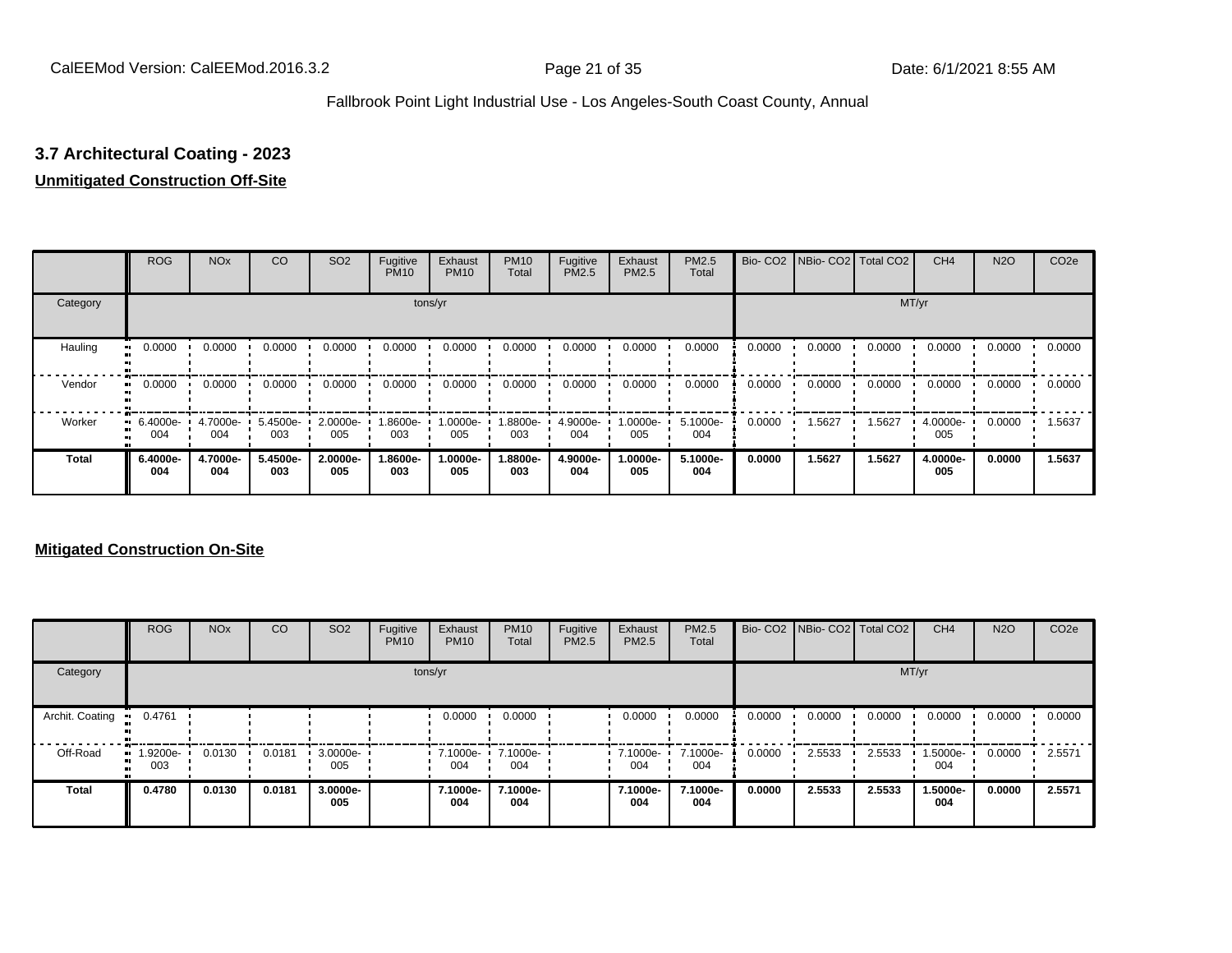## 3.7 Architectural Coating - 2023

**Unmitigated Construction Off-Site**

| | ROG | NOx | CO | SO2 | Fugitive PM10 | Exhaust PM10 | PM10 Total | Fugitive PM2.5 | Exhaust PM2.5 | PM2.5 Total | Bio- CO2 | NBio- CO2 | Total CO2 | CH4 | N2O | CO2e |
|---|---|---|---|---|---|---|---|---|---|---|---|---|---|---|---|---|
| Category | tons/yr | | | | | | | | | | MT/yr | | | | | |
| Hauling | 0.0000 | 0.0000 | 0.0000 | 0.0000 | 0.0000 | 0.0000 | 0.0000 | 0.0000 | 0.0000 | 0.0000 | 0.0000 | 0.0000 | 0.0000 | 0.0000 | 0.0000 | 0.0000 |
| Vendor | 0.0000 | 0.0000 | 0.0000 | 0.0000 | 0.0000 | 0.0000 | 0.0000 | 0.0000 | 0.0000 | 0.0000 | 0.0000 | 0.0000 | 0.0000 | 0.0000 | 0.0000 | 0.0000 |
| Worker | 6.4000e-004 | 4.7000e-004 | 5.4500e-003 | 2.0000e-005 | 1.8600e-003 | 1.0000e-005 | 1.8800e-003 | 4.9000e-004 | 1.0000e-005 | 5.1000e-004 | 0.0000 | 1.5627 | 1.5627 | 4.0000e-005 | 0.0000 | 1.5637 |
| **Total** | **6.4000e-004** | **4.7000e-004** | **5.4500e-003** | **2.0000e-005** | **1.8600e-003** | **1.0000e-005** | **1.8800e-003** | **4.9000e-004** | **1.0000e-005** | **5.1000e-004** | **0.0000** | **1.5627** | **1.5627** | **4.0000e-005** | **0.0000** | **1.5637** |

**Mitigated Construction On-Site**

| | ROG | NOx | CO | SO2 | Fugitive PM10 | Exhaust PM10 | PM10 Total | Fugitive PM2.5 | Exhaust PM2.5 | PM2.5 Total | Bio- CO2 | NBio- CO2 | Total CO2 | CH4 | N2O | CO2e |
|---|---|---|---|---|---|---|---|---|---|---|---|---|---|---|---|---|
| Category | tons/yr | | | | | | | | | | MT/yr | | | | | |
| Archit. Coating | 0.4761 | | | | | 0.0000 | 0.0000 | | 0.0000 | 0.0000 | 0.0000 | 0.0000 | 0.0000 | 0.0000 | 0.0000 | 0.0000 |
| Off-Road | 1.9200e-003 | 0.0130 | 0.0181 | 3.0000e-005 | | 7.1000e-004 | 7.1000e-004 | | 7.1000e-004 | 7.1000e-004 | 0.0000 | 2.5533 | 2.5533 | 1.5000e-004 | 0.0000 | 2.5571 |
| **Total** | **0.4780** | **0.0130** | **0.0181** | **3.0000e-005** | | **7.1000e-004** | **7.1000e-004** | | **7.1000e-004** | **7.1000e-004** | **0.0000** | **2.5533** | **2.5533** | **1.5000e-004** | **0.0000** | **2.5571** |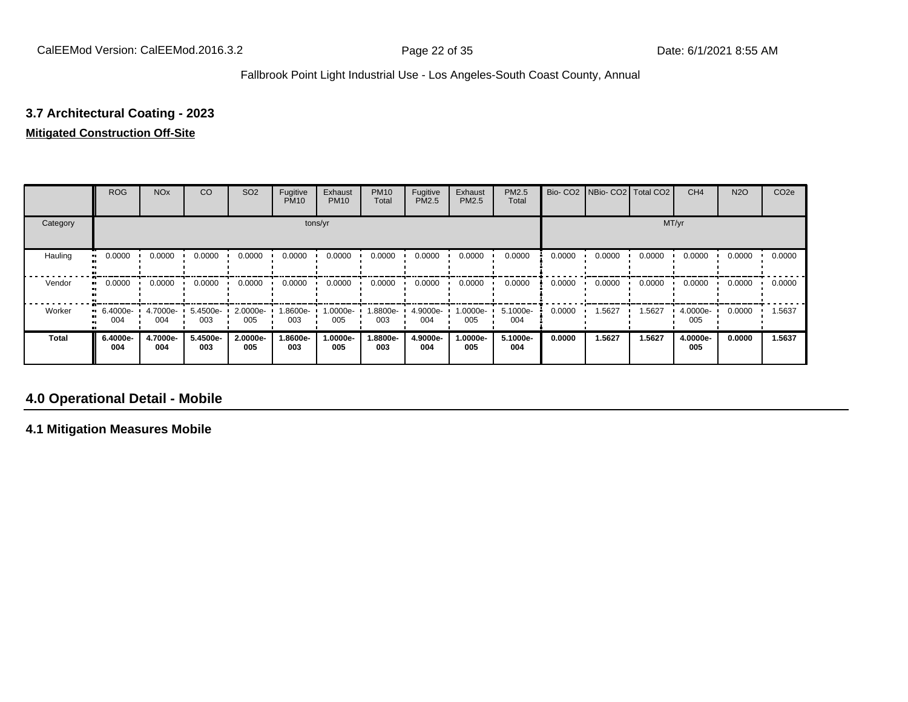### 3.7 Architectural Coating - 2023

**Mitigated Construction Off-Site**

| | ROG | NOx | CO | SO2 | Fugitive PM10 | Exhaust PM10 | PM10 Total | Fugitive PM2.5 | Exhaust PM2.5 | PM2.5 Total | Bio- CO2 | NBio- CO2 | Total CO2 | CH4 | N2O | CO2e |
|---|---|---|---|---|---|---|---|---|---|---|---|---|---|---|---|---|
| Category | tons/yr | | | | | | | | | | MT/yr | | | | | |
| Hauling | 0.0000 | 0.0000 | 0.0000 | 0.0000 | 0.0000 | 0.0000 | 0.0000 | 0.0000 | 0.0000 | 0.0000 | 0.0000 | 0.0000 | 0.0000 | 0.0000 | 0.0000 | 0.0000 |
| Vendor | 0.0000 | 0.0000 | 0.0000 | 0.0000 | 0.0000 | 0.0000 | 0.0000 | 0.0000 | 0.0000 | 0.0000 | 0.0000 | 0.0000 | 0.0000 | 0.0000 | 0.0000 | 0.0000 |
| Worker | 6.4000e-004 | 4.7000e-004 | 5.4500e-003 | 2.0000e-005 | 1.8600e-003 | 1.0000e-005 | 1.8800e-003 | 4.9000e-004 | 1.0000e-005 | 5.1000e-004 | 0.0000 | 1.5627 | 1.5627 | 4.0000e-005 | 0.0000 | 1.5637 |
| **Total** | **6.4000e-004** | **4.7000e-004** | **5.4500e-003** | **2.0000e-005** | **1.8600e-003** | **1.0000e-005** | **1.8800e-003** | **4.9000e-004** | **1.0000e-005** | **5.1000e-004** | **0.0000** | **1.5627** | **1.5627** | **4.0000e-005** | **0.0000** | **1.5637** |

## 4.0 Operational Detail - Mobile

### 4.1 Mitigation Measures Mobile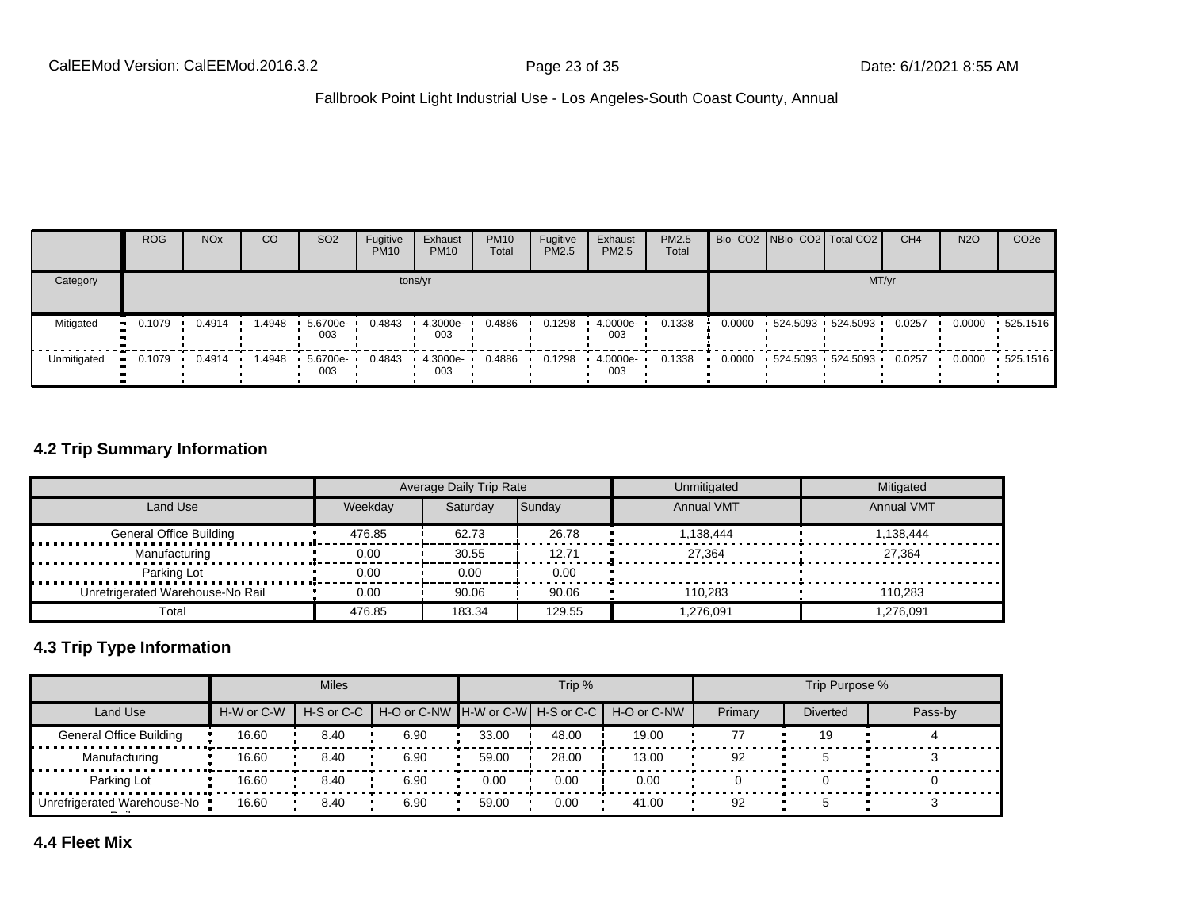| | ROG | NOx | CO | SO2 | Fugitive PM10 | Exhaust PM10 | PM10 Total | Fugitive PM2.5 | Exhaust PM2.5 | PM2.5 Total | Bio- CO2 | NBio- CO2 | Total CO2 | CH4 | N2O | CO2e |
|---|---|---|---|---|---|---|---|---|---|---|---|---|---|---|---|---|
| Category | tons/yr | | | | | | | | | | MT/yr | | | | | |
| Mitigated | 0.1079 | 0.4914 | 1.4948 | 5.6700e-003 | 0.4843 | 4.3000e-003 | 0.4886 | 0.1298 | 4.0000e-003 | 0.1338 | 0.0000 | 524.5093 | 524.5093 | 0.0257 | 0.0000 | 525.1516 |
| Unmitigated | 0.1079 | 0.4914 | 1.4948 | 5.6700e-003 | 0.4843 | 4.3000e-003 | 0.4886 | 0.1298 | 4.0000e-003 | 0.1338 | 0.0000 | 524.5093 | 524.5093 | 0.0257 | 0.0000 | 525.1516 |

## 4.2 Trip Summary Information

| | Average Daily Trip Rate | | | Unmitigated | Mitigated |
|---|---|---|---|---|---|
| Land Use | Weekday | Saturday | Sunday | Annual VMT | Annual VMT |
| General Office Building | 476.85 | 62.73 | 26.78 | 1,138,444 | 1,138,444 |
| Manufacturing | 0.00 | 30.55 | 12.71 | 27,364 | 27,364 |
| Parking Lot | 0.00 | 0.00 | 0.00 | | |
| Unrefrigerated Warehouse-No Rail | 0.00 | 90.06 | 90.06 | 110,283 | 110,283 |
| Total | 476.85 | 183.34 | 129.55 | 1,276,091 | 1,276,091 |

## 4.3 Trip Type Information

| | Miles | | | Trip % | | | Trip Purpose % | | |
|---|---|---|---|---|---|---|---|---|---|
| Land Use | H-W or C-W | H-S or C-C | H-O or C-NW | H-W or C-W | H-S or C-C | H-O or C-NW | Primary | Diverted | Pass-by |
| General Office Building | 16.60 | 8.40 | 6.90 | 33.00 | 48.00 | 19.00 | 77 | 19 | 4 |
| Manufacturing | 16.60 | 8.40 | 6.90 | 59.00 | 28.00 | 13.00 | 92 | 5 | 3 |
| Parking Lot | 16.60 | 8.40 | 6.90 | 0.00 | 0.00 | 0.00 | 0 | 0 | 0 |
| Unrefrigerated Warehouse-No Rail | 16.60 | 8.40 | 6.90 | 59.00 | 0.00 | 41.00 | 92 | 5 | 3 |

## 4.4 Fleet Mix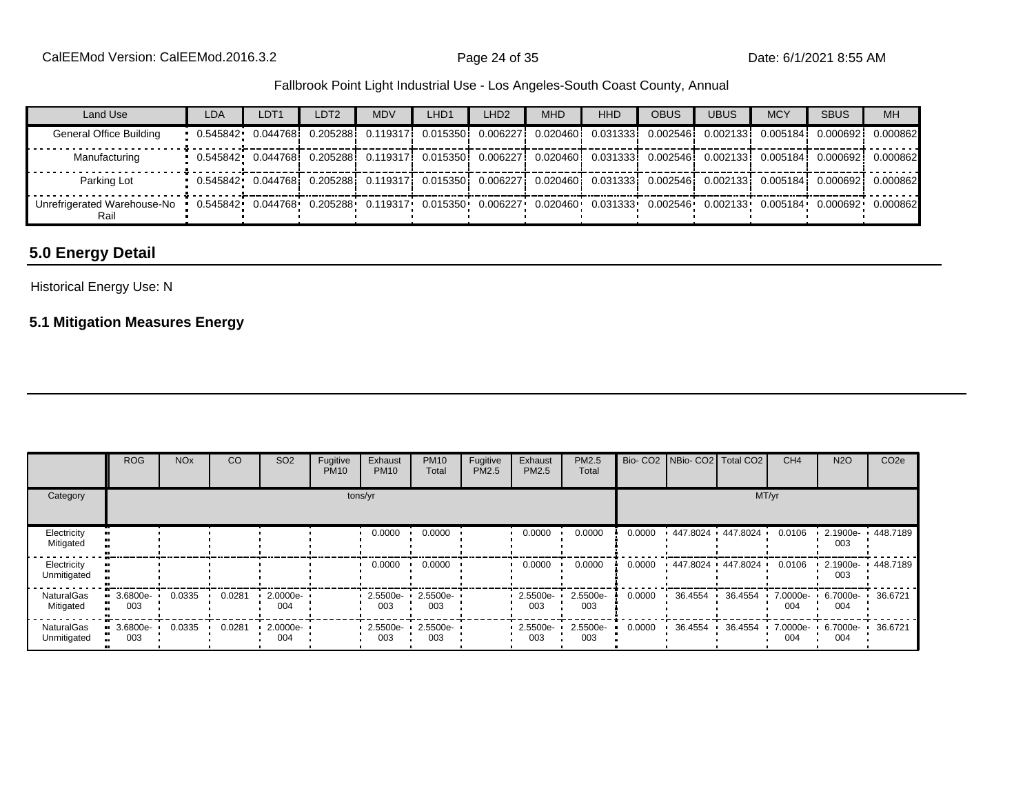| Land Use | LDA | LDT1 | LDT2 | MDV | LHD1 | LHD2 | MHD | HHD | OBUS | UBUS | MCY | SBUS | MH |
|---|---|---|---|---|---|---|---|---|---|---|---|---|---|
| General Office Building | 0.545842 | 0.044768 | 0.205288 | 0.119317 | 0.015350 | 0.006227 | 0.020460 | 0.031333 | 0.002546 | 0.002133 | 0.005184 | 0.000692 | 0.000862 |
| Manufacturing | 0.545842 | 0.044768 | 0.205288 | 0.119317 | 0.015350 | 0.006227 | 0.020460 | 0.031333 | 0.002546 | 0.002133 | 0.005184 | 0.000692 | 0.000862 |
| Parking Lot | 0.545842 | 0.044768 | 0.205288 | 0.119317 | 0.015350 | 0.006227 | 0.020460 | 0.031333 | 0.002546 | 0.002133 | 0.005184 | 0.000692 | 0.000862 |
| Unrefrigerated Warehouse-No Rail | 0.545842 | 0.044768 | 0.205288 | 0.119317 | 0.015350 | 0.006227 | 0.020460 | 0.031333 | 0.002546 | 0.002133 | 0.005184 | 0.000692 | 0.000862 |

## 5.0 Energy Detail

Historical Energy Use: N

### 5.1 Mitigation Measures Energy

| | ROG | NOx | CO | SO2 | Fugitive PM10 | Exhaust PM10 | PM10 Total | Fugitive PM2.5 | Exhaust PM2.5 | PM2.5 Total | Bio- CO2 | NBio- CO2 | Total CO2 | CH4 | N2O | CO2e |
|---|---|---|---|---|---|---|---|---|---|---|---|---|---|---|---|---|
| Category | tons/yr | | | | | | | | | | MT/yr | | | | | |
| Electricity Mitigated | | | | | | 0.0000 | 0.0000 | | 0.0000 | 0.0000 | 0.0000 | 447.8024 | 447.8024 | 0.0106 | 2.1900e-003 | 448.7189 |
| Electricity Unmitigated | | | | | | 0.0000 | 0.0000 | | 0.0000 | 0.0000 | 0.0000 | 447.8024 | 447.8024 | 0.0106 | 2.1900e-003 | 448.7189 |
| NaturalGas Mitigated | 3.6800e-003 | 0.0335 | 0.0281 | 2.0000e-004 | | 2.5500e-003 | 2.5500e-003 | | 2.5500e-003 | 2.5500e-003 | 0.0000 | 36.4554 | 36.4554 | 7.0000e-004 | 6.7000e-004 | 36.6721 |
| NaturalGas Unmitigated | 3.6800e-003 | 0.0335 | 0.0281 | 2.0000e-004 | | 2.5500e-003 | 2.5500e-003 | | 2.5500e-003 | 2.5500e-003 | 0.0000 | 36.4554 | 36.4554 | 7.0000e-004 | 6.7000e-004 | 36.6721 |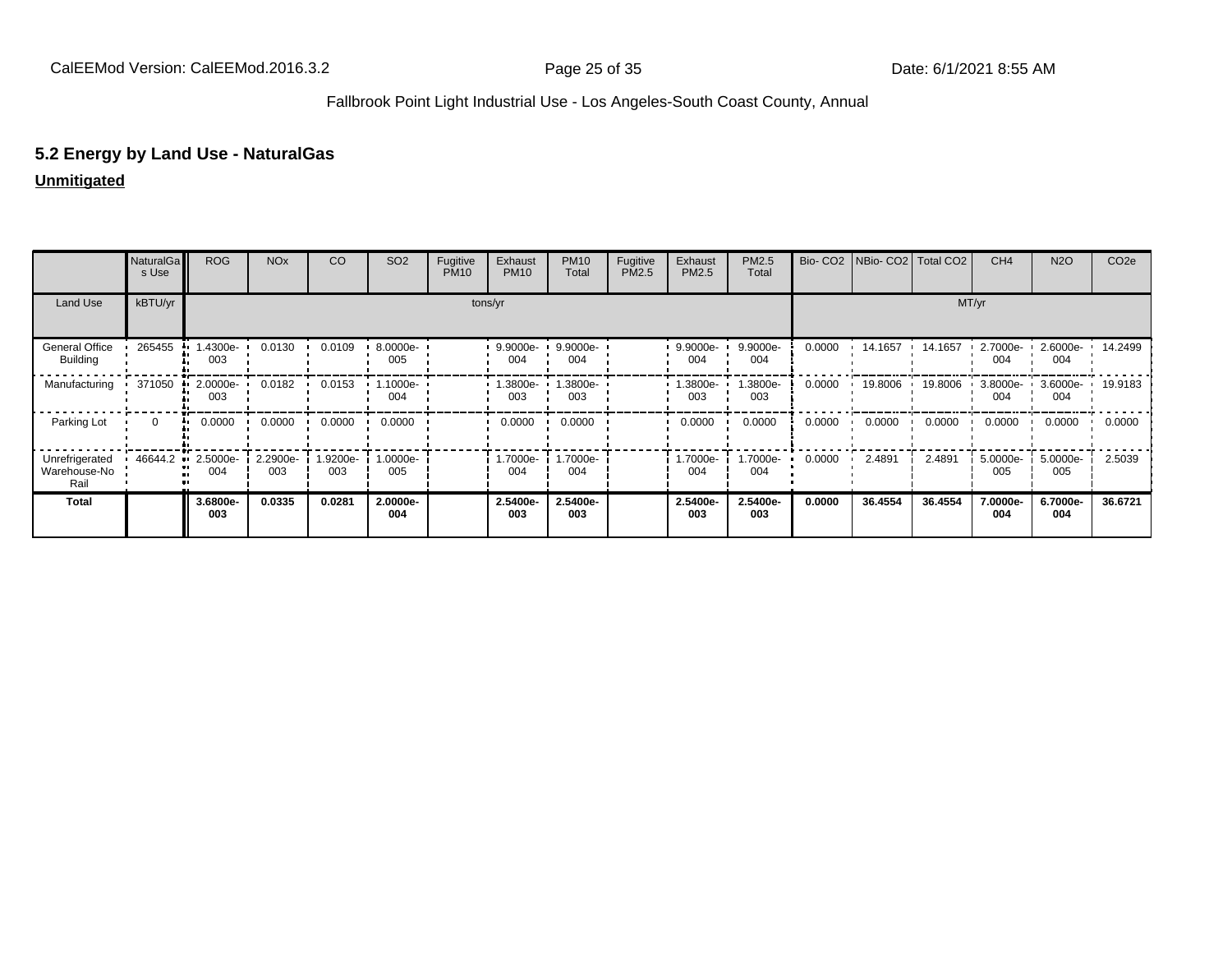## 5.2 Energy by Land Use - NaturalGas

**Unmitigated**

| | NaturalGas Use | ROG | NOx | CO | SO2 | Fugitive PM10 | Exhaust PM10 | PM10 Total | Fugitive PM2.5 | Exhaust PM2.5 | PM2.5 Total | Bio- CO2 | NBio- CO2 | Total CO2 | CH4 | N2O | CO2e |
|---|---|---|---|---|---|---|---|---|---|---|---|---|---|---|---|---|---|
| Land Use | kBTU/yr | tons/yr | | | | | | | | | | MT/yr | | | | | |
| General Office Building | 265455 | 1.4300e-003 | 0.0130 | 0.0109 | 8.0000e-005 | | 9.9000e-004 | 9.9000e-004 | | 9.9000e-004 | 9.9000e-004 | 0.0000 | 14.1657 | 14.1657 | 2.7000e-004 | 2.6000e-004 | 14.2499 |
| Manufacturing | 371050 | 2.0000e-003 | 0.0182 | 0.0153 | 1.1000e-004 | | 1.3800e-003 | 1.3800e-003 | | 1.3800e-003 | 1.3800e-003 | 0.0000 | 19.8006 | 19.8006 | 3.8000e-004 | 3.6000e-004 | 19.9183 |
| Parking Lot | 0 | 0.0000 | 0.0000 | 0.0000 | 0.0000 | | 0.0000 | 0.0000 | | 0.0000 | 0.0000 | 0.0000 | 0.0000 | 0.0000 | 0.0000 | 0.0000 | 0.0000 |
| Unrefrigerated Warehouse-No Rail | 46644.2 | 2.5000e-004 | 2.2900e-003 | 1.9200e-003 | 1.0000e-005 | | 1.7000e-004 | 1.7000e-004 | | 1.7000e-004 | 1.7000e-004 | 0.0000 | 2.4891 | 2.4891 | 5.0000e-005 | 5.0000e-005 | 2.5039 |
| **Total** | | **3.6800e-003** | **0.0335** | **0.0281** | **2.0000e-004** | | **2.5400e-003** | **2.5400e-003** | | **2.5400e-003** | **2.5400e-003** | **0.0000** | **36.4554** | **36.4554** | **7.0000e-004** | **6.7000e-004** | **36.6721** |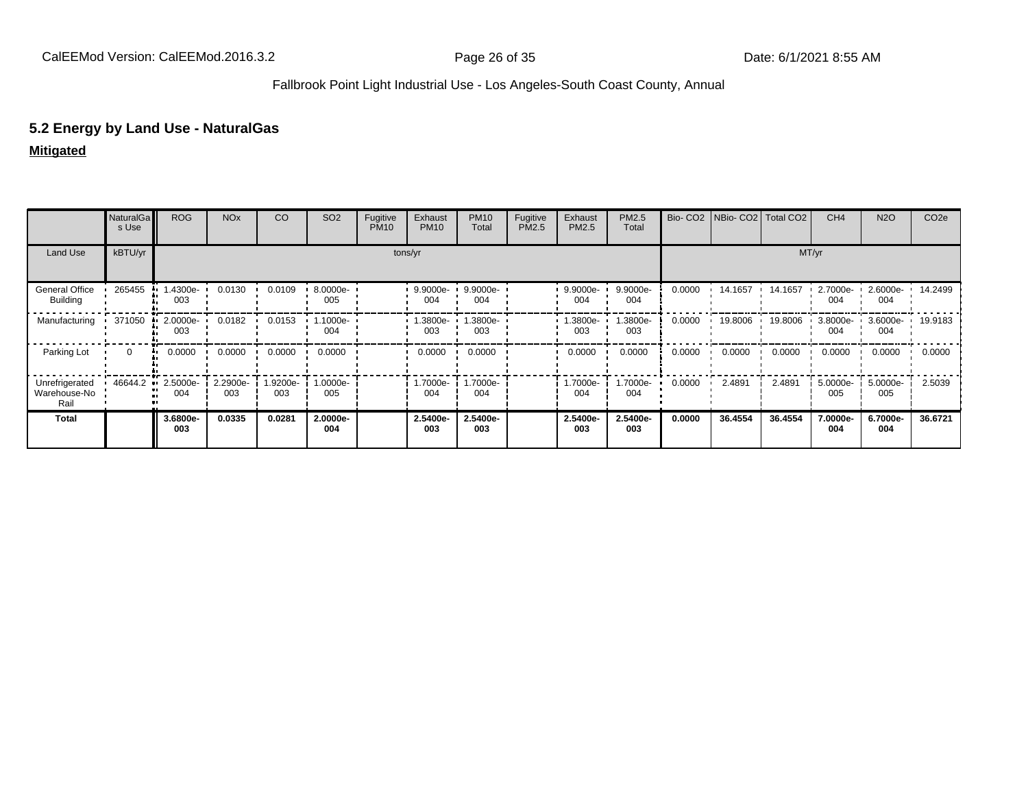## 5.2 Energy by Land Use - NaturalGas

**Mitigated**

| | NaturalGas Use | ROG | NOx | CO | SO2 | Fugitive PM10 | Exhaust PM10 | PM10 Total | Fugitive PM2.5 | Exhaust PM2.5 | PM2.5 Total | Bio- CO2 | NBio- CO2 | Total CO2 | CH4 | N2O | CO2e |
|---|---|---|---|---|---|---|---|---|---|---|---|---|---|---|---|---|---|
| Land Use | kBTU/yr | tons/yr | | | | | | | | | | MT/yr | | | | | |
| General Office Building | 265455 | 1.4300e-003 | 0.0130 | 0.0109 | 8.0000e-005 | | 9.9000e-004 | 9.9000e-004 | | 9.9000e-004 | 9.9000e-004 | 0.0000 | 14.1657 | 14.1657 | 2.7000e-004 | 2.6000e-004 | 14.2499 |
| Manufacturing | 371050 | 2.0000e-003 | 0.0182 | 0.0153 | 1.1000e-004 | | 1.3800e-003 | 1.3800e-003 | | 1.3800e-003 | 1.3800e-003 | 0.0000 | 19.8006 | 19.8006 | 3.8000e-004 | 3.6000e-004 | 19.9183 |
| Parking Lot | 0 | 0.0000 | 0.0000 | 0.0000 | 0.0000 | | 0.0000 | 0.0000 | | 0.0000 | 0.0000 | 0.0000 | 0.0000 | 0.0000 | 0.0000 | 0.0000 | 0.0000 |
| Unrefrigerated Warehouse-No Rail | 46644.2 | 2.5000e-004 | 2.2900e-003 | 1.9200e-003 | 1.0000e-005 | | 1.7000e-004 | 1.7000e-004 | | 1.7000e-004 | 1.7000e-004 | 0.0000 | 2.4891 | 2.4891 | 5.0000e-005 | 5.0000e-005 | 2.5039 |
| **Total** | | **3.6800e-003** | **0.0335** | **0.0281** | **2.0000e-004** | | **2.5400e-003** | **2.5400e-003** | | **2.5400e-003** | **2.5400e-003** | **0.0000** | **36.4554** | **36.4554** | **7.0000e-004** | **6.7000e-004** | **36.6721** |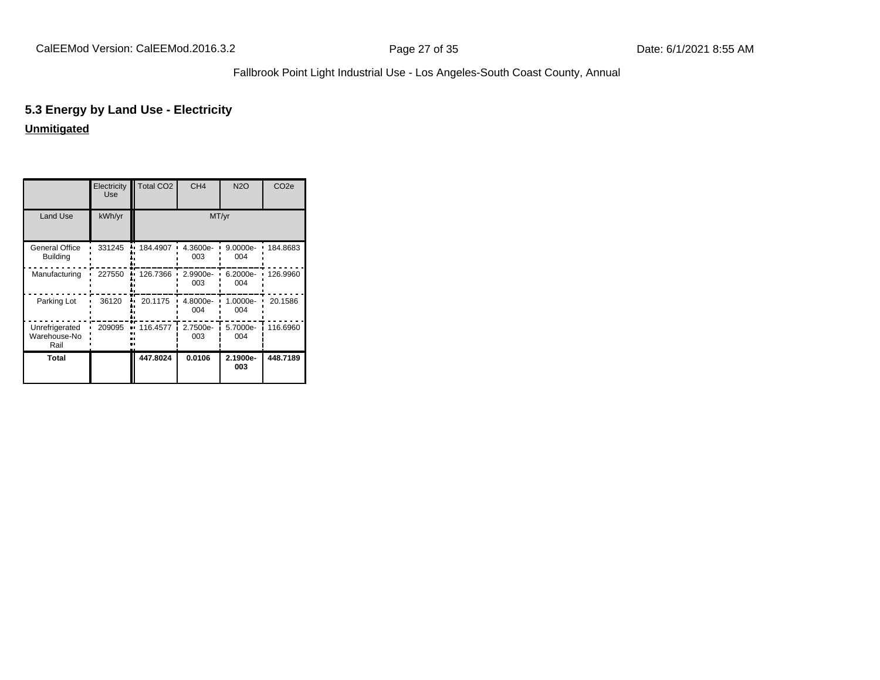## 5.3 Energy by Land Use - Electricity

**Unmitigated**

| | Electricity Use | Total CO2 | CH4 | N2O | CO2e |
|---|---|---|---|---|---|
| Land Use | kWh/yr | MT/yr | | | |
| General Office Building | 331245 | 184.4907 | 4.3600e-003 | 9.0000e-004 | 184.8683 |
| Manufacturing | 227550 | 126.7366 | 2.9900e-003 | 6.2000e-004 | 126.9960 |
| Parking Lot | 36120 | 20.1175 | 4.8000e-004 | 1.0000e-004 | 20.1586 |
| Unrefrigerated Warehouse-No Rail | 209095 | 116.4577 | 2.7500e-003 | 5.7000e-004 | 116.6960 |
| **Total** | | **447.8024** | **0.0106** | **2.1900e-003** | **448.7189** |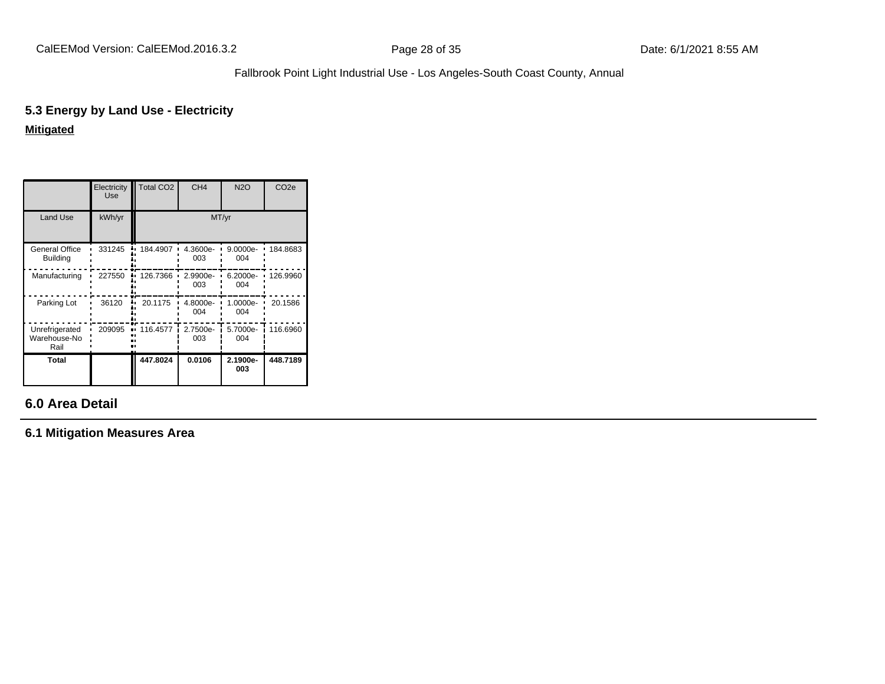## 5.3 Energy by Land Use - Electricity

**Mitigated**

| | Electricity Use | Total $CO_2$ | $CH_4$ | $N_2O$ | $CO_2e$ |
|---|---|---|---|---|---|
| Land Use | kWh/yr | MT/yr | | | |
| General Office Building | 331245 | 184.4907 | 4.3600e-003 | 9.0000e-004 | 184.8683 |
| Manufacturing | 227550 | 126.7366 | 2.9900e-003 | 6.2000e-004 | 126.9960 |
| Parking Lot | 36120 | 20.1175 | 4.8000e-004 | 1.0000e-004 | 20.1586 |
| Unrefrigerated Warehouse-No Rail | 209095 | 116.4577 | 2.7500e-003 | 5.7000e-004 | 116.6960 |
| **Total** | | **447.8024** | **0.0106** | **2.1900e-003** | **448.7189** |

## 6.0 Area Detail

### 6.1 Mitigation Measures Area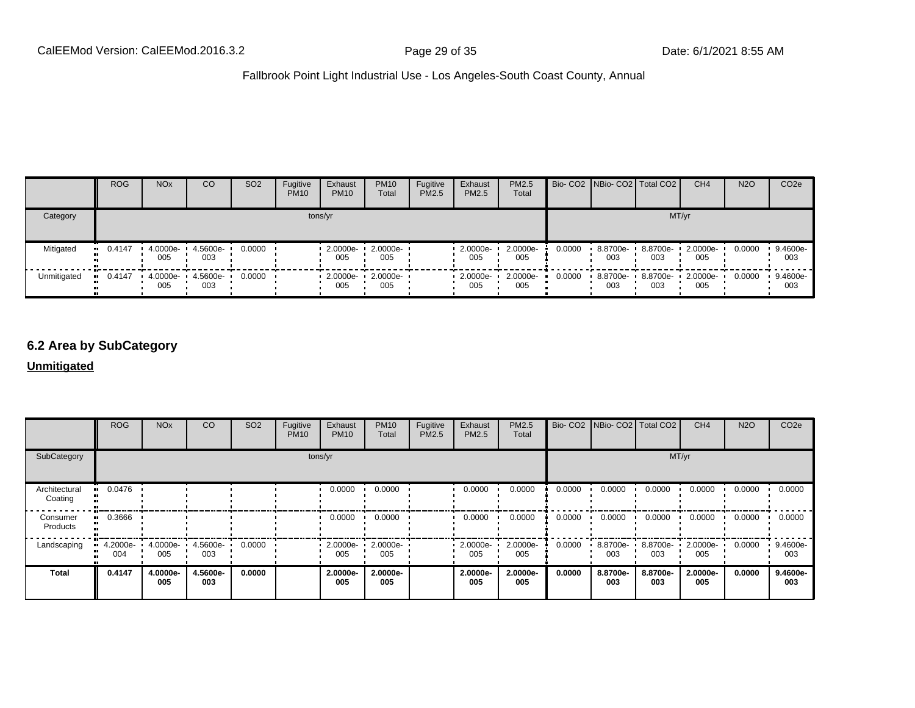| | ROG | NOx | CO | SO2 | Fugitive PM10 | Exhaust PM10 | PM10 Total | Fugitive PM2.5 | Exhaust PM2.5 | PM2.5 Total | Bio- CO2 | NBio- CO2 | Total CO2 | CH4 | N2O | CO2e |
|---|---|---|---|---|---|---|---|---|---|---|---|---|---|---|---|---|
| Category | tons/yr | | | | | | | | | | MT/yr | | | | | |
| Mitigated | 0.4147 | 4.0000e-005 | 4.5600e-003 | 0.0000 | | 2.0000e-005 | 2.0000e-005 | | 2.0000e-005 | 2.0000e-005 | 0.0000 | 8.8700e-003 | 8.8700e-003 | 2.0000e-005 | 0.0000 | 9.4600e-003 |
| Unmitigated | 0.4147 | 4.0000e-005 | 4.5600e-003 | 0.0000 | | 2.0000e-005 | 2.0000e-005 | | 2.0000e-005 | 2.0000e-005 | 0.0000 | 8.8700e-003 | 8.8700e-003 | 2.0000e-005 | 0.0000 | 9.4600e-003 |

## 6.2 Area by SubCategory

**Unmitigated**

| | ROG | NOx | CO | SO2 | Fugitive PM10 | Exhaust PM10 | PM10 Total | Fugitive PM2.5 | Exhaust PM2.5 | PM2.5 Total | Bio- CO2 | NBio- CO2 | Total CO2 | CH4 | N2O | CO2e |
|---|---|---|---|---|---|---|---|---|---|---|---|---|---|---|---|---|
| SubCategory | tons/yr | | | | | | | | | | MT/yr | | | | | |
| Architectural Coating | 0.0476 | | | | | 0.0000 | 0.0000 | | 0.0000 | 0.0000 | 0.0000 | 0.0000 | 0.0000 | 0.0000 | 0.0000 | 0.0000 |
| Consumer Products | 0.3666 | | | | | 0.0000 | 0.0000 | | 0.0000 | 0.0000 | 0.0000 | 0.0000 | 0.0000 | 0.0000 | 0.0000 | 0.0000 |
| Landscaping | 4.2000e-004 | 4.0000e-005 | 4.5600e-003 | 0.0000 | | 2.0000e-005 | 2.0000e-005 | | 2.0000e-005 | 2.0000e-005 | 0.0000 | 8.8700e-003 | 8.8700e-003 | 2.0000e-005 | 0.0000 | 9.4600e-003 |
| **Total** | **0.4147** | **4.0000e-005** | **4.5600e-003** | **0.0000** | | **2.0000e-005** | **2.0000e-005** | | **2.0000e-005** | **2.0000e-005** | **0.0000** | **8.8700e-003** | **8.8700e-003** | **2.0000e-005** | **0.0000** | **9.4600e-003** |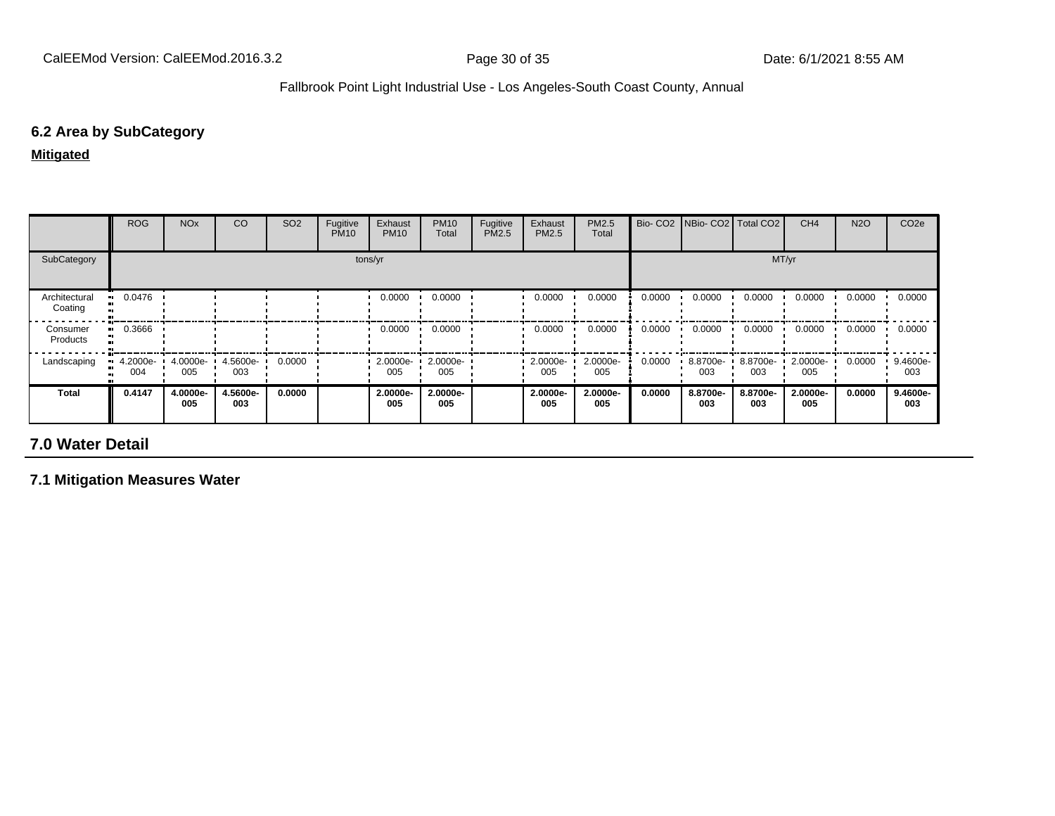## 6.2 Area by SubCategory

**Mitigated**

| | ROG | NOx | CO | SO2 | Fugitive PM10 | Exhaust PM10 | PM10 Total | Fugitive PM2.5 | Exhaust PM2.5 | PM2.5 Total | Bio- CO2 | NBio- CO2 | Total CO2 | CH4 | N2O | CO2e |
|---|---|---|---|---|---|---|---|---|---|---|---|---|---|---|---|---|
| SubCategory | tons/yr | | | | | | | | | | MT/yr | | | | | |
| Architectural Coating | 0.0476 | | | | | 0.0000 | 0.0000 | | 0.0000 | 0.0000 | 0.0000 | 0.0000 | 0.0000 | 0.0000 | 0.0000 | 0.0000 |
| Consumer Products | 0.3666 | | | | | 0.0000 | 0.0000 | | 0.0000 | 0.0000 | 0.0000 | 0.0000 | 0.0000 | 0.0000 | 0.0000 | 0.0000 |
| Landscaping | 4.2000e-004 | 4.0000e-005 | 4.5600e-003 | 0.0000 | | 2.0000e-005 | 2.0000e-005 | | 2.0000e-005 | 2.0000e-005 | 0.0000 | 8.8700e-003 | 8.8700e-003 | 2.0000e-005 | 0.0000 | 9.4600e-003 |
| **Total** | **0.4147** | **4.0000e-005** | **4.5600e-003** | **0.0000** | | **2.0000e-005** | **2.0000e-005** | | **2.0000e-005** | **2.0000e-005** | **0.0000** | **8.8700e-003** | **8.8700e-003** | **2.0000e-005** | **0.0000** | **9.4600e-003** |

# 7.0 Water Detail

## 7.1 Mitigation Measures Water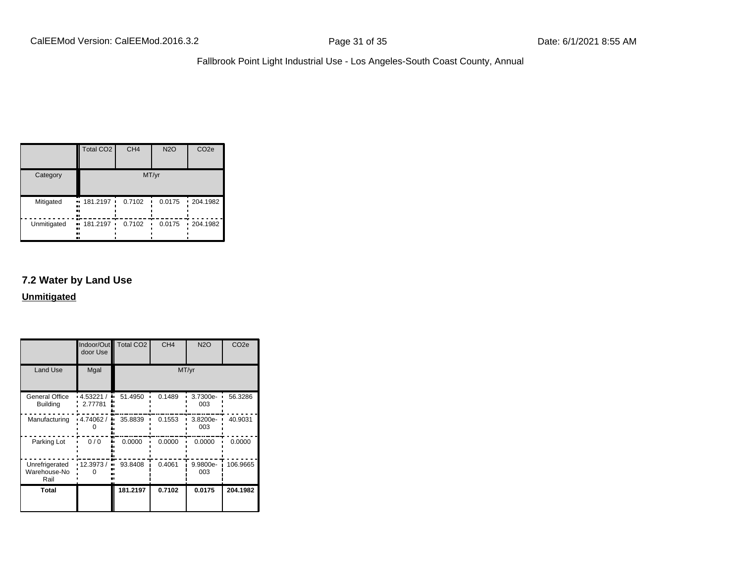| | Total CO2 | CH4 | N2O | CO2e |
|---|---|---|---|---|
| Category | MT/yr | | | |
| Mitigated | 181.2197 | 0.7102 | 0.0175 | 204.1982 |
| Unmitigated | 181.2197 | 0.7102 | 0.0175 | 204.1982 |

## 7.2 Water by Land Use

**Unmitigated**

| | Indoor/Outdoor Use | Total CO2 | CH4 | N2O | CO2e |
|---|---|---|---|---|---|
| Land Use | Mgal | MT/yr | | | |
| General Office Building | 4.53221 / 2.77781 | 51.4950 | 0.1489 | 3.7300e-003 | 56.3286 |
| Manufacturing | 4.74062 / 0 | 35.8839 | 0.1553 | 3.8200e-003 | 40.9031 |
| Parking Lot | 0 / 0 | 0.0000 | 0.0000 | 0.0000 | 0.0000 |
| Unrefrigerated Warehouse-No Rail | 12.3973 / 0 | 93.8408 | 0.4061 | 9.9800e-003 | 106.9665 |
| **Total** | | **181.2197** | **0.7102** | **0.0175** | **204.1982** |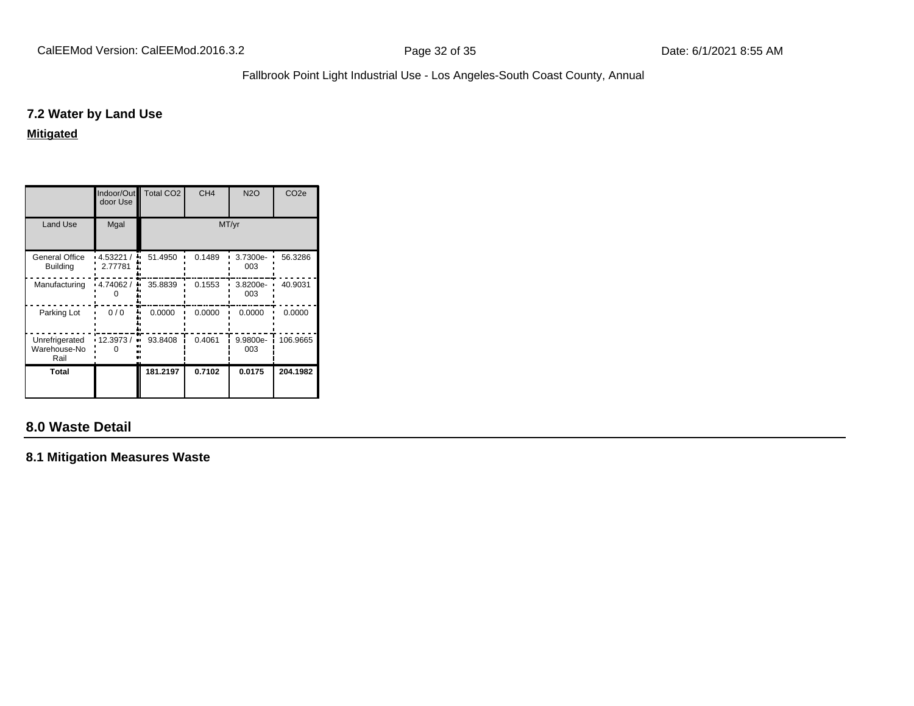### 7.2 Water by Land Use

**Mitigated**

| | Indoor/Outdoor Use | Total CO2 | CH4 | N2O | CO2e |
|---|---|---|---|---|---|
| Land Use | Mgal | MT/yr | | | |
| General Office Building | 4.53221 / 2.77781 | 51.4950 | 0.1489 | 3.7300e-003 | 56.3286 |
| Manufacturing | 4.74062 / 0 | 35.8839 | 0.1553 | 3.8200e-003 | 40.9031 |
| Parking Lot | 0 / 0 | 0.0000 | 0.0000 | 0.0000 | 0.0000 |
| Unrefrigerated Warehouse-No Rail | 12.3973 / 0 | 93.8408 | 0.4061 | 9.9800e-003 | 106.9665 |
| **Total** | | **181.2197** | **0.7102** | **0.0175** | **204.1982** |

## 8.0 Waste Detail

### 8.1 Mitigation Measures Waste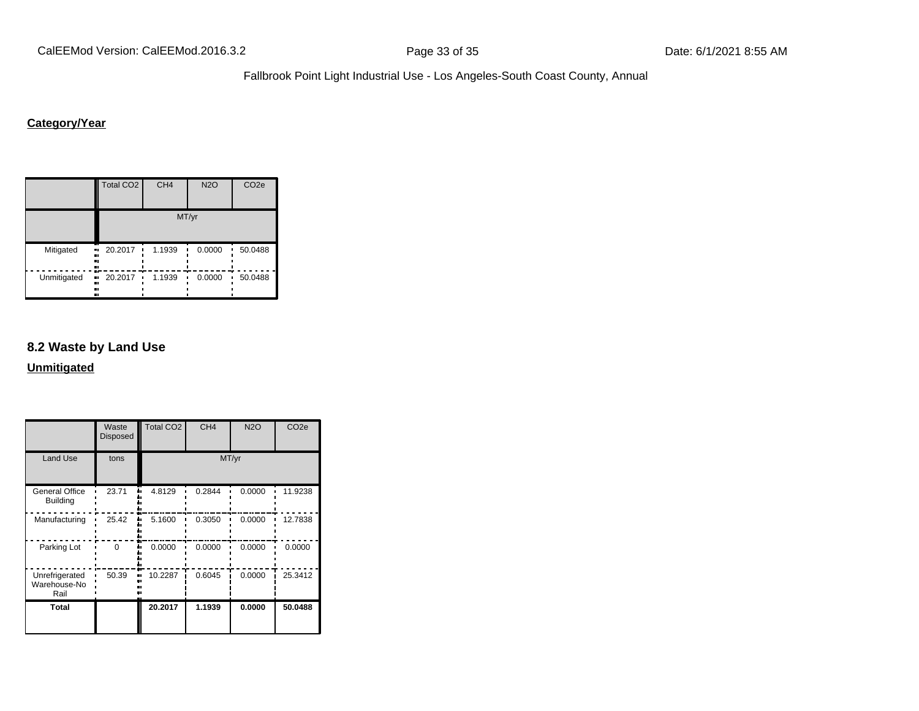**Category/Year**

| | Total CO2 | CH4 | N2O | CO2e |
|---|---|---|---|---|
| | MT/yr | | | |
| Mitigated | 20.2017 | 1.1939 | 0.0000 | 50.0488 |
| Unmitigated | 20.2017 | 1.1939 | 0.0000 | 50.0488 |

## 8.2 Waste by Land Use

**Unmitigated**

| | Waste Disposed | Total CO2 | CH4 | N2O | CO2e |
|---|---|---|---|---|---|
| Land Use | tons | MT/yr | | | |
| General Office Building | 23.71 | 4.8129 | 0.2844 | 0.0000 | 11.9238 |
| Manufacturing | 25.42 | 5.1600 | 0.3050 | 0.0000 | 12.7838 |
| Parking Lot | 0 | 0.0000 | 0.0000 | 0.0000 | 0.0000 |
| Unrefrigerated Warehouse-No Rail | 50.39 | 10.2287 | 0.6045 | 0.0000 | 25.3412 |
| **Total** | | **20.2017** | **1.1939** | **0.0000** | **50.0488** |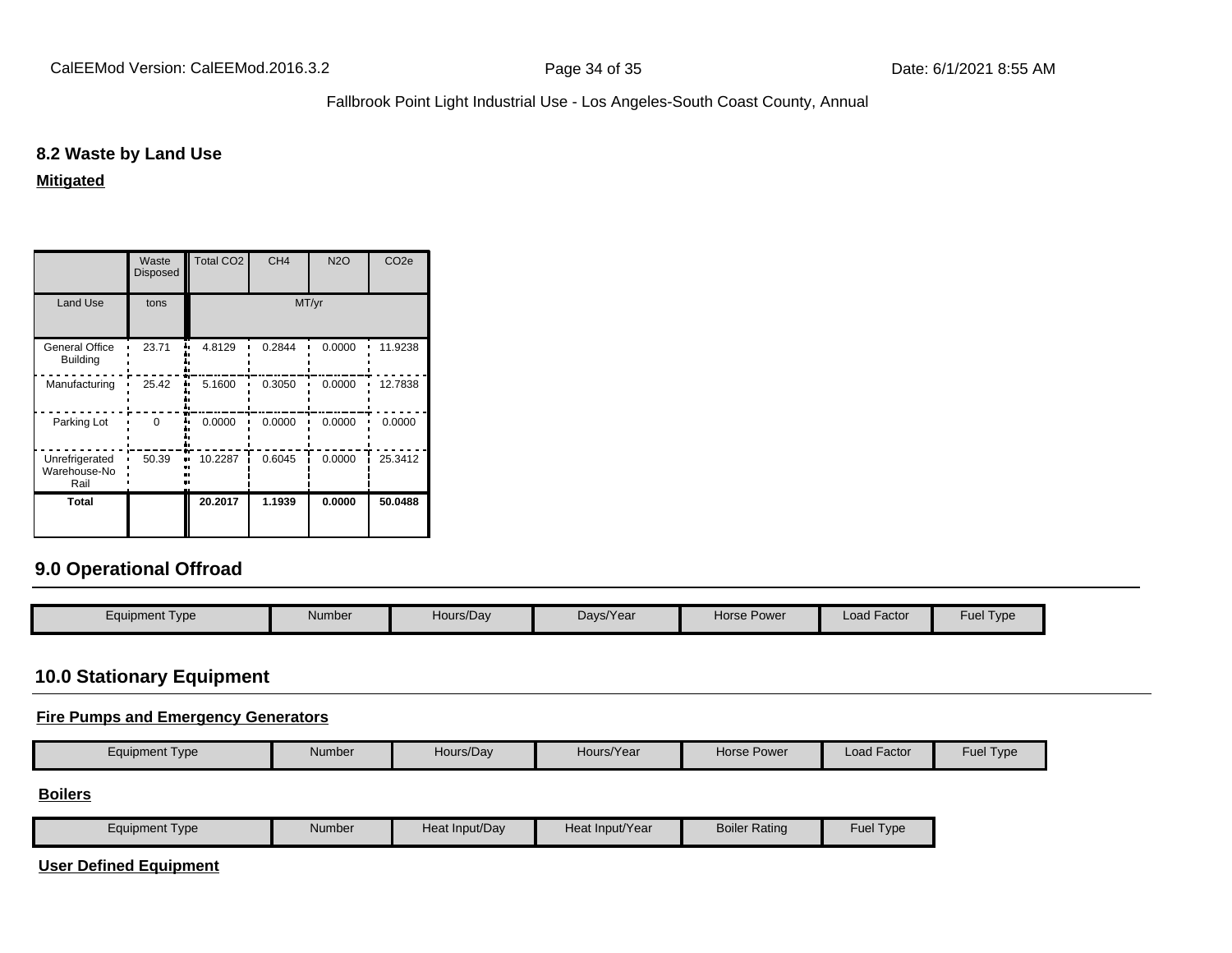### 8.2 Waste by Land Use

**Mitigated**

| | Waste Disposed | Total CO2 | CH4 | N2O | CO2e |
|---|---|---|---|---|---|
| Land Use | tons | MT/yr | | | |
| General Office Building | 23.71 | 4.8129 | 0.2844 | 0.0000 | 11.9238 |
| Manufacturing | 25.42 | 5.1600 | 0.3050 | 0.0000 | 12.7838 |
| Parking Lot | 0 | 0.0000 | 0.0000 | 0.0000 | 0.0000 |
| Unrefrigerated Warehouse-No Rail | 50.39 | 10.2287 | 0.6045 | 0.0000 | 25.3412 |
| **Total** | | **20.2017** | **1.1939** | **0.0000** | **50.0488** |

## 9.0 Operational Offroad

| Equipment Type | Number | Hours/Day | Days/Year | Horse Power | Load Factor | Fuel Type |
|---|---|---|---|---|---|---|

## 10.0 Stationary Equipment

**Fire Pumps and Emergency Generators**

| Equipment Type | Number | Hours/Day | Hours/Year | Horse Power | Load Factor | Fuel Type |
|---|---|---|---|---|---|---|

**Boilers**

| Equipment Type | Number | Heat Input/Day | Heat Input/Year | Boiler Rating | Fuel Type |
|---|---|---|---|---|---|

**User Defined Equipment**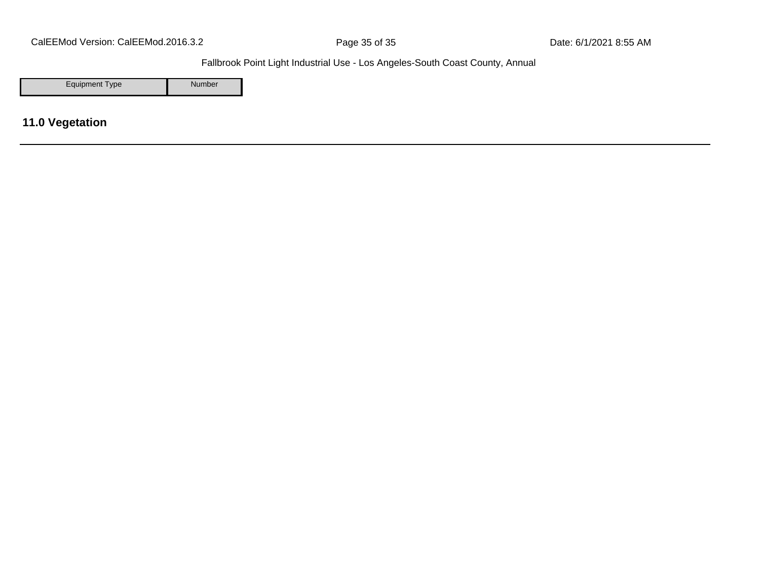| Equipment Type | Number |
| --- | --- |

## 11.0 Vegetation